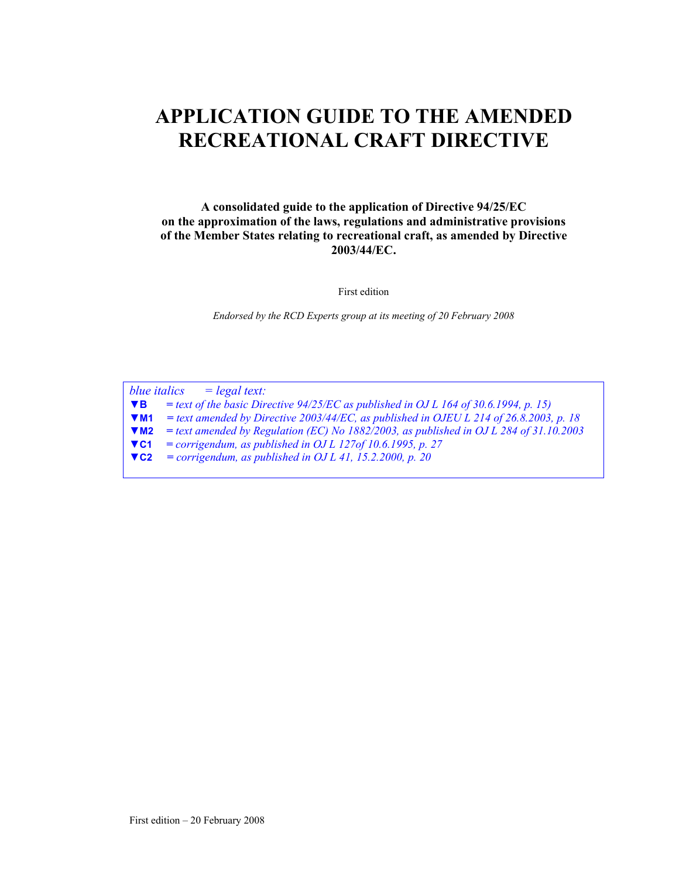# APPLICATION GUIDE TO THE AMENDED RECREATIONAL CRAFT DIRECTIVE

**A consolidated guide to the application of Directive 94/25/EC on the approximation of the laws, regulations and administrative provisions of the Member States relating to recreational craft, as amended by Directive 2003/44/EC.**

First edition

*Endorsed by the RCD Experts group at its meeting of 20 February 2008*

*blue italics = legal text:*

▼**B** = *text of the basic Directive 94/25/EC as published in OJ L 164 of 30.6.1994, p. 15)*

▼**M1** = *text amended by Directive 2003/44/EC, as published in OJEU L 214 of 26.8.2003, p. 18*

▼**M2** = *text amended by Regulation (EC) No 1882/2003, as published in OJ L 284 of 31.10.2003*

▼**C1** = *corrigendum, as published in OJ L 127of 10.6.1995, p. 27*

▼**C2** = *corrigendum, as published in OJ L 41, 15.2.2000, p. 20*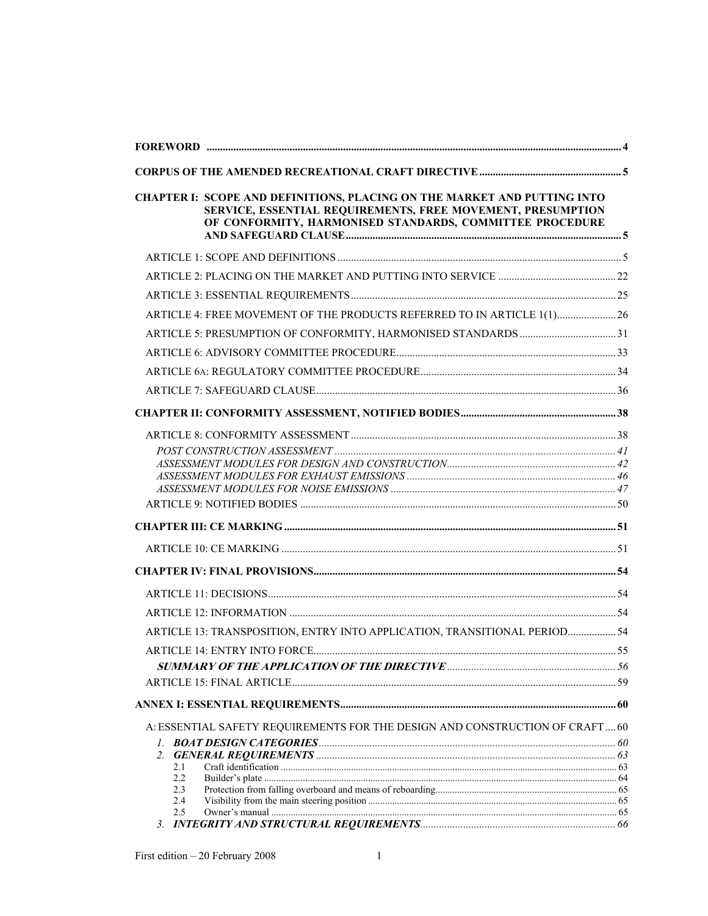**FOREWORD** .......... 4

**CORPUS OF THE AMENDED RECREATIONAL CRAFT DIRECTIVE** .......... 5

**CHAPTER I: SCOPE AND DEFINITIONS, PLACING ON THE MARKET AND PUTTING INTO SERVICE, ESSENTIAL REQUIREMENTS, FREE MOVEMENT, PRESUMPTION OF CONFORMITY, HARMONISED STANDARDS, COMMITTEE PROCEDURE AND SAFEGUARD CLAUSE** .......... 5

- ARTICLE 1: SCOPE AND DEFINITIONS .......... 5
- ARTICLE 2: PLACING ON THE MARKET AND PUTTING INTO SERVICE .......... 22
- ARTICLE 3: ESSENTIAL REQUIREMENTS .......... 25
- ARTICLE 4: FREE MOVEMENT OF THE PRODUCTS REFERRED TO IN ARTICLE 1(1) .......... 26
- ARTICLE 5: PRESUMPTION OF CONFORMITY, HARMONISED STANDARDS .......... 31
- ARTICLE 6: ADVISORY COMMITTEE PROCEDURE .......... 33
- ARTICLE 6A: REGULATORY COMMITTEE PROCEDURE .......... 34
- ARTICLE 7: SAFEGUARD CLAUSE .......... 36

**CHAPTER II: CONFORMITY ASSESSMENT, NOTIFIED BODIES** .......... 38

- ARTICLE 8: CONFORMITY ASSESSMENT .......... 38
  - *POST CONSTRUCTION ASSESSMENT* .......... 41
  - *ASSESSMENT MODULES FOR DESIGN AND CONSTRUCTION* .......... 42
  - *ASSESSMENT MODULES FOR EXHAUST EMISSIONS* .......... 46
  - *ASSESSMENT MODULES FOR NOISE EMISSIONS* .......... 47
- ARTICLE 9: NOTIFIED BODIES .......... 50

**CHAPTER III: CE MARKING** .......... 51

- ARTICLE 10: CE MARKING .......... 51

**CHAPTER IV: FINAL PROVISIONS** .......... 54

- ARTICLE 11: DECISIONS .......... 54
- ARTICLE 12: INFORMATION .......... 54
- ARTICLE 13: TRANSPOSITION, ENTRY INTO APPLICATION, TRANSITIONAL PERIOD .......... 54
- ARTICLE 14: ENTRY INTO FORCE .......... 55
  - ***SUMMARY OF THE APPLICATION OF THE DIRECTIVE*** .......... 56
- ARTICLE 15: FINAL ARTICLE .......... 59

**ANNEX I: ESSENTIAL REQUIREMENTS** .......... 60

- A: ESSENTIAL SAFETY REQUIREMENTS FOR THE DESIGN AND CONSTRUCTION OF CRAFT .......... 60
  1. ***BOAT DESIGN CATEGORIES*** .......... 60
  2. ***GENERAL REQUIREMENTS*** .......... 63
     - 2.1 Craft identification .......... 63
     - 2.2 Builder's plate .......... 64
     - 2.3 Protection from falling overboard and means of reboarding .......... 65
     - 2.4 Visibility from the main steering position .......... 65
     - 2.5 Owner's manual .......... 65
  3. ***INTEGRITY AND STRUCTURAL REQUIREMENTS*** .......... 66

First edition – 20 February 2008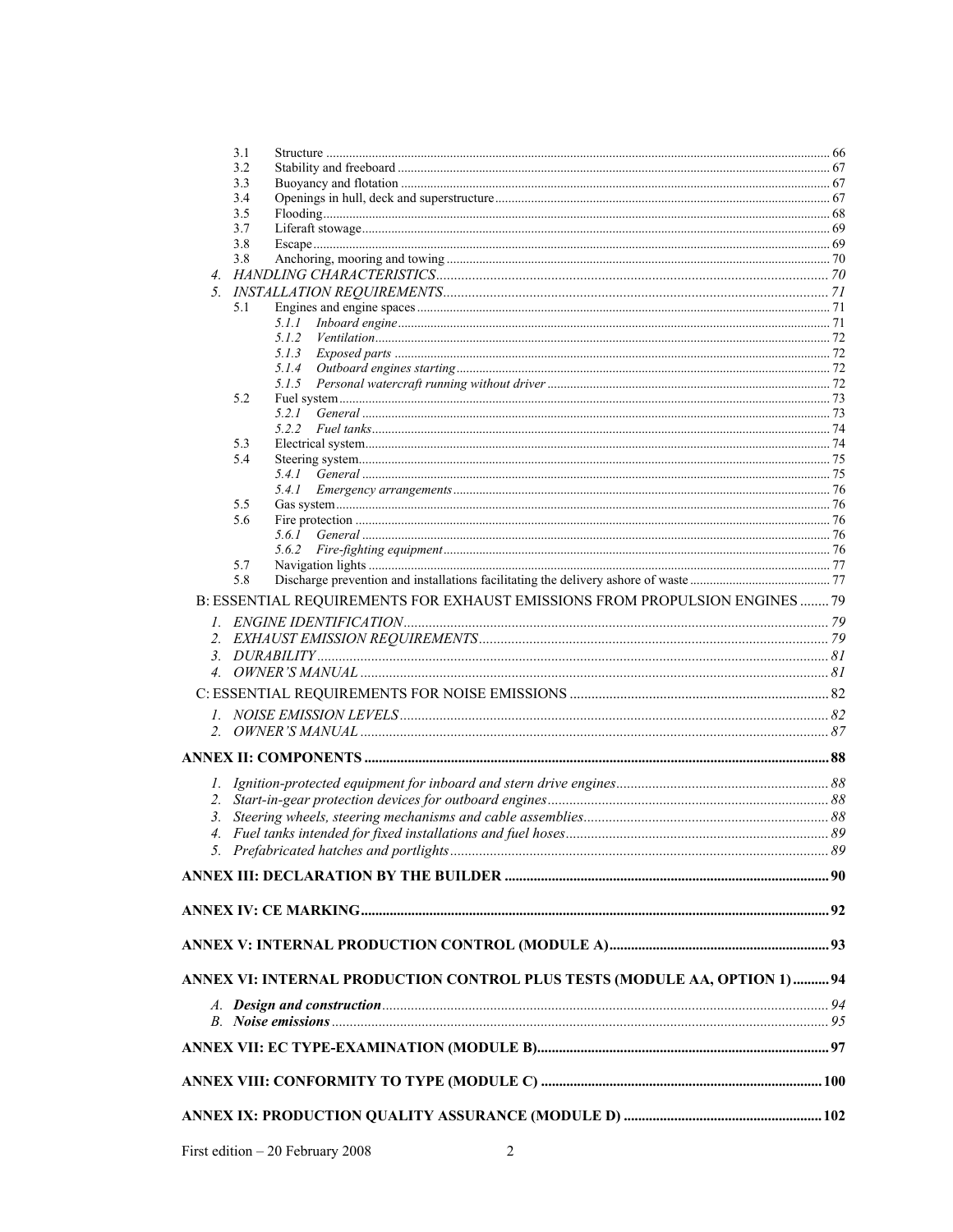- 3.1 Structure ... 66
- 3.2 Stability and freeboard ... 67
- 3.3 Buoyancy and flotation ... 67
- 3.4 Openings in hull, deck and superstructure ... 67
- 3.5 Flooding ... 68
- 3.7 Liferaft stowage ... 69
- 3.8 Escape ... 69
- 3.8 Anchoring, mooring and towing ... 70

*4. HANDLING CHARACTERISTICS* ... 70

*5. INSTALLATION REQUIREMENTS* ... 71

- 5.1 Engines and engine spaces ... 71
  - *5.1.1 Inboard engine* ... 71
  - *5.1.2 Ventilation* ... 72
  - *5.1.3 Exposed parts* ... 72
  - *5.1.4 Outboard engines starting* ... 72
  - *5.1.5 Personal watercraft running without driver* ... 72
- 5.2 Fuel system ... 73
  - *5.2.1 General* ... 73
  - *5.2.2 Fuel tanks* ... 74
- 5.3 Electrical system ... 74
- 5.4 Steering system ... 75
  - *5.4.1 General* ... 75
  - *5.4.1 Emergency arrangements* ... 76
- 5.5 Gas system ... 76
- 5.6 Fire protection ... 76
  - *5.6.1 General* ... 76
  - *5.6.2 Fire-fighting equipment* ... 76
- 5.7 Navigation lights ... 77
- 5.8 Discharge prevention and installations facilitating the delivery ashore of waste ... 77

B: ESSENTIAL REQUIREMENTS FOR EXHAUST EMISSIONS FROM PROPULSION ENGINES ... 79

*1. ENGINE IDENTIFICATION* ... 79

*2. EXHAUST EMISSION REQUIREMENTS* ... 79

*3. DURABILITY* ... 81

*4. OWNER'S MANUAL* ... 81

C: ESSENTIAL REQUIREMENTS FOR NOISE EMISSIONS ... 82

*1. NOISE EMISSION LEVELS* ... 82

*2. OWNER'S MANUAL* ... 87

**ANNEX II: COMPONENTS ... 88**

*1. Ignition-protected equipment for inboard and stern drive engines* ... 88

*2. Start-in-gear protection devices for outboard engines* ... 88

*3. Steering wheels, steering mechanisms and cable assemblies* ... 88

*4. Fuel tanks intended for fixed installations and fuel hoses* ... 89

*5. Prefabricated hatches and portlights* ... 89

**ANNEX III: DECLARATION BY THE BUILDER ... 90**

**ANNEX IV: CE MARKING ... 92**

**ANNEX V: INTERNAL PRODUCTION CONTROL (MODULE A) ... 93**

**ANNEX VI: INTERNAL PRODUCTION CONTROL PLUS TESTS (MODULE AA, OPTION 1) ... 94**

*A. **Design and construction*** ... 94

*B. **Noise emissions*** ... 95

**ANNEX VII: EC TYPE-EXAMINATION (MODULE B) ... 97**

**ANNEX VIII: CONFORMITY TO TYPE (MODULE C) ... 100**

**ANNEX IX: PRODUCTION QUALITY ASSURANCE (MODULE D) ... 102**

First edition – 20 February 2008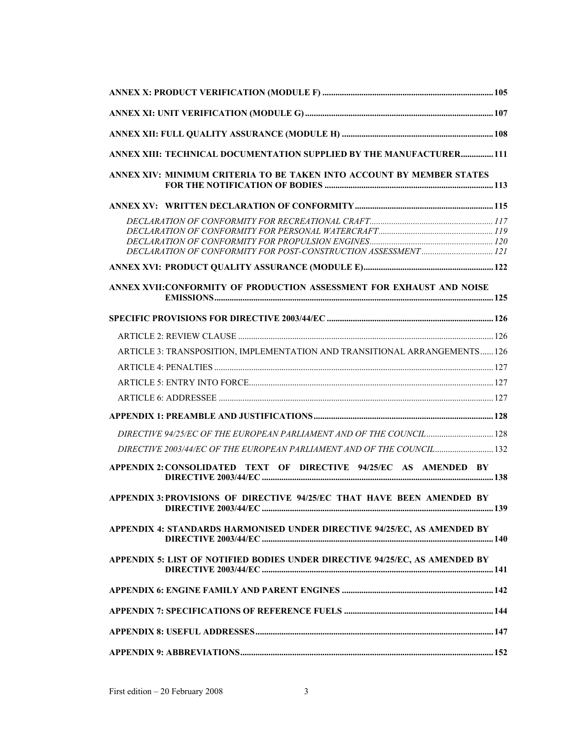**ANNEX X: PRODUCT VERIFICATION (MODULE F)** .......... 105

**ANNEX XI: UNIT VERIFICATION (MODULE G)** .......... 107

**ANNEX XII: FULL QUALITY ASSURANCE (MODULE H)** .......... 108

**ANNEX XIII: TECHNICAL DOCUMENTATION SUPPLIED BY THE MANUFACTURER** .......... 111

**ANNEX XIV: MINIMUM CRITERIA TO BE TAKEN INTO ACCOUNT BY MEMBER STATES FOR THE NOTIFICATION OF BODIES** .......... 113

**ANNEX XV: WRITTEN DECLARATION OF CONFORMITY** .......... 115

*DECLARATION OF CONFORMITY FOR RECREATIONAL CRAFT* .......... 117
*DECLARATION OF CONFORMITY FOR PERSONAL WATERCRAFT* .......... 119
*DECLARATION OF CONFORMITY FOR PROPULSION ENGINES* .......... 120
*DECLARATION OF CONFORMITY FOR POST-CONSTRUCTION ASSESSMENT* .......... 121

**ANNEX XVI: PRODUCT QUALITY ASSURANCE (MODULE E)** .......... 122

**ANNEX XVII: CONFORMITY OF PRODUCTION ASSESSMENT FOR EXHAUST AND NOISE EMISSIONS** .......... 125

**SPECIFIC PROVISIONS FOR DIRECTIVE 2003/44/EC** .......... 126

ARTICLE 2: REVIEW CLAUSE .......... 126

ARTICLE 3: TRANSPOSITION, IMPLEMENTATION AND TRANSITIONAL ARRANGEMENTS .......... 126

ARTICLE 4: PENALTIES .......... 127

ARTICLE 5: ENTRY INTO FORCE .......... 127

ARTICLE 6: ADDRESSEE .......... 127

**APPENDIX 1: PREAMBLE AND JUSTIFICATIONS** .......... 128

*DIRECTIVE 94/25/EC OF THE EUROPEAN PARLIAMENT AND OF THE COUNCIL* .......... 128

*DIRECTIVE 2003/44/EC OF THE EUROPEAN PARLIAMENT AND OF THE COUNCIL* .......... 132

**APPENDIX 2: CONSOLIDATED TEXT OF DIRECTIVE 94/25/EC AS AMENDED BY DIRECTIVE 2003/44/EC** .......... 138

**APPENDIX 3: PROVISIONS OF DIRECTIVE 94/25/EC THAT HAVE BEEN AMENDED BY DIRECTIVE 2003/44/EC** .......... 139

**APPENDIX 4: STANDARDS HARMONISED UNDER DIRECTIVE 94/25/EC, AS AMENDED BY DIRECTIVE 2003/44/EC** .......... 140

**APPENDIX 5: LIST OF NOTIFIED BODIES UNDER DIRECTIVE 94/25/EC, AS AMENDED BY DIRECTIVE 2003/44/EC** .......... 141

**APPENDIX 6: ENGINE FAMILY AND PARENT ENGINES** .......... 142

**APPENDIX 7: SPECIFICATIONS OF REFERENCE FUELS** .......... 144

**APPENDIX 8: USEFUL ADDRESSES** .......... 147

**APPENDIX 9: ABBREVIATIONS** .......... 152

First edition – 20 February 2008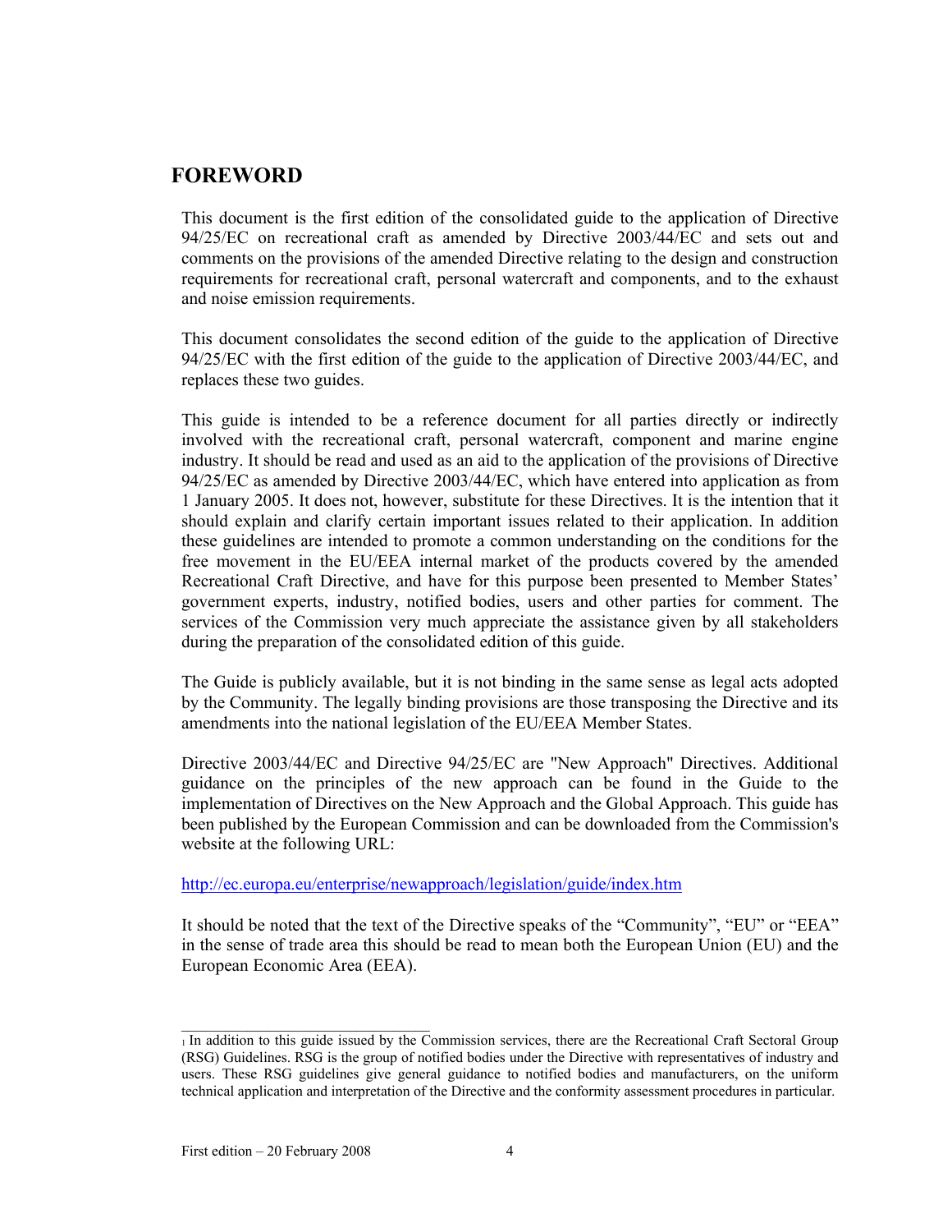## FOREWORD

This document is the first edition of the consolidated guide to the application of Directive 94/25/EC on recreational craft as amended by Directive 2003/44/EC and sets out and comments on the provisions of the amended Directive relating to the design and construction requirements for recreational craft, personal watercraft and components, and to the exhaust and noise emission requirements.

This document consolidates the second edition of the guide to the application of Directive 94/25/EC with the first edition of the guide to the application of Directive 2003/44/EC, and replaces these two guides.

This guide is intended to be a reference document for all parties directly or indirectly involved with the recreational craft, personal watercraft, component and marine engine industry. It should be read and used as an aid to the application of the provisions of Directive 94/25/EC as amended by Directive 2003/44/EC, which have entered into application as from 1 January 2005. It does not, however, substitute for these Directives. It is the intention that it should explain and clarify certain important issues related to their application. In addition these guidelines are intended to promote a common understanding on the conditions for the free movement in the EU/EEA internal market of the products covered by the amended Recreational Craft Directive, and have for this purpose been presented to Member States' government experts, industry, notified bodies, users and other parties for comment. The services of the Commission very much appreciate the assistance given by all stakeholders during the preparation of the consolidated edition of this guide.

The Guide is publicly available, but it is not binding in the same sense as legal acts adopted by the Community. The legally binding provisions are those transposing the Directive and its amendments into the national legislation of the EU/EEA Member States.

Directive 2003/44/EC and Directive 94/25/EC are "New Approach" Directives. Additional guidance on the principles of the new approach can be found in the Guide to the implementation of Directives on the New Approach and the Global Approach. This guide has been published by the European Commission and can be downloaded from the Commission's website at the following URL:

http://ec.europa.eu/enterprise/newapproach/legislation/guide/index.htm

It should be noted that the text of the Directive speaks of the "Community", "EU" or "EEA" in the sense of trade area this should be read to mean both the European Union (EU) and the European Economic Area (EEA).

---

[1] In addition to this guide issued by the Commission services, there are the Recreational Craft Sectoral Group (RSG) Guidelines. RSG is the group of notified bodies under the Directive with representatives of industry and users. These RSG guidelines give general guidance to notified bodies and manufacturers, on the uniform technical application and interpretation of the Directive and the conformity assessment procedures in particular.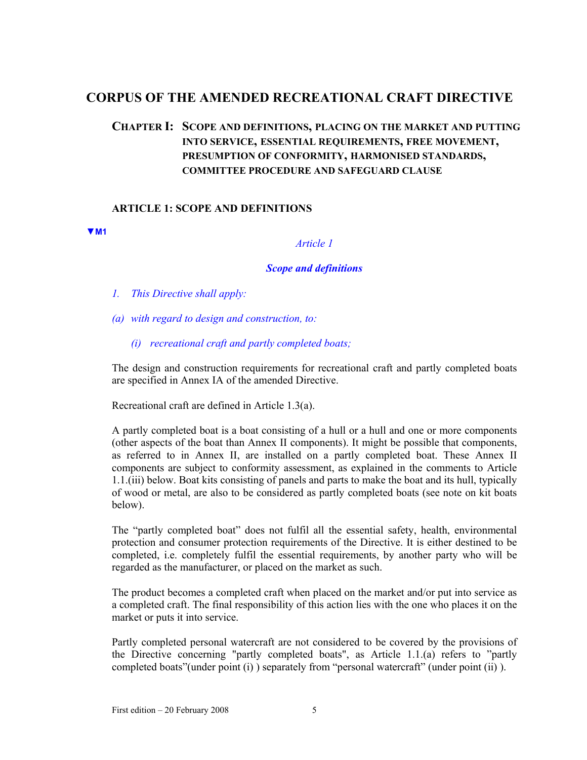# CORPUS OF THE AMENDED RECREATIONAL CRAFT DIRECTIVE

## CHAPTER I: SCOPE AND DEFINITIONS, PLACING ON THE MARKET AND PUTTING INTO SERVICE, ESSENTIAL REQUIREMENTS, FREE MOVEMENT, PRESUMPTION OF CONFORMITY, HARMONISED STANDARDS, COMMITTEE PROCEDURE AND SAFEGUARD CLAUSE

### ARTICLE 1: SCOPE AND DEFINITIONS

▼M1

*Article 1*

***Scope and definitions***

*1. This Directive shall apply:*

*(a) with regard to design and construction, to:*

*(i) recreational craft and partly completed boats;*

The design and construction requirements for recreational craft and partly completed boats are specified in Annex IA of the amended Directive.

Recreational craft are defined in Article 1.3(a).

A partly completed boat is a boat consisting of a hull or a hull and one or more components (other aspects of the boat than Annex II components). It might be possible that components, as referred to in Annex II, are installed on a partly completed boat. These Annex II components are subject to conformity assessment, as explained in the comments to Article 1.1.(iii) below. Boat kits consisting of panels and parts to make the boat and its hull, typically of wood or metal, are also to be considered as partly completed boats (see note on kit boats below).

The "partly completed boat" does not fulfil all the essential safety, health, environmental protection and consumer protection requirements of the Directive. It is either destined to be completed, i.e. completely fulfil the essential requirements, by another party who will be regarded as the manufacturer, or placed on the market as such.

The product becomes a completed craft when placed on the market and/or put into service as a completed craft. The final responsibility of this action lies with the one who places it on the market or puts it into service.

Partly completed personal watercraft are not considered to be covered by the provisions of the Directive concerning "partly completed boats", as Article 1.1.(a) refers to "partly completed boats"(under point (i) ) separately from "personal watercraft" (under point (ii) ).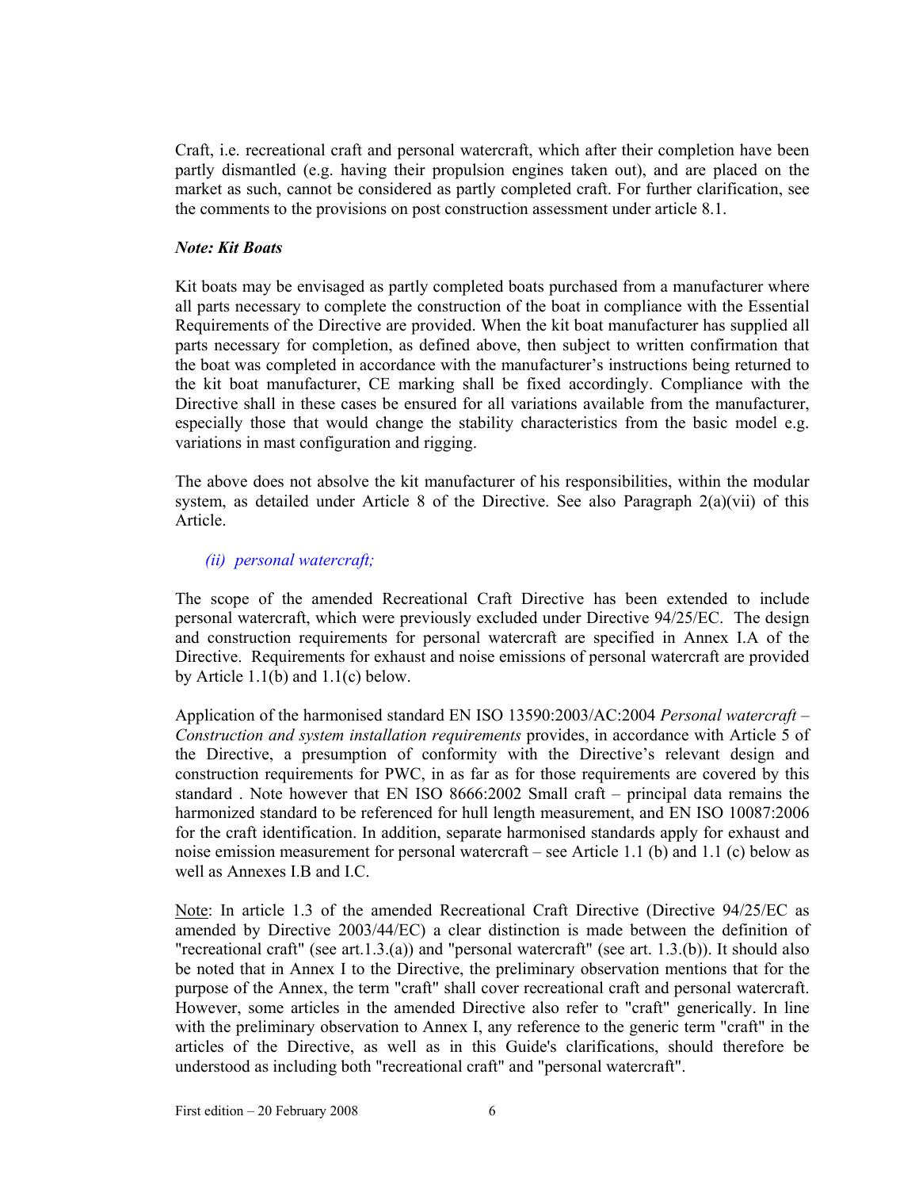Craft, i.e. recreational craft and personal watercraft, which after their completion have been partly dismantled (e.g. having their propulsion engines taken out), and are placed on the market as such, cannot be considered as partly completed craft. For further clarification, see the comments to the provisions on post construction assessment under article 8.1.

***Note: Kit Boats***

Kit boats may be envisaged as partly completed boats purchased from a manufacturer where all parts necessary to complete the construction of the boat in compliance with the Essential Requirements of the Directive are provided. When the kit boat manufacturer has supplied all parts necessary for completion, as defined above, then subject to written confirmation that the boat was completed in accordance with the manufacturer's instructions being returned to the kit boat manufacturer, CE marking shall be fixed accordingly. Compliance with the Directive shall in these cases be ensured for all variations available from the manufacturer, especially those that would change the stability characteristics from the basic model e.g. variations in mast configuration and rigging.

The above does not absolve the kit manufacturer of his responsibilities, within the modular system, as detailed under Article 8 of the Directive. See also Paragraph 2(a)(vii) of this Article.

*(ii) personal watercraft;*

The scope of the amended Recreational Craft Directive has been extended to include personal watercraft, which were previously excluded under Directive 94/25/EC. The design and construction requirements for personal watercraft are specified in Annex I.A of the Directive. Requirements for exhaust and noise emissions of personal watercraft are provided by Article 1.1(b) and 1.1(c) below.

Application of the harmonised standard EN ISO 13590:2003/AC:2004 *Personal watercraft – Construction and system installation requirements* provides, in accordance with Article 5 of the Directive, a presumption of conformity with the Directive's relevant design and construction requirements for PWC, in as far as for those requirements are covered by this standard . Note however that EN ISO 8666:2002 Small craft – principal data remains the harmonized standard to be referenced for hull length measurement, and EN ISO 10087:2006 for the craft identification. In addition, separate harmonised standards apply for exhaust and noise emission measurement for personal watercraft – see Article 1.1 (b) and 1.1 (c) below as well as Annexes I.B and I.C.

Note: In article 1.3 of the amended Recreational Craft Directive (Directive 94/25/EC as amended by Directive 2003/44/EC) a clear distinction is made between the definition of "recreational craft" (see art.1.3.(a)) and "personal watercraft" (see art. 1.3.(b)). It should also be noted that in Annex I to the Directive, the preliminary observation mentions that for the purpose of the Annex, the term "craft" shall cover recreational craft and personal watercraft. However, some articles in the amended Directive also refer to "craft" generically. In line with the preliminary observation to Annex I, any reference to the generic term "craft" in the articles of the Directive, as well as in this Guide's clarifications, should therefore be understood as including both "recreational craft" and "personal watercraft".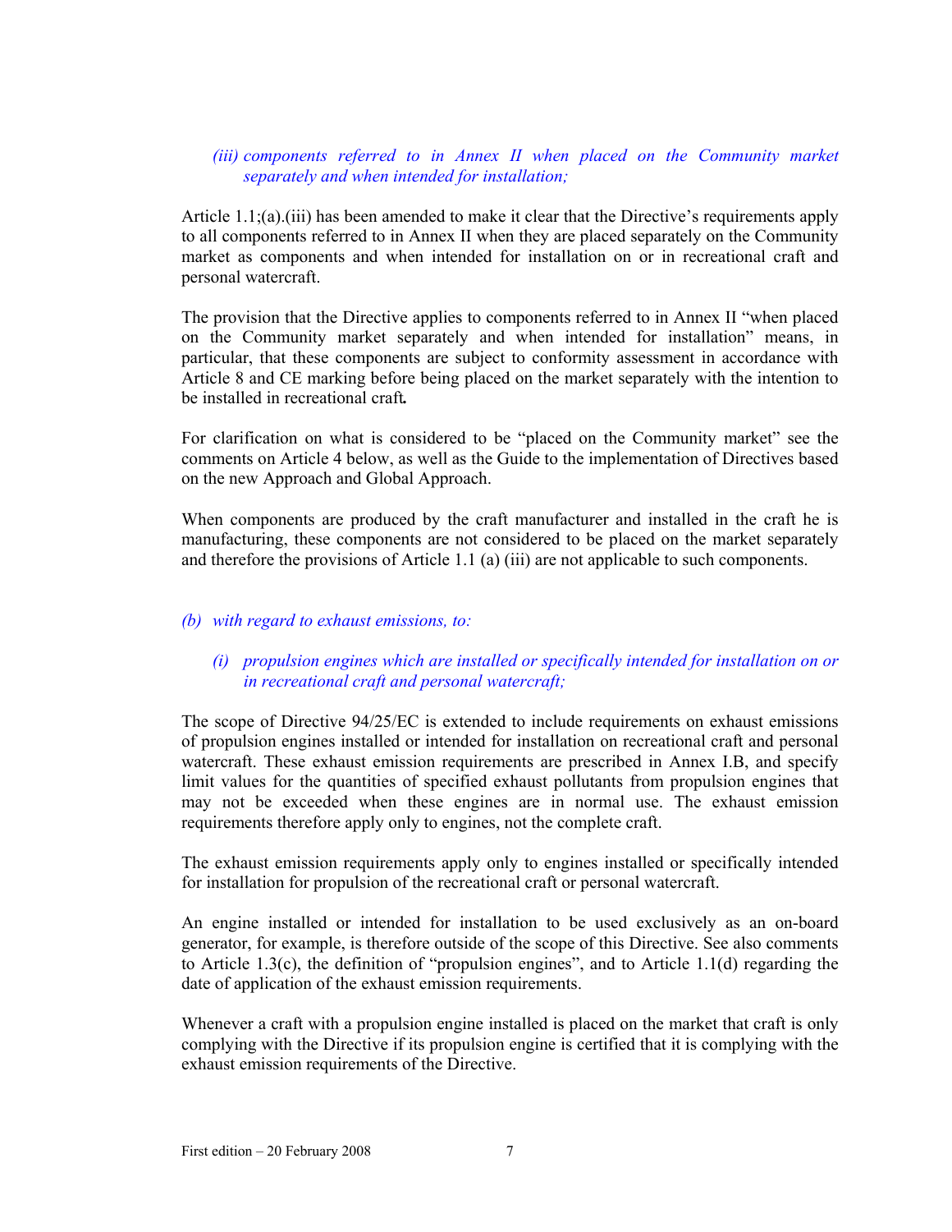*(iii) components referred to in Annex II when placed on the Community market separately and when intended for installation;*

Article 1.1;(a).(iii) has been amended to make it clear that the Directive's requirements apply to all components referred to in Annex II when they are placed separately on the Community market as components and when intended for installation on or in recreational craft and personal watercraft.

The provision that the Directive applies to components referred to in Annex II "when placed on the Community market separately and when intended for installation" means, in particular, that these components are subject to conformity assessment in accordance with Article 8 and CE marking before being placed on the market separately with the intention to be installed in recreational craft**.**

For clarification on what is considered to be "placed on the Community market" see the comments on Article 4 below, as well as the Guide to the implementation of Directives based on the new Approach and Global Approach.

When components are produced by the craft manufacturer and installed in the craft he is manufacturing, these components are not considered to be placed on the market separately and therefore the provisions of Article 1.1 (a) (iii) are not applicable to such components.

*(b) with regard to exhaust emissions, to:*

*(i) propulsion engines which are installed or specifically intended for installation on or in recreational craft and personal watercraft;*

The scope of Directive 94/25/EC is extended to include requirements on exhaust emissions of propulsion engines installed or intended for installation on recreational craft and personal watercraft. These exhaust emission requirements are prescribed in Annex I.B, and specify limit values for the quantities of specified exhaust pollutants from propulsion engines that may not be exceeded when these engines are in normal use. The exhaust emission requirements therefore apply only to engines, not the complete craft.

The exhaust emission requirements apply only to engines installed or specifically intended for installation for propulsion of the recreational craft or personal watercraft.

An engine installed or intended for installation to be used exclusively as an on-board generator, for example, is therefore outside of the scope of this Directive. See also comments to Article 1.3(c), the definition of "propulsion engines", and to Article 1.1(d) regarding the date of application of the exhaust emission requirements.

Whenever a craft with a propulsion engine installed is placed on the market that craft is only complying with the Directive if its propulsion engine is certified that it is complying with the exhaust emission requirements of the Directive.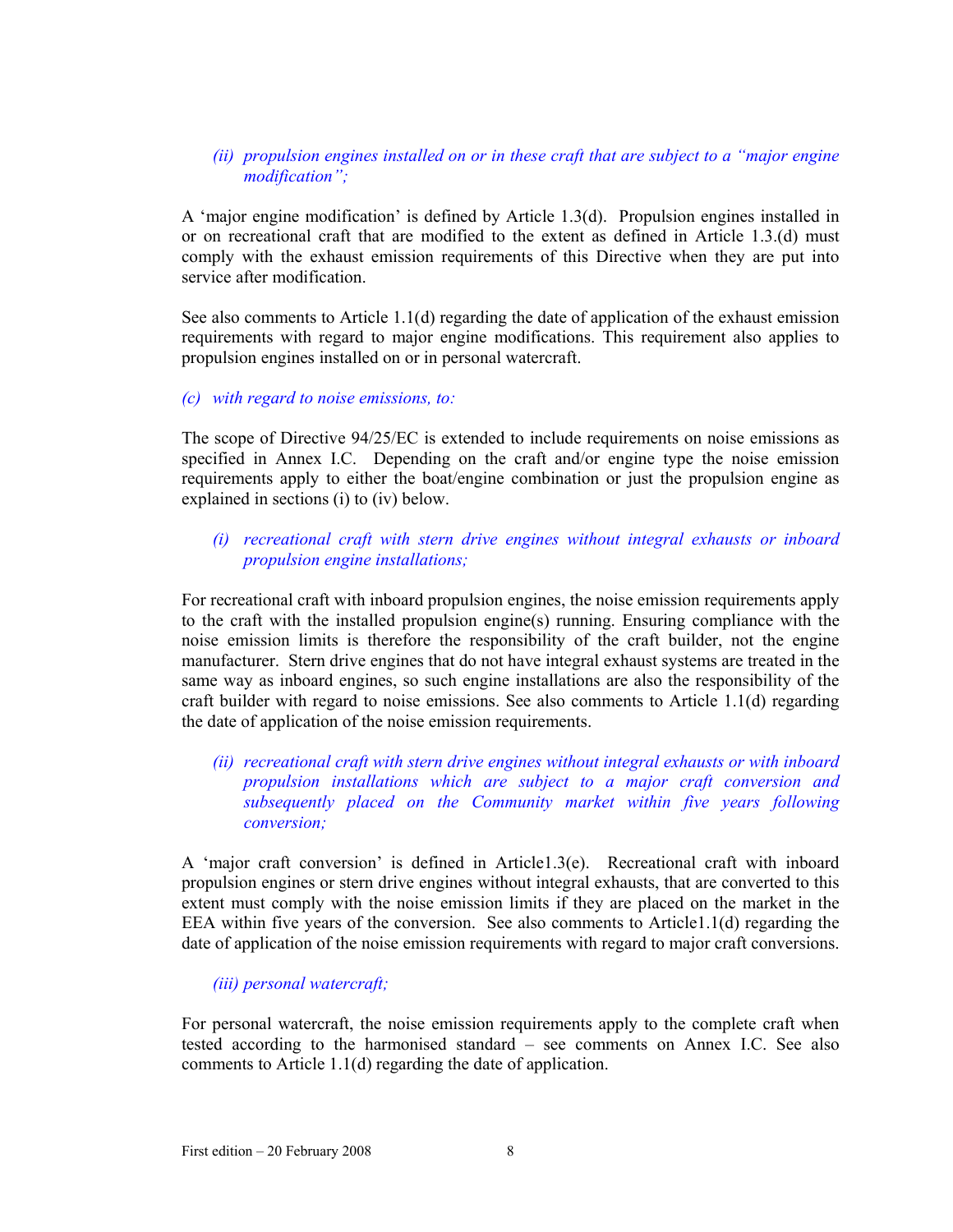*(ii) propulsion engines installed on or in these craft that are subject to a "major engine modification";*

A 'major engine modification' is defined by Article 1.3(d). Propulsion engines installed in or on recreational craft that are modified to the extent as defined in Article 1.3.(d) must comply with the exhaust emission requirements of this Directive when they are put into service after modification.

See also comments to Article 1.1(d) regarding the date of application of the exhaust emission requirements with regard to major engine modifications. This requirement also applies to propulsion engines installed on or in personal watercraft.

*(c) with regard to noise emissions, to:*

The scope of Directive 94/25/EC is extended to include requirements on noise emissions as specified in Annex I.C. Depending on the craft and/or engine type the noise emission requirements apply to either the boat/engine combination or just the propulsion engine as explained in sections (i) to (iv) below.

*(i) recreational craft with stern drive engines without integral exhausts or inboard propulsion engine installations;*

For recreational craft with inboard propulsion engines, the noise emission requirements apply to the craft with the installed propulsion engine(s) running. Ensuring compliance with the noise emission limits is therefore the responsibility of the craft builder, not the engine manufacturer. Stern drive engines that do not have integral exhaust systems are treated in the same way as inboard engines, so such engine installations are also the responsibility of the craft builder with regard to noise emissions. See also comments to Article 1.1(d) regarding the date of application of the noise emission requirements.

*(ii) recreational craft with stern drive engines without integral exhausts or with inboard propulsion installations which are subject to a major craft conversion and subsequently placed on the Community market within five years following conversion;*

A 'major craft conversion' is defined in Article1.3(e). Recreational craft with inboard propulsion engines or stern drive engines without integral exhausts, that are converted to this extent must comply with the noise emission limits if they are placed on the market in the EEA within five years of the conversion. See also comments to Article1.1(d) regarding the date of application of the noise emission requirements with regard to major craft conversions.

*(iii) personal watercraft;*

For personal watercraft, the noise emission requirements apply to the complete craft when tested according to the harmonised standard – see comments on Annex I.C. See also comments to Article 1.1(d) regarding the date of application.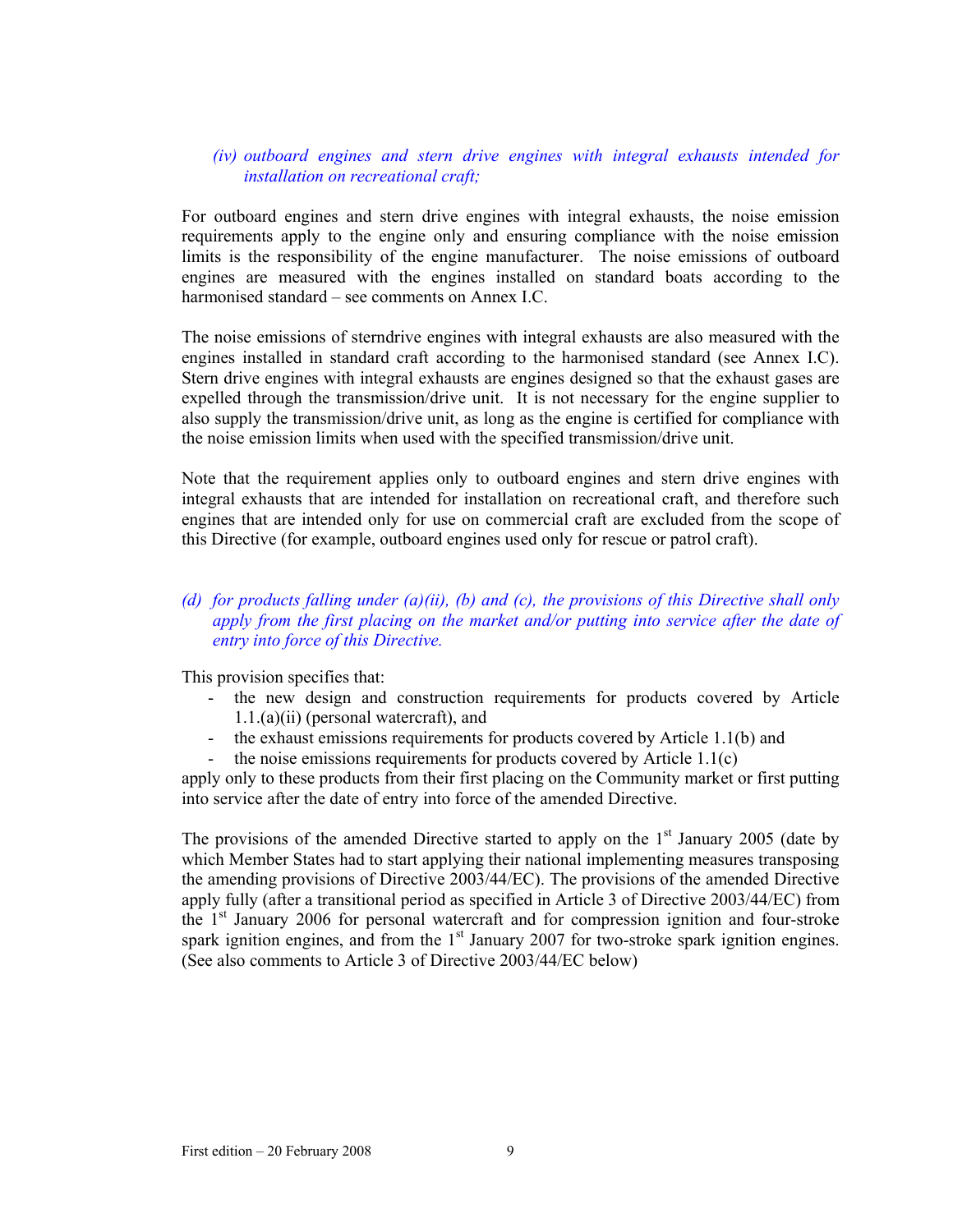*(iv) outboard engines and stern drive engines with integral exhausts intended for installation on recreational craft;*

For outboard engines and stern drive engines with integral exhausts, the noise emission requirements apply to the engine only and ensuring compliance with the noise emission limits is the responsibility of the engine manufacturer. The noise emissions of outboard engines are measured with the engines installed on standard boats according to the harmonised standard – see comments on Annex I.C.

The noise emissions of sterndrive engines with integral exhausts are also measured with the engines installed in standard craft according to the harmonised standard (see Annex I.C). Stern drive engines with integral exhausts are engines designed so that the exhaust gases are expelled through the transmission/drive unit. It is not necessary for the engine supplier to also supply the transmission/drive unit, as long as the engine is certified for compliance with the noise emission limits when used with the specified transmission/drive unit.

Note that the requirement applies only to outboard engines and stern drive engines with integral exhausts that are intended for installation on recreational craft, and therefore such engines that are intended only for use on commercial craft are excluded from the scope of this Directive (for example, outboard engines used only for rescue or patrol craft).

*(d) for products falling under (a)(ii), (b) and (c), the provisions of this Directive shall only apply from the first placing on the market and/or putting into service after the date of entry into force of this Directive.*

This provision specifies that:

- the new design and construction requirements for products covered by Article 1.1.(a)(ii) (personal watercraft), and
- the exhaust emissions requirements for products covered by Article 1.1(b) and
- the noise emissions requirements for products covered by Article 1.1(c)

apply only to these products from their first placing on the Community market or first putting into service after the date of entry into force of the amended Directive.

The provisions of the amended Directive started to apply on the 1st January 2005 (date by which Member States had to start applying their national implementing measures transposing the amending provisions of Directive 2003/44/EC). The provisions of the amended Directive apply fully (after a transitional period as specified in Article 3 of Directive 2003/44/EC) from the 1st January 2006 for personal watercraft and for compression ignition and four-stroke spark ignition engines, and from the 1st January 2007 for two-stroke spark ignition engines. (See also comments to Article 3 of Directive 2003/44/EC below)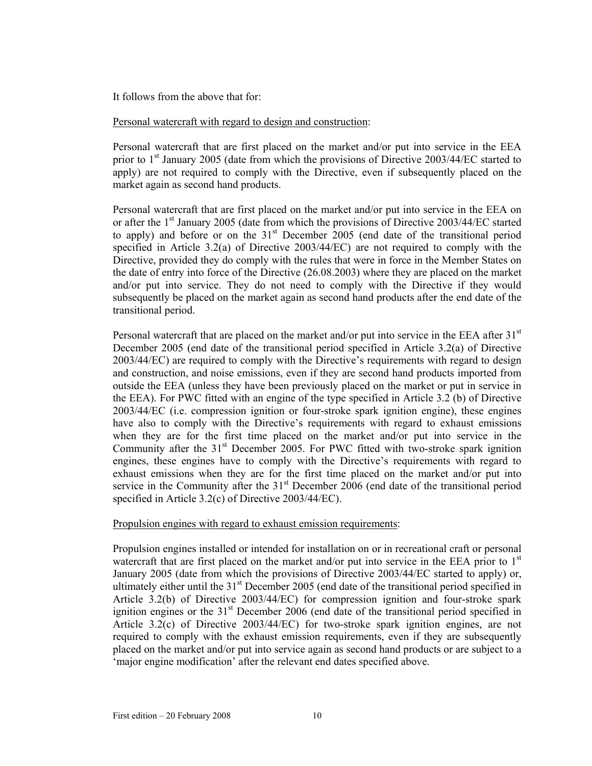It follows from the above that for:

Personal watercraft with regard to design and construction:

Personal watercraft that are first placed on the market and/or put into service in the EEA prior to 1st January 2005 (date from which the provisions of Directive 2003/44/EC started to apply) are not required to comply with the Directive, even if subsequently placed on the market again as second hand products.

Personal watercraft that are first placed on the market and/or put into service in the EEA on or after the 1st January 2005 (date from which the provisions of Directive 2003/44/EC started to apply) and before or on the 31st December 2005 (end date of the transitional period specified in Article 3.2(a) of Directive 2003/44/EC) are not required to comply with the Directive, provided they do comply with the rules that were in force in the Member States on the date of entry into force of the Directive (26.08.2003) where they are placed on the market and/or put into service. They do not need to comply with the Directive if they would subsequently be placed on the market again as second hand products after the end date of the transitional period.

Personal watercraft that are placed on the market and/or put into service in the EEA after 31st December 2005 (end date of the transitional period specified in Article 3.2(a) of Directive 2003/44/EC) are required to comply with the Directive's requirements with regard to design and construction, and noise emissions, even if they are second hand products imported from outside the EEA (unless they have been previously placed on the market or put in service in the EEA). For PWC fitted with an engine of the type specified in Article 3.2 (b) of Directive 2003/44/EC (i.e. compression ignition or four-stroke spark ignition engine), these engines have also to comply with the Directive's requirements with regard to exhaust emissions when they are for the first time placed on the market and/or put into service in the Community after the 31st December 2005. For PWC fitted with two-stroke spark ignition engines, these engines have to comply with the Directive's requirements with regard to exhaust emissions when they are for the first time placed on the market and/or put into service in the Community after the 31st December 2006 (end date of the transitional period specified in Article 3.2(c) of Directive 2003/44/EC).

Propulsion engines with regard to exhaust emission requirements:

Propulsion engines installed or intended for installation on or in recreational craft or personal watercraft that are first placed on the market and/or put into service in the EEA prior to 1st January 2005 (date from which the provisions of Directive 2003/44/EC started to apply) or, ultimately either until the 31st December 2005 (end date of the transitional period specified in Article 3.2(b) of Directive 2003/44/EC) for compression ignition and four-stroke spark ignition engines or the 31st December 2006 (end date of the transitional period specified in Article 3.2(c) of Directive 2003/44/EC) for two-stroke spark ignition engines, are not required to comply with the exhaust emission requirements, even if they are subsequently placed on the market and/or put into service again as second hand products or are subject to a 'major engine modification' after the relevant end dates specified above.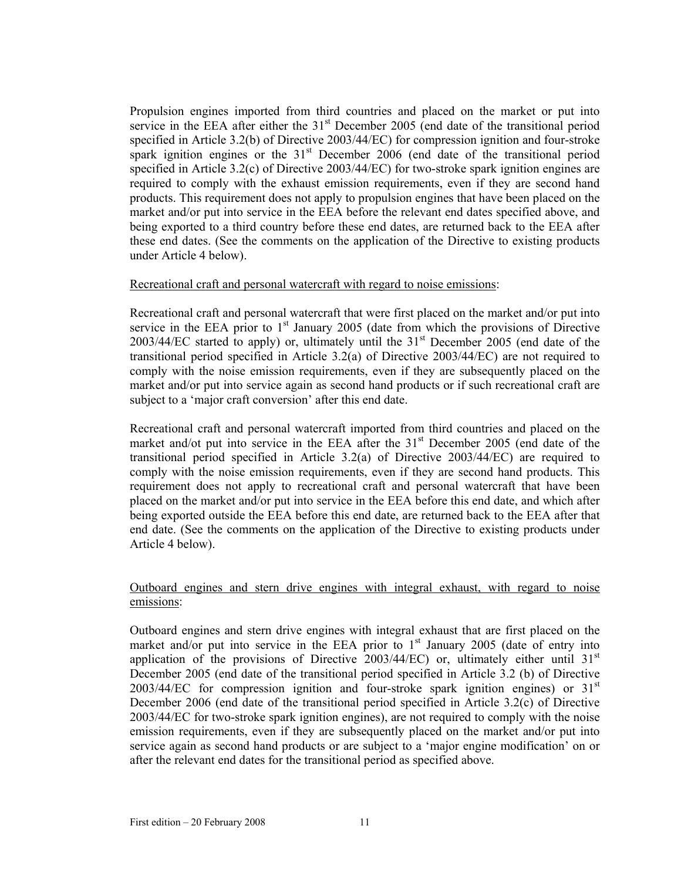Propulsion engines imported from third countries and placed on the market or put into service in the EEA after either the 31st December 2005 (end date of the transitional period specified in Article 3.2(b) of Directive 2003/44/EC) for compression ignition and four-stroke spark ignition engines or the 31st December 2006 (end date of the transitional period specified in Article 3.2(c) of Directive 2003/44/EC) for two-stroke spark ignition engines are required to comply with the exhaust emission requirements, even if they are second hand products. This requirement does not apply to propulsion engines that have been placed on the market and/or put into service in the EEA before the relevant end dates specified above, and being exported to a third country before these end dates, are returned back to the EEA after these end dates. (See the comments on the application of the Directive to existing products under Article 4 below).

Recreational craft and personal watercraft with regard to noise emissions:

Recreational craft and personal watercraft that were first placed on the market and/or put into service in the EEA prior to 1st January 2005 (date from which the provisions of Directive 2003/44/EC started to apply) or, ultimately until the 31st December 2005 (end date of the transitional period specified in Article 3.2(a) of Directive 2003/44/EC) are not required to comply with the noise emission requirements, even if they are subsequently placed on the market and/or put into service again as second hand products or if such recreational craft are subject to a 'major craft conversion' after this end date.

Recreational craft and personal watercraft imported from third countries and placed on the market and/ot put into service in the EEA after the 31st December 2005 (end date of the transitional period specified in Article 3.2(a) of Directive 2003/44/EC) are required to comply with the noise emission requirements, even if they are second hand products. This requirement does not apply to recreational craft and personal watercraft that have been placed on the market and/or put into service in the EEA before this end date, and which after being exported outside the EEA before this end date, are returned back to the EEA after that end date. (See the comments on the application of the Directive to existing products under Article 4 below).

Outboard engines and stern drive engines with integral exhaust, with regard to noise emissions:

Outboard engines and stern drive engines with integral exhaust that are first placed on the market and/or put into service in the EEA prior to 1st January 2005 (date of entry into application of the provisions of Directive 2003/44/EC) or, ultimately either until 31st December 2005 (end date of the transitional period specified in Article 3.2 (b) of Directive 2003/44/EC for compression ignition and four-stroke spark ignition engines) or 31st December 2006 (end date of the transitional period specified in Article 3.2(c) of Directive 2003/44/EC for two-stroke spark ignition engines), are not required to comply with the noise emission requirements, even if they are subsequently placed on the market and/or put into service again as second hand products or are subject to a 'major engine modification' on or after the relevant end dates for the transitional period as specified above.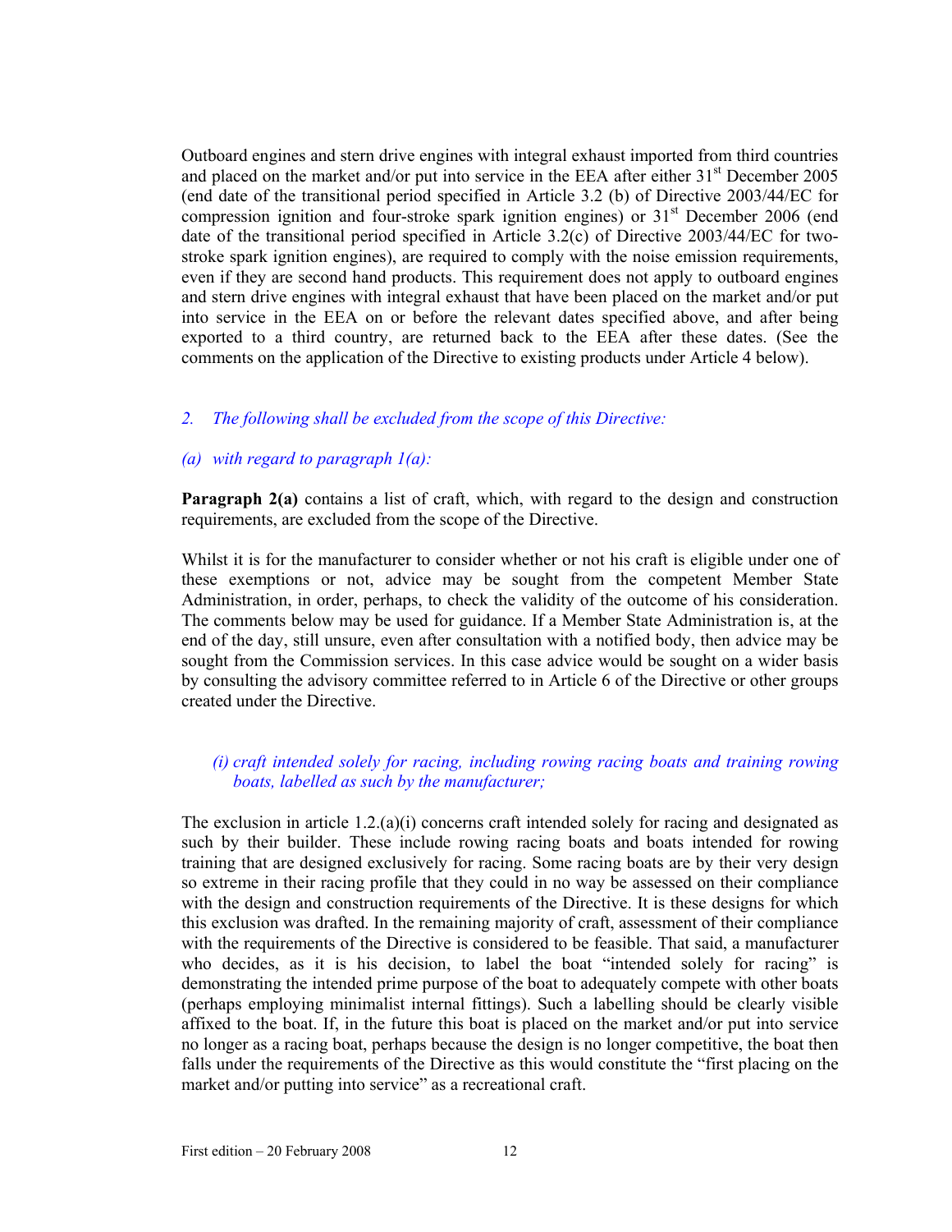Outboard engines and stern drive engines with integral exhaust imported from third countries and placed on the market and/or put into service in the EEA after either 31st December 2005 (end date of the transitional period specified in Article 3.2 (b) of Directive 2003/44/EC for compression ignition and four-stroke spark ignition engines) or 31st December 2006 (end date of the transitional period specified in Article 3.2(c) of Directive 2003/44/EC for two-stroke spark ignition engines), are required to comply with the noise emission requirements, even if they are second hand products. This requirement does not apply to outboard engines and stern drive engines with integral exhaust that have been placed on the market and/or put into service in the EEA on or before the relevant dates specified above, and after being exported to a third country, are returned back to the EEA after these dates. (See the comments on the application of the Directive to existing products under Article 4 below).

*2. The following shall be excluded from the scope of this Directive:*

*(a) with regard to paragraph 1(a):*

**Paragraph 2(a)** contains a list of craft, which, with regard to the design and construction requirements, are excluded from the scope of the Directive.

Whilst it is for the manufacturer to consider whether or not his craft is eligible under one of these exemptions or not, advice may be sought from the competent Member State Administration, in order, perhaps, to check the validity of the outcome of his consideration. The comments below may be used for guidance. If a Member State Administration is, at the end of the day, still unsure, even after consultation with a notified body, then advice may be sought from the Commission services. In this case advice would be sought on a wider basis by consulting the advisory committee referred to in Article 6 of the Directive or other groups created under the Directive.

*(i) craft intended solely for racing, including rowing racing boats and training rowing boats, labelled as such by the manufacturer;*

The exclusion in article 1.2.(a)(i) concerns craft intended solely for racing and designated as such by their builder. These include rowing racing boats and boats intended for rowing training that are designed exclusively for racing. Some racing boats are by their very design so extreme in their racing profile that they could in no way be assessed on their compliance with the design and construction requirements of the Directive. It is these designs for which this exclusion was drafted. In the remaining majority of craft, assessment of their compliance with the requirements of the Directive is considered to be feasible. That said, a manufacturer who decides, as it is his decision, to label the boat "intended solely for racing" is demonstrating the intended prime purpose of the boat to adequately compete with other boats (perhaps employing minimalist internal fittings). Such a labelling should be clearly visible affixed to the boat. If, in the future this boat is placed on the market and/or put into service no longer as a racing boat, perhaps because the design is no longer competitive, the boat then falls under the requirements of the Directive as this would constitute the "first placing on the market and/or putting into service" as a recreational craft.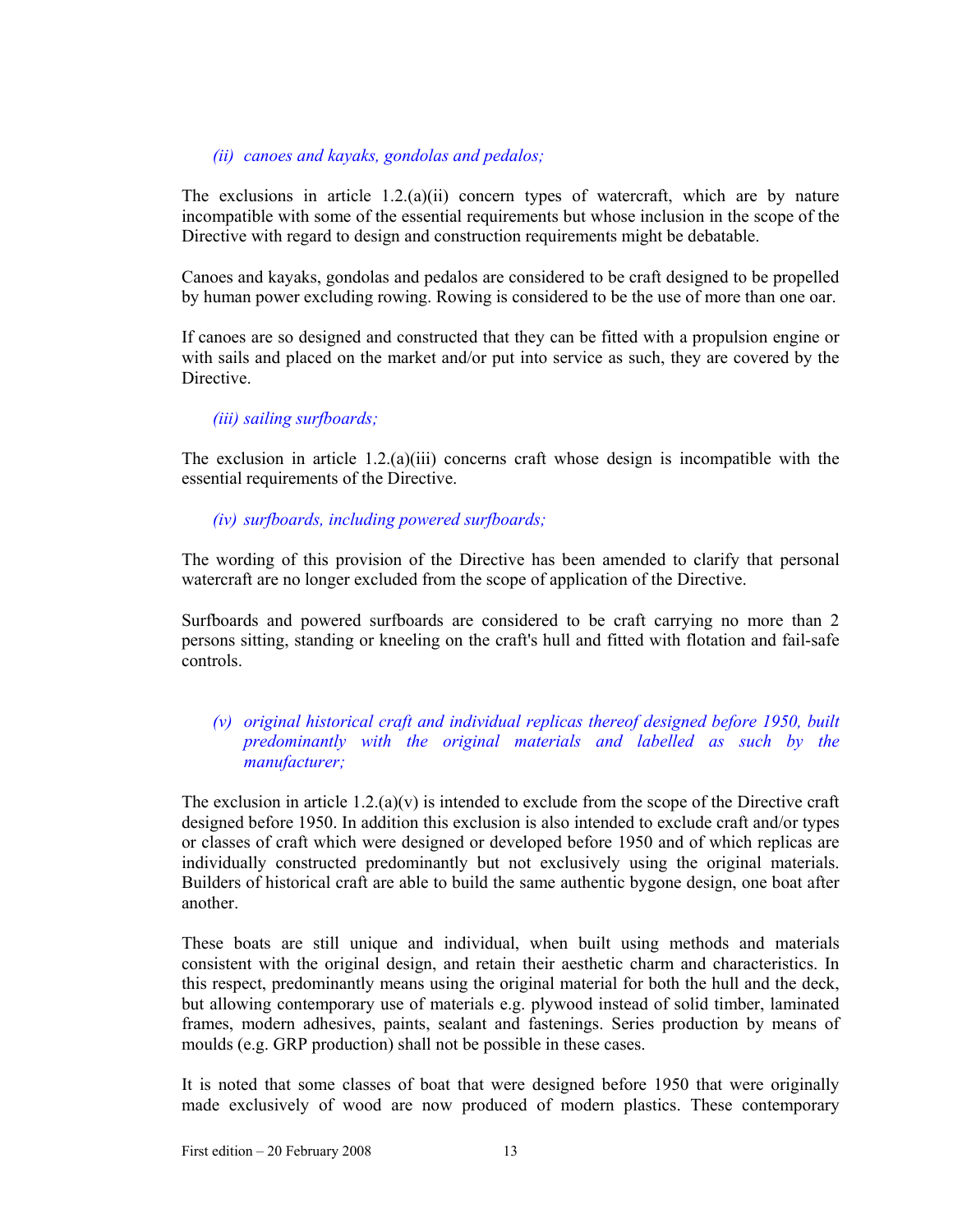*(ii) canoes and kayaks, gondolas and pedalos;*

The exclusions in article 1.2.(a)(ii) concern types of watercraft, which are by nature incompatible with some of the essential requirements but whose inclusion in the scope of the Directive with regard to design and construction requirements might be debatable.

Canoes and kayaks, gondolas and pedalos are considered to be craft designed to be propelled by human power excluding rowing. Rowing is considered to be the use of more than one oar.

If canoes are so designed and constructed that they can be fitted with a propulsion engine or with sails and placed on the market and/or put into service as such, they are covered by the Directive.

*(iii) sailing surfboards;*

The exclusion in article 1.2.(a)(iii) concerns craft whose design is incompatible with the essential requirements of the Directive.

*(iv) surfboards, including powered surfboards;*

The wording of this provision of the Directive has been amended to clarify that personal watercraft are no longer excluded from the scope of application of the Directive.

Surfboards and powered surfboards are considered to be craft carrying no more than 2 persons sitting, standing or kneeling on the craft's hull and fitted with flotation and fail-safe controls.

*(v) original historical craft and individual replicas thereof designed before 1950, built predominantly with the original materials and labelled as such by the manufacturer;*

The exclusion in article 1.2.(a)(v) is intended to exclude from the scope of the Directive craft designed before 1950. In addition this exclusion is also intended to exclude craft and/or types or classes of craft which were designed or developed before 1950 and of which replicas are individually constructed predominantly but not exclusively using the original materials. Builders of historical craft are able to build the same authentic bygone design, one boat after another.

These boats are still unique and individual, when built using methods and materials consistent with the original design, and retain their aesthetic charm and characteristics. In this respect, predominantly means using the original material for both the hull and the deck, but allowing contemporary use of materials e.g. plywood instead of solid timber, laminated frames, modern adhesives, paints, sealant and fastenings. Series production by means of moulds (e.g. GRP production) shall not be possible in these cases.

It is noted that some classes of boat that were designed before 1950 that were originally made exclusively of wood are now produced of modern plastics. These contemporary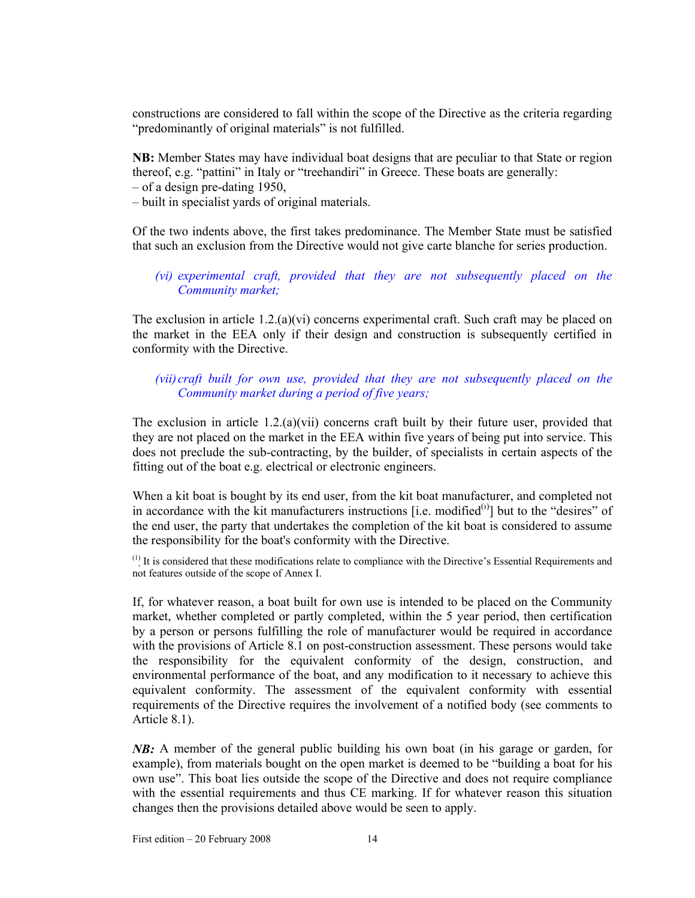constructions are considered to fall within the scope of the Directive as the criteria regarding "predominantly of original materials" is not fulfilled.

**NB:** Member States may have individual boat designs that are peculiar to that State or region thereof, e.g. "pattini" in Italy or "treehandiri" in Greece. These boats are generally:
– of a design pre-dating 1950,
– built in specialist yards of original materials.

Of the two indents above, the first takes predominance. The Member State must be satisfied that such an exclusion from the Directive would not give carte blanche for series production.

*(vi) experimental craft, provided that they are not subsequently placed on the Community market;*

The exclusion in article 1.2.(a)(vi) concerns experimental craft. Such craft may be placed on the market in the EEA only if their design and construction is subsequently certified in conformity with the Directive.

*(vii) craft built for own use, provided that they are not subsequently placed on the Community market during a period of five years;*

The exclusion in article 1.2.(a)(vii) concerns craft built by their future user, provided that they are not placed on the market in the EEA within five years of being put into service. This does not preclude the sub-contracting, by the builder, of specialists in certain aspects of the fitting out of the boat e.g. electrical or electronic engineers.

When a kit boat is bought by its end user, from the kit boat manufacturer, and completed not in accordance with the kit manufacturers instructions [i.e. modified(1)] but to the "desires" of the end user, the party that undertakes the completion of the kit boat is considered to assume the responsibility for the boat's conformity with the Directive.

(1) It is considered that these modifications relate to compliance with the Directive's Essential Requirements and not features outside of the scope of Annex I.

If, for whatever reason, a boat built for own use is intended to be placed on the Community market, whether completed or partly completed, within the 5 year period, then certification by a person or persons fulfilling the role of manufacturer would be required in accordance with the provisions of Article 8.1 on post-construction assessment. These persons would take the responsibility for the equivalent conformity of the design, construction, and environmental performance of the boat, and any modification to it necessary to achieve this equivalent conformity. The assessment of the equivalent conformity with essential requirements of the Directive requires the involvement of a notified body (see comments to Article 8.1).

***NB:*** A member of the general public building his own boat (in his garage or garden, for example), from materials bought on the open market is deemed to be "building a boat for his own use". This boat lies outside the scope of the Directive and does not require compliance with the essential requirements and thus CE marking. If for whatever reason this situation changes then the provisions detailed above would be seen to apply.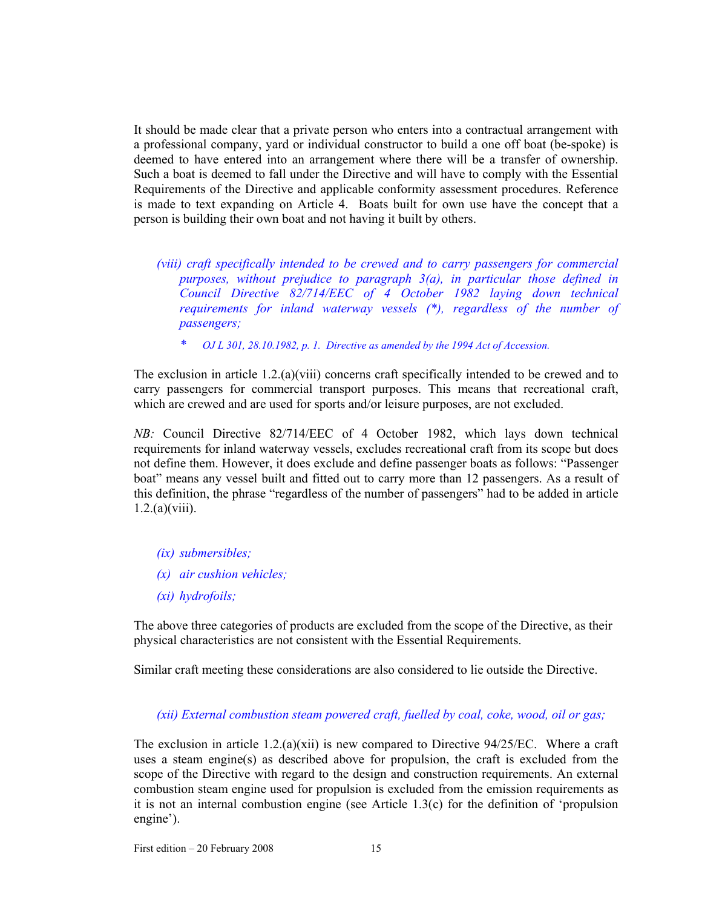It should be made clear that a private person who enters into a contractual arrangement with a professional company, yard or individual constructor to build a one off boat (be-spoke) is deemed to have entered into an arrangement where there will be a transfer of ownership. Such a boat is deemed to fall under the Directive and will have to comply with the Essential Requirements of the Directive and applicable conformity assessment procedures. Reference is made to text expanding on Article 4. Boats built for own use have the concept that a person is building their own boat and not having it built by others.

*(viii) craft specifically intended to be crewed and to carry passengers for commercial purposes, without prejudice to paragraph 3(a), in particular those defined in Council Directive 82/714/EEC of 4 October 1982 laying down technical requirements for inland waterway vessels (\*), regardless of the number of passengers;*

*\* OJ L 301, 28.10.1982, p. 1. Directive as amended by the 1994 Act of Accession.*

The exclusion in article 1.2.(a)(viii) concerns craft specifically intended to be crewed and to carry passengers for commercial transport purposes. This means that recreational craft, which are crewed and are used for sports and/or leisure purposes, are not excluded.

*NB:* Council Directive 82/714/EEC of 4 October 1982, which lays down technical requirements for inland waterway vessels, excludes recreational craft from its scope but does not define them. However, it does exclude and define passenger boats as follows: "Passenger boat" means any vessel built and fitted out to carry more than 12 passengers. As a result of this definition, the phrase "regardless of the number of passengers" had to be added in article 1.2.(a)(viii).

*(ix) submersibles;*

*(x) air cushion vehicles;*

*(xi) hydrofoils;*

The above three categories of products are excluded from the scope of the Directive, as their physical characteristics are not consistent with the Essential Requirements.

Similar craft meeting these considerations are also considered to lie outside the Directive.

*(xii) External combustion steam powered craft, fuelled by coal, coke, wood, oil or gas;*

The exclusion in article 1.2.(a)(xii) is new compared to Directive 94/25/EC. Where a craft uses a steam engine(s) as described above for propulsion, the craft is excluded from the scope of the Directive with regard to the design and construction requirements. An external combustion steam engine used for propulsion is excluded from the emission requirements as it is not an internal combustion engine (see Article 1.3(c) for the definition of 'propulsion engine').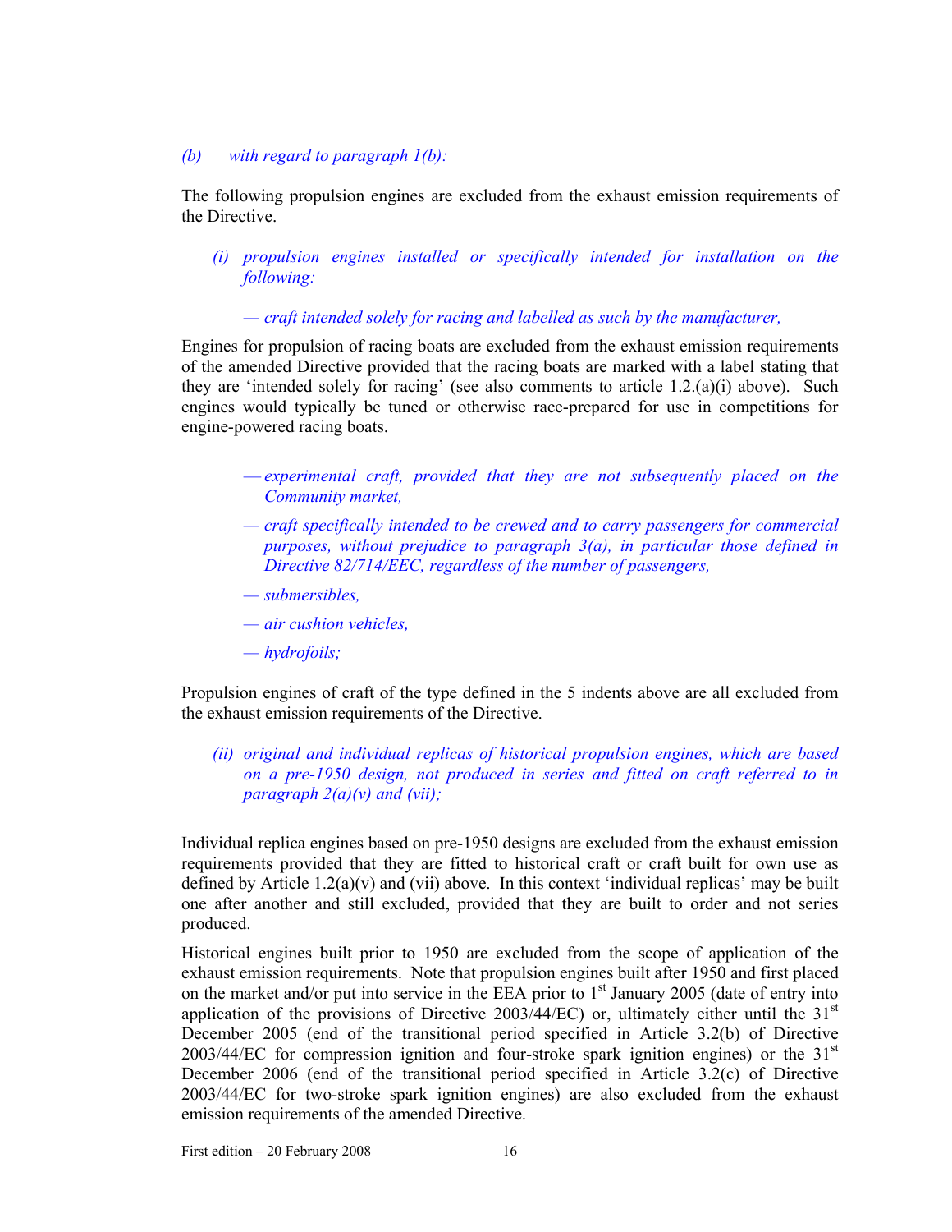*(b) with regard to paragraph 1(b):*

The following propulsion engines are excluded from the exhaust emission requirements of the Directive.

*(i) propulsion engines installed or specifically intended for installation on the following:*

*— craft intended solely for racing and labelled as such by the manufacturer,*

Engines for propulsion of racing boats are excluded from the exhaust emission requirements of the amended Directive provided that the racing boats are marked with a label stating that they are 'intended solely for racing' (see also comments to article 1.2.(a)(i) above). Such engines would typically be tuned or otherwise race-prepared for use in competitions for engine-powered racing boats.

*— experimental craft, provided that they are not subsequently placed on the Community market,*

*— craft specifically intended to be crewed and to carry passengers for commercial purposes, without prejudice to paragraph 3(a), in particular those defined in Directive 82/714/EEC, regardless of the number of passengers,*

*— submersibles,*

*— air cushion vehicles,*

*— hydrofoils;*

Propulsion engines of craft of the type defined in the 5 indents above are all excluded from the exhaust emission requirements of the Directive.

*(ii) original and individual replicas of historical propulsion engines, which are based on a pre-1950 design, not produced in series and fitted on craft referred to in paragraph 2(a)(v) and (vii);*

Individual replica engines based on pre-1950 designs are excluded from the exhaust emission requirements provided that they are fitted to historical craft or craft built for own use as defined by Article 1.2(a)(v) and (vii) above. In this context 'individual replicas' may be built one after another and still excluded, provided that they are built to order and not series produced.

Historical engines built prior to 1950 are excluded from the scope of application of the exhaust emission requirements. Note that propulsion engines built after 1950 and first placed on the market and/or put into service in the EEA prior to 1st January 2005 (date of entry into application of the provisions of Directive 2003/44/EC) or, ultimately either until the 31st December 2005 (end of the transitional period specified in Article 3.2(b) of Directive 2003/44/EC for compression ignition and four-stroke spark ignition engines) or the 31st December 2006 (end of the transitional period specified in Article 3.2(c) of Directive 2003/44/EC for two-stroke spark ignition engines) are also excluded from the exhaust emission requirements of the amended Directive.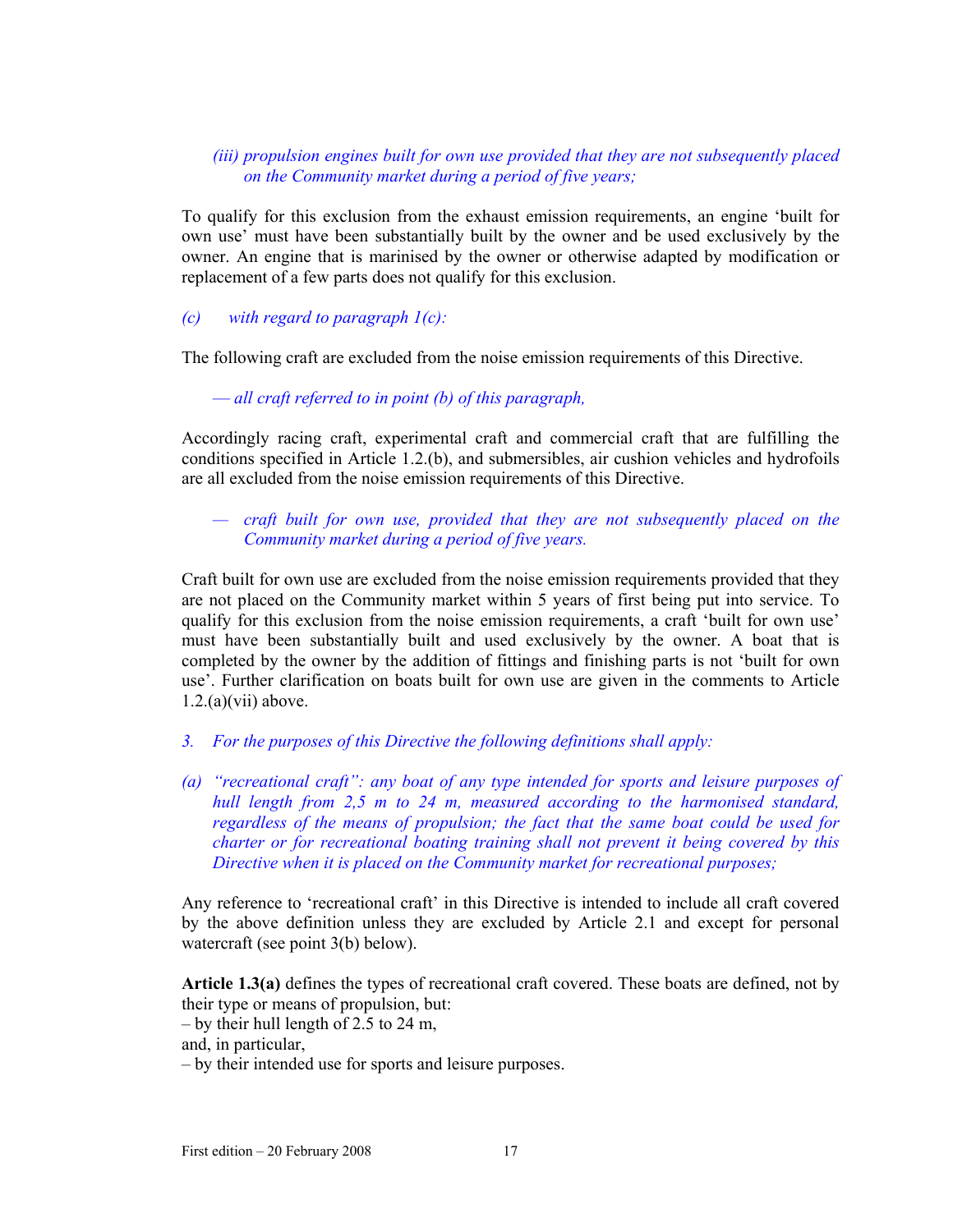*(iii) propulsion engines built for own use provided that they are not subsequently placed on the Community market during a period of five years;*

To qualify for this exclusion from the exhaust emission requirements, an engine 'built for own use' must have been substantially built by the owner and be used exclusively by the owner. An engine that is marinised by the owner or otherwise adapted by modification or replacement of a few parts does not qualify for this exclusion.

*(c) with regard to paragraph 1(c):*

The following craft are excluded from the noise emission requirements of this Directive.

*— all craft referred to in point (b) of this paragraph,*

Accordingly racing craft, experimental craft and commercial craft that are fulfilling the conditions specified in Article 1.2.(b), and submersibles, air cushion vehicles and hydrofoils are all excluded from the noise emission requirements of this Directive.

*— craft built for own use, provided that they are not subsequently placed on the Community market during a period of five years.*

Craft built for own use are excluded from the noise emission requirements provided that they are not placed on the Community market within 5 years of first being put into service. To qualify for this exclusion from the noise emission requirements, a craft 'built for own use' must have been substantially built and used exclusively by the owner. A boat that is completed by the owner by the addition of fittings and finishing parts is not 'built for own use'. Further clarification on boats built for own use are given in the comments to Article 1.2.(a)(vii) above.

*3. For the purposes of this Directive the following definitions shall apply:*

*(a) "recreational craft": any boat of any type intended for sports and leisure purposes of hull length from 2,5 m to 24 m, measured according to the harmonised standard, regardless of the means of propulsion; the fact that the same boat could be used for charter or for recreational boating training shall not prevent it being covered by this Directive when it is placed on the Community market for recreational purposes;*

Any reference to 'recreational craft' in this Directive is intended to include all craft covered by the above definition unless they are excluded by Article 2.1 and except for personal watercraft (see point 3(b) below).

**Article 1.3(a)** defines the types of recreational craft covered. These boats are defined, not by their type or means of propulsion, but:
– by their hull length of 2.5 to 24 m,
and, in particular,
– by their intended use for sports and leisure purposes.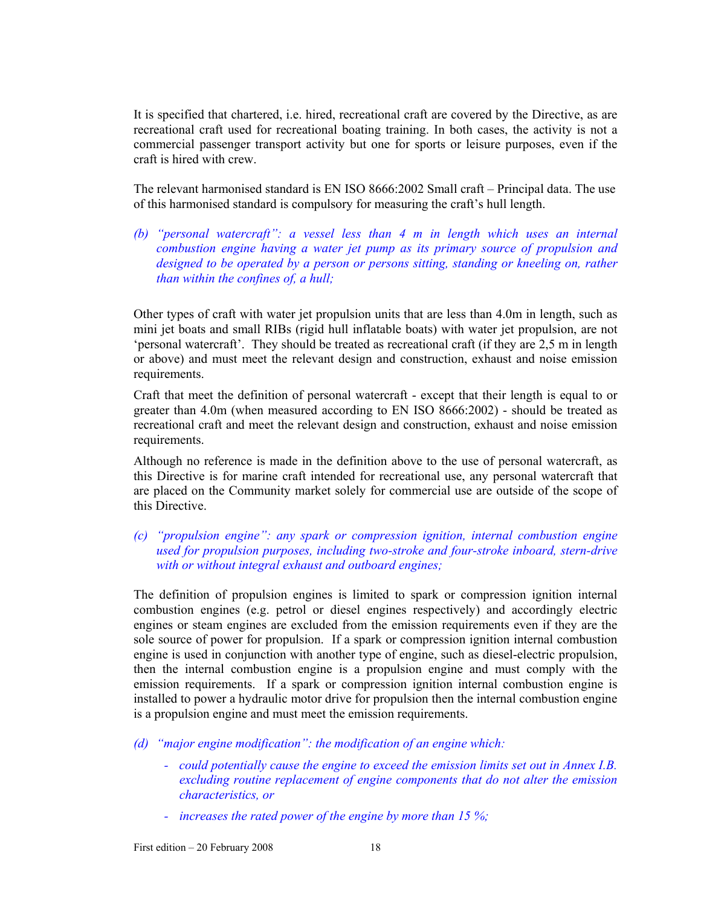It is specified that chartered, i.e. hired, recreational craft are covered by the Directive, as are recreational craft used for recreational boating training. In both cases, the activity is not a commercial passenger transport activity but one for sports or leisure purposes, even if the craft is hired with crew.

The relevant harmonised standard is EN ISO 8666:2002 Small craft – Principal data. The use of this harmonised standard is compulsory for measuring the craft's hull length.

*(b) "personal watercraft": a vessel less than 4 m in length which uses an internal combustion engine having a water jet pump as its primary source of propulsion and designed to be operated by a person or persons sitting, standing or kneeling on, rather than within the confines of, a hull;*

Other types of craft with water jet propulsion units that are less than 4.0m in length, such as mini jet boats and small RIBs (rigid hull inflatable boats) with water jet propulsion, are not 'personal watercraft'. They should be treated as recreational craft (if they are 2,5 m in length or above) and must meet the relevant design and construction, exhaust and noise emission requirements.

Craft that meet the definition of personal watercraft - except that their length is equal to or greater than 4.0m (when measured according to EN ISO 8666:2002) - should be treated as recreational craft and meet the relevant design and construction, exhaust and noise emission requirements.

Although no reference is made in the definition above to the use of personal watercraft, as this Directive is for marine craft intended for recreational use, any personal watercraft that are placed on the Community market solely for commercial use are outside of the scope of this Directive.

*(c) "propulsion engine": any spark or compression ignition, internal combustion engine used for propulsion purposes, including two-stroke and four-stroke inboard, stern-drive with or without integral exhaust and outboard engines;*

The definition of propulsion engines is limited to spark or compression ignition internal combustion engines (e.g. petrol or diesel engines respectively) and accordingly electric engines or steam engines are excluded from the emission requirements even if they are the sole source of power for propulsion. If a spark or compression ignition internal combustion engine is used in conjunction with another type of engine, such as diesel-electric propulsion, then the internal combustion engine is a propulsion engine and must comply with the emission requirements. If a spark or compression ignition internal combustion engine is installed to power a hydraulic motor drive for propulsion then the internal combustion engine is a propulsion engine and must meet the emission requirements.

*(d) "major engine modification": the modification of an engine which:*

- *could potentially cause the engine to exceed the emission limits set out in Annex I.B. excluding routine replacement of engine components that do not alter the emission characteristics, or*
- *increases the rated power of the engine by more than 15 %;*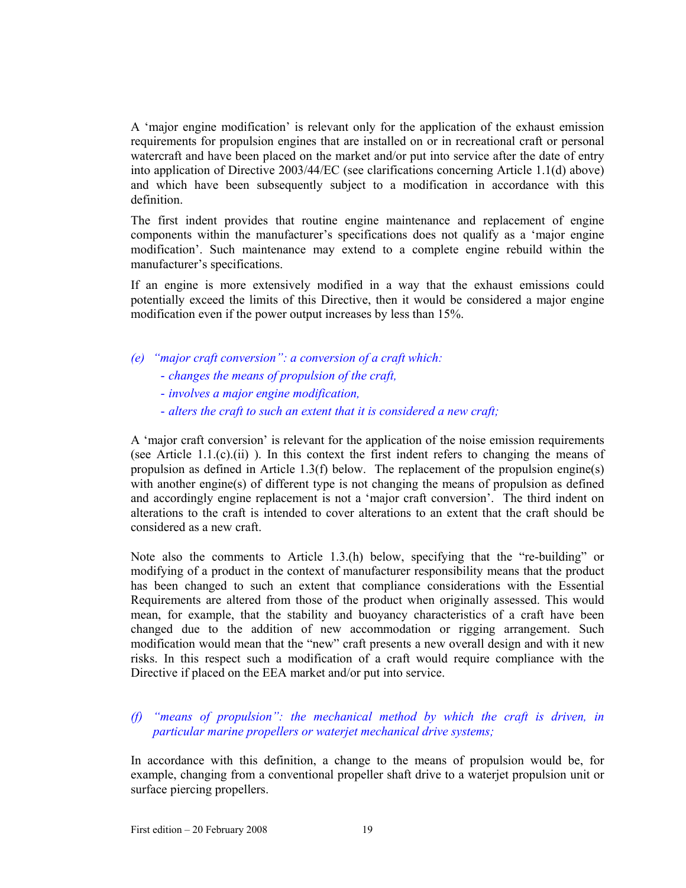A 'major engine modification' is relevant only for the application of the exhaust emission requirements for propulsion engines that are installed on or in recreational craft or personal watercraft and have been placed on the market and/or put into service after the date of entry into application of Directive 2003/44/EC (see clarifications concerning Article 1.1(d) above) and which have been subsequently subject to a modification in accordance with this definition.

The first indent provides that routine engine maintenance and replacement of engine components within the manufacturer's specifications does not qualify as a 'major engine modification'. Such maintenance may extend to a complete engine rebuild within the manufacturer's specifications.

If an engine is more extensively modified in a way that the exhaust emissions could potentially exceed the limits of this Directive, then it would be considered a major engine modification even if the power output increases by less than 15%.

*(e) "major craft conversion": a conversion of a craft which:*

*- changes the means of propulsion of the craft,*

*- involves a major engine modification,*

*- alters the craft to such an extent that it is considered a new craft;*

A 'major craft conversion' is relevant for the application of the noise emission requirements (see Article 1.1.(c).(ii) ). In this context the first indent refers to changing the means of propulsion as defined in Article 1.3(f) below. The replacement of the propulsion engine(s) with another engine(s) of different type is not changing the means of propulsion as defined and accordingly engine replacement is not a 'major conversion'. The third indent on alterations to the craft is intended to cover alterations to an extent that the craft should be considered as a new craft.

Note also the comments to Article 1.3.(h) below, specifying that the "re-building" or modifying of a product in the context of manufacturer responsibility means that the product has been changed to such an extent that compliance considerations with the Essential Requirements are altered from those of the product when originally assessed. This would mean, for example, that the stability and buoyancy characteristics of a craft have been changed due to the addition of new accommodation or rigging arrangement. Such modification would mean that the "new" craft presents a new overall design and with it new risks. In this respect such a modification of a craft would require compliance with the Directive if placed on the EEA market and/or put into service.

*(f) "means of propulsion": the mechanical method by which the craft is driven, in particular marine propellers or waterjet mechanical drive systems;*

In accordance with this definition, a change to the means of propulsion would be, for example, changing from a conventional propeller shaft drive to a waterjet propulsion unit or surface piercing propellers.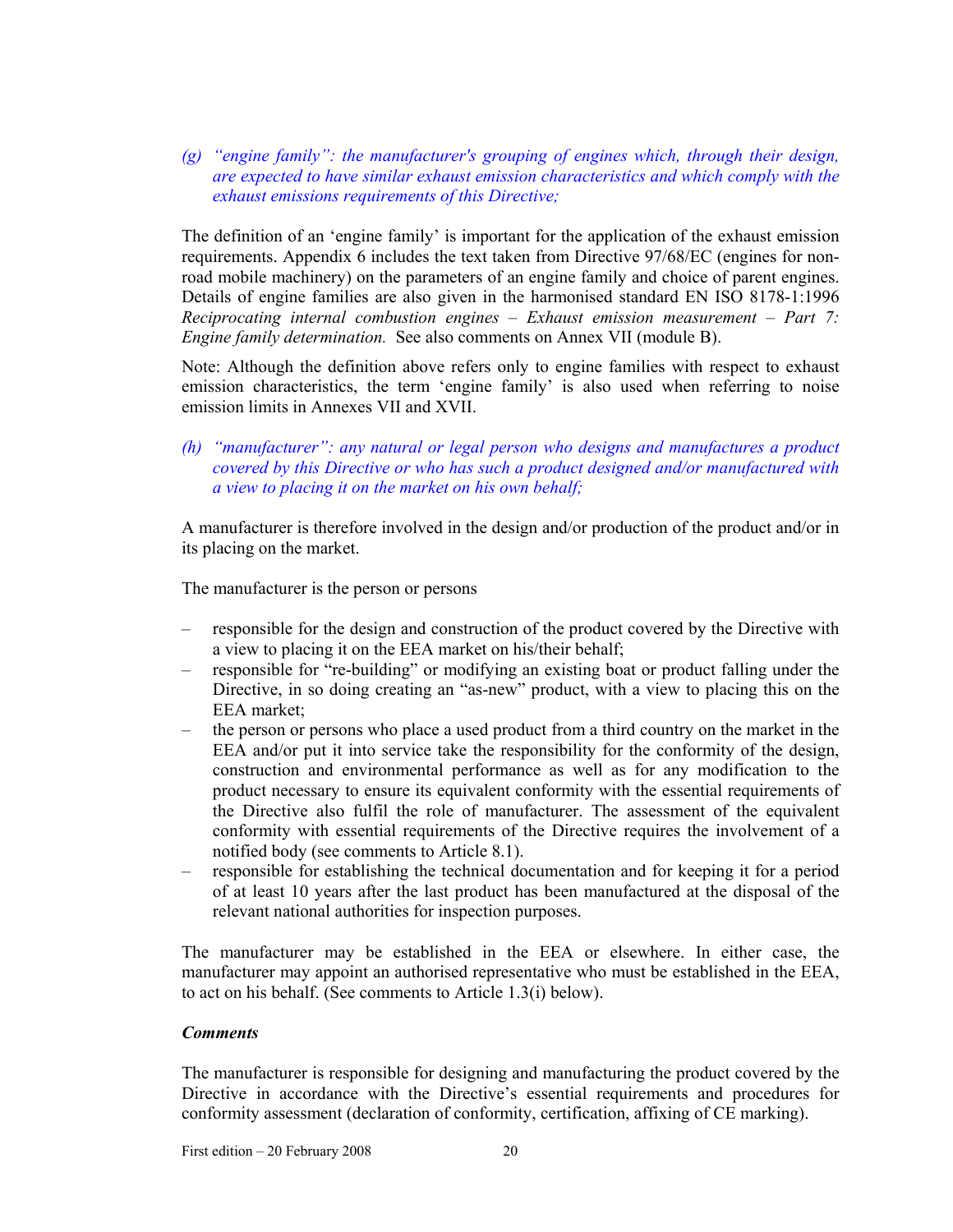*(g) "engine family": the manufacturer's grouping of engines which, through their design, are expected to have similar exhaust emission characteristics and which comply with the exhaust emissions requirements of this Directive;*

The definition of an 'engine family' is important for the application of the exhaust emission requirements. Appendix 6 includes the text taken from Directive 97/68/EC (engines for non-road mobile machinery) on the parameters of an engine family and choice of parent engines. Details of engine families are also given in the harmonised standard EN ISO 8178-1:1996 *Reciprocating internal combustion engines – Exhaust emission measurement – Part 7: Engine family determination.* See also comments on Annex VII (module B).

Note: Although the definition above refers only to engine families with respect to exhaust emission characteristics, the term 'engine family' is also used when referring to noise emission limits in Annexes VII and XVII.

*(h) "manufacturer": any natural or legal person who designs and manufactures a product covered by this Directive or who has such a product designed and/or manufactured with a view to placing it on the market on his own behalf;*

A manufacturer is therefore involved in the design and/or production of the product and/or in its placing on the market.

The manufacturer is the person or persons

– responsible for the design and construction of the product covered by the Directive with a view to placing it on the EEA market on his/their behalf;
– responsible for "re-building" or modifying an existing boat or product falling under the Directive, in so doing creating an "as-new" product, with a view to placing this on the EEA market;
– the person or persons who place a used product from a third country on the market in the EEA and/or put it into service take the responsibility for the conformity of the design, construction and environmental performance as well as for any modification to the product necessary to ensure its equivalent conformity with the essential requirements of the Directive also fulfil the role of manufacturer. The assessment of the equivalent conformity with essential requirements of the Directive requires the involvement of a notified body (see comments to Article 8.1).
– responsible for establishing the technical documentation and for keeping it for a period of at least 10 years after the last product has been manufactured at the disposal of the relevant national authorities for inspection purposes.

The manufacturer may be established in the EEA or elsewhere. In either case, the manufacturer may appoint an authorised representative who must be established in the EEA, to act on his behalf. (See comments to Article 1.3(i) below).

***Comments***

The manufacturer is responsible for designing and manufacturing the product covered by the Directive in accordance with the Directive's essential requirements and procedures for conformity assessment (declaration of conformity, certification, affixing of CE marking).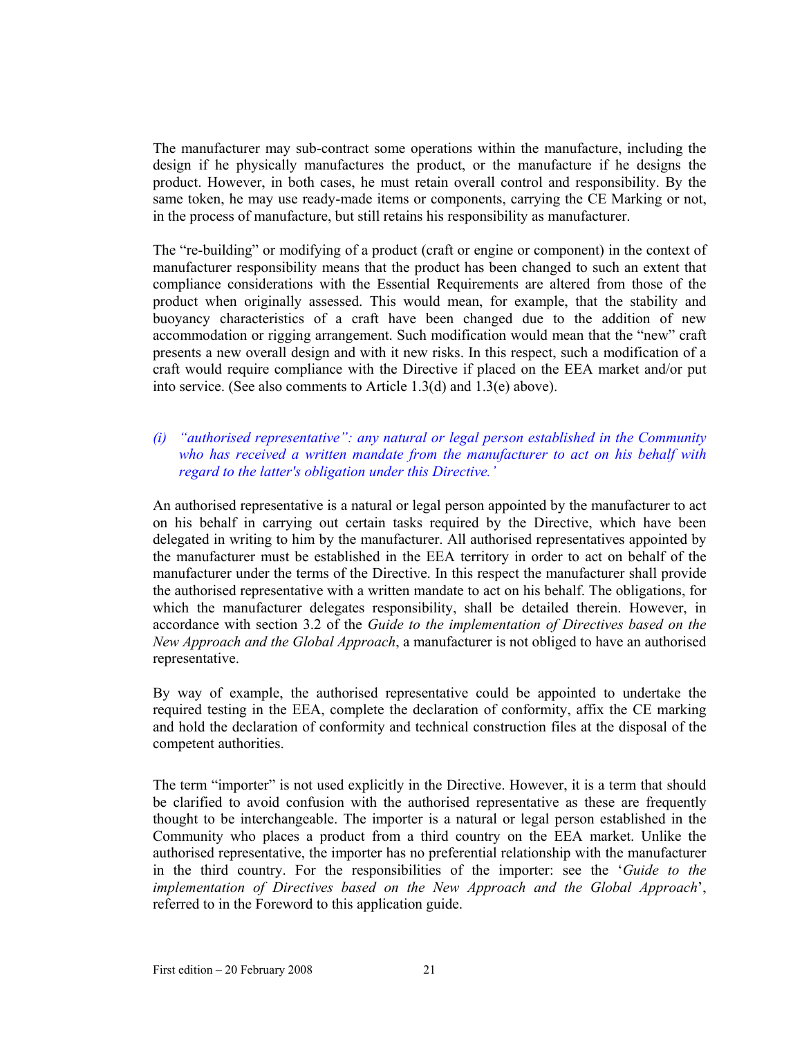The manufacturer may sub-contract some operations within the manufacture, including the design if he physically manufactures the product, or the manufacture if he designs the product. However, in both cases, he must retain overall control and responsibility. By the same token, he may use ready-made items or components, carrying the CE Marking or not, in the process of manufacture, but still retains his responsibility as manufacturer.

The "re-building" or modifying of a product (craft or engine or component) in the context of manufacturer responsibility means that the product has been changed to such an extent that compliance considerations with the Essential Requirements are altered from those of the product when originally assessed. This would mean, for example, that the stability and buoyancy characteristics of a craft have been changed due to the addition of new accommodation or rigging arrangement. Such modification would mean that the "new" craft presents a new overall design and with it new risks. In this respect, such a modification of a craft would require compliance with the Directive if placed on the EEA market and/or put into service. (See also comments to Article 1.3(d) and 1.3(e) above).

*(i) "authorised representative": any natural or legal person established in the Community who has received a written mandate from the manufacturer to act on his behalf with regard to the latter's obligation under this Directive.'*

An authorised representative is a natural or legal person appointed by the manufacturer to act on his behalf in carrying out certain tasks required by the Directive, which have been delegated in writing to him by the manufacturer. All authorised representatives appointed by the manufacturer must be established in the EEA territory in order to act on behalf of the manufacturer under the terms of the Directive. In this respect the manufacturer shall provide the authorised representative with a written mandate to act on his behalf. The obligations, for which the manufacturer delegates responsibility, shall be detailed therein. However, in accordance with section 3.2 of the *Guide to the implementation of Directives based on the New Approach and the Global Approach*, a manufacturer is not obliged to have an authorised representative.

By way of example, the authorised representative could be appointed to undertake the required testing in the EEA, complete the declaration of conformity, affix the CE marking and hold the declaration of conformity and technical construction files at the disposal of the competent authorities.

The term "importer" is not used explicitly in the Directive. However, it is a term that should be clarified to avoid confusion with the authorised representative as these are frequently thought to be interchangeable. The importer is a natural or legal person established in the Community who places a product from a third country on the EEA market. Unlike the authorised representative, the importer has no preferential relationship with the manufacturer in the third country. For the responsibilities of the importer: see the '*Guide to the implementation of Directives based on the New Approach and the Global Approach*', referred to in the Foreword to this application guide.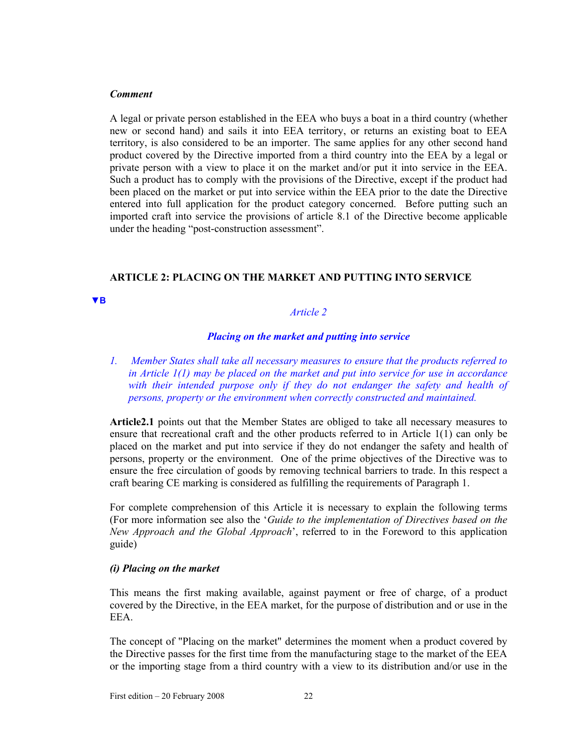***Comment***

A legal or private person established in the EEA who buys a boat in a third country (whether new or second hand) and sails it into EEA territory, or returns an existing boat to EEA territory, is also considered to be an importer. The same applies for any other second hand product covered by the Directive imported from a third country into the EEA by a legal or private person with a view to place it on the market and/or put it into service in the EEA. Such a product has to comply with the provisions of the Directive, except if the product had been placed on the market or put into service within the EEA prior to the date the Directive entered into full application for the product category concerned. Before putting such an imported craft into service the provisions of article 8.1 of the Directive become applicable under the heading "post-construction assessment".

## ARTICLE 2: PLACING ON THE MARKET AND PUTTING INTO SERVICE

▼B

*Article 2*

***Placing on the market and putting into service***

*1. Member States shall take all necessary measures to ensure that the products referred to in Article 1(1) may be placed on the market and put into service for use in accordance with their intended purpose only if they do not endanger the safety and health of persons, property or the environment when correctly constructed and maintained.*

**Article2.1** points out that the Member States are obliged to take all necessary measures to ensure that recreational craft and the other products referred to in Article 1(1) can only be placed on the market and put into service if they do not endanger the safety and health of persons, property or the environment. One of the prime objectives of the Directive was to ensure the free circulation of goods by removing technical barriers to trade. In this respect a craft bearing CE marking is considered as fulfilling the requirements of Paragraph 1.

For complete comprehension of this Article it is necessary to explain the following terms (For more information see also the '*Guide to the implementation of Directives based on the New Approach and the Global Approach*', referred to in the Foreword to this application guide)

***(i) Placing on the market***

This means the first making available, against payment or free of charge, of a product covered by the Directive, in the EEA market, for the purpose of distribution and or use in the EEA.

The concept of "Placing on the market" determines the moment when a product covered by the Directive passes for the first time from the manufacturing stage to the market of the EEA or the importing stage from a third country with a view to its distribution and/or use in the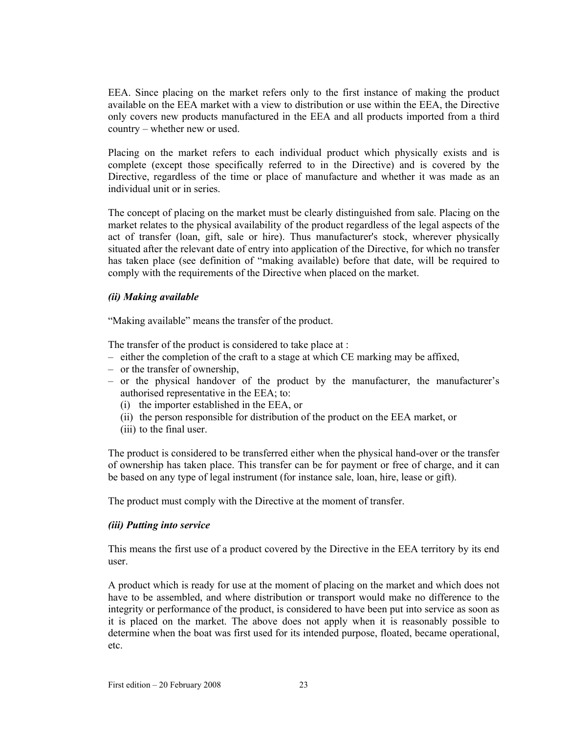EEA. Since placing on the market refers only to the first instance of making the product available on the EEA market with a view to distribution or use within the EEA, the Directive only covers new products manufactured in the EEA and all products imported from a third country – whether new or used.

Placing on the market refers to each individual product which physically exists and is complete (except those specifically referred to in the Directive) and is covered by the Directive, regardless of the time or place of manufacture and whether it was made as an individual unit or in series.

The concept of placing on the market must be clearly distinguished from sale. Placing on the market relates to the physical availability of the product regardless of the legal aspects of the act of transfer (loan, gift, sale or hire). Thus manufacturer's stock, wherever physically situated after the relevant date of entry into application of the Directive, for which no transfer has taken place (see definition of "making available) before that date, will be required to comply with the requirements of the Directive when placed on the market.

***(ii) Making available***

"Making available" means the transfer of the product.

The transfer of the product is considered to take place at :

- either the completion of the craft to a stage at which CE marking may be affixed,
- or the transfer of ownership,
- or the physical handover of the product by the manufacturer, the manufacturer's authorised representative in the EEA; to:
  - (i) the importer established in the EEA, or
  - (ii) the person responsible for distribution of the product on the EEA market, or
  - (iii) to the final user.

The product is considered to be transferred either when the physical hand-over or the transfer of ownership has taken place. This transfer can be for payment or free of charge, and it can be based on any type of legal instrument (for instance sale, loan, hire, lease or gift).

The product must comply with the Directive at the moment of transfer.

***(iii) Putting into service***

This means the first use of a product covered by the Directive in the EEA territory by its end user.

A product which is ready for use at the moment of placing on the market and which does not have to be assembled, and where distribution or transport would make no difference to the integrity or performance of the product, is considered to have been put into service as soon as it is placed on the market. The above does not apply when it is reasonably possible to determine when the boat was first used for its intended purpose, floated, became operational, etc.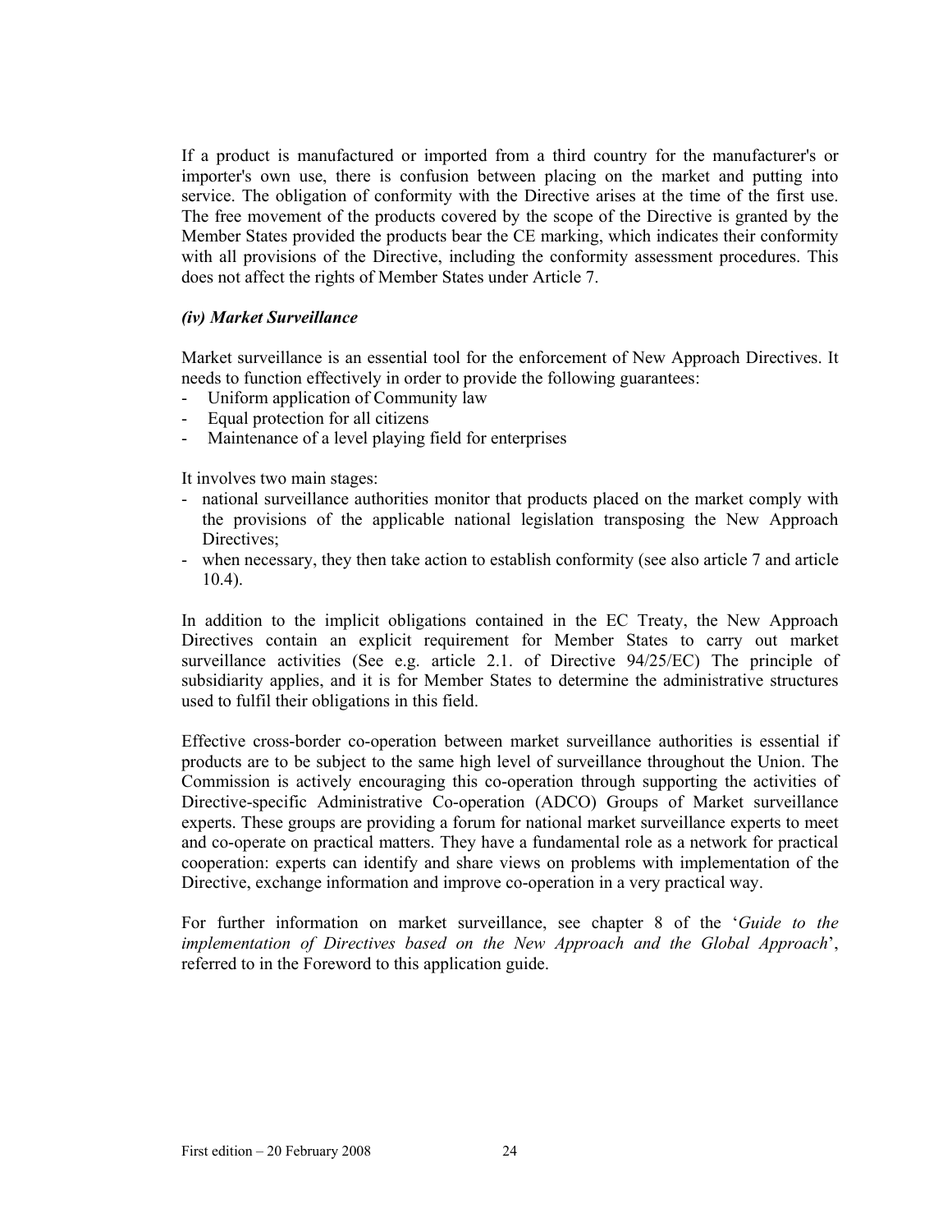If a product is manufactured or imported from a third country for the manufacturer's or importer's own use, there is confusion between placing on the market and putting into service. The obligation of conformity with the Directive arises at the time of the first use. The free movement of the products covered by the scope of the Directive is granted by the Member States provided the products bear the CE marking, which indicates their conformity with all provisions of the Directive, including the conformity assessment procedures. This does not affect the rights of Member States under Article 7.

### *(iv) Market Surveillance*

Market surveillance is an essential tool for the enforcement of New Approach Directives. It needs to function effectively in order to provide the following guarantees:

- Uniform application of Community law
- Equal protection for all citizens
- Maintenance of a level playing field for enterprises

It involves two main stages:

- national surveillance authorities monitor that products placed on the market comply with the provisions of the applicable national legislation transposing the New Approach Directives;
- when necessary, they then take action to establish conformity (see also article 7 and article 10.4).

In addition to the implicit obligations contained in the EC Treaty, the New Approach Directives contain an explicit requirement for Member States to carry out market surveillance activities (See e.g. article 2.1. of Directive 94/25/EC) The principle of subsidiarity applies, and it is for Member States to determine the administrative structures used to fulfil their obligations in this field.

Effective cross-border co-operation between market surveillance authorities is essential if products are to be subject to the same high level of surveillance throughout the Union. The Commission is actively encouraging this co-operation through supporting the activities of Directive-specific Administrative Co-operation (ADCO) Groups of Market surveillance experts. These groups are providing a forum for national market surveillance experts to meet and co-operate on practical matters. They have a fundamental role as a network for practical cooperation: experts can identify and share views on problems with implementation of the Directive, exchange information and improve co-operation in a very practical way.

For further information on market surveillance, see chapter 8 of the '*Guide to the implementation of Directives based on the New Approach and the Global Approach*', referred to in the Foreword to this application guide.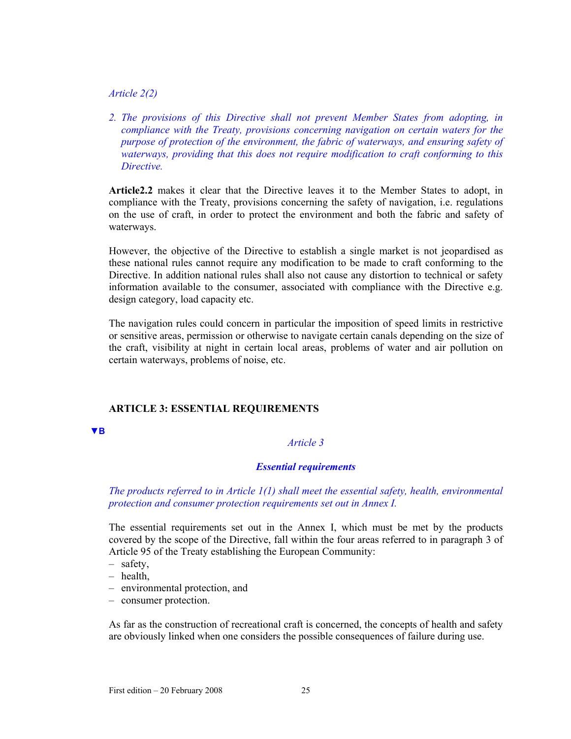*Article 2(2)*

*2. The provisions of this Directive shall not prevent Member States from adopting, in compliance with the Treaty, provisions concerning navigation on certain waters for the purpose of protection of the environment, the fabric of waterways, and ensuring safety of waterways, providing that this does not require modification to craft conforming to this Directive.*

**Article2.2** makes it clear that the Directive leaves it to the Member States to adopt, in compliance with the Treaty, provisions concerning the safety of navigation, i.e. regulations on the use of craft, in order to protect the environment and both the fabric and safety of waterways.

However, the objective of the Directive to establish a single market is not jeopardised as these national rules cannot require any modification to be made to craft conforming to the Directive. In addition national rules shall also not cause any distortion to technical or safety information available to the consumer, associated with compliance with the Directive e.g. design category, load capacity etc.

The navigation rules could concern in particular the imposition of speed limits in restrictive or sensitive areas, permission or otherwise to navigate certain canals depending on the size of the craft, visibility at night in certain local areas, problems of water and air pollution on certain waterways, problems of noise, etc.

## ARTICLE 3: ESSENTIAL REQUIREMENTS

▼B

*Article 3*

***Essential requirements***

*The products referred to in Article 1(1) shall meet the essential safety, health, environmental protection and consumer protection requirements set out in Annex I.*

The essential requirements set out in the Annex I, which must be met by the products covered by the scope of the Directive, fall within the four areas referred to in paragraph 3 of Article 95 of the Treaty establishing the European Community:

- safety,
- health,
- environmental protection, and
- consumer protection.

As far as the construction of recreational craft is concerned, the concepts of health and safety are obviously linked when one considers the possible consequences of failure during use.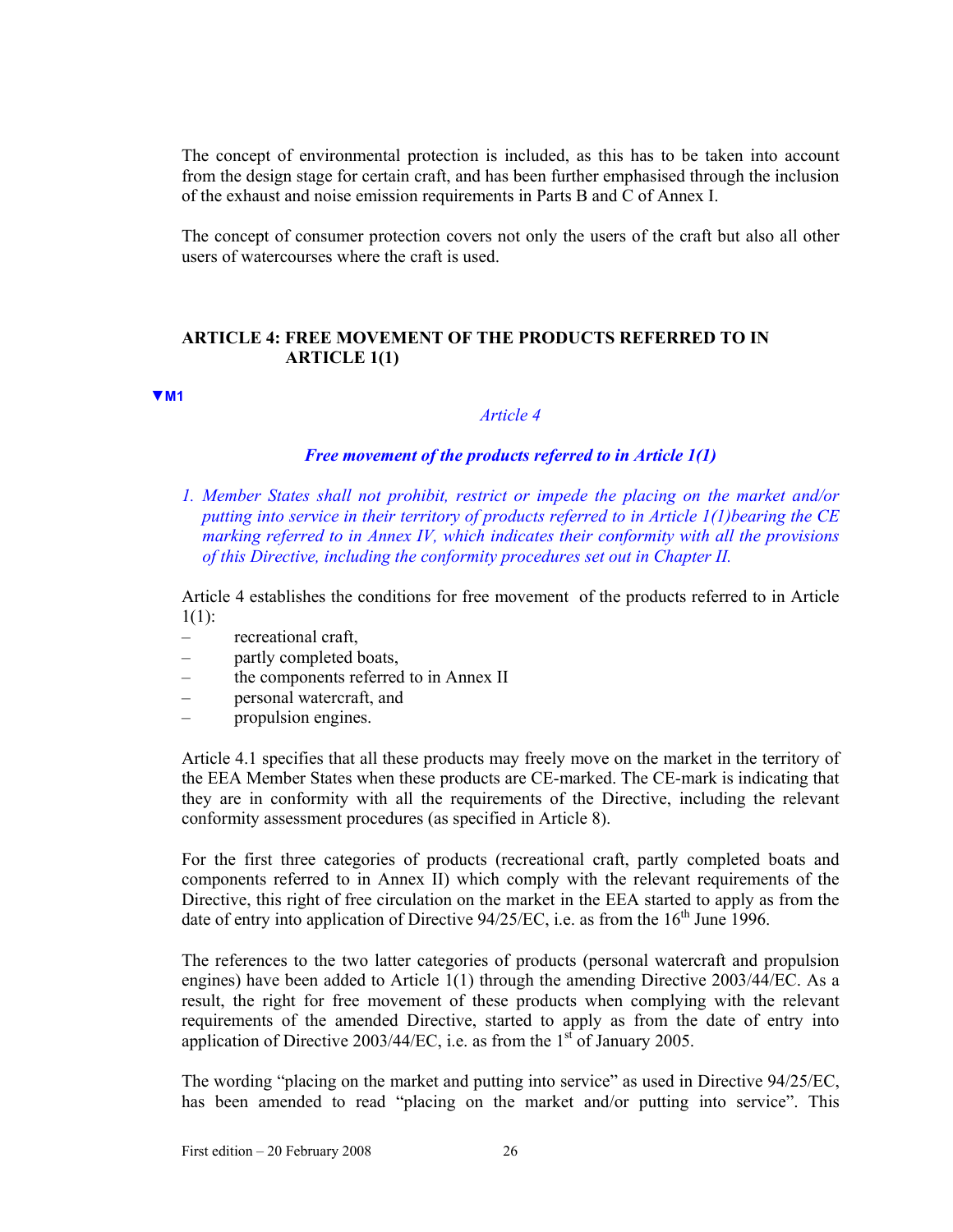The concept of environmental protection is included, as this has to be taken into account from the design stage for certain craft, and has been further emphasised through the inclusion of the exhaust and noise emission requirements in Parts B and C of Annex I.

The concept of consumer protection covers not only the users of the craft but also all other users of watercourses where the craft is used.

## ARTICLE 4: FREE MOVEMENT OF THE PRODUCTS REFERRED TO IN ARTICLE 1(1)

▼M1

*Article 4*

***Free movement of the products referred to in Article 1(1)***

*1. Member States shall not prohibit, restrict or impede the placing on the market and/or putting into service in their territory of products referred to in Article 1(1)bearing the CE marking referred to in Annex IV, which indicates their conformity with all the provisions of this Directive, including the conformity procedures set out in Chapter II.*

Article 4 establishes the conditions for free movement of the products referred to in Article 1(1):

- recreational craft,
- partly completed boats,
- the components referred to in Annex II
- personal watercraft, and
- propulsion engines.

Article 4.1 specifies that all these products may freely move on the market in the territory of the EEA Member States when these products are CE-marked. The CE-mark is indicating that they are in conformity with all the requirements of the Directive, including the relevant conformity assessment procedures (as specified in Article 8).

For the first three categories of products (recreational craft, partly completed boats and components referred to in Annex II) which comply with the relevant requirements of the Directive, this right of free circulation on the market in the EEA started to apply as from the date of entry into application of Directive 94/25/EC, i.e. as from the 16th June 1996.

The references to the two latter categories of products (personal watercraft and propulsion engines) have been added to Article 1(1) through the amending Directive 2003/44/EC. As a result, the right for free movement of these products when complying with the relevant requirements of the amended Directive, started to apply as from the date of entry into application of Directive 2003/44/EC, i.e. as from the 1st of January 2005.

The wording "placing on the market and putting into service" as used in Directive 94/25/EC, has been amended to read "placing on the market and/or putting into service". This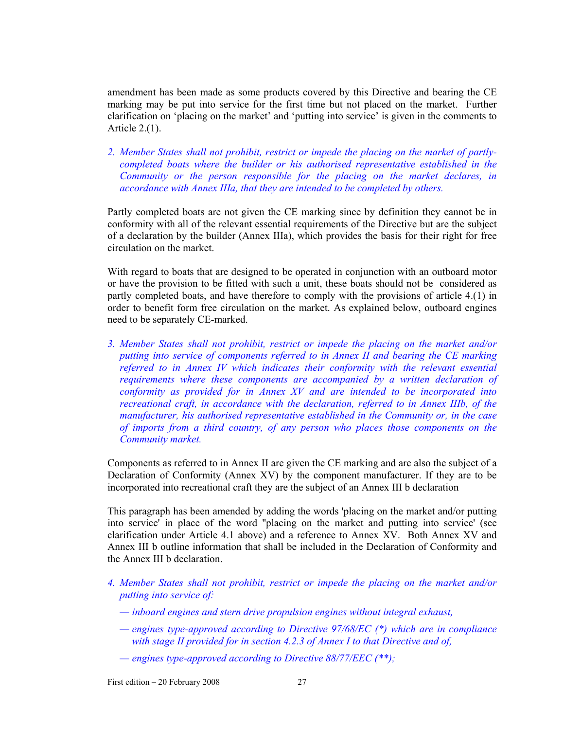amendment has been made as some products covered by this Directive and bearing the CE marking may be put into service for the first time but not placed on the market. Further clarification on 'placing on the market' and 'putting into service' is given in the comments to Article 2.(1).

*2. Member States shall not prohibit, restrict or impede the placing on the market of partly-completed boats where the builder or his authorised representative established in the Community or the person responsible for the placing on the market declares, in accordance with Annex IIIa, that they are intended to be completed by others.*

Partly completed boats are not given the CE marking since by definition they cannot be in conformity with all of the relevant essential requirements of the Directive but are the subject of a declaration by the builder (Annex IIIa), which provides the basis for their right for free circulation on the market.

With regard to boats that are designed to be operated in conjunction with an outboard motor or have the provision to be fitted with such a unit, these boats should not be considered as partly completed boats, and have therefore to comply with the provisions of article 4.(1) in order to benefit form free circulation on the market. As explained below, outboard engines need to be separately CE-marked.

*3. Member States shall not prohibit, restrict or impede the placing on the market and/or putting into service of components referred to in Annex II and bearing the CE marking referred to in Annex IV which indicates their conformity with the relevant essential requirements where these components are accompanied by a written declaration of conformity as provided for in Annex XV and are intended to be incorporated into recreational craft, in accordance with the declaration, referred to in Annex IIIb, of the manufacturer, his authorised representative established in the Community or, in the case of imports from a third country, of any person who places those components on the Community market.*

Components as referred to in Annex II are given the CE marking and are also the subject of a Declaration of Conformity (Annex XV) by the component manufacturer. If they are to be incorporated into recreational craft they are the subject of an Annex III b declaration

This paragraph has been amended by adding the words 'placing on the market and/or putting into service' in place of the word "placing on the market and putting into service' (see clarification under Article 4.1 above) and a reference to Annex XV. Both Annex XV and Annex III b outline information that shall be included in the Declaration of Conformity and the Annex III b declaration.

*4. Member States shall not prohibit, restrict or impede the placing on the market and/or putting into service of:*

*— inboard engines and stern drive propulsion engines without integral exhaust,*

*— engines type-approved according to Directive 97/68/EC (\*) which are in compliance with stage II provided for in section 4.2.3 of Annex I to that Directive and of,*

*— engines type-approved according to Directive 88/77/EEC (\*\*);*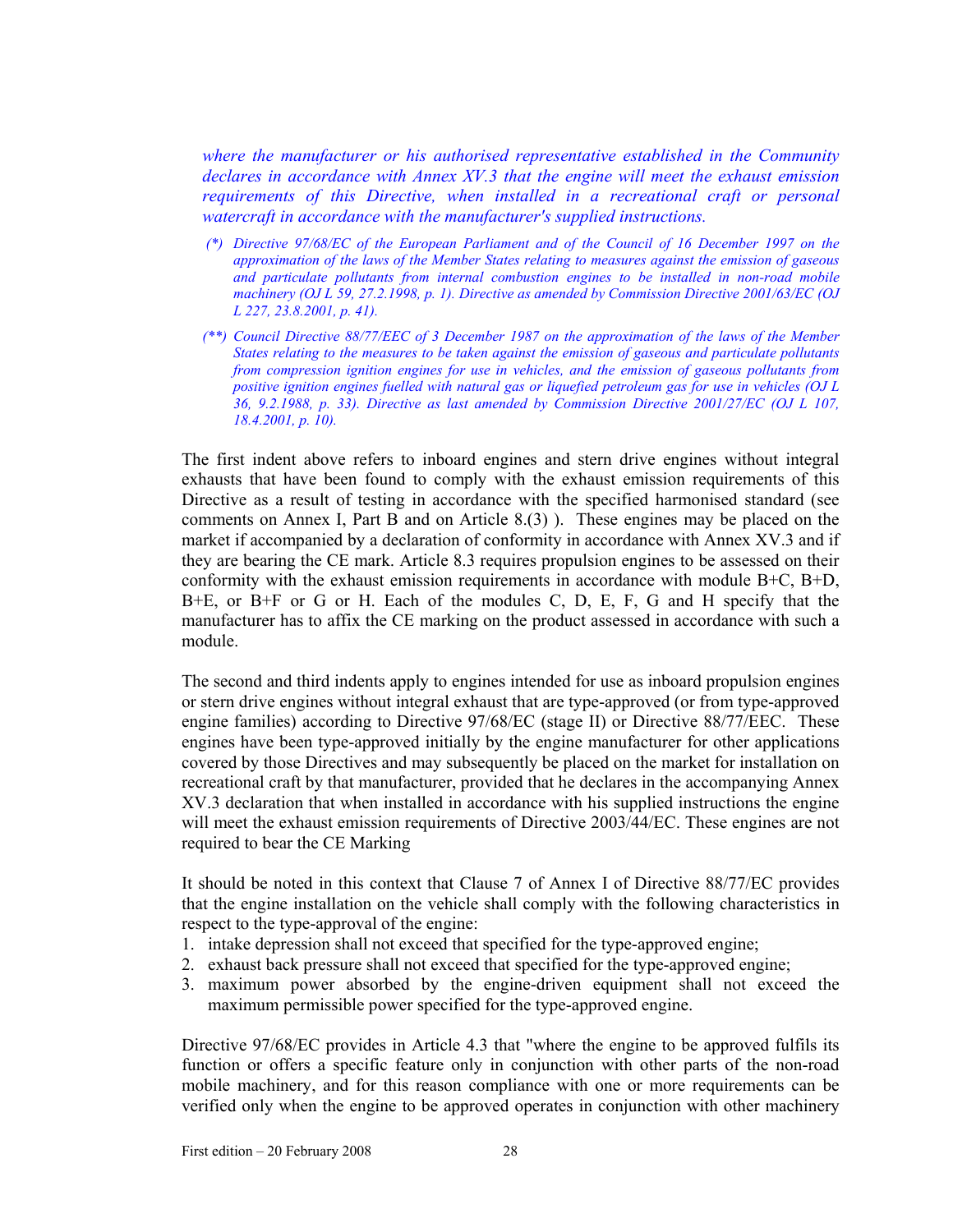*where the manufacturer or his authorised representative established in the Community declares in accordance with Annex XV.3 that the engine will meet the exhaust emission requirements of this Directive, when installed in a recreational craft or personal watercraft in accordance with the manufacturer's supplied instructions.*

*(\*) Directive 97/68/EC of the European Parliament and of the Council of 16 December 1997 on the approximation of the laws of the Member States relating to measures against the emission of gaseous and particulate pollutants from internal combustion engines to be installed in non-road mobile machinery (OJ L 59, 27.2.1998, p. 1). Directive as amended by Commission Directive 2001/63/EC (OJ L 227, 23.8.2001, p. 41).*

*(\*\*) Council Directive 88/77/EEC of 3 December 1987 on the approximation of the laws of the Member States relating to the measures to be taken against the emission of gaseous and particulate pollutants from compression ignition engines for use in vehicles, and the emission of gaseous pollutants from positive ignition engines fuelled with natural gas or liquefied petroleum gas for use in vehicles (OJ L 36, 9.2.1988, p. 33). Directive as last amended by Commission Directive 2001/27/EC (OJ L 107, 18.4.2001, p. 10).*

The first indent above refers to inboard engines and stern drive engines without integral exhausts that have been found to comply with the exhaust emission requirements of this Directive as a result of testing in accordance with the specified harmonised standard (see comments on Annex I, Part B and on Article 8.(3) ). These engines may be placed on the market if accompanied by a declaration of conformity in accordance with Annex XV.3 and if they are bearing the CE mark. Article 8.3 requires propulsion engines to be assessed on their conformity with the exhaust emission requirements in accordance with module B+C, B+D, B+E, or B+F or G or H. Each of the modules C, D, E, F, G and H specify that the manufacturer has to affix the CE marking on the product assessed in accordance with such a module.

The second and third indents apply to engines intended for use as inboard propulsion engines or stern drive engines without integral exhaust that are type-approved (or from type-approved engine families) according to Directive 97/68/EC (stage II) or Directive 88/77/EEC. These engines have been type-approved initially by the engine manufacturer for other applications covered by those Directives and may subsequently be placed on the market for installation on recreational craft by that manufacturer, provided that he declares in the accompanying Annex XV.3 declaration that when installed in accordance with his supplied instructions the engine will meet the exhaust emission requirements of Directive 2003/44/EC. These engines are not required to bear the CE Marking

It should be noted in this context that Clause 7 of Annex I of Directive 88/77/EC provides that the engine installation on the vehicle shall comply with the following characteristics in respect to the type-approval of the engine:

1. intake depression shall not exceed that specified for the type-approved engine;
2. exhaust back pressure shall not exceed that specified for the type-approved engine;
3. maximum power absorbed by the engine-driven equipment shall not exceed the maximum permissible power specified for the type-approved engine.

Directive 97/68/EC provides in Article 4.3 that "where the engine to be approved fulfils its function or offers a specific feature only in conjunction with other parts of the non-road mobile machinery, and for this reason compliance with one or more requirements can be verified only when the engine to be approved operates in conjunction with other machinery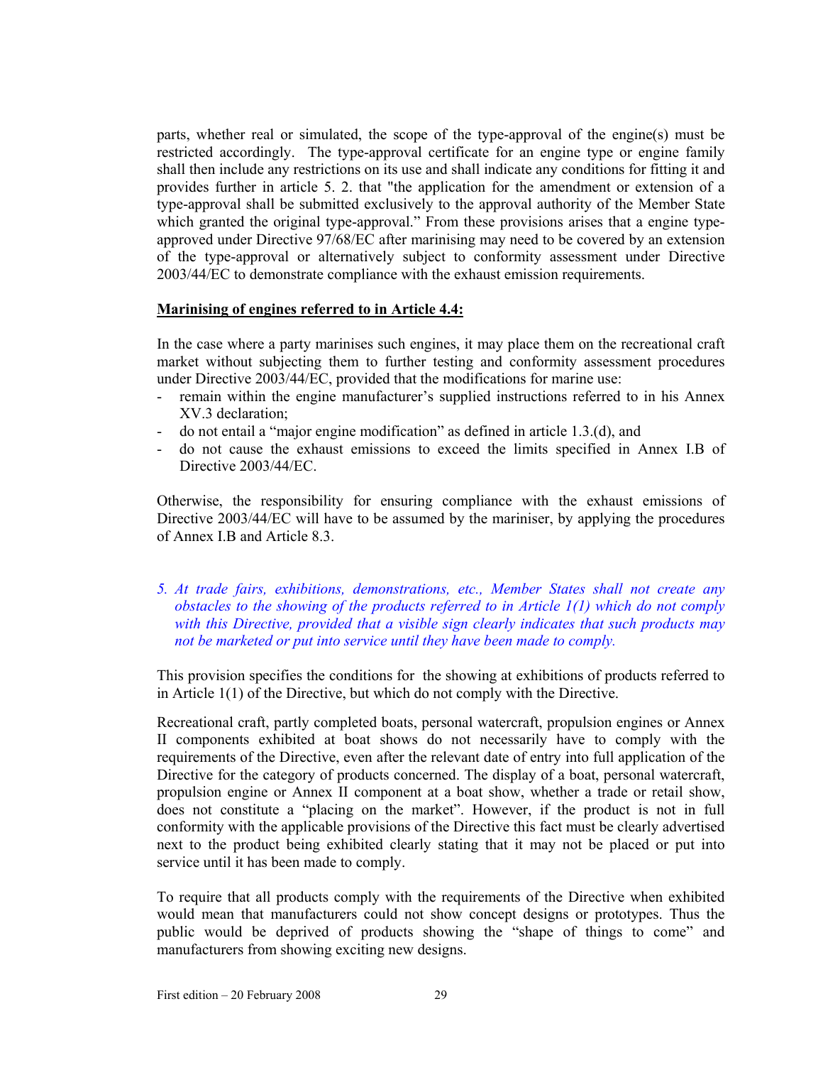parts, whether real or simulated, the scope of the type-approval of the engine(s) must be restricted accordingly. The type-approval certificate for an engine type or engine family shall then include any restrictions on its use and shall indicate any conditions for fitting it and provides further in article 5. 2. that "the application for the amendment or extension of a type-approval shall be submitted exclusively to the approval authority of the Member State which granted the original type-approval." From these provisions arises that a engine type-approved under Directive 97/68/EC after marinising may need to be covered by an extension of the type-approval or alternatively subject to conformity assessment under Directive 2003/44/EC to demonstrate compliance with the exhaust emission requirements.

**<u>Marinising of engines referred to in Article 4.4:</u>**

In the case where a party marinises such engines, it may place them on the recreational craft market without subjecting them to further testing and conformity assessment procedures under Directive 2003/44/EC, provided that the modifications for marine use:

- remain within the engine manufacturer's supplied instructions referred to in his Annex XV.3 declaration;
- do not entail a "major engine modification" as defined in article 1.3.(d), and
- do not cause the exhaust emissions to exceed the limits specified in Annex I.B of Directive 2003/44/EC.

Otherwise, the responsibility for ensuring compliance with the exhaust emissions of Directive 2003/44/EC will have to be assumed by the mariniser, by applying the procedures of Annex I.B and Article 8.3.

*5. At trade fairs, exhibitions, demonstrations, etc., Member States shall not create any obstacles to the showing of the products referred to in Article 1(1) which do not comply with this Directive, provided that a visible sign clearly indicates that such products may not be marketed or put into service until they have been made to comply.*

This provision specifies the conditions for the showing at exhibitions of products referred to in Article 1(1) of the Directive, but which do not comply with the Directive.

Recreational craft, partly completed boats, personal watercraft, propulsion engines or Annex II components exhibited at boat shows do not necessarily have to comply with the requirements of the Directive, even after the relevant date of entry into full application of the Directive for the category of products concerned. The display of a boat, personal watercraft, propulsion engine or Annex II component at a boat show, whether a trade or retail show, does not constitute a "placing on the market". However, if the product is not in full conformity with the applicable provisions of the Directive this fact must be clearly advertised next to the product being exhibited clearly stating that it may not be placed or put into service until it has been made to comply.

To require that all products comply with the requirements of the Directive when exhibited would mean that manufacturers could not show concept designs or prototypes. Thus the public would be deprived of products showing the "shape of things to come" and manufacturers from showing exciting new designs.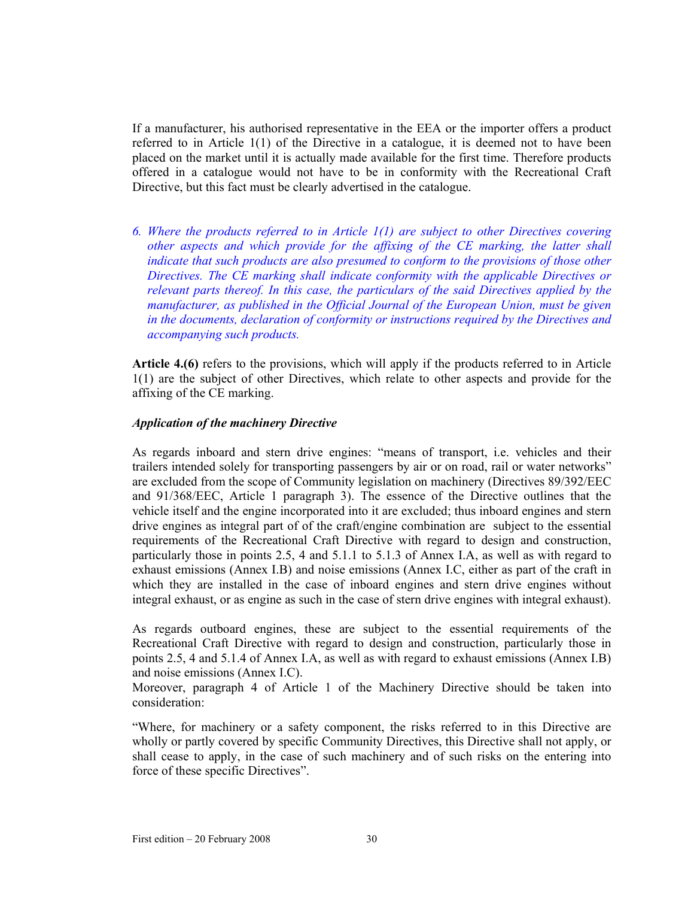If a manufacturer, his authorised representative in the EEA or the importer offers a product referred to in Article 1(1) of the Directive in a catalogue, it is deemed not to have been placed on the market until it is actually made available for the first time. Therefore products offered in a catalogue would not have to be in conformity with the Recreational Craft Directive, but this fact must be clearly advertised in the catalogue.

*6. Where the products referred to in Article 1(1) are subject to other Directives covering other aspects and which provide for the affixing of the CE marking, the latter shall indicate that such products are also presumed to conform to the provisions of those other Directives. The CE marking shall indicate conformity with the applicable Directives or relevant parts thereof. In this case, the particulars of the said Directives applied by the manufacturer, as published in the Official Journal of the European Union, must be given in the documents, declaration of conformity or instructions required by the Directives and accompanying such products.*

**Article 4.(6)** refers to the provisions, which will apply if the products referred to in Article 1(1) are the subject of other Directives, which relate to other aspects and provide for the affixing of the CE marking.

***Application of the machinery Directive***

As regards inboard and stern drive engines: "means of transport, i.e. vehicles and their trailers intended solely for transporting passengers by air or on road, rail or water networks" are excluded from the scope of Community legislation on machinery (Directives 89/392/EEC and 91/368/EEC, Article 1 paragraph 3). The essence of the Directive outlines that the vehicle itself and the engine incorporated into it are excluded; thus inboard engines and stern drive engines as integral part of of the craft/engine combination are subject to the essential requirements of the Recreational Craft Directive with regard to design and construction, particularly those in points 2.5, 4 and 5.1.1 to 5.1.3 of Annex I.A, as well as with regard to exhaust emissions (Annex I.B) and noise emissions (Annex I.C, either as part of the craft in which they are installed in the case of inboard engines and stern drive engines without integral exhaust, or as engine as such in the case of stern drive engines with integral exhaust).

As regards outboard engines, these are subject to the essential requirements of the Recreational Craft Directive with regard to design and construction, particularly those in points 2.5, 4 and 5.1.4 of Annex I.A, as well as with regard to exhaust emissions (Annex I.B) and noise emissions (Annex I.C).
Moreover, paragraph 4 of Article 1 of the Machinery Directive should be taken into consideration:

"Where, for machinery or a safety component, the risks referred to in this Directive are wholly or partly covered by specific Community Directives, this Directive shall not apply, or shall cease to apply, in the case of such machinery and of such risks on the entering into force of these specific Directives".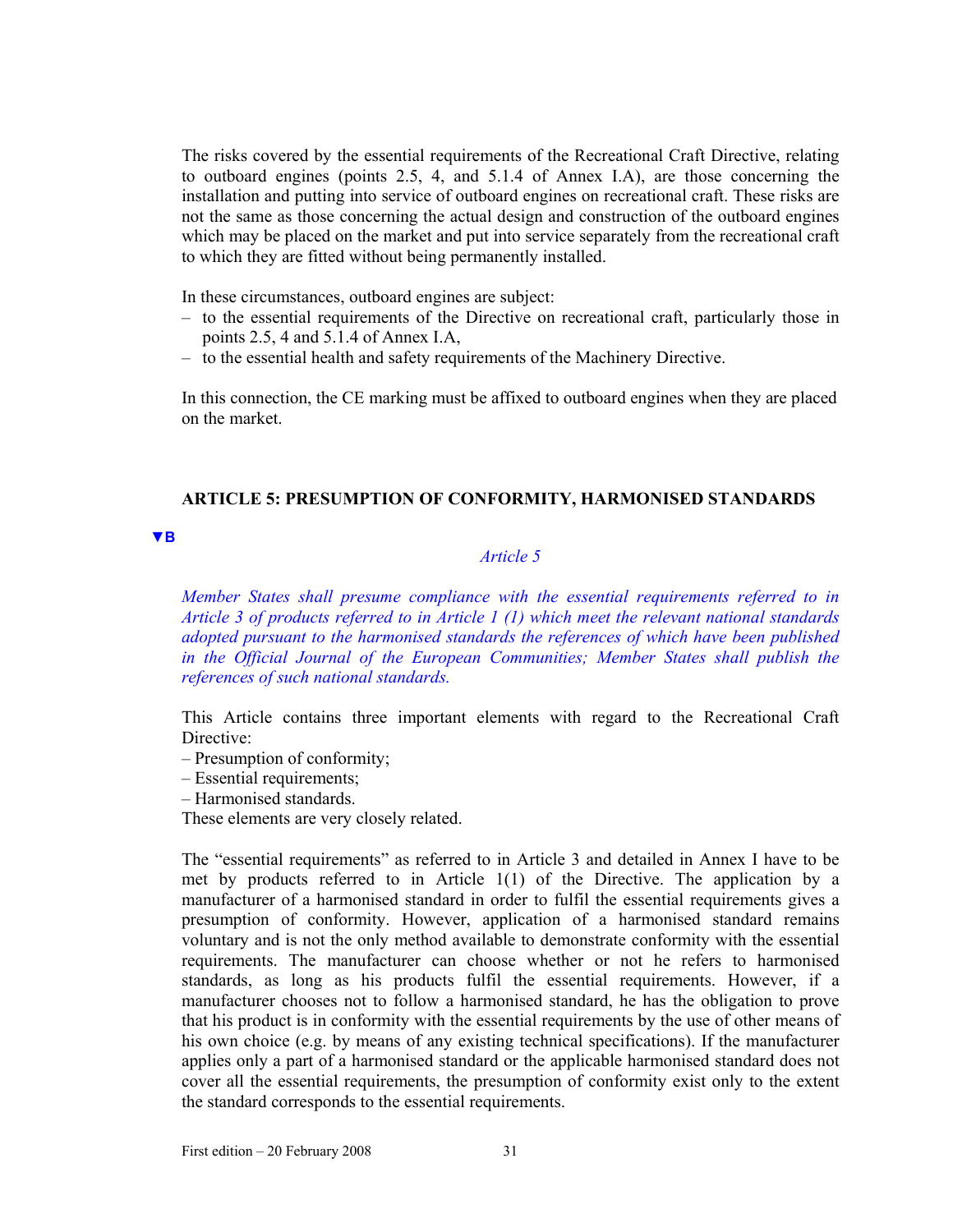The risks covered by the essential requirements of the Recreational Craft Directive, relating to outboard engines (points 2.5, 4, and 5.1.4 of Annex I.A), are those concerning the installation and putting into service of outboard engines on recreational craft. These risks are not the same as those concerning the actual design and construction of the outboard engines which may be placed on the market and put into service separately from the recreational craft to which they are fitted without being permanently installed.

In these circumstances, outboard engines are subject:

– to the essential requirements of the Directive on recreational craft, particularly those in points 2.5, 4 and 5.1.4 of Annex I.A,
– to the essential health and safety requirements of the Machinery Directive.

In this connection, the CE marking must be affixed to outboard engines when they are placed on the market.

## ARTICLE 5: PRESUMPTION OF CONFORMITY, HARMONISED STANDARDS

▼B

*Article 5*

*Member States shall presume compliance with the essential requirements referred to in Article 3 of products referred to in Article 1 (1) which meet the relevant national standards adopted pursuant to the harmonised standards the references of which have been published in the Official Journal of the European Communities; Member States shall publish the references of such national standards.*

This Article contains three important elements with regard to the Recreational Craft Directive:

– Presumption of conformity;
– Essential requirements;
– Harmonised standards.

These elements are very closely related.

The "essential requirements" as referred to in Article 3 and detailed in Annex I have to be met by products referred to in Article 1(1) of the Directive. The application by a manufacturer of a harmonised standard in order to fulfil the essential requirements gives a presumption of conformity. However, application of a harmonised standard remains voluntary and is not the only method available to demonstrate conformity with the essential requirements. The manufacturer can choose whether or not he refers to harmonised standards, as long as his products fulfil the essential requirements. However, if a manufacturer chooses not to follow a harmonised standard, he has the obligation to prove that his product is in conformity with the essential requirements by the use of other means of his own choice (e.g. by means of any existing technical specifications). If the manufacturer applies only a part of a harmonised standard or the applicable harmonised standard does not cover all the essential requirements, the presumption of conformity exist only to the extent the standard corresponds to the essential requirements.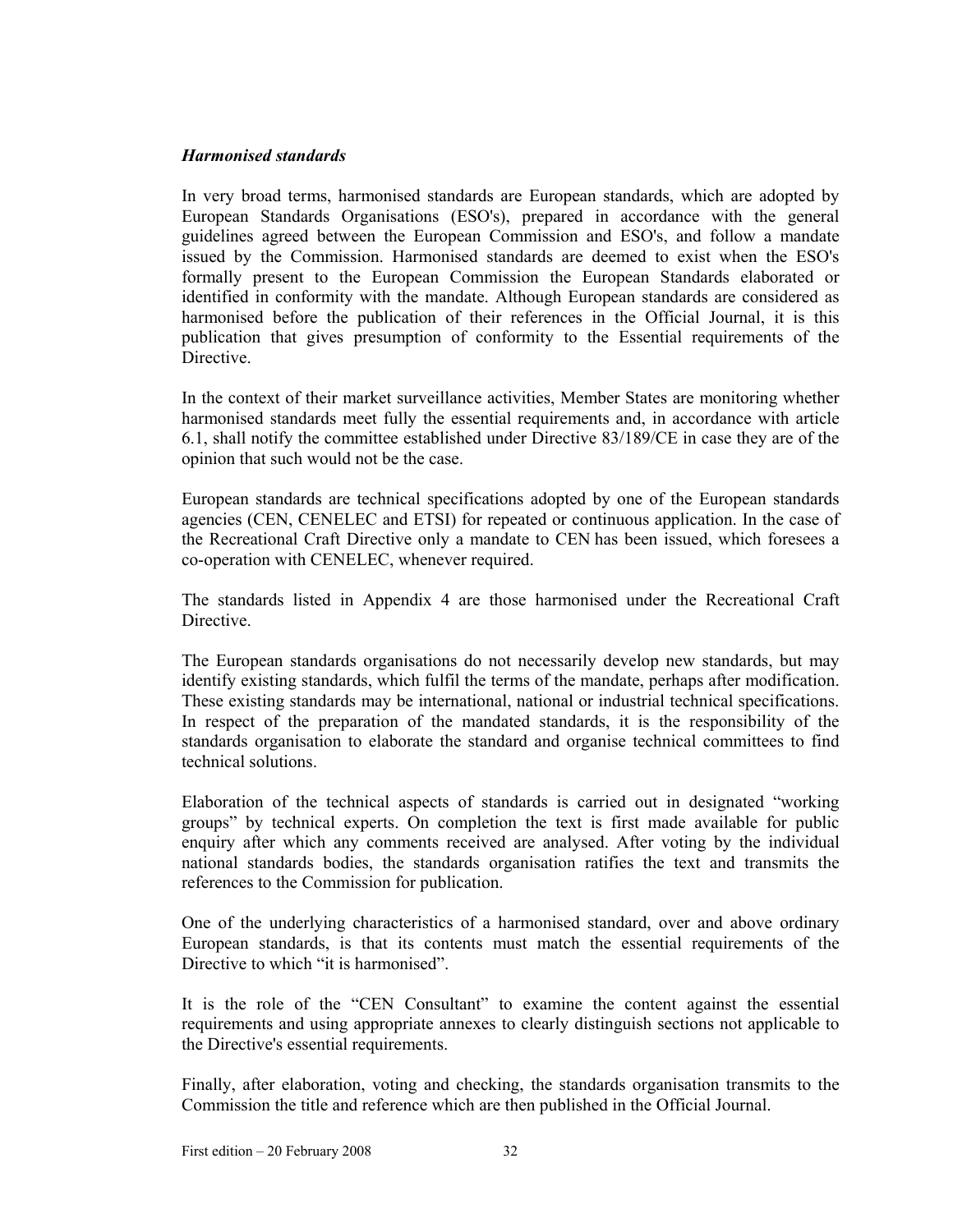***Harmonised standards***

In very broad terms, harmonised standards are European standards, which are adopted by European Standards Organisations (ESO's), prepared in accordance with the general guidelines agreed between the European Commission and ESO's, and follow a mandate issued by the Commission. Harmonised standards are deemed to exist when the ESO's formally present to the European Commission the European Standards elaborated or identified in conformity with the mandate. Although European standards are considered as harmonised before the publication of their references in the Official Journal, it is this publication that gives presumption of conformity to the Essential requirements of the Directive.

In the context of their market surveillance activities, Member States are monitoring whether harmonised standards meet fully the essential requirements and, in accordance with article 6.1, shall notify the committee established under Directive 83/189/CE in case they are of the opinion that such would not be the case.

European standards are technical specifications adopted by one of the European standards agencies (CEN, CENELEC and ETSI) for repeated or continuous application. In the case of the Recreational Craft Directive only a mandate to CEN has been issued, which foresees a co-operation with CENELEC, whenever required.

The standards listed in Appendix 4 are those harmonised under the Recreational Craft Directive.

The European standards organisations do not necessarily develop new standards, but may identify existing standards, which fulfil the terms of the mandate, perhaps after modification. These existing standards may be international, national or industrial technical specifications. In respect of the preparation of the mandated standards, it is the responsibility of the standards organisation to elaborate the standard and organise technical committees to find technical solutions.

Elaboration of the technical aspects of standards is carried out in designated “working groups” by technical experts. On completion the text is first made available for public enquiry after which any comments received are analysed. After voting by the individual national standards bodies, the standards organisation ratifies the text and transmits the references to the Commission for publication.

One of the underlying characteristics of a harmonised standard, over and above ordinary European standards, is that its contents must match the essential requirements of the Directive to which “it is harmonised”.

It is the role of the “CEN Consultant” to examine the content against the essential requirements and using appropriate annexes to clearly distinguish sections not applicable to the Directive's essential requirements.

Finally, after elaboration, voting and checking, the standards organisation transmits to the Commission the title and reference which are then published in the Official Journal.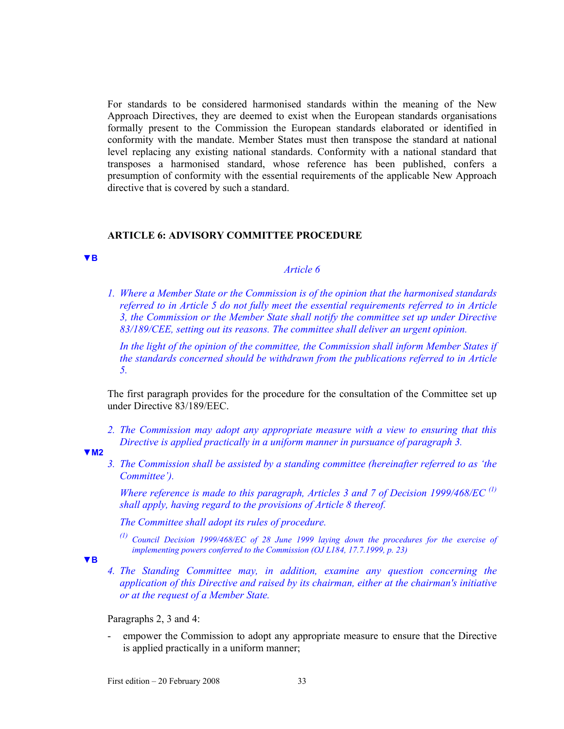For standards to be considered harmonised standards within the meaning of the New Approach Directives, they are deemed to exist when the European standards organisations formally present to the Commission the European standards elaborated or identified in conformity with the mandate. Member States must then transpose the standard at national level replacing any existing national standards. Conformity with a national standard that transposes a harmonised standard, whose reference has been published, confers a presumption of conformity with the essential requirements of the applicable New Approach directive that is covered by such a standard.

## ARTICLE 6: ADVISORY COMMITTEE PROCEDURE

▼B

*Article 6*

1. *Where a Member State or the Commission is of the opinion that the harmonised standards referred to in Article 5 do not fully meet the essential requirements referred to in Article 3, the Commission or the Member State shall notify the committee set up under Directive 83/189/CEE, setting out its reasons. The committee shall deliver an urgent opinion.*

   *In the light of the opinion of the committee, the Commission shall inform Member States if the standards concerned should be withdrawn from the publications referred to in Article 5.*

The first paragraph provides for the procedure for the consultation of the Committee set up under Directive 83/189/EEC.

2. *The Commission may adopt any appropriate measure with a view to ensuring that this Directive is applied practically in a uniform manner in pursuance of paragraph 3.*

▼M2

3. *The Commission shall be assisted by a standing committee (hereinafter referred to as 'the Committee').*

   *Where reference is made to this paragraph, Articles 3 and 7 of Decision 1999/468/EC [(1)] shall apply, having regard to the provisions of Article 8 thereof.*

   *The Committee shall adopt its rules of procedure.*

   *[(1)] Council Decision 1999/468/EC of 28 June 1999 laying down the procedures for the exercise of implementing powers conferred to the Commission (OJ L184, 17.7.1999, p. 23)*

▼B

4. *The Standing Committee may, in addition, examine any question concerning the application of this Directive and raised by its chairman, either at the chairman's initiative or at the request of a Member State.*

Paragraphs 2, 3 and 4:

- empower the Commission to adopt any appropriate measure to ensure that the Directive is applied practically in a uniform manner;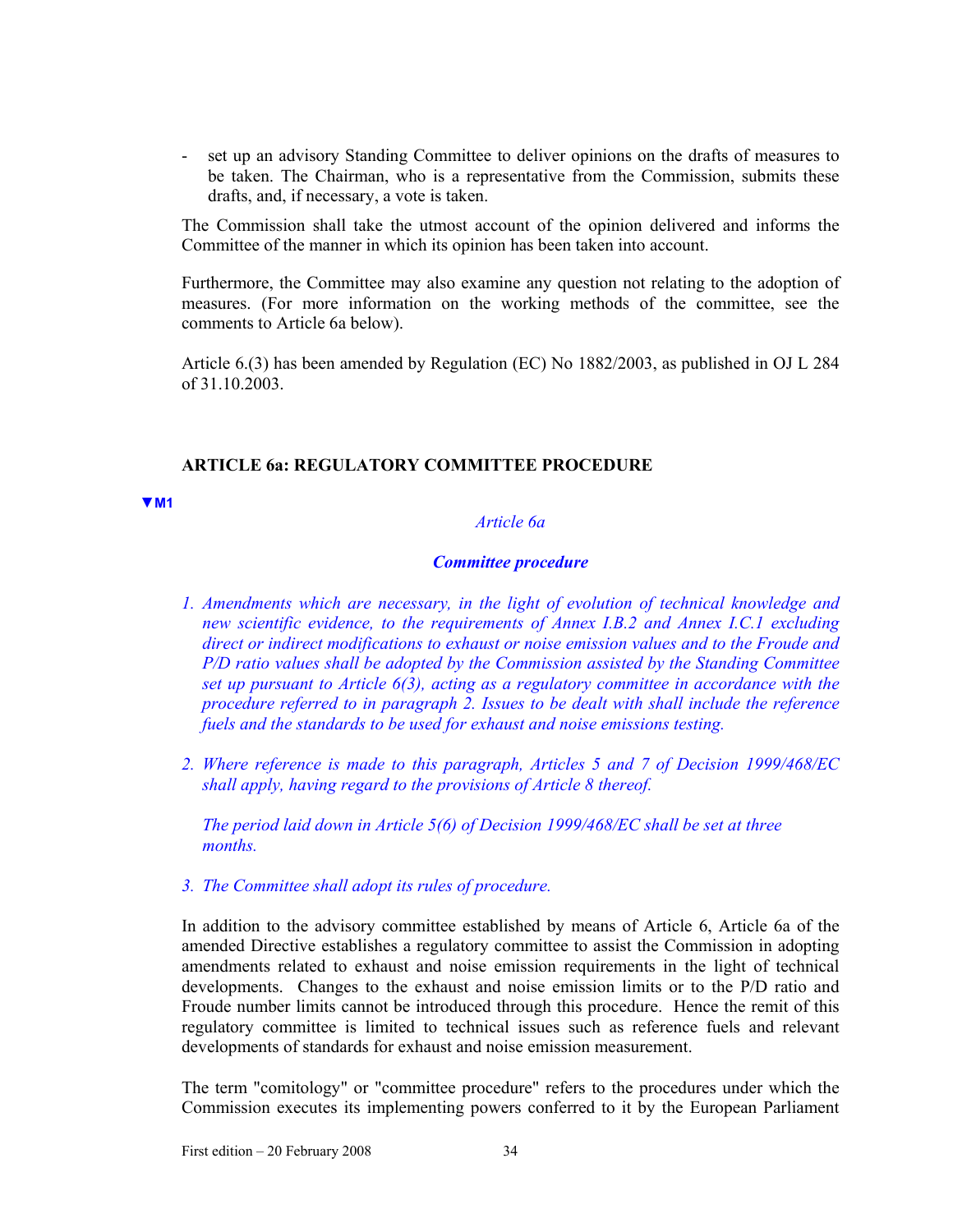- set up an advisory Standing Committee to deliver opinions on the drafts of measures to be taken. The Chairman, who is a representative from the Commission, submits these drafts, and, if necessary, a vote is taken.

The Commission shall take the utmost account of the opinion delivered and informs the Committee of the manner in which its opinion has been taken into account.

Furthermore, the Committee may also examine any question not relating to the adoption of measures. (For more information on the working methods of the committee, see the comments to Article 6a below).

Article 6.(3) has been amended by Regulation (EC) No 1882/2003, as published in OJ L 284 of 31.10.2003.

## ARTICLE 6a: REGULATORY COMMITTEE PROCEDURE

▼M1

*Article 6a*

***Committee procedure***

*1. Amendments which are necessary, in the light of evolution of technical knowledge and new scientific evidence, to the requirements of Annex I.B.2 and Annex I.C.1 excluding direct or indirect modifications to exhaust or noise emission values and to the Froude and P/D ratio values shall be adopted by the Commission assisted by the Standing Committee set up pursuant to Article 6(3), acting as a regulatory committee in accordance with the procedure referred to in paragraph 2. Issues to be dealt with shall include the reference fuels and the standards to be used for exhaust and noise emissions testing.*

*2. Where reference is made to this paragraph, Articles 5 and 7 of Decision 1999/468/EC shall apply, having regard to the provisions of Article 8 thereof.*

*The period laid down in Article 5(6) of Decision 1999/468/EC shall be set at three months.*

*3. The Committee shall adopt its rules of procedure.*

In addition to the advisory committee established by means of Article 6, Article 6a of the amended Directive establishes a regulatory committee to assist the Commission in adopting amendments related to exhaust and noise emission requirements in the light of technical developments. Changes to the exhaust and noise emission limits or to the P/D ratio and Froude number limits cannot be introduced through this procedure. Hence the remit of this regulatory committee is limited to technical issues such as reference fuels and relevant developments of standards for exhaust and noise emission measurement.

The term "comitology" or "committee procedure" refers to the procedures under which the Commission executes its implementing powers conferred to it by the European Parliament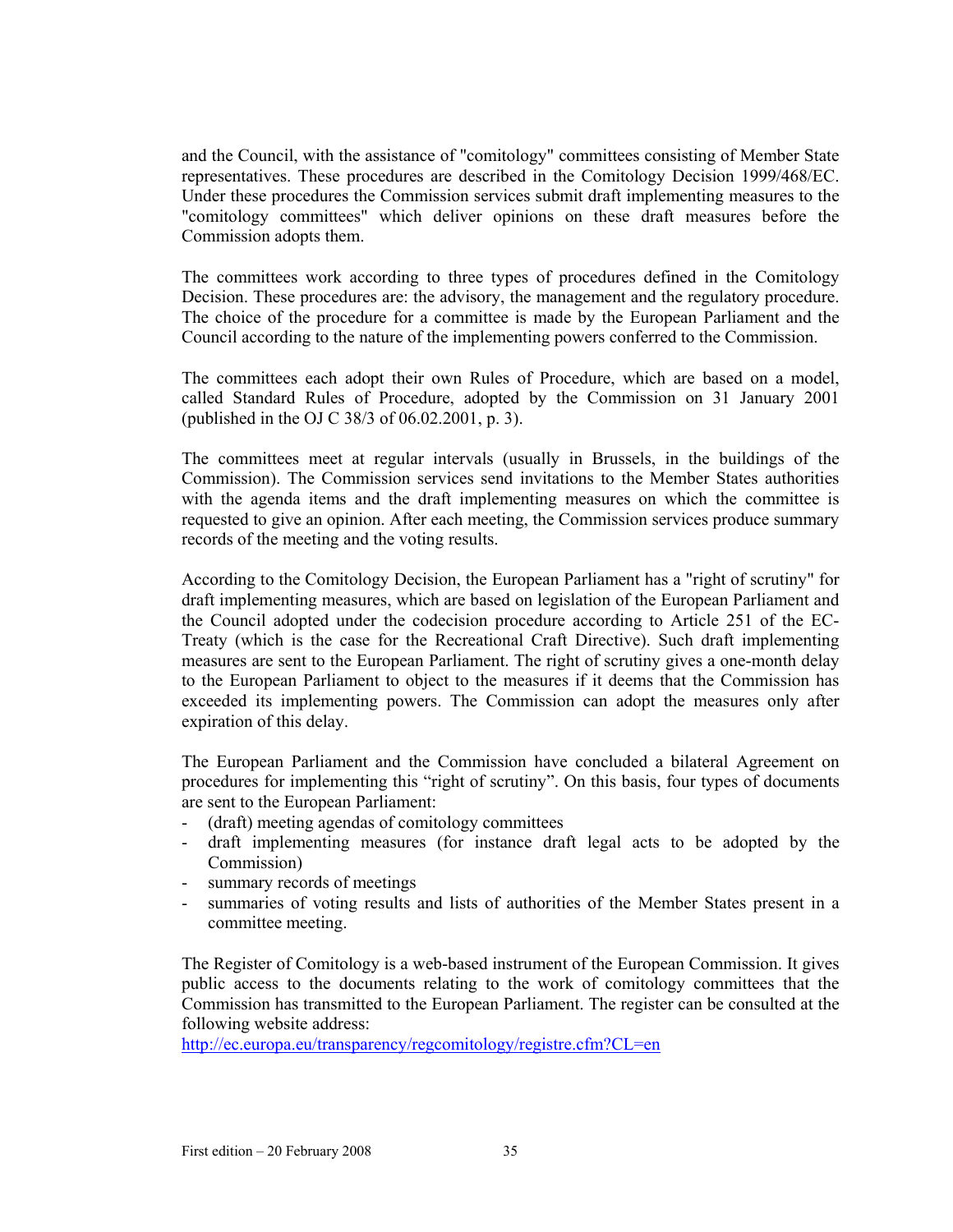and the Council, with the assistance of "comitology" committees consisting of Member State representatives. These procedures are described in the Comitology Decision 1999/468/EC. Under these procedures the Commission services submit draft implementing measures to the "comitology committees" which deliver opinions on these draft measures before the Commission adopts them.

The committees work according to three types of procedures defined in the Comitology Decision. These procedures are: the advisory, the management and the regulatory procedure. The choice of the procedure for a committee is made by the European Parliament and the Council according to the nature of the implementing powers conferred to the Commission.

The committees each adopt their own Rules of Procedure, which are based on a model, called Standard Rules of Procedure, adopted by the Commission on 31 January 2001 (published in the OJ C 38/3 of 06.02.2001, p. 3).

The committees meet at regular intervals (usually in Brussels, in the buildings of the Commission). The Commission services send invitations to the Member States authorities with the agenda items and the draft implementing measures on which the committee is requested to give an opinion. After each meeting, the Commission services produce summary records of the meeting and the voting results.

According to the Comitology Decision, the European Parliament has a "right of scrutiny" for draft implementing measures, which are based on legislation of the European Parliament and the Council adopted under the codecision procedure according to Article 251 of the EC-Treaty (which is the case for the Recreational Craft Directive). Such draft implementing measures are sent to the European Parliament. The right of scrutiny gives a one-month delay to the European Parliament to object to the measures if it deems that the Commission has exceeded its implementing powers. The Commission can adopt the measures only after expiration of this delay.

The European Parliament and the Commission have concluded a bilateral Agreement on procedures for implementing this "right of scrutiny". On this basis, four types of documents are sent to the European Parliament:

- (draft) meeting agendas of comitology committees
- draft implementing measures (for instance draft legal acts to be adopted by the Commission)
- summary records of meetings
- summaries of voting results and lists of authorities of the Member States present in a committee meeting.

The Register of Comitology is a web-based instrument of the European Commission. It gives public access to the documents relating to the work of comitology committees that the Commission has transmitted to the European Parliament. The register can be consulted at the following website address:
http://ec.europa.eu/transparency/regcomitology/registre.cfm?CL=en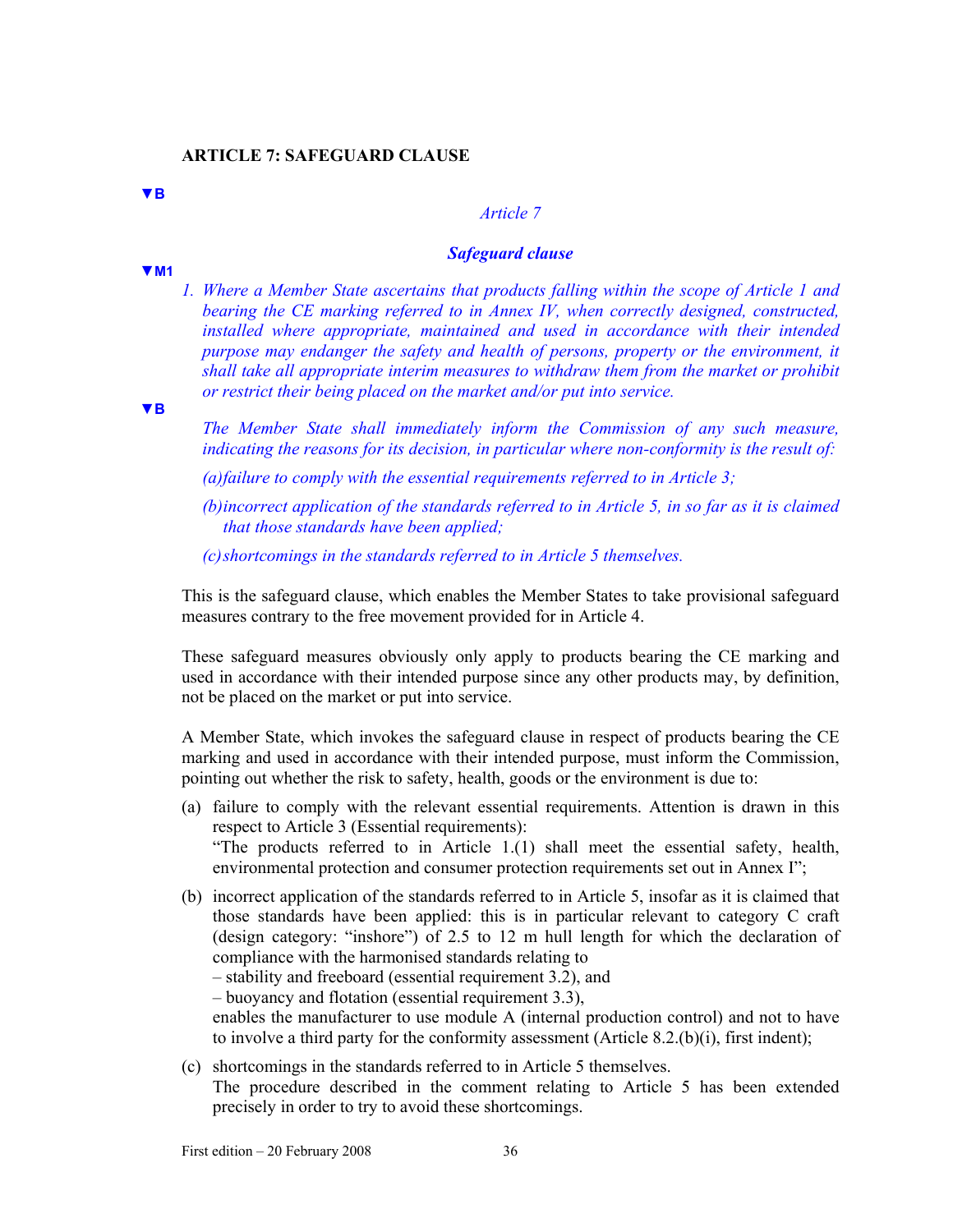**ARTICLE 7: SAFEGUARD CLAUSE**

▼B

*Article 7*

***Safeguard clause***

▼M1

*1. Where a Member State ascertains that products falling within the scope of Article 1 and bearing the CE marking referred to in Annex IV, when correctly designed, constructed, installed where appropriate, maintained and used in accordance with their intended purpose may endanger the safety and health of persons, property or the environment, it shall take all appropriate interim measures to withdraw them from the market or prohibit or restrict their being placed on the market and/or put into service.*

▼B

*The Member State shall immediately inform the Commission of any such measure, indicating the reasons for its decision, in particular where non-conformity is the result of:*

*(a) failure to comply with the essential requirements referred to in Article 3;*

*(b) incorrect application of the standards referred to in Article 5, in so far as it is claimed that those standards have been applied;*

*(c) shortcomings in the standards referred to in Article 5 themselves.*

This is the safeguard clause, which enables the Member States to take provisional safeguard measures contrary to the free movement provided for in Article 4.

These safeguard measures obviously only apply to products bearing the CE marking and used in accordance with their intended purpose since any other products may, by definition, not be placed on the market or put into service.

A Member State, which invokes the safeguard clause in respect of products bearing the CE marking and used in accordance with their intended purpose, must inform the Commission, pointing out whether the risk to safety, health, goods or the environment is due to:

(a) failure to comply with the relevant essential requirements. Attention is drawn in this respect to Article 3 (Essential requirements):
"The products referred to in Article 1.(1) shall meet the essential safety, health, environmental protection and consumer protection requirements set out in Annex I";

(b) incorrect application of the standards referred to in Article 5, insofar as it is claimed that those standards have been applied: this is in particular relevant to category C craft (design category: "inshore") of 2.5 to 12 m hull length for which the declaration of compliance with the harmonised standards relating to
– stability and freeboard (essential requirement 3.2), and
– buoyancy and flotation (essential requirement 3.3),
enables the manufacturer to use module A (internal production control) and not to have to involve a third party for the conformity assessment (Article 8.2.(b)(i), first indent);

(c) shortcomings in the standards referred to in Article 5 themselves.
The procedure described in the comment relating to Article 5 has been extended precisely in order to try to avoid these shortcomings.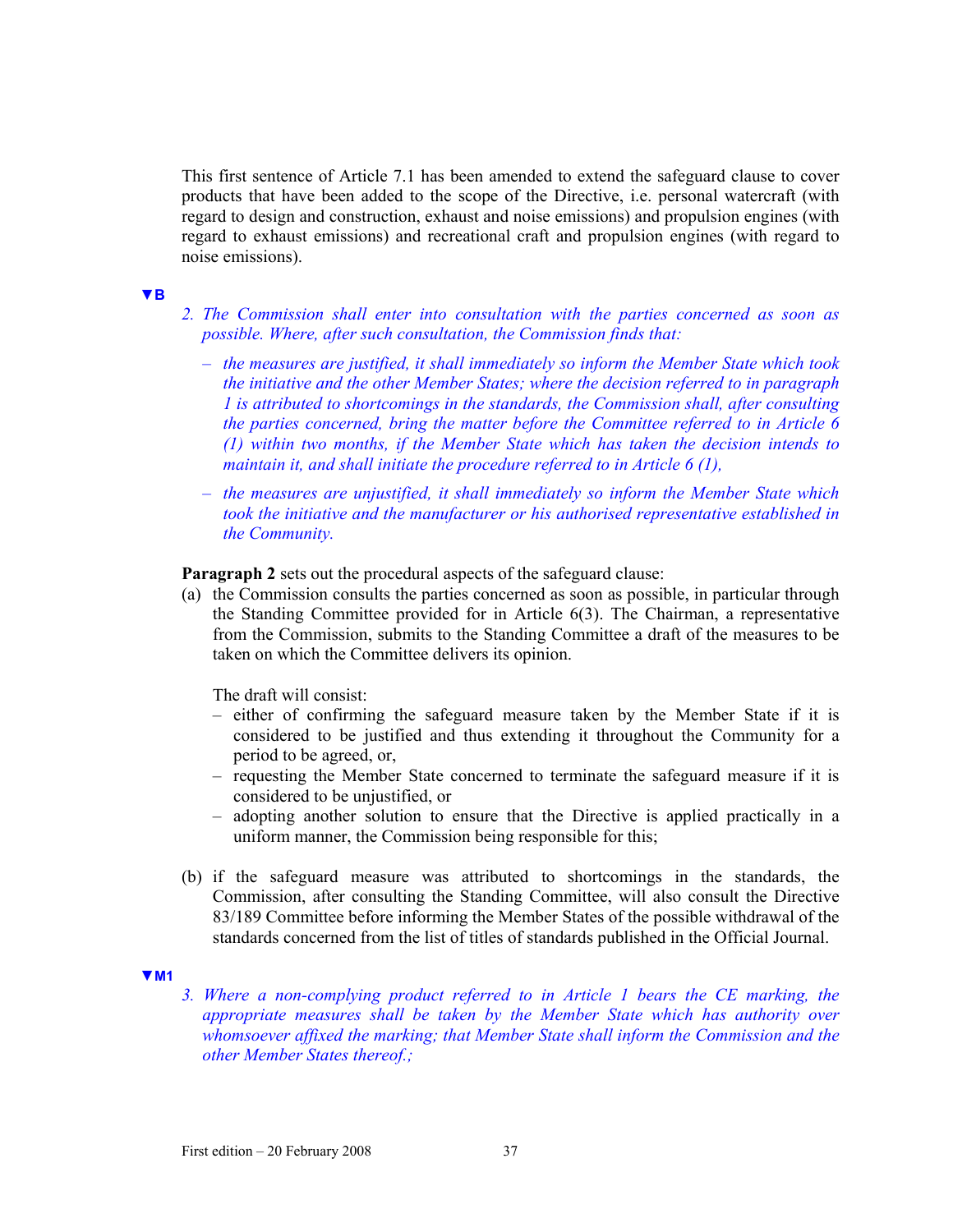This first sentence of Article 7.1 has been amended to extend the safeguard clause to cover products that have been added to the scope of the Directive, i.e. personal watercraft (with regard to design and construction, exhaust and noise emissions) and propulsion engines (with regard to exhaust emissions) and recreational craft and propulsion engines (with regard to noise emissions).

**▼B**

*2. The Commission shall enter into consultation with the parties concerned as soon as possible. Where, after such consultation, the Commission finds that:*

- *the measures are justified, it shall immediately so inform the Member State which took the initiative and the other Member States; where the decision referred to in paragraph 1 is attributed to shortcomings in the standards, the Commission shall, after consulting the parties concerned, bring the matter before the Committee referred to in Article 6 (1) within two months, if the Member State which has taken the decision intends to maintain it, and shall initiate the procedure referred to in Article 6 (1),*
- *the measures are unjustified, it shall immediately so inform the Member State which took the initiative and the manufacturer or his authorised representative established in the Community.*

**Paragraph 2** sets out the procedural aspects of the safeguard clause:

(a) the Commission consults the parties concerned as soon as possible, in particular through the Standing Committee provided for in Article 6(3). The Chairman, a representative from the Commission, submits to the Standing Committee a draft of the measures to be taken on which the Committee delivers its opinion.

The draft will consist:

- either of confirming the safeguard measure taken by the Member State if it is considered to be justified and thus extending it throughout the Community for a period to be agreed, or,
- requesting the Member State concerned to terminate the safeguard measure if it is considered to be unjustified, or
- adopting another solution to ensure that the Directive is applied practically in a uniform manner, the Commission being responsible for this;

(b) if the safeguard measure was attributed to shortcomings in the standards, the Commission, after consulting the Standing Committee, will also consult the Directive 83/189 Committee before informing the Member States of the possible withdrawal of the standards concerned from the list of titles of standards published in the Official Journal.

**▼M1**

*3. Where a non-complying product referred to in Article 1 bears the CE marking, the appropriate measures shall be taken by the Member State which has authority over whomsoever affixed the marking; that Member State shall inform the Commission and the other Member States thereof.;*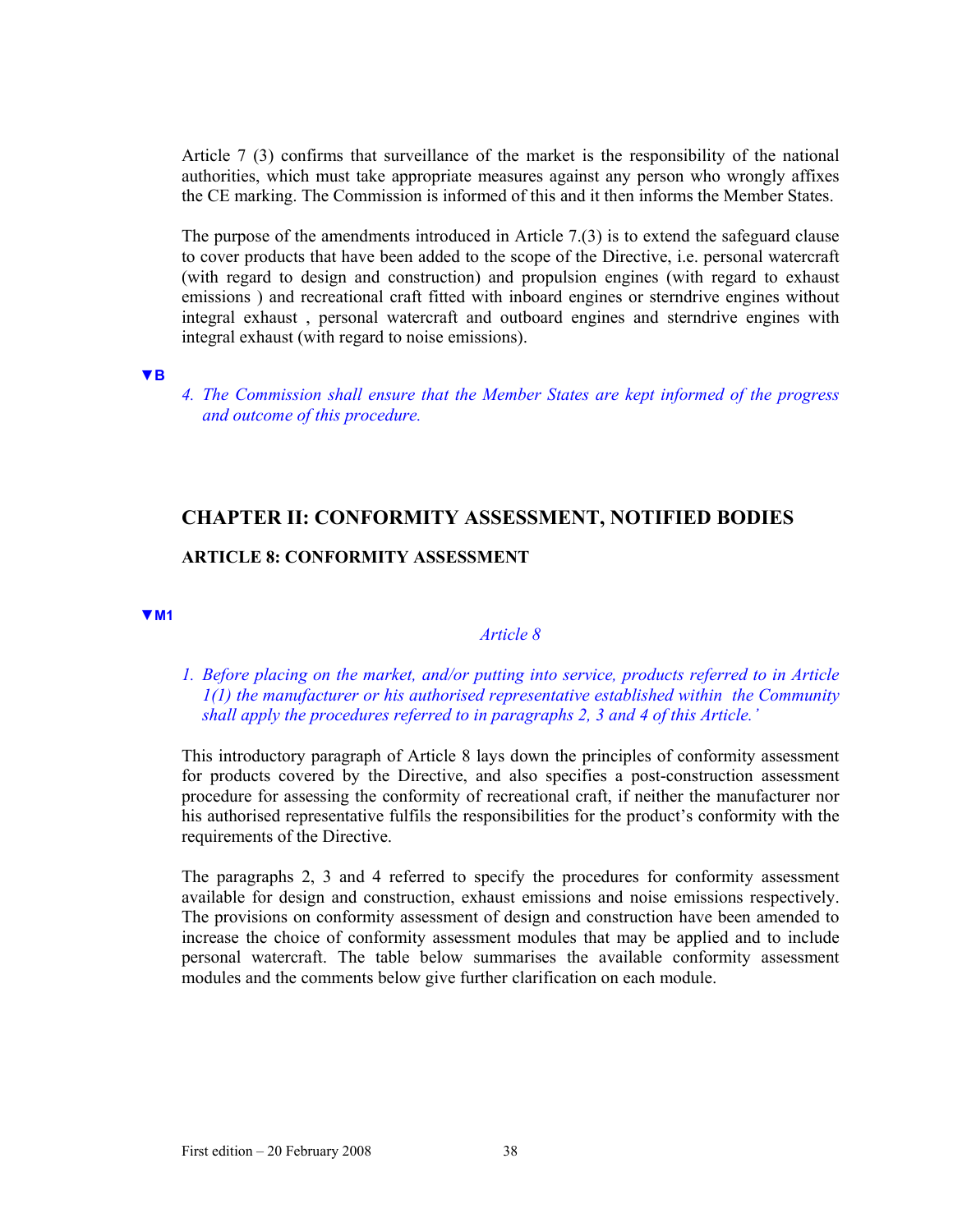Article 7 (3) confirms that surveillance of the market is the responsibility of the national authorities, which must take appropriate measures against any person who wrongly affixes the CE marking. The Commission is informed of this and it then informs the Member States.

The purpose of the amendments introduced in Article 7.(3) is to extend the safeguard clause to cover products that have been added to the scope of the Directive, i.e. personal watercraft (with regard to design and construction) and propulsion engines (with regard to exhaust emissions ) and recreational craft fitted with inboard engines or sterndrive engines without integral exhaust , personal watercraft and outboard engines and sterndrive engines with integral exhaust (with regard to noise emissions).

▼B

*4. The Commission shall ensure that the Member States are kept informed of the progress and outcome of this procedure.*

## CHAPTER II: CONFORMITY ASSESSMENT, NOTIFIED BODIES

### ARTICLE 8: CONFORMITY ASSESSMENT

▼M1

*Article 8*

*1. Before placing on the market, and/or putting into service, products referred to in Article 1(1) the manufacturer or his authorised representative established within the Community shall apply the procedures referred to in paragraphs 2, 3 and 4 of this Article.'*

This introductory paragraph of Article 8 lays down the principles of conformity assessment for products covered by the Directive, and also specifies a post-construction assessment procedure for assessing the conformity of recreational craft, if neither the manufacturer nor his authorised representative fulfils the responsibilities for the product's conformity with the requirements of the Directive.

The paragraphs 2, 3 and 4 referred to specify the procedures for conformity assessment available for design and construction, exhaust emissions and noise emissions respectively. The provisions on conformity assessment of design and construction have been amended to increase the choice of conformity assessment modules that may be applied and to include personal watercraft. The table below summarises the available conformity assessment modules and the comments below give further clarification on each module.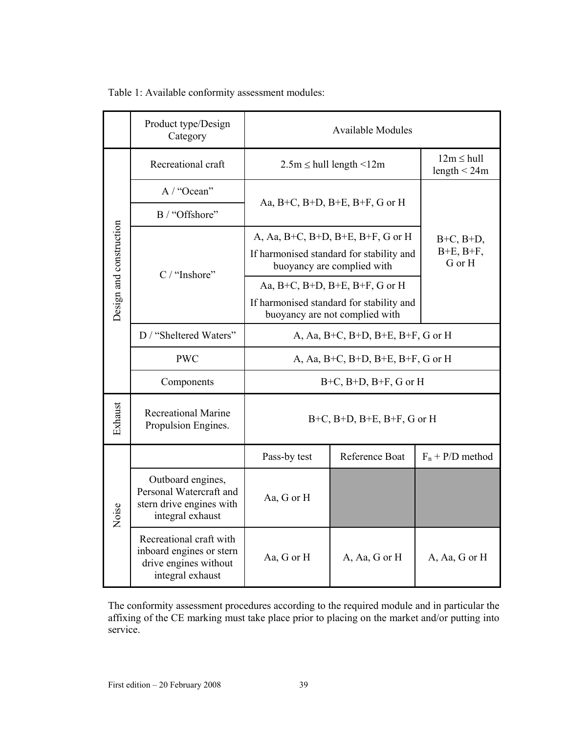Table 1: Available conformity assessment modules:

| | Product type/Design Category | Available Modules | | |
|---|---|---|---|---|
| Design and construction | Recreational craft | 2.5m ≤ hull length <12m | | 12m ≤ hull length < 24m |
| | A / "Ocean" | Aa, B+C, B+D, B+E, B+F, G or H | | B+C, B+D, B+E, B+F, G or H |
| | B / "Offshore" | Aa, B+C, B+D, B+E, B+F, G or H | | B+C, B+D, B+E, B+F, G or H |
| | C / "Inshore" | A, Aa, B+C, B+D, B+E, B+F, G or H<br>If harmonised standard for stability and buoyancy are complied with | | B+C, B+D, B+E, B+F, G or H |
| | C / "Inshore" | Aa, B+C, B+D, B+E, B+F, G or H<br>If harmonised standard for stability and buoyancy are not complied with | | B+C, B+D, B+E, B+F, G or H |
| | D / "Sheltered Waters" | A, Aa, B+C, B+D, B+E, B+F, G or H | | |
| | PWC | A, Aa, B+C, B+D, B+E, B+F, G or H | | |
| | Components | B+C, B+D, B+F, G or H | | |
| Exhaust | Recreational Marine Propulsion Engines. | B+C, B+D, B+E, B+F, G or H | | |
| Noise | | Pass-by test | Reference Boat | $F_n$ + P/D method |
| | Outboard engines, Personal Watercraft and stern drive engines with integral exhaust | Aa, G or H | | |
| | Recreational craft with inboard engines or stern drive engines without integral exhaust | Aa, G or H | A, Aa, G or H | A, Aa, G or H |

The conformity assessment procedures according to the required module and in particular the affixing of the CE marking must take place prior to placing on the market and/or putting into service.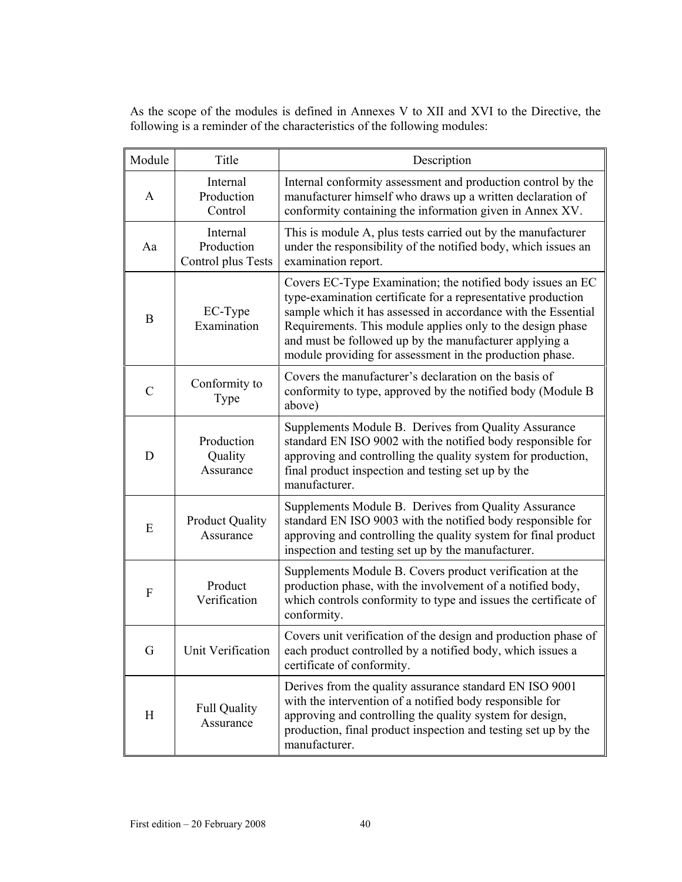As the scope of the modules is defined in Annexes V to XII and XVI to the Directive, the following is a reminder of the characteristics of the following modules:

| Module | Title | Description |
|---|---|---|
| A | Internal Production Control | Internal conformity assessment and production control by the manufacturer himself who draws up a written declaration of conformity containing the information given in Annex XV. |
| Aa | Internal Production Control plus Tests | This is module A, plus tests carried out by the manufacturer under the responsibility of the notified body, which issues an examination report. |
| B | EC-Type Examination | Covers EC-Type Examination; the notified body issues an EC type-examination certificate for a representative production sample which it has assessed in accordance with the Essential Requirements. This module applies only to the design phase and must be followed up by the manufacturer applying a module providing for assessment in the production phase. |
| C | Conformity to Type | Covers the manufacturer's declaration on the basis of conformity to type, approved by the notified body (Module B above) |
| D | Production Quality Assurance | Supplements Module B. Derives from Quality Assurance standard EN ISO 9002 with the notified body responsible for approving and controlling the quality system for production, final product inspection and testing set up by the manufacturer. |
| E | Product Quality Assurance | Supplements Module B. Derives from Quality Assurance standard EN ISO 9003 with the notified body responsible for approving and controlling the quality system for final product inspection and testing set up by the manufacturer. |
| F | Product Verification | Supplements Module B. Covers product verification at the production phase, with the involvement of a notified body, which controls conformity to type and issues the certificate of conformity. |
| G | Unit Verification | Covers unit verification of the design and production phase of each product controlled by a notified body, which issues a certificate of conformity. |
| H | Full Quality Assurance | Derives from the quality assurance standard EN ISO 9001 with the intervention of a notified body responsible for approving and controlling the quality system for design, production, final product inspection and testing set up by the manufacturer. |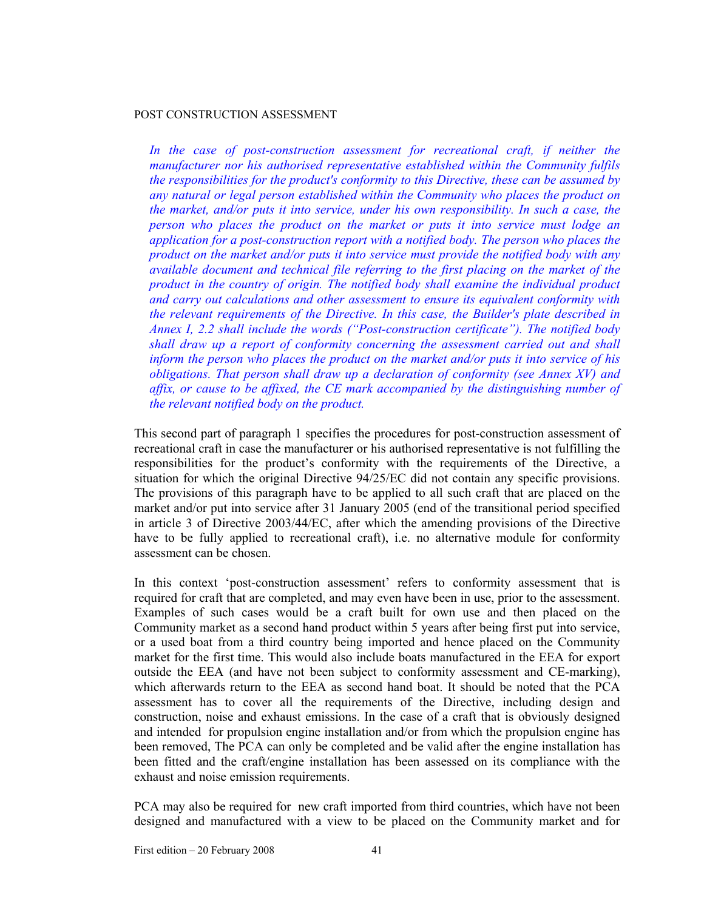POST CONSTRUCTION ASSESSMENT

> *In the case of post-construction assessment for recreational craft, if neither the manufacturer nor his authorised representative established within the Community fulfils the responsibilities for the product's conformity to this Directive, these can be assumed by any natural or legal person established within the Community who places the product on the market, and/or puts it into service, under his own responsibility. In such a case, the person who places the product on the market or puts it into service must lodge an application for a post-construction report with a notified body. The person who places the product on the market and/or puts it into service must provide the notified body with any available document and technical file referring to the first placing on the market of the product in the country of origin. The notified body shall examine the individual product and carry out calculations and other assessment to ensure its equivalent conformity with the relevant requirements of the Directive. In this case, the Builder's plate described in Annex I, 2.2 shall include the words ("Post-construction certificate"). The notified body shall draw up a report of conformity concerning the assessment carried out and shall inform the person who places the product on the market and/or puts it into service of his obligations. That person shall draw up a declaration of conformity (see Annex XV) and affix, or cause to be affixed, the CE mark accompanied by the distinguishing number of the relevant notified body on the product.*

This second part of paragraph 1 specifies the procedures for post-construction assessment of recreational craft in case the manufacturer or his authorised representative is not fulfilling the responsibilities for the product's conformity with the requirements of the Directive, a situation for which the original Directive 94/25/EC did not contain any specific provisions. The provisions of this paragraph have to be applied to all such craft that are placed on the market and/or put into service after 31 January 2005 (end of the transitional period specified in article 3 of Directive 2003/44/EC, after which the amending provisions of the Directive have to be fully applied to recreational craft), i.e. no alternative module for conformity assessment can be chosen.

In this context 'post-construction assessment' refers to conformity assessment that is required for craft that are completed, and may even have been in use, prior to the assessment. Examples of such cases would be a craft built for own use and then placed on the Community market as a second hand product within 5 years after being first put into service, or a used boat from a third country being imported and hence placed on the Community market for the first time. This would also include boats manufactured in the EEA for export outside the EEA (and have not been subject to conformity assessment and CE-marking), which afterwards return to the EEA as second hand boat. It should be noted that the PCA assessment has to cover all the requirements of the Directive, including design and construction, noise and exhaust emissions. In the case of a craft that is obviously designed and intended for propulsion engine installation and/or from which the propulsion engine has been removed, The PCA can only be completed and be valid after the engine installation has been fitted and the craft/engine installation has been assessed on its compliance with the exhaust and noise emission requirements.

PCA may also be required for new craft imported from third countries, which have not been designed and manufactured with a view to be placed on the Community market and for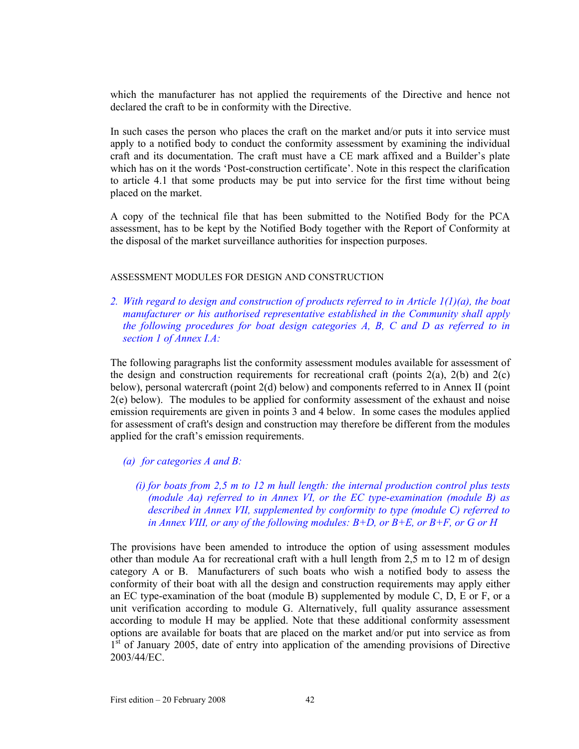which the manufacturer has not applied the requirements of the Directive and hence not declared the craft to be in conformity with the Directive.

In such cases the person who places the craft on the market and/or puts it into service must apply to a notified body to conduct the conformity assessment by examining the individual craft and its documentation. The craft must have a CE mark affixed and a Builder's plate which has on it the words 'Post-construction certificate'. Note in this respect the clarification to article 4.1 that some products may be put into service for the first time without being placed on the market.

A copy of the technical file that has been submitted to the Notified Body for the PCA assessment, has to be kept by the Notified Body together with the Report of Conformity at the disposal of the market surveillance authorities for inspection purposes.

ASSESSMENT MODULES FOR DESIGN AND CONSTRUCTION

*2. With regard to design and construction of products referred to in Article 1(1)(a), the boat manufacturer or his authorised representative established in the Community shall apply the following procedures for boat design categories A, B, C and D as referred to in section 1 of Annex I.A:*

The following paragraphs list the conformity assessment modules available for assessment of the design and construction requirements for recreational craft (points 2(a), 2(b) and 2(c) below), personal watercraft (point 2(d) below) and components referred to in Annex II (point 2(e) below). The modules to be applied for conformity assessment of the exhaust and noise emission requirements are given in points 3 and 4 below. In some cases the modules applied for assessment of craft's design and construction may therefore be different from the modules applied for the craft's emission requirements.

*(a) for categories A and B:*

*(i) for boats from 2,5 m to 12 m hull length: the internal production control plus tests (module Aa) referred to in Annex VI, or the EC type-examination (module B) as described in Annex VII, supplemented by conformity to type (module C) referred to in Annex VIII, or any of the following modules: B+D, or B+E, or B+F, or G or H*

The provisions have been amended to introduce the option of using assessment modules other than module Aa for recreational craft with a hull length from 2,5 m to 12 m of design category A or B. Manufacturers of such boats who wish a notified body to assess the conformity of their boat with all the design and construction requirements may apply either an EC type-examination of the boat (module B) supplemented by module C, D, E or F, or a unit verification according to module G. Alternatively, full quality assurance assessment according to module H may be applied. Note that these additional conformity assessment options are available for boats that are placed on the market and/or put into service as from 1st of January 2005, date of entry into application of the amending provisions of Directive 2003/44/EC.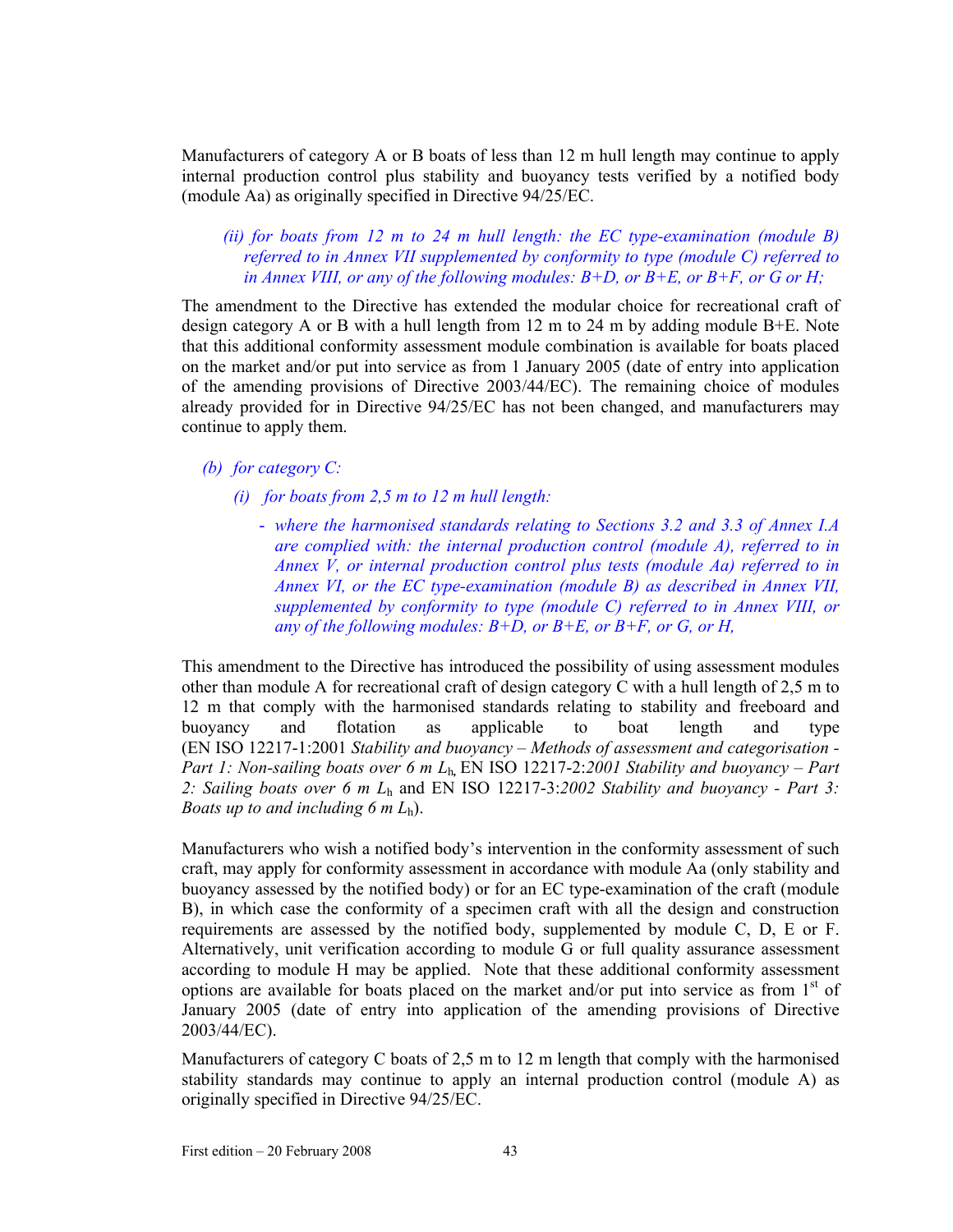Manufacturers of category A or B boats of less than 12 m hull length may continue to apply internal production control plus stability and buoyancy tests verified by a notified body (module Aa) as originally specified in Directive 94/25/EC.

> *(ii) for boats from 12 m to 24 m hull length: the EC type-examination (module B) referred to in Annex VII supplemented by conformity to type (module C) referred to in Annex VIII, or any of the following modules: B+D, or B+E, or B+F, or G or H;*

The amendment to the Directive has extended the modular choice for recreational craft of design category A or B with a hull length from 12 m to 24 m by adding module B+E. Note that this additional conformity assessment module combination is available for boats placed on the market and/or put into service as from 1 January 2005 (date of entry into application of the amending provisions of Directive 2003/44/EC). The remaining choice of modules already provided for in Directive 94/25/EC has not been changed, and manufacturers may continue to apply them.

> *(b) for category C:*
>
> *(i) for boats from 2,5 m to 12 m hull length:*
>
> - *where the harmonised standards relating to Sections 3.2 and 3.3 of Annex I.A are complied with: the internal production control (module A), referred to in Annex V, or internal production control plus tests (module Aa) referred to in Annex VI, or the EC type-examination (module B) as described in Annex VII, supplemented by conformity to type (module C) referred to in Annex VIII, or any of the following modules: B+D, or B+E, or B+F, or G, or H,*

This amendment to the Directive has introduced the possibility of using assessment modules other than module A for recreational craft of design category C with a hull length of 2,5 m to 12 m that comply with the harmonised standards relating to stability and freeboard and buoyancy and flotation as applicable to boat length and type (EN ISO 12217-1:2001 *Stability and buoyancy – Methods of assessment and categorisation - Part 1: Non-sailing boats over 6 m* $L_h$, EN ISO 12217-2:*2001 Stability and buoyancy – Part 2: Sailing boats over 6 m* $L_h$ and EN ISO 12217-3:*2002 Stability and buoyancy - Part 3: Boats up to and including 6 m* $L_h$).

Manufacturers who wish a notified body's intervention in the conformity assessment of such craft, may apply for conformity assessment in accordance with module Aa (only stability and buoyancy assessed by the notified body) or for an EC type-examination of the craft (module B), in which case the conformity of a specimen craft with all the design and construction requirements are assessed by the notified body, supplemented by module C, D, E or F. Alternatively, unit verification according to module G or full quality assurance assessment according to module H may be applied. Note that these additional conformity assessment options are available for boats placed on the market and/or put into service as from 1st of January 2005 (date of entry into application of the amending provisions of Directive 2003/44/EC).

Manufacturers of category C boats of 2,5 m to 12 m length that comply with the harmonised stability standards may continue to apply an internal production control (module A) as originally specified in Directive 94/25/EC.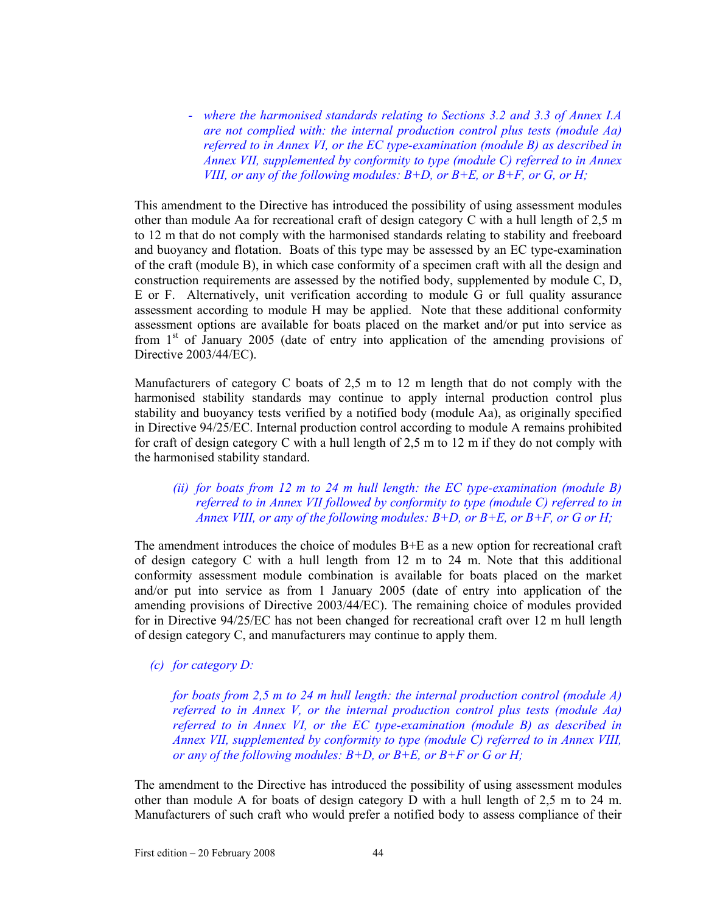- *where the harmonised standards relating to Sections 3.2 and 3.3 of Annex I.A are not complied with: the internal production control plus tests (module Aa) referred to in Annex VI, or the EC type-examination (module B) as described in Annex VII, supplemented by conformity to type (module C) referred to in Annex VIII, or any of the following modules: B+D, or B+E, or B+F, or G, or H;*

This amendment to the Directive has introduced the possibility of using assessment modules other than module Aa for recreational craft of design category C with a hull length of 2,5 m to 12 m that do not comply with the harmonised standards relating to stability and freeboard and buoyancy and flotation. Boats of this type may be assessed by an EC type-examination of the craft (module B), in which case conformity of a specimen craft with all the design and construction requirements are assessed by the notified body, supplemented by module C, D, E or F. Alternatively, unit verification according to module G or full quality assurance assessment according to module H may be applied. Note that these additional conformity assessment options are available for boats placed on the market and/or put into service as from 1st of January 2005 (date of entry into application of the amending provisions of Directive 2003/44/EC).

Manufacturers of category C boats of 2,5 m to 12 m length that do not comply with the harmonised stability standards may continue to apply internal production control plus stability and buoyancy tests verified by a notified body (module Aa), as originally specified in Directive 94/25/EC. Internal production control according to module A remains prohibited for craft of design category C with a hull length of 2,5 m to 12 m if they do not comply with the harmonised stability standard.

*(ii) for boats from 12 m to 24 m hull length: the EC type-examination (module B) referred to in Annex VII followed by conformity to type (module C) referred to in Annex VIII, or any of the following modules: B+D, or B+E, or B+F, or G or H;*

The amendment introduces the choice of modules B+E as a new option for recreational craft of design category C with a hull length from 12 m to 24 m. Note that this additional conformity assessment module combination is available for boats placed on the market and/or put into service as from 1 January 2005 (date of entry into application of the amending provisions of Directive 2003/44/EC). The remaining choice of modules provided for in Directive 94/25/EC has not been changed for recreational craft over 12 m hull length of design category C, and manufacturers may continue to apply them.

*(c) for category D:*

*for boats from 2,5 m to 24 m hull length: the internal production control (module A) referred to in Annex V, or the internal production control plus tests (module Aa) referred to in Annex VI, or the EC type-examination (module B) as described in Annex VII, supplemented by conformity to type (module C) referred to in Annex VIII, or any of the following modules: B+D, or B+E, or B+F or G or H;*

The amendment to the Directive has introduced the possibility of using assessment modules other than module A for boats of design category D with a hull length of 2,5 m to 24 m. Manufacturers of such craft who would prefer a notified body to assess compliance of their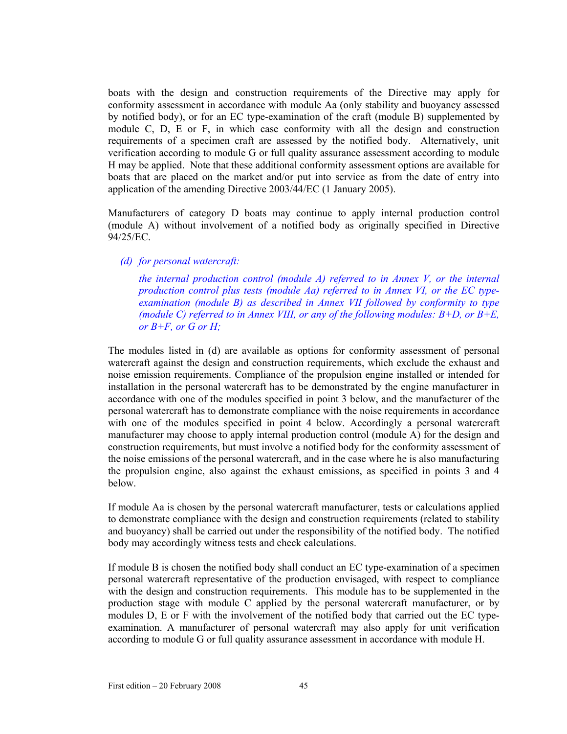boats with the design and construction requirements of the Directive may apply for conformity assessment in accordance with module Aa (only stability and buoyancy assessed by notified body), or for an EC type-examination of the craft (module B) supplemented by module C, D, E or F, in which case conformity with all the design and construction requirements of a specimen craft are assessed by the notified body. Alternatively, unit verification according to module G or full quality assurance assessment according to module H may be applied. Note that these additional conformity assessment options are available for boats that are placed on the market and/or put into service as from the date of entry into application of the amending Directive 2003/44/EC (1 January 2005).

Manufacturers of category D boats may continue to apply internal production control (module A) without involvement of a notified body as originally specified in Directive 94/25/EC.

*(d) for personal watercraft:*

*the internal production control (module A) referred to in Annex V, or the internal production control plus tests (module Aa) referred to in Annex VI, or the EC type-examination (module B) as described in Annex VII followed by conformity to type (module C) referred to in Annex VIII, or any of the following modules: B+D, or B+E, or B+F, or G or H;*

The modules listed in (d) are available as options for conformity assessment of personal watercraft against the design and construction requirements, which exclude the exhaust and noise emission requirements. Compliance of the propulsion engine installed or intended for installation in the personal watercraft has to be demonstrated by the engine manufacturer in accordance with one of the modules specified in point 3 below, and the manufacturer of the personal watercraft has to demonstrate compliance with the noise requirements in accordance with one of the modules specified in point 4 below. Accordingly a personal watercraft manufacturer may choose to apply internal production control (module A) for the design and construction requirements, but must involve a notified body for the conformity assessment of the noise emissions of the personal watercraft, and in the case where he is also manufacturing the propulsion engine, also against the exhaust emissions, as specified in points 3 and 4 below.

If module Aa is chosen by the personal watercraft manufacturer, tests or calculations applied to demonstrate compliance with the design and construction requirements (related to stability and buoyancy) shall be carried out under the responsibility of the notified body. The notified body may accordingly witness tests and check calculations.

If module B is chosen the notified body shall conduct an EC type-examination of a specimen personal watercraft representative of the production envisaged, with respect to compliance with the design and construction requirements. This module has to be supplemented in the production stage with module C applied by the personal watercraft manufacturer, or by modules D, E or F with the involvement of the notified body that carried out the EC type-examination. A manufacturer of personal watercraft may also apply for unit verification according to module G or full quality assurance assessment in accordance with module H.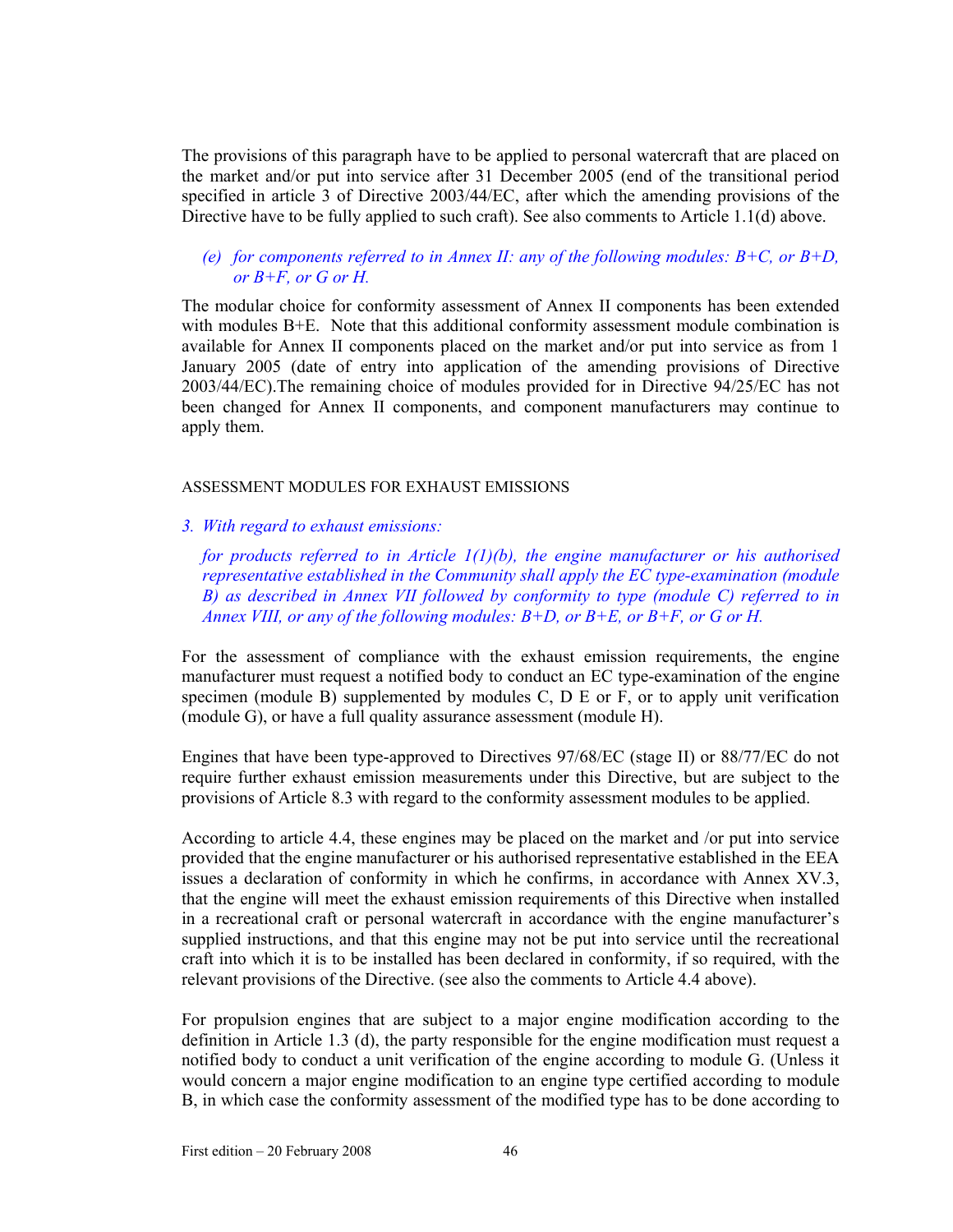The provisions of this paragraph have to be applied to personal watercraft that are placed on the market and/or put into service after 31 December 2005 (end of the transitional period specified in article 3 of Directive 2003/44/EC, after which the amending provisions of the Directive have to be fully applied to such craft). See also comments to Article 1.1(d) above.

*(e) for components referred to in Annex II: any of the following modules: B+C, or B+D, or B+F, or G or H.*

The modular choice for conformity assessment of Annex II components has been extended with modules B+E. Note that this additional conformity assessment module combination is available for Annex II components placed on the market and/or put into service as from 1 January 2005 (date of entry into application of the amending provisions of Directive 2003/44/EC).The remaining choice of modules provided for in Directive 94/25/EC has not been changed for Annex II components, and component manufacturers may continue to apply them.

ASSESSMENT MODULES FOR EXHAUST EMISSIONS

*3. With regard to exhaust emissions:*

*for products referred to in Article 1(1)(b), the engine manufacturer or his authorised representative established in the Community shall apply the EC type-examination (module B) as described in Annex VII followed by conformity to type (module C) referred to in Annex VIII, or any of the following modules: B+D, or B+E, or B+F, or G or H.*

For the assessment of compliance with the exhaust emission requirements, the engine manufacturer must request a notified body to conduct an EC type-examination of the engine specimen (module B) supplemented by modules C, D E or F, or to apply unit verification (module G), or have a full quality assurance assessment (module H).

Engines that have been type-approved to Directives 97/68/EC (stage II) or 88/77/EC do not require further exhaust emission measurements under this Directive, but are subject to the provisions of Article 8.3 with regard to the conformity assessment modules to be applied.

According to article 4.4, these engines may be placed on the market and /or put into service provided that the engine manufacturer or his authorised representative established in the EEA issues a declaration of conformity in which he confirms, in accordance with Annex XV.3, that the engine will meet the exhaust emission requirements of this Directive when installed in a recreational craft or personal watercraft in accordance with the engine manufacturer's supplied instructions, and that this engine may not be put into service until the recreational craft into which it is to be installed has been declared in conformity, if so required, with the relevant provisions of the Directive. (see also the comments to Article 4.4 above).

For propulsion engines that are subject to a major engine modification according to the definition in Article 1.3 (d), the party responsible for the engine modification must request a notified body to conduct a unit verification of the engine according to module G. (Unless it would concern a major engine modification to an engine type certified according to module B, in which case the conformity assessment of the modified type has to be done according to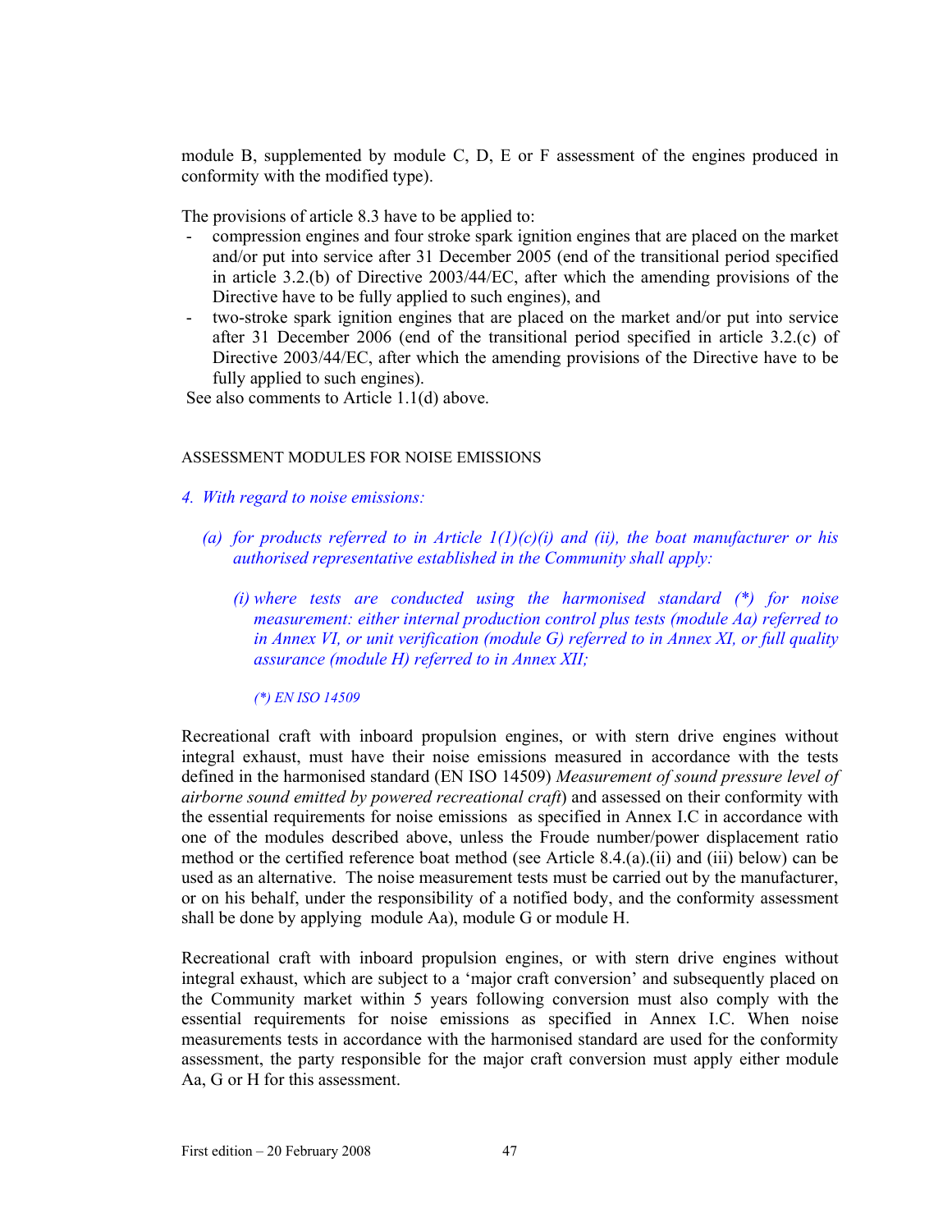module B, supplemented by module C, D, E or F assessment of the engines produced in conformity with the modified type).

The provisions of article 8.3 have to be applied to:

- compression engines and four stroke spark ignition engines that are placed on the market and/or put into service after 31 December 2005 (end of the transitional period specified in article 3.2.(b) of Directive 2003/44/EC, after which the amending provisions of the Directive have to be fully applied to such engines), and
- two-stroke spark ignition engines that are placed on the market and/or put into service after 31 December 2006 (end of the transitional period specified in article 3.2.(c) of Directive 2003/44/EC, after which the amending provisions of the Directive have to be fully applied to such engines).

See also comments to Article 1.1(d) above.

ASSESSMENT MODULES FOR NOISE EMISSIONS

*4. With regard to noise emissions:*

*(a) for products referred to in Article 1(1)(c)(i) and (ii), the boat manufacturer or his authorised representative established in the Community shall apply:*

*(i) where tests are conducted using the harmonised standard (\*) for noise measurement: either internal production control plus tests (module Aa) referred to in Annex VI, or unit verification (module G) referred to in Annex XI, or full quality assurance (module H) referred to in Annex XII;*

*(\*) EN ISO 14509*

Recreational craft with inboard propulsion engines, or with stern drive engines without integral exhaust, must have their noise emissions measured in accordance with the tests defined in the harmonised standard (EN ISO 14509) *Measurement of sound pressure level of airborne sound emitted by powered recreational craft*) and assessed on their conformity with the essential requirements for noise emissions as specified in Annex I.C in accordance with one of the modules described above, unless the Froude number/power displacement ratio method or the certified reference boat method (see Article 8.4.(a).(ii) and (iii) below) can be used as an alternative. The noise measurement tests must be carried out by the manufacturer, or on his behalf, under the responsibility of a notified body, and the conformity assessment shall be done by applying module Aa), module G or module H.

Recreational craft with inboard propulsion engines, or with stern drive engines without integral exhaust, which are subject to a 'major craft conversion' and subsequently placed on the Community market within 5 years following conversion must also comply with the essential requirements for noise emissions as specified in Annex I.C. When noise measurements tests in accordance with the harmonised standard are used for the conformity assessment, the party responsible for the major craft conversion must apply either module Aa, G or H for this assessment.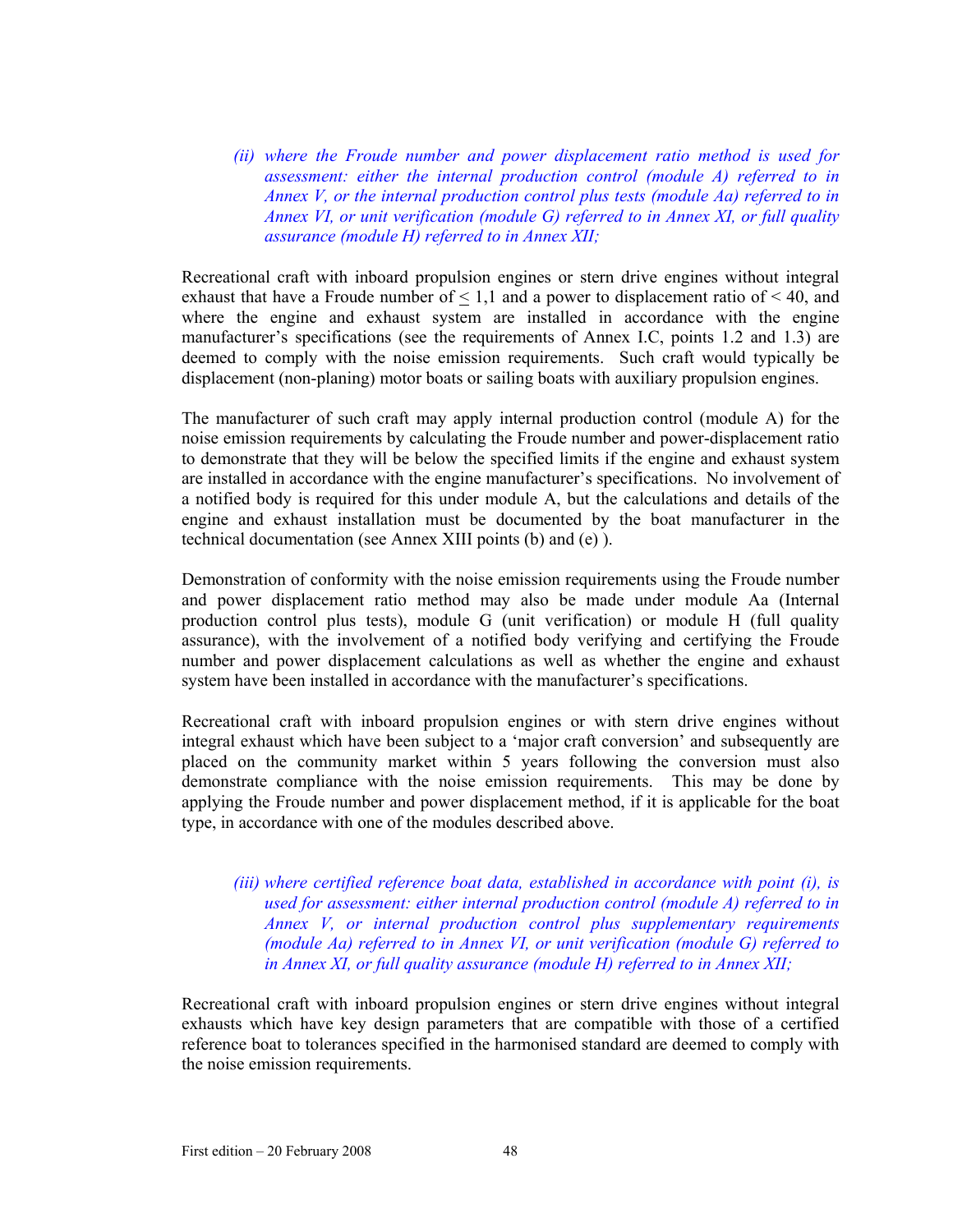*(ii) where the Froude number and power displacement ratio method is used for assessment: either the internal production control (module A) referred to in Annex V, or the internal production control plus tests (module Aa) referred to in Annex VI, or unit verification (module G) referred to in Annex XI, or full quality assurance (module H) referred to in Annex XII;*

Recreational craft with inboard propulsion engines or stern drive engines without integral exhaust that have a Froude number of $\leq$ 1,1 and a power to displacement ratio of < 40, and where the engine and exhaust system are installed in accordance with the engine manufacturer's specifications (see the requirements of Annex I.C, points 1.2 and 1.3) are deemed to comply with the noise emission requirements. Such craft would typically be displacement (non-planing) motor boats or sailing boats with auxiliary propulsion engines.

The manufacturer of such craft may apply internal production control (module A) for the noise emission requirements by calculating the Froude number and power-displacement ratio to demonstrate that they will be below the specified limits if the engine and exhaust system are installed in accordance with the engine manufacturer's specifications. No involvement of a notified body is required for this under module A, but the calculations and details of the engine and exhaust installation must be documented by the boat manufacturer in the technical documentation (see Annex XIII points (b) and (e) ).

Demonstration of conformity with the noise emission requirements using the Froude number and power displacement ratio method may also be made under module Aa (Internal production control plus tests), module G (unit verification) or module H (full quality assurance), with the involvement of a notified body verifying and certifying the Froude number and power displacement calculations as well as whether the engine and exhaust system have been installed in accordance with the manufacturer's specifications.

Recreational craft with inboard propulsion engines or with stern drive engines without integral exhaust which have been subject to a 'major craft conversion' and subsequently are placed on the community market within 5 years following the conversion must also demonstrate compliance with the noise emission requirements. This may be done by applying the Froude number and power displacement method, if it is applicable for the boat type, in accordance with one of the modules described above.

*(iii) where certified reference boat data, established in accordance with point (i), is used for assessment: either internal production control (module A) referred to in Annex V, or internal production control plus supplementary requirements (module Aa) referred to in Annex VI, or unit verification (module G) referred to in Annex XI, or full quality assurance (module H) referred to in Annex XII;*

Recreational craft with inboard propulsion engines or stern drive engines without integral exhausts which have key design parameters that are compatible with those of a certified reference boat to tolerances specified in the harmonised standard are deemed to comply with the noise emission requirements.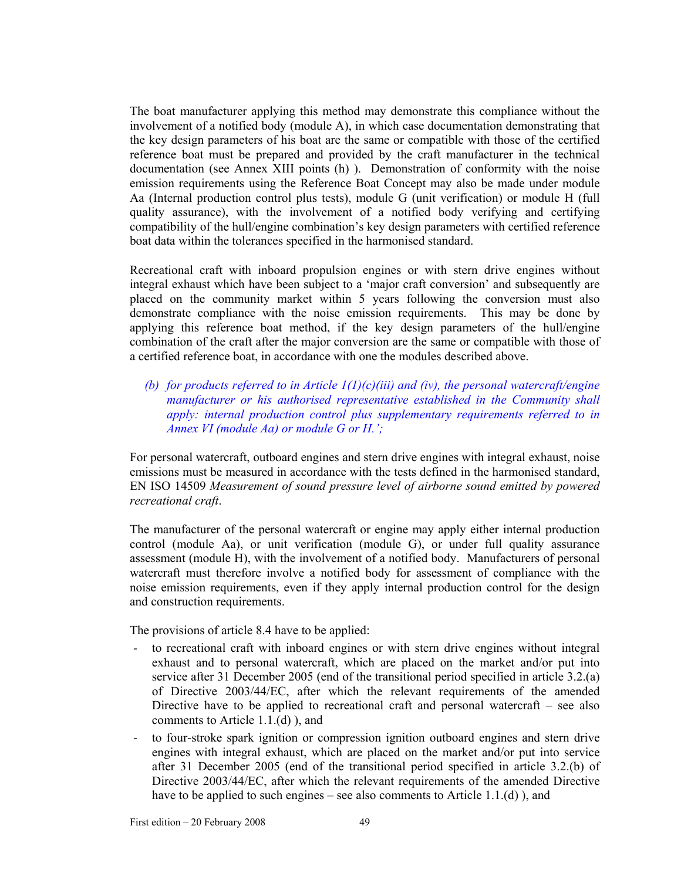The boat manufacturer applying this method may demonstrate this compliance without the involvement of a notified body (module A), in which case documentation demonstrating that the key design parameters of his boat are the same or compatible with those of the certified reference boat must be prepared and provided by the craft manufacturer in the technical documentation (see Annex XIII points (h) ). Demonstration of conformity with the noise emission requirements using the Reference Boat Concept may also be made under module Aa (Internal production control plus tests), module G (unit verification) or module H (full quality assurance), with the involvement of a notified body verifying and certifying compatibility of the hull/engine combination's key design parameters with certified reference boat data within the tolerances specified in the harmonised standard.

Recreational craft with inboard propulsion engines or with stern drive engines without integral exhaust which have been subject to a 'major craft conversion' and subsequently are placed on the community market within 5 years following the conversion must also demonstrate compliance with the noise emission requirements. This may be done by applying this reference boat method, if the key design parameters of the hull/engine combination of the craft after the major conversion are the same or compatible with those of a certified reference boat, in accordance with one the modules described above.

> *(b) for products referred to in Article 1(1)(c)(iii) and (iv), the personal watercraft/engine manufacturer or his authorised representative established in the Community shall apply: internal production control plus supplementary requirements referred to in Annex VI (module Aa) or module G or H.';*

For personal watercraft, outboard engines and stern drive engines with integral exhaust, noise emissions must be measured in accordance with the tests defined in the harmonised standard, EN ISO 14509 *Measurement of sound pressure level of airborne sound emitted by powered recreational craft*.

The manufacturer of the personal watercraft or engine may apply either internal production control (module Aa), or unit verification (module G), or under full quality assurance assessment (module H), with the involvement of a notified body. Manufacturers of personal watercraft must therefore involve a notified body for assessment of compliance with the noise emission requirements, even if they apply internal production control for the design and construction requirements.

The provisions of article 8.4 have to be applied:

- to recreational craft with inboard engines or with stern drive engines without integral exhaust and to personal watercraft, which are placed on the market and/or put into service after 31 December 2005 (end of the transitional period specified in article 3.2.(a) of Directive 2003/44/EC, after which the relevant requirements of the amended Directive have to be applied to recreational craft and personal watercraft – see also comments to Article 1.1.(d) ), and
- to four-stroke spark ignition or compression ignition outboard engines and stern drive engines with integral exhaust, which are placed on the market and/or put into service after 31 December 2005 (end of the transitional period specified in article 3.2.(b) of Directive 2003/44/EC, after which the relevant requirements of the amended Directive have to be applied to such engines – see also comments to Article 1.1.(d) ), and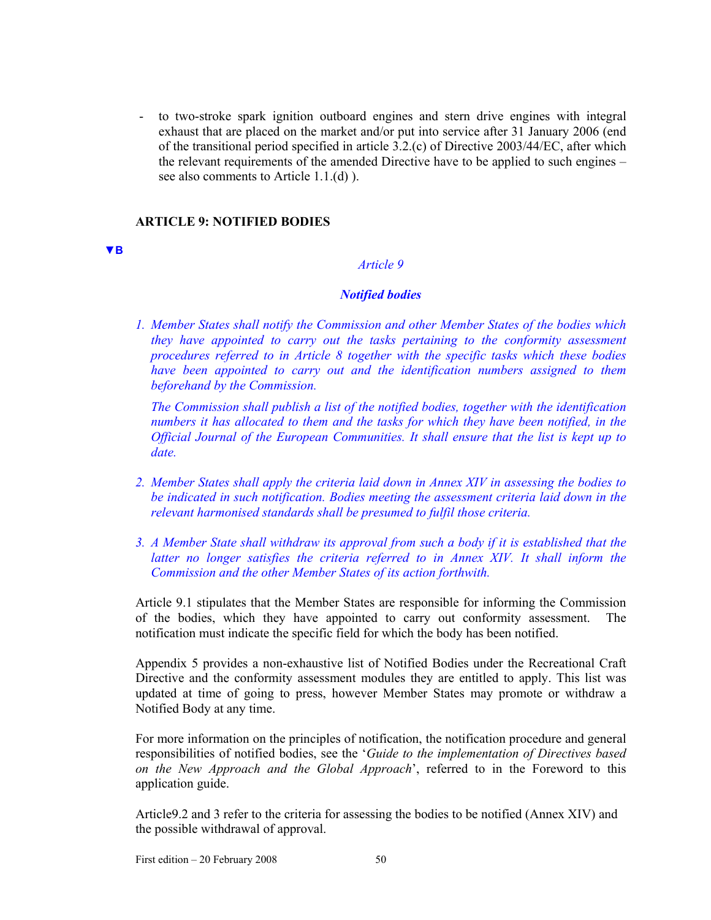- to two-stroke spark ignition outboard engines and stern drive engines with integral exhaust that are placed on the market and/or put into service after 31 January 2006 (end of the transitional period specified in article 3.2.(c) of Directive 2003/44/EC, after which the relevant requirements of the amended Directive have to be applied to such engines – see also comments to Article 1.1.(d) ).

## ARTICLE 9: NOTIFIED BODIES

▼B

*Article 9*

***Notified bodies***

1. *Member States shall notify the Commission and other Member States of the bodies which they have appointed to carry out the tasks pertaining to the conformity assessment procedures referred to in Article 8 together with the specific tasks which these bodies have been appointed to carry out and the identification numbers assigned to them beforehand by the Commission.*

   *The Commission shall publish a list of the notified bodies, together with the identification numbers it has allocated to them and the tasks for which they have been notified, in the Official Journal of the European Communities. It shall ensure that the list is kept up to date.*

2. *Member States shall apply the criteria laid down in Annex XIV in assessing the bodies to be indicated in such notification. Bodies meeting the assessment criteria laid down in the relevant harmonised standards shall be presumed to fulfil those criteria.*

3. *A Member State shall withdraw its approval from such a body if it is established that the latter no longer satisfies the criteria referred to in Annex XIV. It shall inform the Commission and the other Member States of its action forthwith.*

Article 9.1 stipulates that the Member States are responsible for informing the Commission of the bodies, which they have appointed to carry out conformity assessment. The notification must indicate the specific field for which the body has been notified.

Appendix 5 provides a non-exhaustive list of Notified Bodies under the Recreational Craft Directive and the conformity assessment modules they are entitled to apply. This list was updated at time of going to press, however Member States may promote or withdraw a Notified Body at any time.

For more information on the principles of notification, the notification procedure and general responsibilities of notified bodies, see the '*Guide to the implementation of Directives based on the New Approach and the Global Approach*', referred to in the Foreword to this application guide.

Article9.2 and 3 refer to the criteria for assessing the bodies to be notified (Annex XIV) and the possible withdrawal of approval.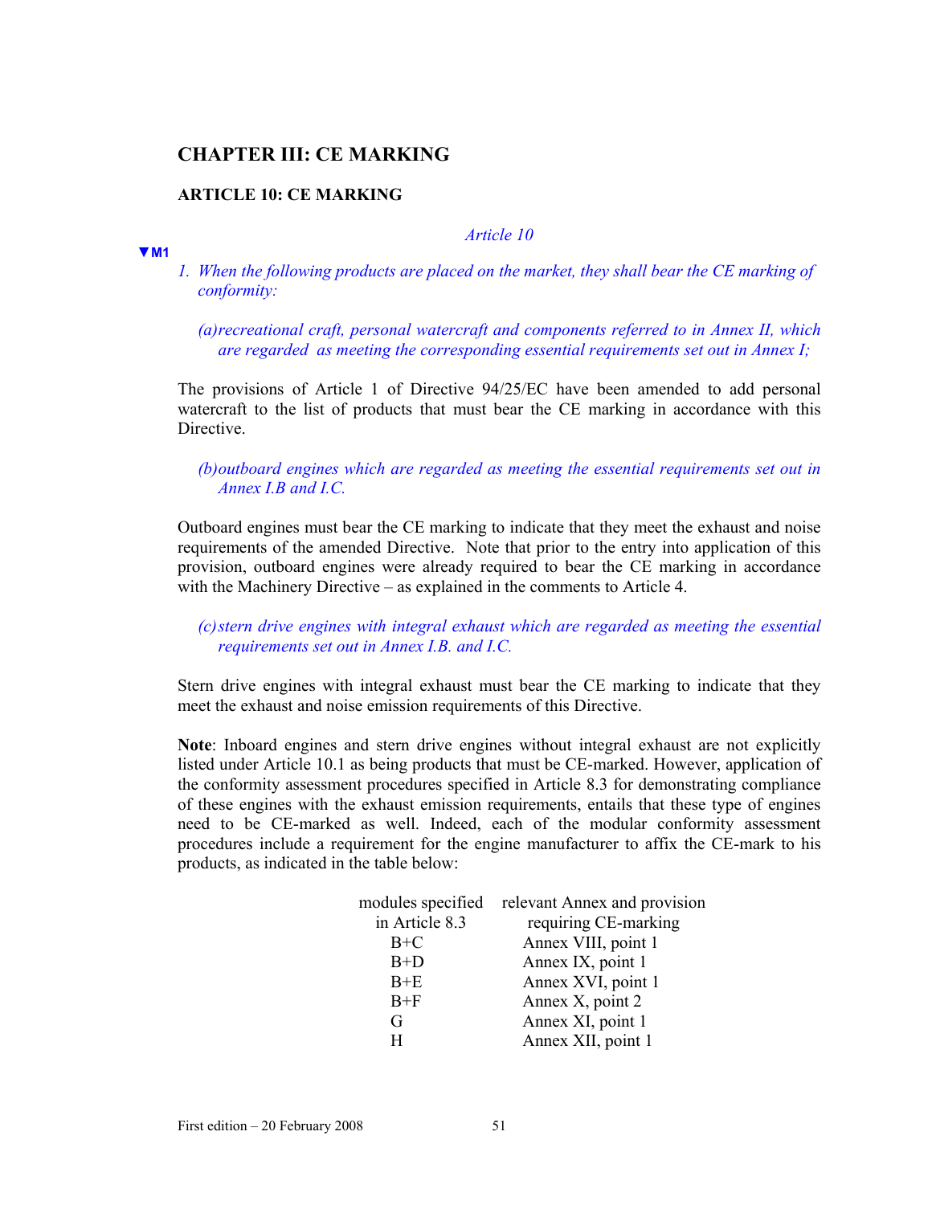## CHAPTER III: CE MARKING

### ARTICLE 10: CE MARKING

*Article 10*

▼M1

*1. When the following products are placed on the market, they shall bear the CE marking of conformity:*

*(a) recreational craft, personal watercraft and components referred to in Annex II, which are regarded as meeting the corresponding essential requirements set out in Annex I;*

The provisions of Article 1 of Directive 94/25/EC have been amended to add personal watercraft to the list of products that must bear the CE marking in accordance with this Directive.

*(b) outboard engines which are regarded as meeting the essential requirements set out in Annex I.B and I.C.*

Outboard engines must bear the CE marking to indicate that they meet the exhaust and noise requirements of the amended Directive. Note that prior to the entry into application of this provision, outboard engines were already required to bear the CE marking in accordance with the Machinery Directive – as explained in the comments to Article 4.

*(c) stern drive engines with integral exhaust which are regarded as meeting the essential requirements set out in Annex I.B. and I.C.*

Stern drive engines with integral exhaust must bear the CE marking to indicate that they meet the exhaust and noise emission requirements of this Directive.

**Note**: Inboard engines and stern drive engines without integral exhaust are not explicitly listed under Article 10.1 as being products that must be CE-marked. However, application of the conformity assessment procedures specified in Article 8.3 for demonstrating compliance of these engines with the exhaust emission requirements, entails that these type of engines need to be CE-marked as well. Indeed, each of the modular conformity assessment procedures include a requirement for the engine manufacturer to affix the CE-mark to his products, as indicated in the table below:

| modules specified in Article 8.3 | relevant Annex and provision requiring CE-marking |
|---|---|
| B+C | Annex VIII, point 1 |
| B+D | Annex IX, point 1 |
| B+E | Annex XVI, point 1 |
| B+F | Annex X, point 2 |
| G | Annex XI, point 1 |
| H | Annex XII, point 1 |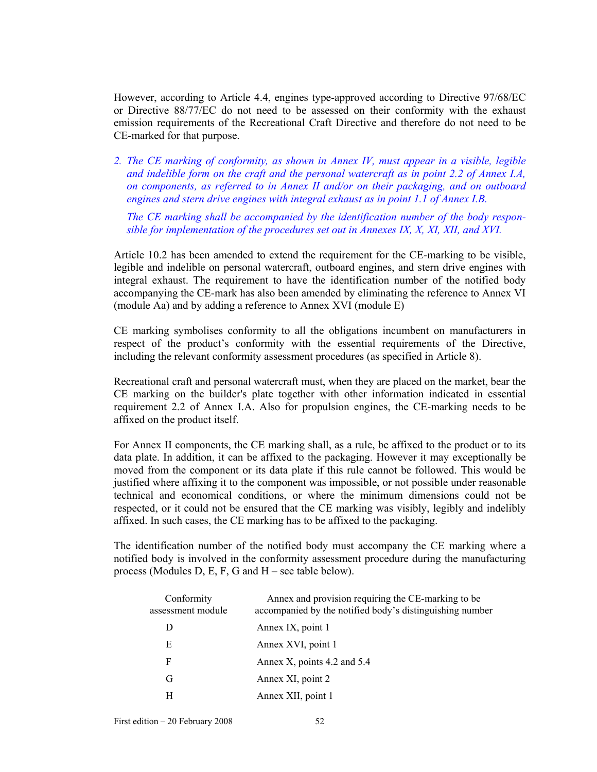However, according to Article 4.4, engines type-approved according to Directive 97/68/EC or Directive 88/77/EC do not need to be assessed on their conformity with the exhaust emission requirements of the Recreational Craft Directive and therefore do not need to be CE-marked for that purpose.

*2. The CE marking of conformity, as shown in Annex IV, must appear in a visible, legible and indelible form on the craft and the personal watercraft as in point 2.2 of Annex I.A, on components, as referred to in Annex II and/or on their packaging, and on outboard engines and stern drive engines with integral exhaust as in point 1.1 of Annex I.B.*

*The CE marking shall be accompanied by the identification number of the body responsible for implementation of the procedures set out in Annexes IX, X, XI, XII, and XVI.*

Article 10.2 has been amended to extend the requirement for the CE-marking to be visible, legible and indelible on personal watercraft, outboard engines, and stern drive engines with integral exhaust. The requirement to have the identification number of the notified body accompanying the CE-mark has also been amended by eliminating the reference to Annex VI (module Aa) and by adding a reference to Annex XVI (module E)

CE marking symbolises conformity to all the obligations incumbent on manufacturers in respect of the product's conformity with the essential requirements of the Directive, including the relevant conformity assessment procedures (as specified in Article 8).

Recreational craft and personal watercraft must, when they are placed on the market, bear the CE marking on the builder's plate together with other information indicated in essential requirement 2.2 of Annex I.A. Also for propulsion engines, the CE-marking needs to be affixed on the product itself.

For Annex II components, the CE marking shall, as a rule, be affixed to the product or to its data plate. In addition, it can be affixed to the packaging. However it may exceptionally be moved from the component or its data plate if this rule cannot be followed. This would be justified where affixing it to the component was impossible, or not possible under reasonable technical and economical conditions, or where the minimum dimensions could not be respected, or it could not be ensured that the CE marking was visibly, legibly and indelibly affixed. In such cases, the CE marking has to be affixed to the packaging.

The identification number of the notified body must accompany the CE marking where a notified body is involved in the conformity assessment procedure during the manufacturing process (Modules D, E, F, G and H – see table below).

| Conformity assessment module | Annex and provision requiring the CE-marking to be accompanied by the notified body's distinguishing number |
|---|---|
| D | Annex IX, point 1 |
| E | Annex XVI, point 1 |
| F | Annex X, points 4.2 and 5.4 |
| G | Annex XI, point 2 |
| H | Annex XII, point 1 |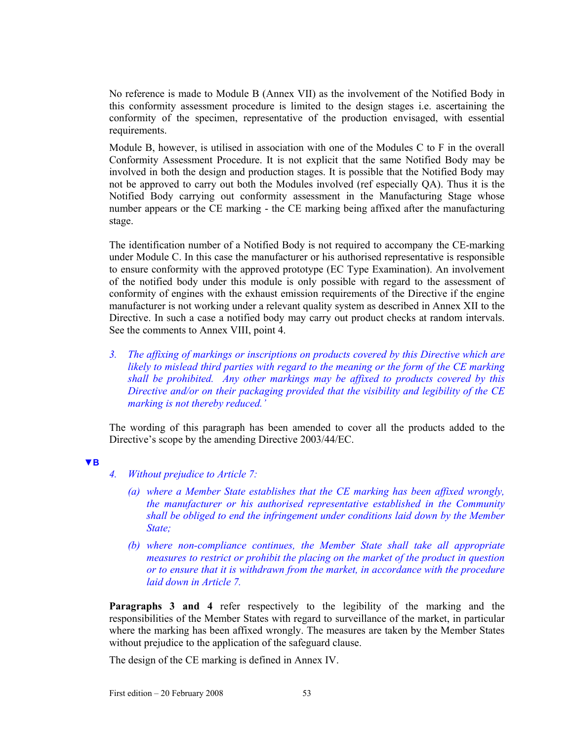No reference is made to Module B (Annex VII) as the involvement of the Notified Body in this conformity assessment procedure is limited to the design stages i.e. ascertaining the conformity of the specimen, representative of the production envisaged, with essential requirements.

Module B, however, is utilised in association with one of the Modules C to F in the overall Conformity Assessment Procedure. It is not explicit that the same Notified Body may be involved in both the design and production stages. It is possible that the Notified Body may not be approved to carry out both the Modules involved (ref especially QA). Thus it is the Notified Body carrying out conformity assessment in the Manufacturing Stage whose number appears or the CE marking - the CE marking being affixed after the manufacturing stage.

The identification number of a Notified Body is not required to accompany the CE-marking under Module C. In this case the manufacturer or his authorised representative is responsible to ensure conformity with the approved prototype (EC Type Examination). An involvement of the notified body under this module is only possible with regard to the assessment of conformity of engines with the exhaust emission requirements of the Directive if the engine manufacturer is not working under a relevant quality system as described in Annex XII to the Directive. In such a case a notified body may carry out product checks at random intervals. See the comments to Annex VIII, point 4.

*3. The affixing of markings or inscriptions on products covered by this Directive which are likely to mislead third parties with regard to the meaning or the form of the CE marking shall be prohibited. Any other markings may be affixed to products covered by this Directive and/or on their packaging provided that the visibility and legibility of the CE marking is not thereby reduced.'*

The wording of this paragraph has been amended to cover all the products added to the Directive's scope by the amending Directive 2003/44/EC.

**▼B**

*4. Without prejudice to Article 7:*

*(a) where a Member State establishes that the CE marking has been affixed wrongly, the manufacturer or his authorised representative established in the Community shall be obliged to end the infringement under conditions laid down by the Member State;*

*(b) where non-compliance continues, the Member State shall take all appropriate measures to restrict or prohibit the placing on the market of the product in question or to ensure that it is withdrawn from the market, in accordance with the procedure laid down in Article 7.*

**Paragraphs 3 and 4** refer respectively to the legibility of the marking and the responsibilities of the Member States with regard to surveillance of the market, in particular where the marking has been affixed wrongly. The measures are taken by the Member States without prejudice to the application of the safeguard clause.

The design of the CE marking is defined in Annex IV.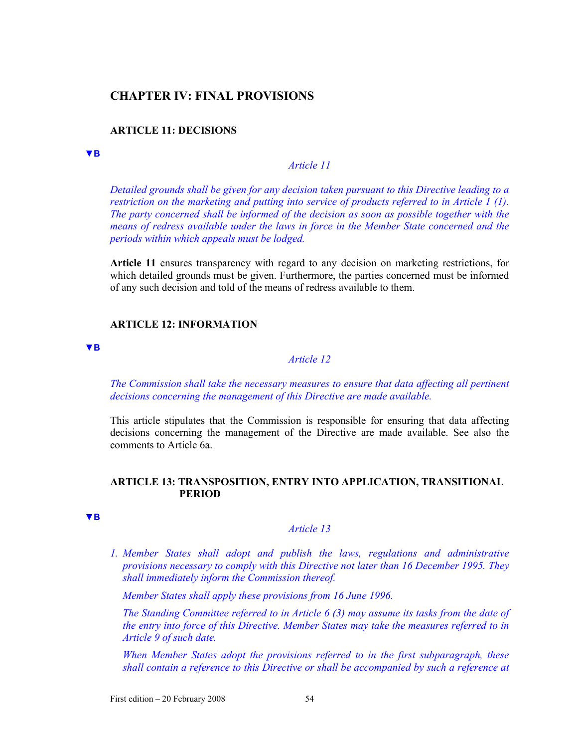## CHAPTER IV: FINAL PROVISIONS

### ARTICLE 11: DECISIONS

▼B

*Article 11*

*Detailed grounds shall be given for any decision taken pursuant to this Directive leading to a restriction on the marketing and putting into service of products referred to in Article 1 (1). The party concerned shall be informed of the decision as soon as possible together with the means of redress available under the laws in force in the Member State concerned and the periods within which appeals must be lodged.*

**Article 11** ensures transparency with regard to any decision on marketing restrictions, for which detailed grounds must be given. Furthermore, the parties concerned must be informed of any such decision and told of the means of redress available to them.

### ARTICLE 12: INFORMATION

▼B

*Article 12*

*The Commission shall take the necessary measures to ensure that data affecting all pertinent decisions concerning the management of this Directive are made available.*

This article stipulates that the Commission is responsible for ensuring that data affecting decisions concerning the management of the Directive are made available. See also the comments to Article 6a.

### ARTICLE 13: TRANSPOSITION, ENTRY INTO APPLICATION, TRANSITIONAL PERIOD

▼B

*Article 13*

1. *Member States shall adopt and publish the laws, regulations and administrative provisions necessary to comply with this Directive not later than 16 December 1995. They shall immediately inform the Commission thereof.*

   *Member States shall apply these provisions from 16 June 1996.*

   *The Standing Committee referred to in Article 6 (3) may assume its tasks from the date of the entry into force of this Directive. Member States may take the measures referred to in Article 9 of such date.*

   *When Member States adopt the provisions referred to in the first subparagraph, these shall contain a reference to this Directive or shall be accompanied by such a reference at*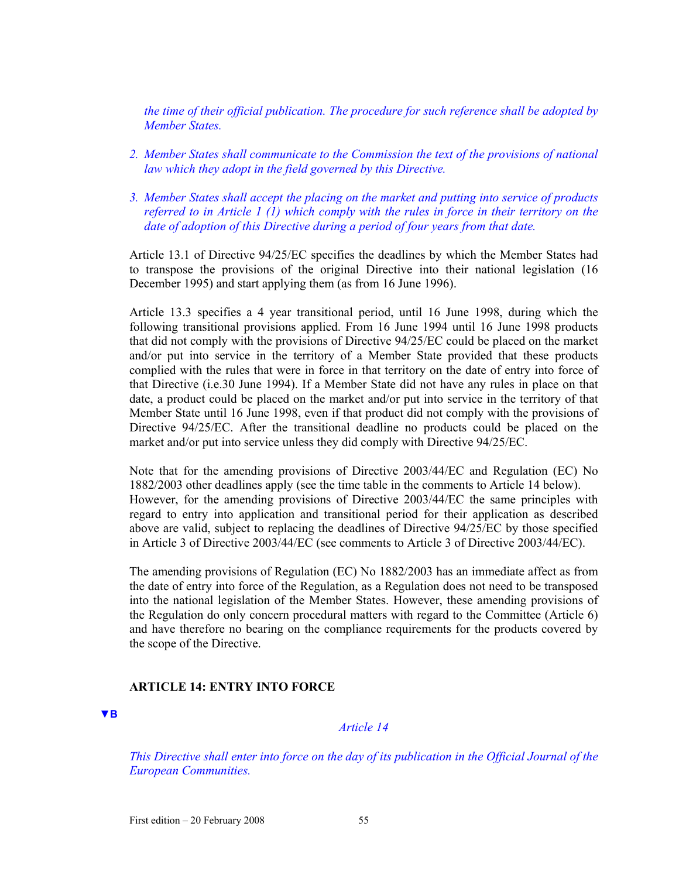*the time of their official publication. The procedure for such reference shall be adopted by Member States.*

2. *Member States shall communicate to the Commission the text of the provisions of national law which they adopt in the field governed by this Directive.*

3. *Member States shall accept the placing on the market and putting into service of products referred to in Article 1 (1) which comply with the rules in force in their territory on the date of adoption of this Directive during a period of four years from that date.*

Article 13.1 of Directive 94/25/EC specifies the deadlines by which the Member States had to transpose the provisions of the original Directive into their national legislation (16 December 1995) and start applying them (as from 16 June 1996).

Article 13.3 specifies a 4 year transitional period, until 16 June 1998, during which the following transitional provisions applied. From 16 June 1994 until 16 June 1998 products that did not comply with the provisions of Directive 94/25/EC could be placed on the market and/or put into service in the territory of a Member State provided that these products complied with the rules that were in force in that territory on the date of entry into force of that Directive (i.e.30 June 1994). If a Member State did not have any rules in place on that date, a product could be placed on the market and/or put into service in the territory of that Member State until 16 June 1998, even if that product did not comply with the provisions of Directive 94/25/EC. After the transitional deadline no products could be placed on the market and/or put into service unless they did comply with Directive 94/25/EC.

Note that for the amending provisions of Directive 2003/44/EC and Regulation (EC) No 1882/2003 other deadlines apply (see the time table in the comments to Article 14 below). However, for the amending provisions of Directive 2003/44/EC the same principles with regard to entry into application and transitional period for their application as described above are valid, subject to replacing the deadlines of Directive 94/25/EC by those specified in Article 3 of Directive 2003/44/EC (see comments to Article 3 of Directive 2003/44/EC).

The amending provisions of Regulation (EC) No 1882/2003 has an immediate affect as from the date of entry into force of the Regulation, as a Regulation does not need to be transposed into the national legislation of the Member States. However, these amending provisions of the Regulation do only concern procedural matters with regard to the Committee (Article 6) and have therefore no bearing on the compliance requirements for the products covered by the scope of the Directive.

## ARTICLE 14: ENTRY INTO FORCE

▼B

*Article 14*

*This Directive shall enter into force on the day of its publication in the Official Journal of the European Communities.*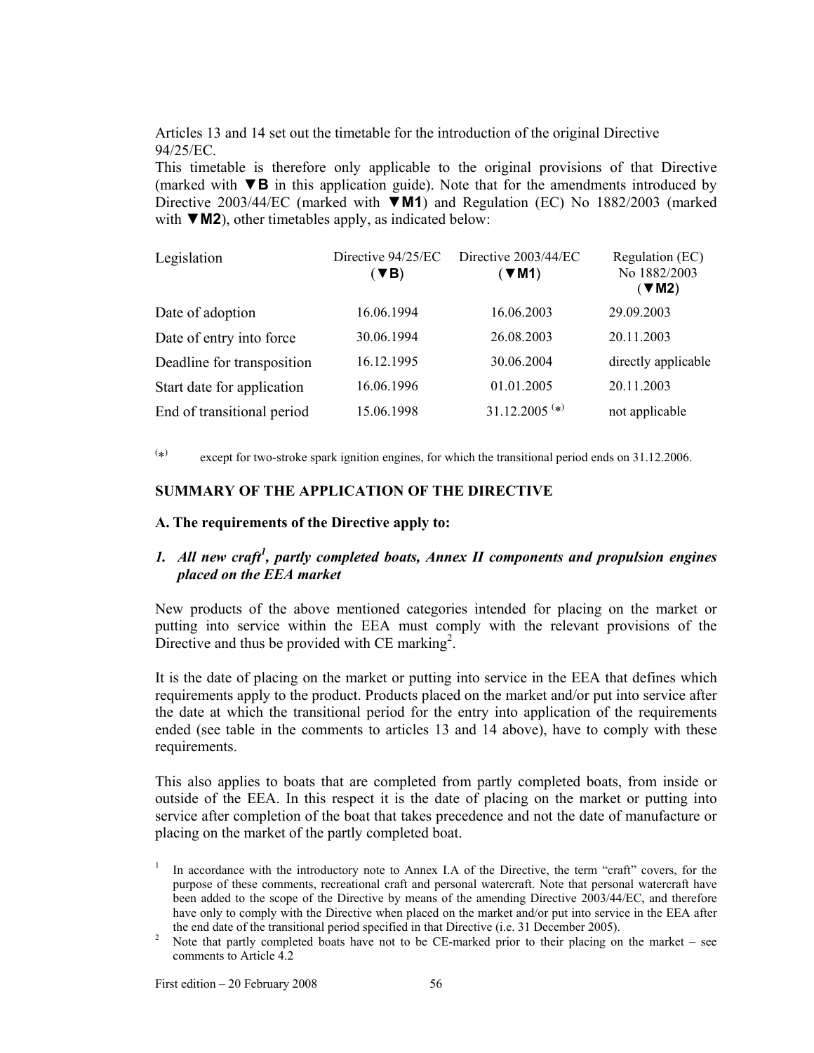Articles 13 and 14 set out the timetable for the introduction of the original Directive 94/25/EC.

This timetable is therefore only applicable to the original provisions of that Directive (marked with ▼B in this application guide). Note that for the amendments introduced by Directive 2003/44/EC (marked with ▼M1) and Regulation (EC) No 1882/2003 (marked with ▼M2), other timetables apply, as indicated below:

| Legislation | Directive 94/25/EC (▼B) | Directive 2003/44/EC (▼M1) | Regulation (EC) No 1882/2003 (▼M2) |
|---|---|---|---|
| Date of adoption | 16.06.1994 | 16.06.2003 | 29.09.2003 |
| Date of entry into force | 30.06.1994 | 26.08.2003 | 20.11.2003 |
| Deadline for transposition | 16.12.1995 | 30.06.2004 | directly applicable |
| Start date for application | 16.06.1996 | 01.01.2005 | 20.11.2003 |
| End of transitional period | 15.06.1998 | 31.12.2005 (*) | not applicable |

(*) except for two-stroke spark ignition engines, for which the transitional period ends on 31.12.2006.

**SUMMARY OF THE APPLICATION OF THE DIRECTIVE**

**A. The requirements of the Directive apply to:**

### *1. All new craft[1], partly completed boats, Annex II components and propulsion engines placed on the EEA market*

New products of the above mentioned categories intended for placing on the market or putting into service within the EEA must comply with the relevant provisions of the Directive and thus be provided with CE marking[2].

It is the date of placing on the market or putting into service in the EEA that defines which requirements apply to the product. Products placed on the market and/or put into service after the date at which the transitional period for the entry into application of the requirements ended (see table in the comments to articles 13 and 14 above), have to comply with these requirements.

This also applies to boats that are completed from partly completed boats, from inside or outside of the EEA. In this respect it is the date of placing on the market or putting into service after completion of the boat that takes precedence and not the date of manufacture or placing on the market of the partly completed boat.

[1] In accordance with the introductory note to Annex I.A of the Directive, the term "craft" covers, for the purpose of these comments, recreational craft and personal watercraft. Note that personal watercraft have been added to the scope of the Directive by means of the amending Directive 2003/44/EC, and therefore have only to comply with the Directive when placed on the market and/or put into service in the EEA after the end date of the transitional period specified in that Directive (i.e. 31 December 2005).

[2] Note that partly completed boats have not to be CE-marked prior to their placing on the market – see comments to Article 4.2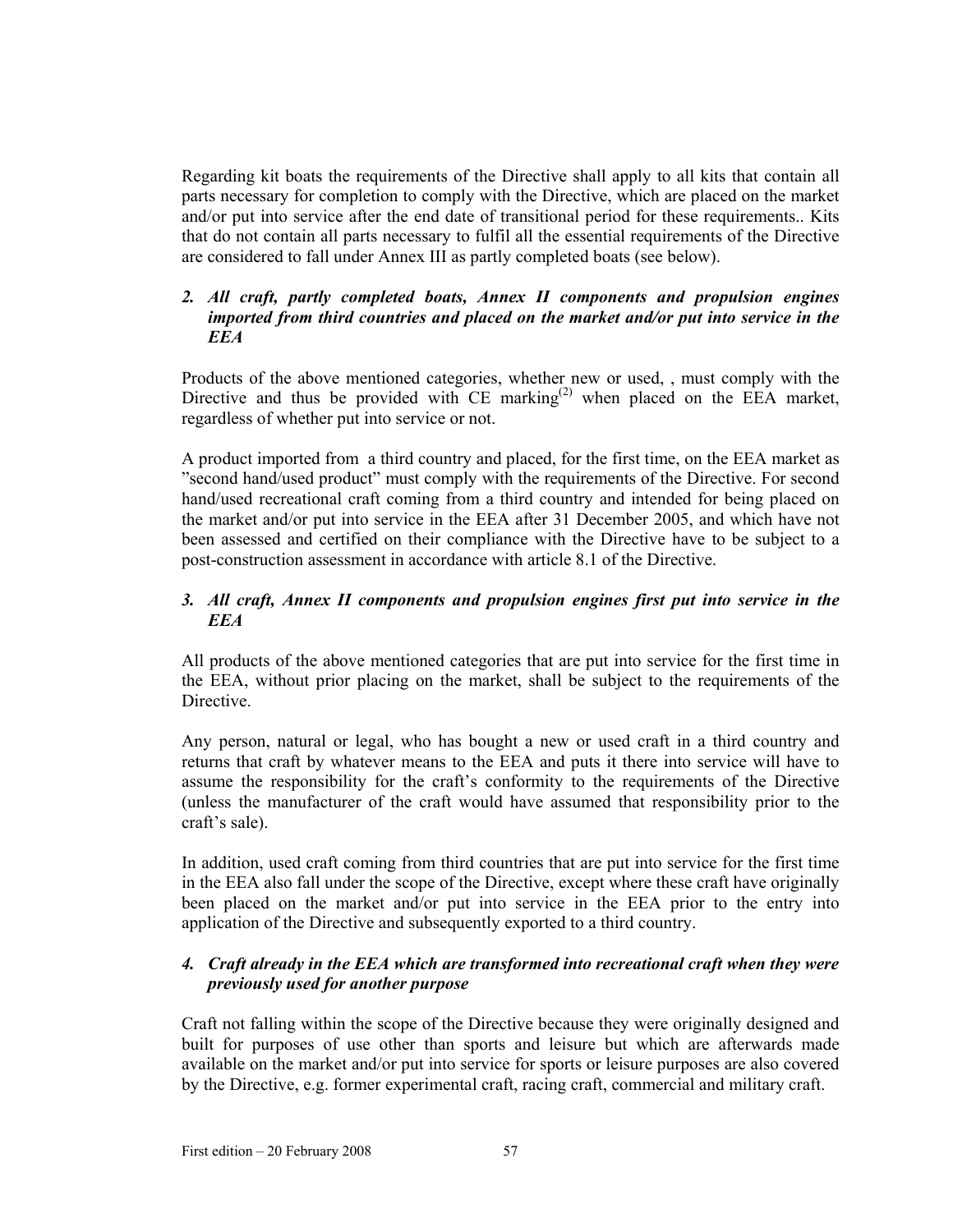Regarding kit boats the requirements of the Directive shall apply to all kits that contain all parts necessary for completion to comply with the Directive, which are placed on the market and/or put into service after the end date of transitional period for these requirements.. Kits that do not contain all parts necessary to fulfil all the essential requirements of the Directive are considered to fall under Annex III as partly completed boats (see below).

### *2. All craft, partly completed boats, Annex II components and propulsion engines imported from third countries and placed on the market and/or put into service in the EEA*

Products of the above mentioned categories, whether new or used, , must comply with the Directive and thus be provided with CE marking(2) when placed on the EEA market, regardless of whether put into service or not.

A product imported from a third country and placed, for the first time, on the EEA market as "second hand/used product" must comply with the requirements of the Directive. For second hand/used recreational craft coming from a third country and intended for being placed on the market and/or put into service in the EEA after 31 December 2005, and which have not been assessed and certified on their compliance with the Directive have to be subject to a post-construction assessment in accordance with article 8.1 of the Directive.

### *3. All craft, Annex II components and propulsion engines first put into service in the EEA*

All products of the above mentioned categories that are put into service for the first time in the EEA, without prior placing on the market, shall be subject to the requirements of the Directive.

Any person, natural or legal, who has bought a new or used craft in a third country and returns that craft by whatever means to the EEA and puts it there into service will have to assume the responsibility for the craft's conformity to the requirements of the Directive (unless the manufacturer of the craft would have assumed that responsibility prior to the craft's sale).

In addition, used craft coming from third countries that are put into service for the first time in the EEA also fall under the scope of the Directive, except where these craft have originally been placed on the market and/or put into service in the EEA prior to the entry into application of the Directive and subsequently exported to a third country.

### *4. Craft already in the EEA which are transformed into recreational craft when they were previously used for another purpose*

Craft not falling within the scope of the Directive because they were originally designed and built for purposes of use other than sports and leisure but which are afterwards made available on the market and/or put into service for sports or leisure purposes are also covered by the Directive, e.g. former experimental craft, racing craft, commercial and military craft.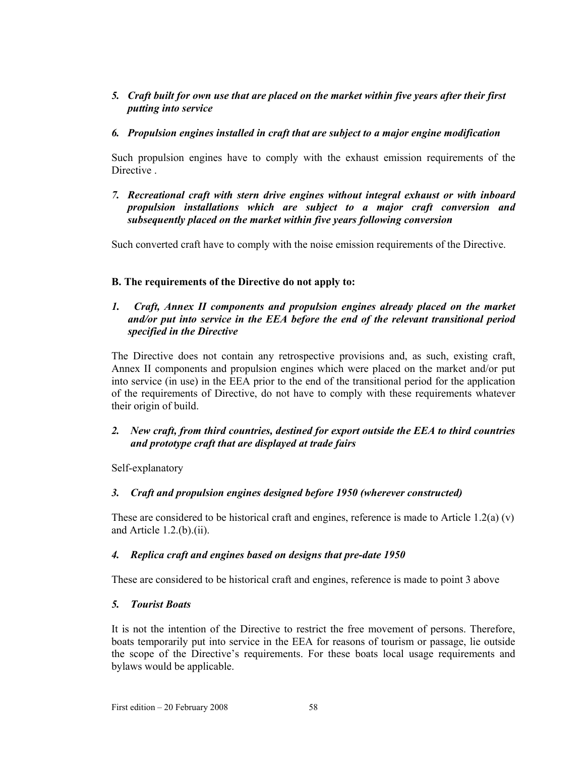*5. **Craft built for own use that are placed on the market within five years after their first putting into service***

*6. **Propulsion engines installed in craft that are subject to a major engine modification***

Such propulsion engines have to comply with the exhaust emission requirements of the Directive .

*7. **Recreational craft with stern drive engines without integral exhaust or with inboard propulsion installations which are subject to a major craft conversion and subsequently placed on the market within five years following conversion***

Such converted craft have to comply with the noise emission requirements of the Directive.

**B. The requirements of the Directive do not apply to:**

*1. **Craft, Annex II components and propulsion engines already placed on the market and/or put into service in the EEA before the end of the relevant transitional period specified in the Directive***

The Directive does not contain any retrospective provisions and, as such, existing craft, Annex II components and propulsion engines which were placed on the market and/or put into service (in use) in the EEA prior to the end of the transitional period for the application of the requirements of Directive, do not have to comply with these requirements whatever their origin of build.

*2. **New craft, from third countries, destined for export outside the EEA to third countries and prototype craft that are displayed at trade fairs***

Self-explanatory

*3. **Craft and propulsion engines designed before 1950 (wherever constructed)***

These are considered to be historical craft and engines, reference is made to Article 1.2(a) (v) and Article 1.2.(b).(ii).

*4. **Replica craft and engines based on designs that pre-date 1950***

These are considered to be historical craft and engines, reference is made to point 3 above

*5. **Tourist Boats***

It is not the intention of the Directive to restrict the free movement of persons. Therefore, boats temporarily put into service in the EEA for reasons of tourism or passage, lie outside the scope of the Directive's requirements. For these boats local usage requirements and bylaws would be applicable.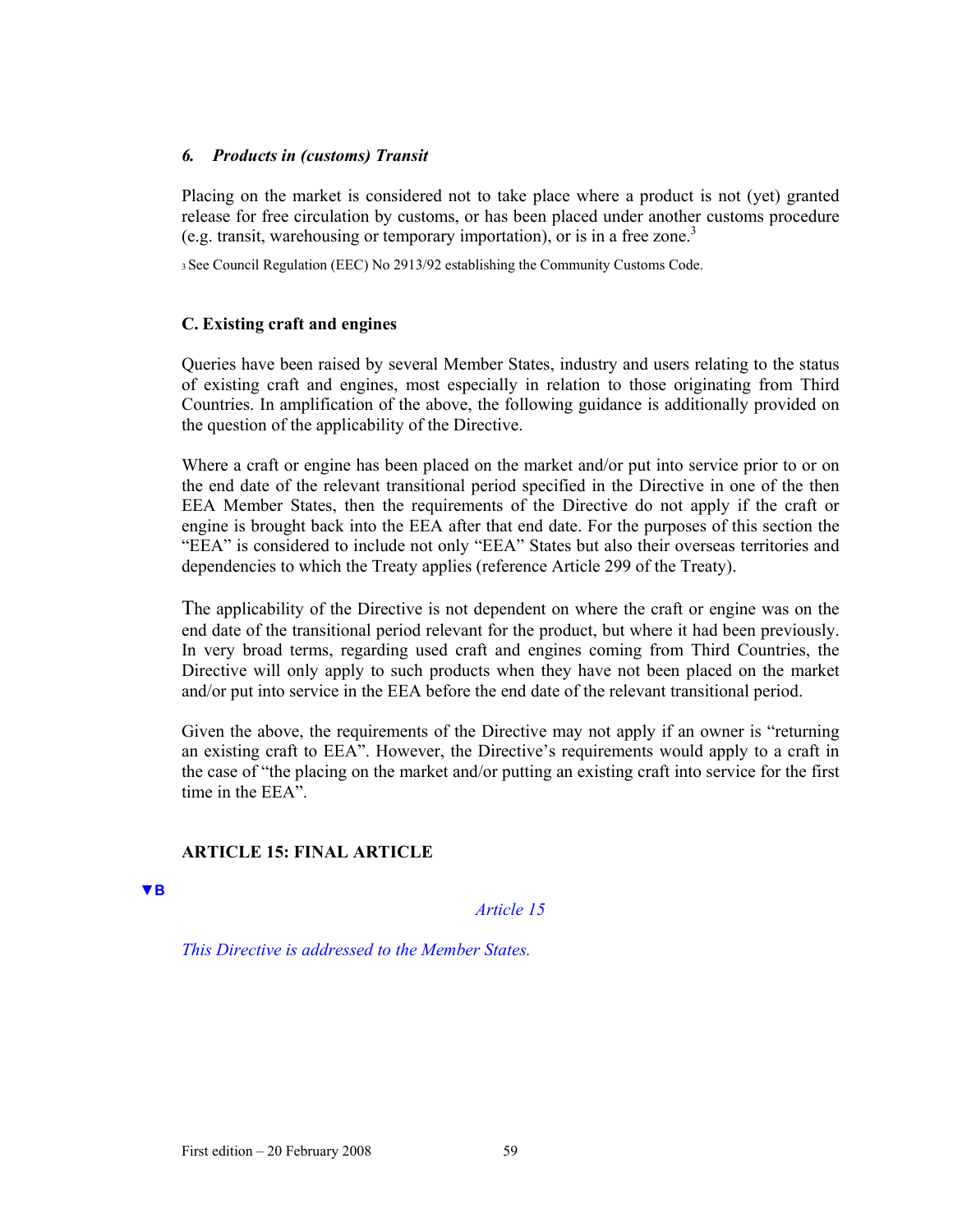### *6. Products in (customs) Transit*

Placing on the market is considered not to take place where a product is not (yet) granted release for free circulation by customs, or has been placed under another customs procedure (e.g. transit, warehousing or temporary importation), or is in a free zone.[3]

[3] See Council Regulation (EEC) No 2913/92 establishing the Community Customs Code.

### C. Existing craft and engines

Queries have been raised by several Member States, industry and users relating to the status of existing craft and engines, most especially in relation to those originating from Third Countries. In amplification of the above, the following guidance is additionally provided on the question of the applicability of the Directive.

Where a craft or engine has been placed on the market and/or put into service prior to or on the end date of the relevant transitional period specified in the Directive in one of the then EEA Member States, then the requirements of the Directive do not apply if the craft or engine is brought back into the EEA after that end date. For the purposes of this section the "EEA" is considered to include not only "EEA" States but also their overseas territories and dependencies to which the Treaty applies (reference Article 299 of the Treaty).

The applicability of the Directive is not dependent on where the craft or engine was on the end date of the transitional period relevant for the product, but where it had been previously. In very broad terms, regarding used craft and engines coming from Third Countries, the Directive will only apply to such products when they have not been placed on the market and/or put into service in the EEA before the end date of the relevant transitional period.

Given the above, the requirements of the Directive may not apply if an owner is "returning an existing craft to EEA". However, the Directive's requirements would apply to a craft in the case of "the placing on the market and/or putting an existing craft into service for the first time in the EEA".

## ARTICLE 15: FINAL ARTICLE

▼B

*Article 15*

*This Directive is addressed to the Member States.*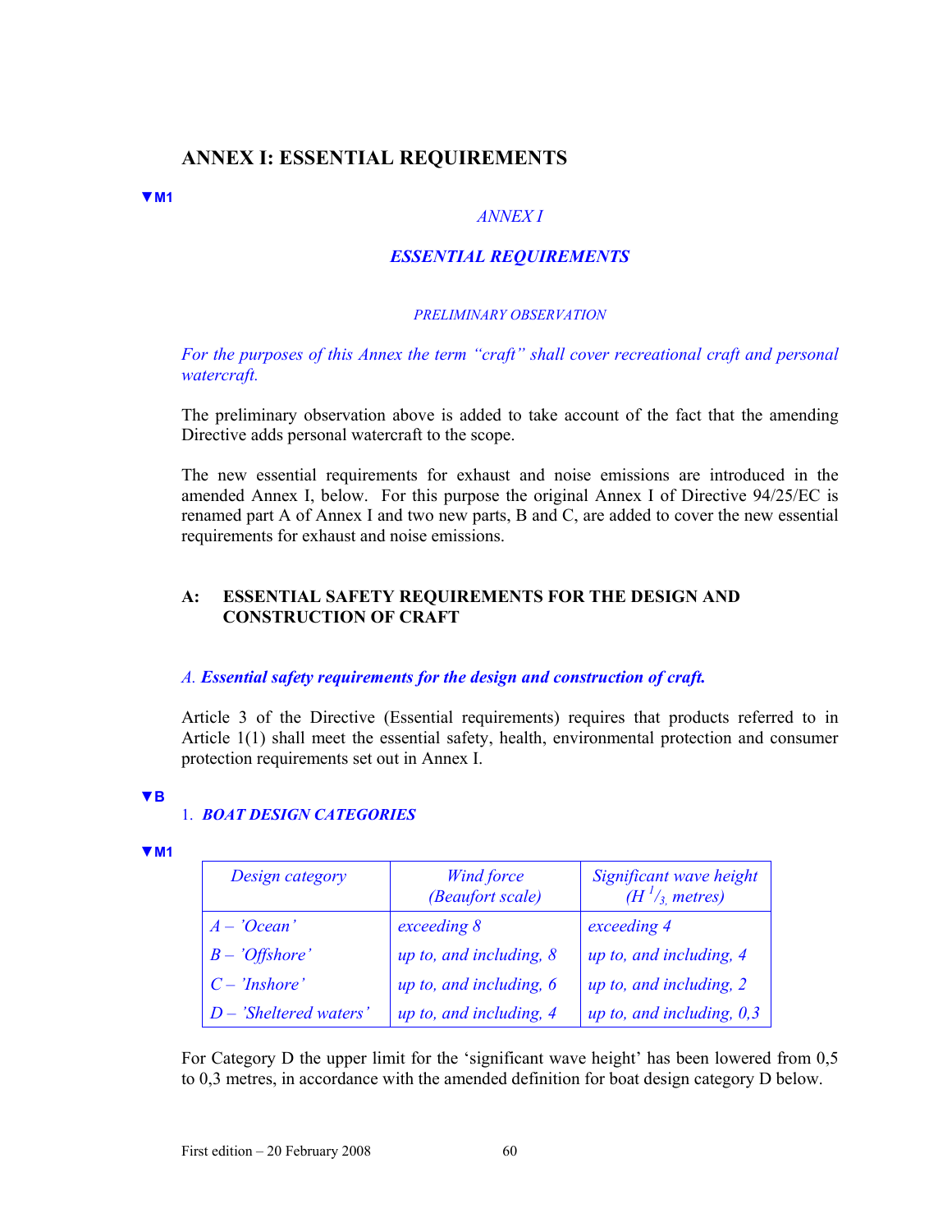## ANNEX I: ESSENTIAL REQUIREMENTS

▼M1

*ANNEX I*

***ESSENTIAL REQUIREMENTS***

*PRELIMINARY OBSERVATION*

*For the purposes of this Annex the term "craft" shall cover recreational craft and personal watercraft.*

The preliminary observation above is added to take account of the fact that the amending Directive adds personal watercraft to the scope.

The new essential requirements for exhaust and noise emissions are introduced in the amended Annex I, below. For this purpose the original Annex I of Directive 94/25/EC is renamed part A of Annex I and two new parts, B and C, are added to cover the new essential requirements for exhaust and noise emissions.

### A: ESSENTIAL SAFETY REQUIREMENTS FOR THE DESIGN AND CONSTRUCTION OF CRAFT

*A.* ***Essential safety requirements for the design and construction of craft.***

Article 3 of the Directive (Essential requirements) requires that products referred to in Article 1(1) shall meet the essential safety, health, environmental protection and consumer protection requirements set out in Annex I.

▼B

1. ***BOAT DESIGN CATEGORIES***

▼M1

| *Design category* | *Wind force (Beaufort scale)* | *Significant wave height ($H\ ^1/_3$, metres)* |
|---|---|---|
| *A – 'Ocean'* | *exceeding 8* | *exceeding 4* |
| *B – 'Offshore'* | *up to, and including, 8* | *up to, and including, 4* |
| *C – 'Inshore'* | *up to, and including, 6* | *up to, and including, 2* |
| *D – 'Sheltered waters'* | *up to, and including, 4* | *up to, and including, 0,3* |

For Category D the upper limit for the 'significant wave height' has been lowered from 0,5 to 0,3 metres, in accordance with the amended definition for boat design category D below.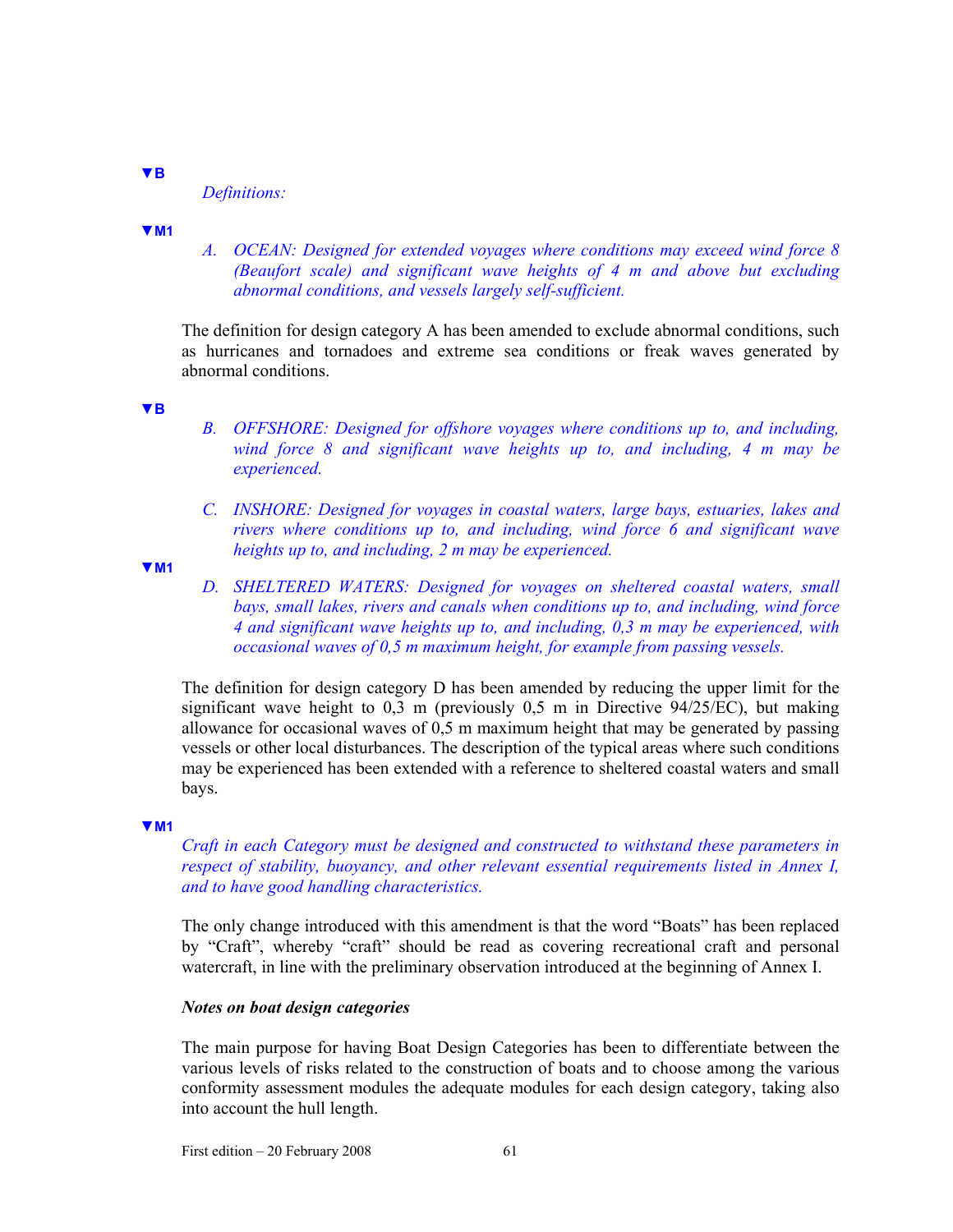▼B

*Definitions:*

▼M1

*A. OCEAN: Designed for extended voyages where conditions may exceed wind force 8 (Beaufort scale) and significant wave heights of 4 m and above but excluding abnormal conditions, and vessels largely self-sufficient.*

The definition for design category A has been amended to exclude abnormal conditions, such as hurricanes and tornadoes and extreme sea conditions or freak waves generated by abnormal conditions.

▼B

*B. OFFSHORE: Designed for offshore voyages where conditions up to, and including, wind force 8 and significant wave heights up to, and including, 4 m may be experienced.*

*C. INSHORE: Designed for voyages in coastal waters, large bays, estuaries, lakes and rivers where conditions up to, and including, wind force 6 and significant wave heights up to, and including, 2 m may be experienced.*

▼M1

*D. SHELTERED WATERS: Designed for voyages on sheltered coastal waters, small bays, small lakes, rivers and canals when conditions up to, and including, wind force 4 and significant wave heights up to, and including, 0,3 m may be experienced, with occasional waves of 0,5 m maximum height, for example from passing vessels.*

The definition for design category D has been amended by reducing the upper limit for the significant wave height to 0,3 m (previously 0,5 m in Directive 94/25/EC), but making allowance for occasional waves of 0,5 m maximum height that may be generated by passing vessels or other local disturbances. The description of the typical areas where such conditions may be experienced has been extended with a reference to sheltered coastal waters and small bays.

▼M1

*Craft in each Category must be designed and constructed to withstand these parameters in respect of stability, buoyancy, and other relevant essential requirements listed in Annex I, and to have good handling characteristics.*

The only change introduced with this amendment is that the word "Boats" has been replaced by "Craft", whereby "craft" should be read as covering recreational craft and personal watercraft, in line with the preliminary observation introduced at the beginning of Annex I.

***Notes on boat design categories***

The main purpose for having Boat Design Categories has been to differentiate between the various levels of risks related to the construction of boats and to choose among the various conformity assessment modules the adequate modules for each design category, taking also into account the hull length.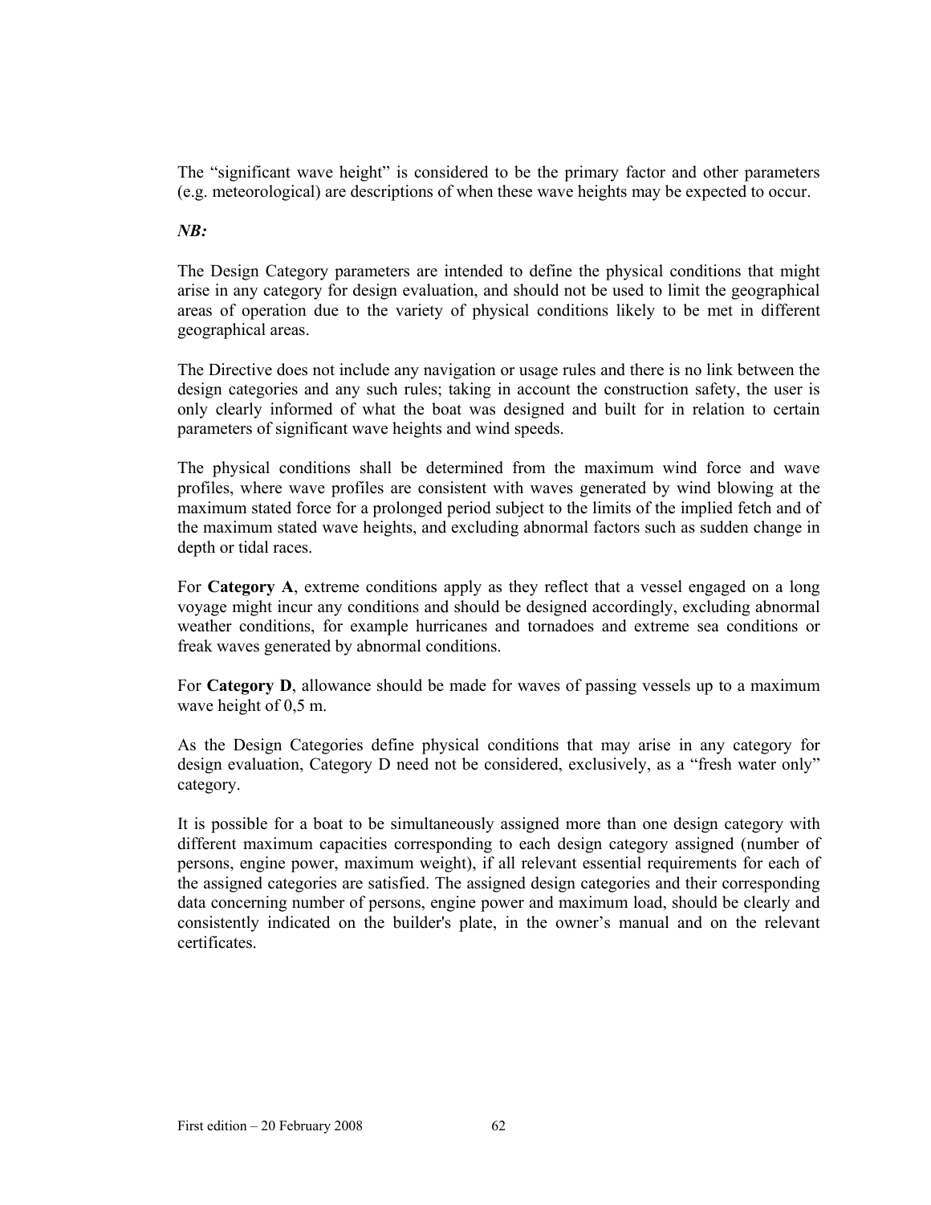The “significant wave height” is considered to be the primary factor and other parameters (e.g. meteorological) are descriptions of when these wave heights may be expected to occur.

***NB:***

The Design Category parameters are intended to define the physical conditions that might arise in any category for design evaluation, and should not be used to limit the geographical areas of operation due to the variety of physical conditions likely to be met in different geographical areas.

The Directive does not include any navigation or usage rules and there is no link between the design categories and any such rules; taking in account the construction safety, the user is only clearly informed of what the boat was designed and built for in relation to certain parameters of significant wave heights and wind speeds.

The physical conditions shall be determined from the maximum wind force and wave profiles, where wave profiles are consistent with waves generated by wind blowing at the maximum stated force for a prolonged period subject to the limits of the implied fetch and of the maximum stated wave heights, and excluding abnormal factors such as sudden change in depth or tidal races.

For **Category A**, extreme conditions apply as they reflect that a vessel engaged on a long voyage might incur any conditions and should be designed accordingly, excluding abnormal weather conditions, for example hurricanes and tornadoes and extreme sea conditions or freak waves generated by abnormal conditions.

For **Category D**, allowance should be made for waves of passing vessels up to a maximum wave height of 0,5 m.

As the Design Categories define physical conditions that may arise in any category for design evaluation, Category D need not be considered, exclusively, as a “fresh water only” category.

It is possible for a boat to be simultaneously assigned more than one design category with different maximum capacities corresponding to each design category assigned (number of persons, engine power, maximum weight), if all relevant essential requirements for each of the assigned categories are satisfied. The assigned design categories and their corresponding data concerning number of persons, engine power and maximum load, should be clearly and consistently indicated on the builder's plate, in the owner’s manual and on the relevant certificates.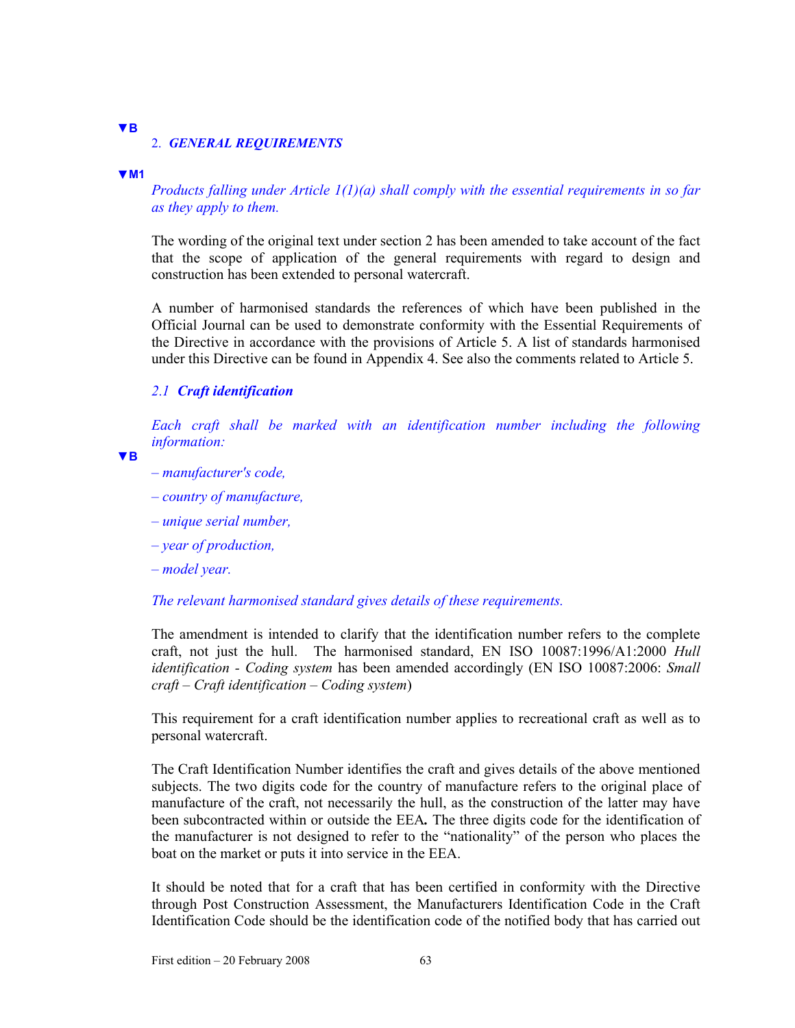▼B

## 2. *GENERAL REQUIREMENTS*

▼M1

*Products falling under Article 1(1)(a) shall comply with the essential requirements in so far as they apply to them.*

The wording of the original text under section 2 has been amended to take account of the fact that the scope of application of the general requirements with regard to design and construction has been extended to personal watercraft.

A number of harmonised standards the references of which have been published in the Official Journal can be used to demonstrate conformity with the Essential Requirements of the Directive in accordance with the provisions of Article 5. A list of standards harmonised under this Directive can be found in Appendix 4. See also the comments related to Article 5.

### *2.1 Craft identification*

*Each craft shall be marked with an identification number including the following information:*

▼B

*– manufacturer's code,*

*– country of manufacture,*

*– unique serial number,*

*– year of production,*

*– model year.*

*The relevant harmonised standard gives details of these requirements.*

The amendment is intended to clarify that the identification number refers to the complete craft, not just the hull. The harmonised standard, EN ISO 10087:1996/A1:2000 *Hull identification - Coding system* has been amended accordingly (EN ISO 10087:2006: *Small craft – Craft identification – Coding system*)

This requirement for a craft identification number applies to recreational craft as well as to personal watercraft.

The Craft Identification Number identifies the craft and gives details of the above mentioned subjects. The two digits code for the country of manufacture refers to the original place of manufacture of the craft, not necessarily the hull, as the construction of the latter may have been subcontracted within or outside the EEA**.** The three digits code for the identification of the manufacturer is not designed to refer to the "nationality" of the person who places the boat on the market or puts it into service in the EEA.

It should be noted that for a craft that has been certified in conformity with the Directive through Post Construction Assessment, the Manufacturers Identification Code in the Craft Identification Code should be the identification code of the notified body that has carried out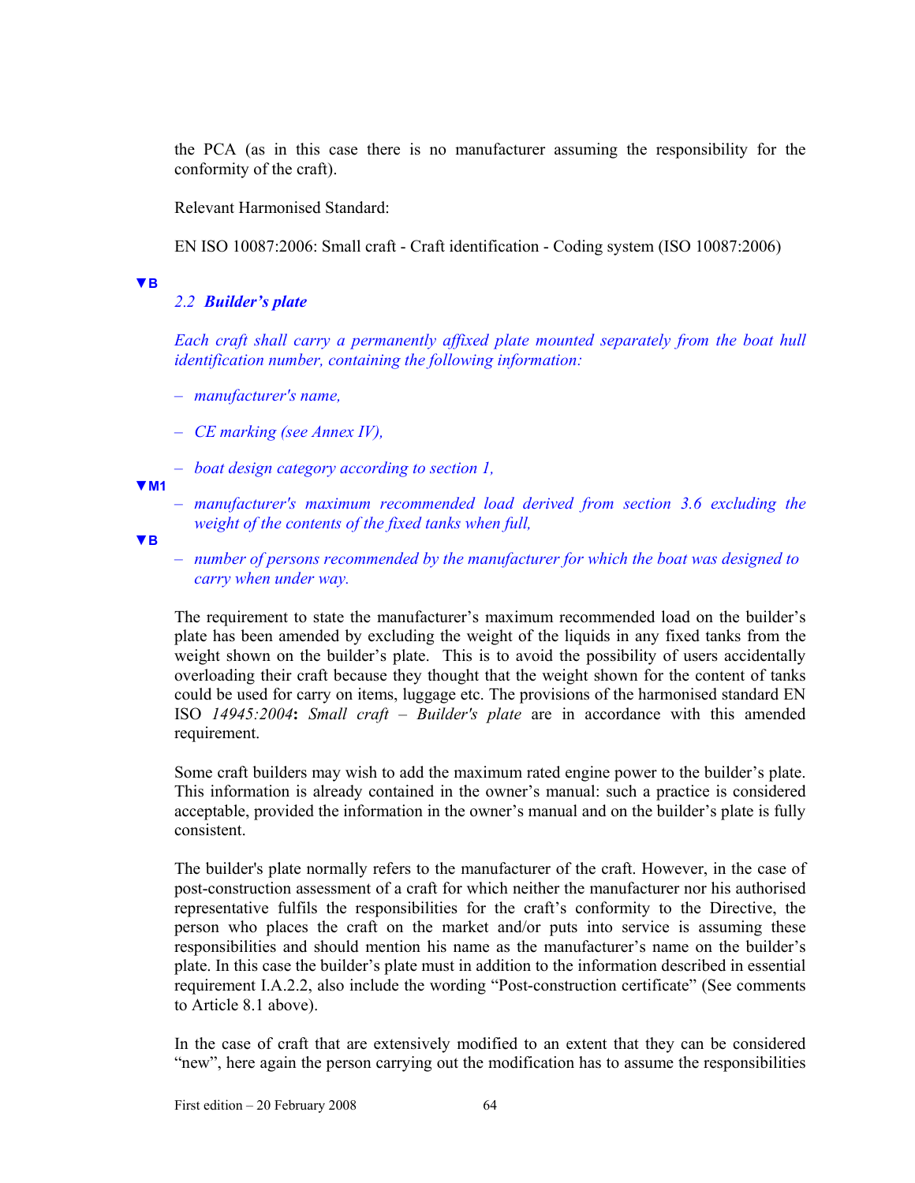the PCA (as in this case there is no manufacturer assuming the responsibility for the conformity of the craft).

Relevant Harmonised Standard:

EN ISO 10087:2006: Small craft - Craft identification - Coding system (ISO 10087:2006)

▼B

*2.2* ***Builder's plate***

*Each craft shall carry a permanently affixed plate mounted separately from the boat hull identification number, containing the following information:*

- *manufacturer's name,*
- *CE marking (see Annex IV),*
- *boat design category according to section 1,*

▼M1

- *manufacturer's maximum recommended load derived from section 3.6 excluding the weight of the contents of the fixed tanks when full,*

▼B

- *number of persons recommended by the manufacturer for which the boat was designed to carry when under way.*

The requirement to state the manufacturer's maximum recommended load on the builder's plate has been amended by excluding the weight of the liquids in any fixed tanks from the weight shown on the builder's plate. This is to avoid the possibility of users accidentally overloading their craft because they thought that the weight shown for the content of tanks could be used for carry on items, luggage etc. The provisions of the harmonised standard EN ISO *14945:2004***:** *Small craft – Builder's plate* are in accordance with this amended requirement.

Some craft builders may wish to add the maximum rated engine power to the builder's plate. This information is already contained in the owner's manual: such a practice is considered acceptable, provided the information in the owner's manual and on the builder's plate is fully consistent.

The builder's plate normally refers to the manufacturer of the craft. However, in the case of post-construction assessment of a craft for which neither the manufacturer nor his authorised representative fulfils the responsibilities for the craft's conformity to the Directive, the person who places the craft on the market and/or puts into service is assuming these responsibilities and should mention his name as the manufacturer's name on the builder's plate. In this case the builder's plate must in addition to the information described in essential requirement I.A.2.2, also include the wording "Post-construction certificate" (See comments to Article 8.1 above).

In the case of craft that are extensively modified to an extent that they can be considered "new", here again the person carrying out the modification has to assume the responsibilities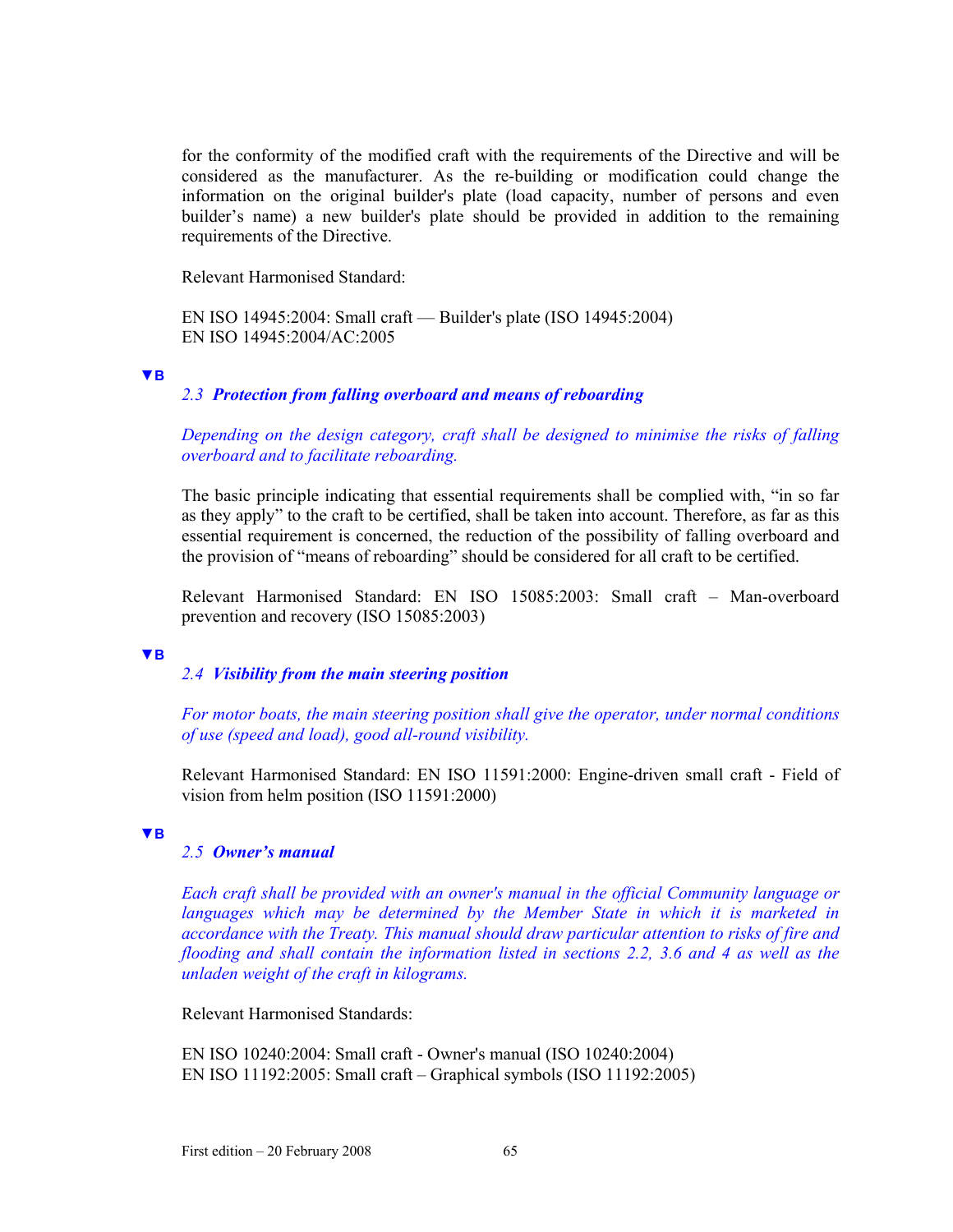for the conformity of the modified craft with the requirements of the Directive and will be considered as the manufacturer. As the re-building or modification could change the information on the original builder's plate (load capacity, number of persons and even builder's name) a new builder's plate should be provided in addition to the remaining requirements of the Directive.

Relevant Harmonised Standard:

EN ISO 14945:2004: Small craft — Builder's plate (ISO 14945:2004)
EN ISO 14945:2004/AC:2005

▼B

### *2.3 Protection from falling overboard and means of reboarding*

*Depending on the design category, craft shall be designed to minimise the risks of falling overboard and to facilitate reboarding.*

The basic principle indicating that essential requirements shall be complied with, "in so far as they apply" to the craft to be certified, shall be taken into account. Therefore, as far as this essential requirement is concerned, the reduction of the possibility of falling overboard and the provision of "means of reboarding" should be considered for all craft to be certified.

Relevant Harmonised Standard: EN ISO 15085:2003: Small craft – Man-overboard prevention and recovery (ISO 15085:2003)

▼B

### *2.4 Visibility from the main steering position*

*For motor boats, the main steering position shall give the operator, under normal conditions of use (speed and load), good all-round visibility.*

Relevant Harmonised Standard: EN ISO 11591:2000: Engine-driven small craft - Field of vision from helm position (ISO 11591:2000)

▼B

### *2.5 Owner's manual*

*Each craft shall be provided with an owner's manual in the official Community language or languages which may be determined by the Member State in which it is marketed in accordance with the Treaty. This manual should draw particular attention to risks of fire and flooding and shall contain the information listed in sections 2.2, 3.6 and 4 as well as the unladen weight of the craft in kilograms.*

Relevant Harmonised Standards:

EN ISO 10240:2004: Small craft - Owner's manual (ISO 10240:2004)
EN ISO 11192:2005: Small craft – Graphical symbols (ISO 11192:2005)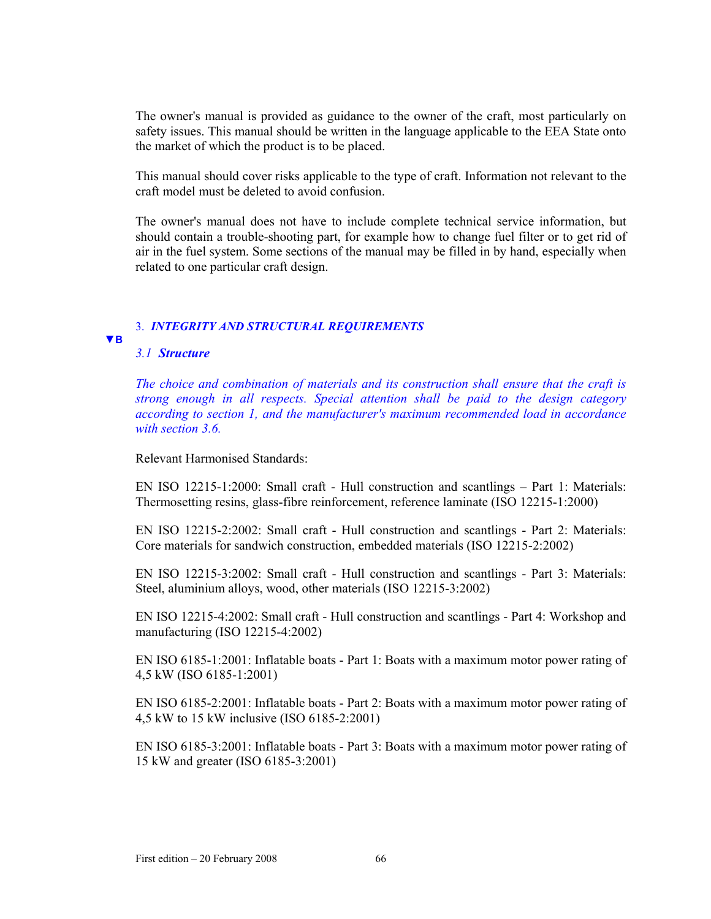The owner's manual is provided as guidance to the owner of the craft, most particularly on safety issues. This manual should be written in the language applicable to the EEA State onto the market of which the product is to be placed.

This manual should cover risks applicable to the type of craft. Information not relevant to the craft model must be deleted to avoid confusion.

The owner's manual does not have to include complete technical service information, but should contain a trouble-shooting part, for example how to change fuel filter or to get rid of air in the fuel system. Some sections of the manual may be filled in by hand, especially when related to one particular craft design.

## 3. *INTEGRITY AND STRUCTURAL REQUIREMENTS*

▼B

### *3.1 Structure*

*The choice and combination of materials and its construction shall ensure that the craft is strong enough in all respects. Special attention shall be paid to the design category according to section 1, and the manufacturer's maximum recommended load in accordance with section 3.6.*

Relevant Harmonised Standards:

EN ISO 12215-1:2000: Small craft - Hull construction and scantlings – Part 1: Materials: Thermosetting resins, glass-fibre reinforcement, reference laminate (ISO 12215-1:2000)

EN ISO 12215-2:2002: Small craft - Hull construction and scantlings - Part 2: Materials: Core materials for sandwich construction, embedded materials (ISO 12215-2:2002)

EN ISO 12215-3:2002: Small craft - Hull construction and scantlings - Part 3: Materials: Steel, aluminium alloys, wood, other materials (ISO 12215-3:2002)

EN ISO 12215-4:2002: Small craft - Hull construction and scantlings - Part 4: Workshop and manufacturing (ISO 12215-4:2002)

EN ISO 6185-1:2001: Inflatable boats - Part 1: Boats with a maximum motor power rating of 4,5 kW (ISO 6185-1:2001)

EN ISO 6185-2:2001: Inflatable boats - Part 2: Boats with a maximum motor power rating of 4,5 kW to 15 kW inclusive (ISO 6185-2:2001)

EN ISO 6185-3:2001: Inflatable boats - Part 3: Boats with a maximum motor power rating of 15 kW and greater (ISO 6185-3:2001)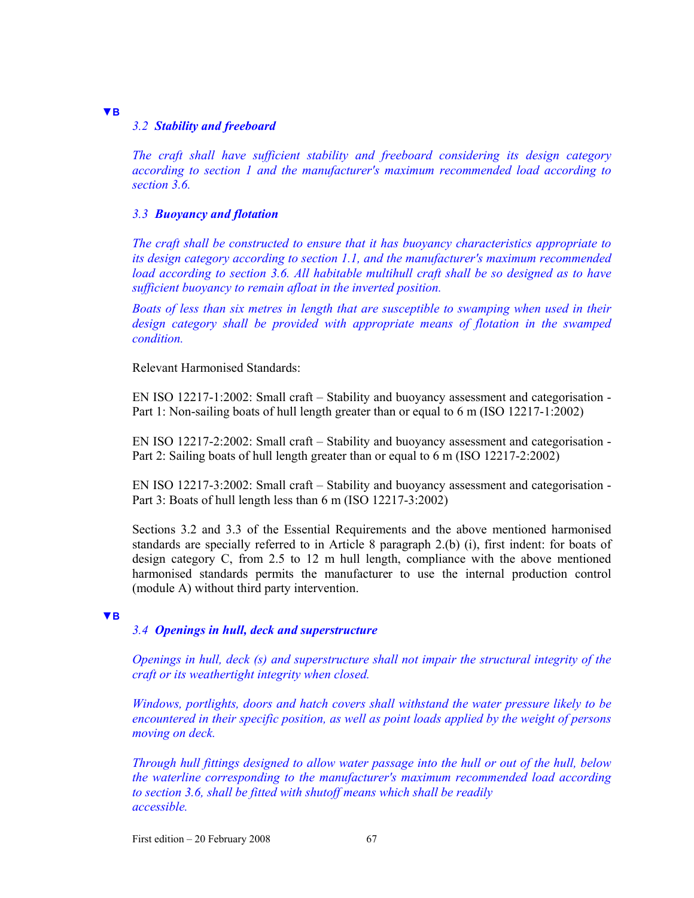▼B

### 3.2 *Stability and freeboard*

*The craft shall have sufficient stability and freeboard considering its design category according to section 1 and the manufacturer's maximum recommended load according to section 3.6.*

### 3.3 *Buoyancy and flotation*

*The craft shall be constructed to ensure that it has buoyancy characteristics appropriate to its design category according to section 1.1, and the manufacturer's maximum recommended load according to section 3.6. All habitable multihull craft shall be so designed as to have sufficient buoyancy to remain afloat in the inverted position.*

*Boats of less than six metres in length that are susceptible to swamping when used in their design category shall be provided with appropriate means of flotation in the swamped condition.*

Relevant Harmonised Standards:

EN ISO 12217-1:2002: Small craft – Stability and buoyancy assessment and categorisation - Part 1: Non-sailing boats of hull length greater than or equal to 6 m (ISO 12217-1:2002)

EN ISO 12217-2:2002: Small craft – Stability and buoyancy assessment and categorisation - Part 2: Sailing boats of hull length greater than or equal to 6 m (ISO 12217-2:2002)

EN ISO 12217-3:2002: Small craft – Stability and buoyancy assessment and categorisation - Part 3: Boats of hull length less than 6 m (ISO 12217-3:2002)

Sections 3.2 and 3.3 of the Essential Requirements and the above mentioned harmonised standards are specially referred to in Article 8 paragraph 2.(b) (i), first indent: for boats of design category C, from 2.5 to 12 m hull length, compliance with the above mentioned harmonised standards permits the manufacturer to use the internal production control (module A) without third party intervention.

▼B

### 3.4 *Openings in hull, deck and superstructure*

*Openings in hull, deck (s) and superstructure shall not impair the structural integrity of the craft or its weathertight integrity when closed.*

*Windows, portlights, doors and hatch covers shall withstand the water pressure likely to be encountered in their specific position, as well as point loads applied by the weight of persons moving on deck.*

*Through hull fittings designed to allow water passage into the hull or out of the hull, below the waterline corresponding to the manufacturer's maximum recommended load according to section 3.6, shall be fitted with shutoff means which shall be readily accessible.*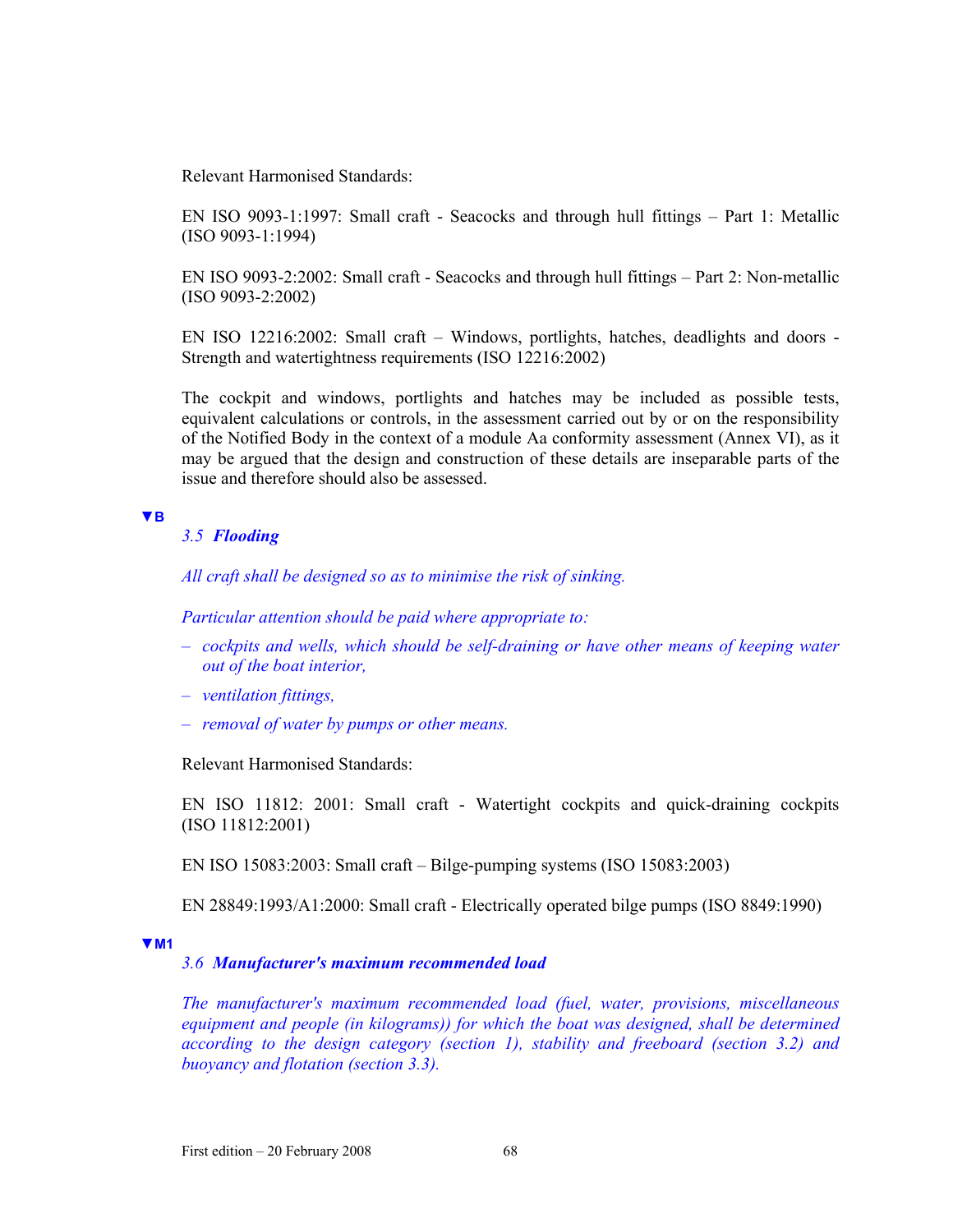Relevant Harmonised Standards:

EN ISO 9093-1:1997: Small craft - Seacocks and through hull fittings – Part 1: Metallic (ISO 9093-1:1994)

EN ISO 9093-2:2002: Small craft - Seacocks and through hull fittings – Part 2: Non-metallic (ISO 9093-2:2002)

EN ISO 12216:2002: Small craft – Windows, portlights, hatches, deadlights and doors - Strength and watertightness requirements (ISO 12216:2002)

The cockpit and windows, portlights and hatches may be included as possible tests, equivalent calculations or controls, in the assessment carried out by or on the responsibility of the Notified Body in the context of a module Aa conformity assessment (Annex VI), as it may be argued that the design and construction of these details are inseparable parts of the issue and therefore should also be assessed.

▼B

### *3.5 Flooding*

*All craft shall be designed so as to minimise the risk of sinking.*

*Particular attention should be paid where appropriate to:*

- *cockpits and wells, which should be self-draining or have other means of keeping water out of the boat interior,*
- *ventilation fittings,*
- *removal of water by pumps or other means.*

Relevant Harmonised Standards:

EN ISO 11812: 2001: Small craft - Watertight cockpits and quick-draining cockpits (ISO 11812:2001)

EN ISO 15083:2003: Small craft – Bilge-pumping systems (ISO 15083:2003)

EN 28849:1993/A1:2000: Small craft - Electrically operated bilge pumps (ISO 8849:1990)

▼M1

### *3.6 Manufacturer's maximum recommended load*

*The manufacturer's maximum recommended load (fuel, water, provisions, miscellaneous equipment and people (in kilograms)) for which the boat was designed, shall be determined according to the design category (section 1), stability and freeboard (section 3.2) and buoyancy and flotation (section 3.3).*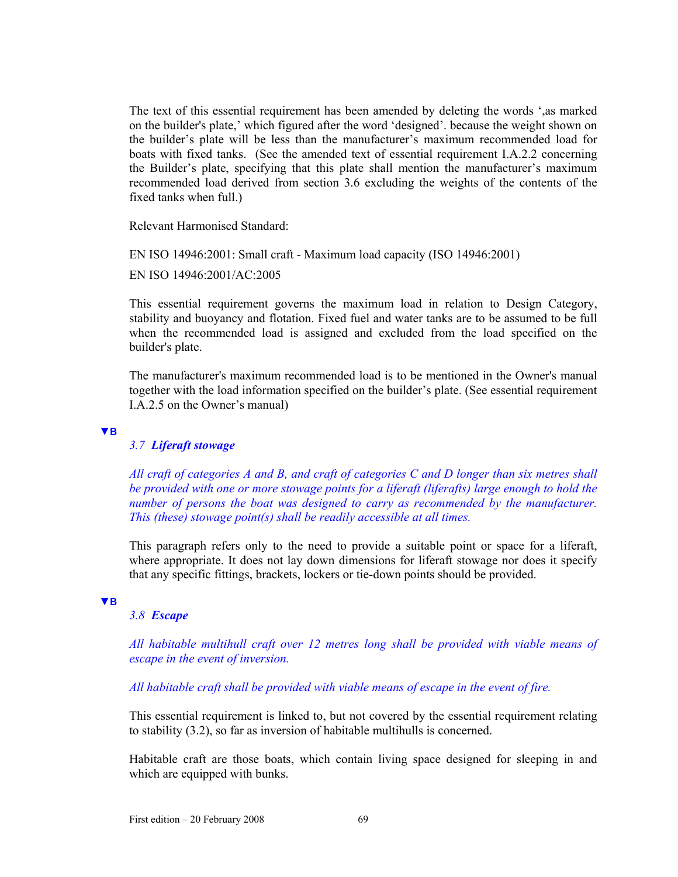The text of this essential requirement has been amended by deleting the words ',as marked on the builder's plate,' which figured after the word 'designed'. because the weight shown on the builder's plate will be less than the manufacturer's maximum recommended load for boats with fixed tanks. (See the amended text of essential requirement I.A.2.2 concerning the Builder's plate, specifying that this plate shall mention the manufacturer's maximum recommended load derived from section 3.6 excluding the weights of the contents of the fixed tanks when full.)

Relevant Harmonised Standard:

EN ISO 14946:2001: Small craft - Maximum load capacity (ISO 14946:2001)

EN ISO 14946:2001/AC:2005

This essential requirement governs the maximum load in relation to Design Category, stability and buoyancy and flotation. Fixed fuel and water tanks are to be assumed to be full when the recommended load is assigned and excluded from the load specified on the builder's plate.

The manufacturer's maximum recommended load is to be mentioned in the Owner's manual together with the load information specified on the builder's plate. (See essential requirement I.A.2.5 on the Owner's manual)

▼B

*3.7* ***Liferaft stowage***

*All craft of categories A and B, and craft of categories C and D longer than six metres shall be provided with one or more stowage points for a liferaft (liferafts) large enough to hold the number of persons the boat was designed to carry as recommended by the manufacturer. This (these) stowage point(s) shall be readily accessible at all times.*

This paragraph refers only to the need to provide a suitable point or space for a liferaft, where appropriate. It does not lay down dimensions for liferaft stowage nor does it specify that any specific fittings, brackets, lockers or tie-down points should be provided.

▼B

*3.8* ***Escape***

*All habitable multihull craft over 12 metres long shall be provided with viable means of escape in the event of inversion.*

*All habitable craft shall be provided with viable means of escape in the event of fire.*

This essential requirement is linked to, but not covered by the essential requirement relating to stability (3.2), so far as inversion of habitable multihulls is concerned.

Habitable craft are those boats, which contain living space designed for sleeping in and which are equipped with bunks.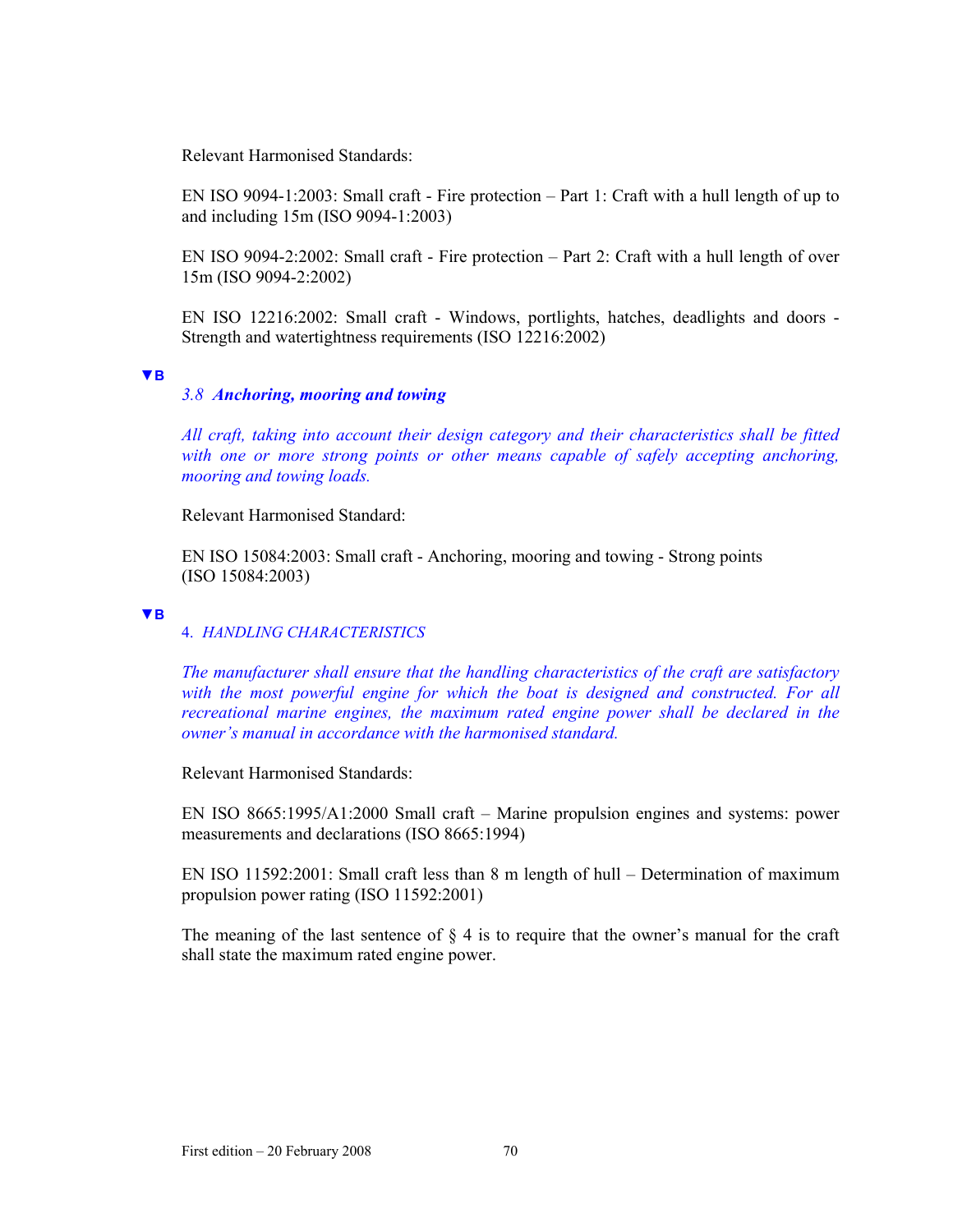Relevant Harmonised Standards:

EN ISO 9094-1:2003: Small craft - Fire protection – Part 1: Craft with a hull length of up to and including 15m (ISO 9094-1:2003)

EN ISO 9094-2:2002: Small craft - Fire protection – Part 2: Craft with a hull length of over 15m (ISO 9094-2:2002)

EN ISO 12216:2002: Small craft - Windows, portlights, hatches, deadlights and doors - Strength and watertightness requirements (ISO 12216:2002)

▼B

*3.8* ***Anchoring, mooring and towing***

*All craft, taking into account their design category and their characteristics shall be fitted with one or more strong points or other means capable of safely accepting anchoring, mooring and towing loads.*

Relevant Harmonised Standard:

EN ISO 15084:2003: Small craft - Anchoring, mooring and towing - Strong points (ISO 15084:2003)

▼B

*4. HANDLING CHARACTERISTICS*

*The manufacturer shall ensure that the handling characteristics of the craft are satisfactory with the most powerful engine for which the boat is designed and constructed. For all recreational marine engines, the maximum rated engine power shall be declared in the owner's manual in accordance with the harmonised standard.*

Relevant Harmonised Standards:

EN ISO 8665:1995/A1:2000 Small craft – Marine propulsion engines and systems: power measurements and declarations (ISO 8665:1994)

EN ISO 11592:2001: Small craft less than 8 m length of hull – Determination of maximum propulsion power rating (ISO 11592:2001)

The meaning of the last sentence of § 4 is to require that the owner's manual for the craft shall state the maximum rated engine power.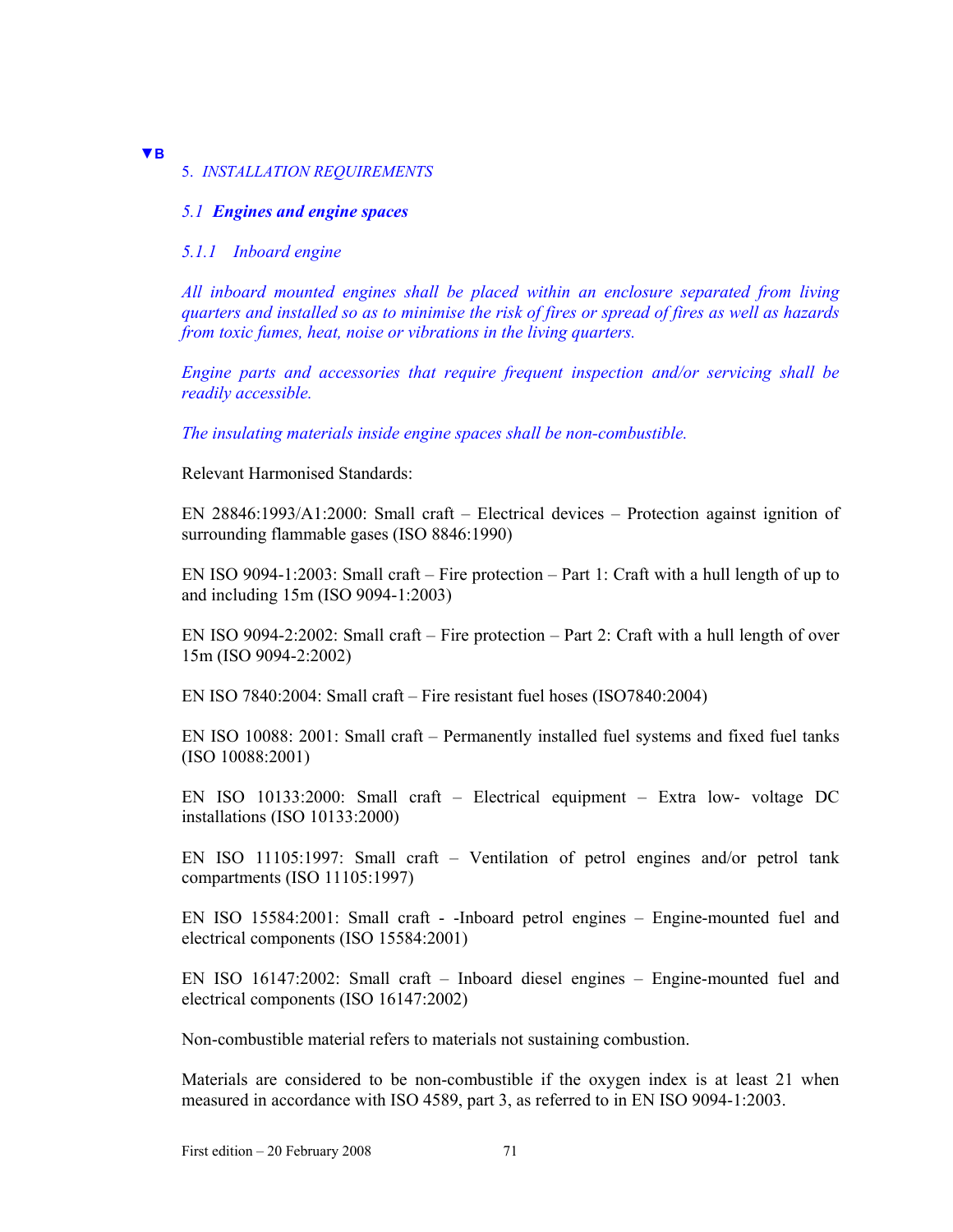▼B

*5. INSTALLATION REQUIREMENTS*

### *5.1 **Engines and engine spaces***

#### *5.1.1 Inboard engine*

*All inboard mounted engines shall be placed within an enclosure separated from living quarters and installed so as to minimise the risk of fires or spread of fires as well as hazards from toxic fumes, heat, noise or vibrations in the living quarters.*

*Engine parts and accessories that require frequent inspection and/or servicing shall be readily accessible.*

*The insulating materials inside engine spaces shall be non-combustible.*

Relevant Harmonised Standards:

EN 28846:1993/A1:2000: Small craft – Electrical devices – Protection against ignition of surrounding flammable gases (ISO 8846:1990)

EN ISO 9094-1:2003: Small craft – Fire protection – Part 1: Craft with a hull length of up to and including 15m (ISO 9094-1:2003)

EN ISO 9094-2:2002: Small craft – Fire protection – Part 2: Craft with a hull length of over 15m (ISO 9094-2:2002)

EN ISO 7840:2004: Small craft – Fire resistant fuel hoses (ISO7840:2004)

EN ISO 10088: 2001: Small craft – Permanently installed fuel systems and fixed fuel tanks (ISO 10088:2001)

EN ISO 10133:2000: Small craft – Electrical equipment – Extra low- voltage DC installations (ISO 10133:2000)

EN ISO 11105:1997: Small craft – Ventilation of petrol engines and/or petrol tank compartments (ISO 11105:1997)

EN ISO 15584:2001: Small craft - -Inboard petrol engines – Engine-mounted fuel and electrical components (ISO 15584:2001)

EN ISO 16147:2002: Small craft – Inboard diesel engines – Engine-mounted fuel and electrical components (ISO 16147:2002)

Non-combustible material refers to materials not sustaining combustion.

Materials are considered to be non-combustible if the oxygen index is at least 21 when measured in accordance with ISO 4589, part 3, as referred to in EN ISO 9094-1:2003.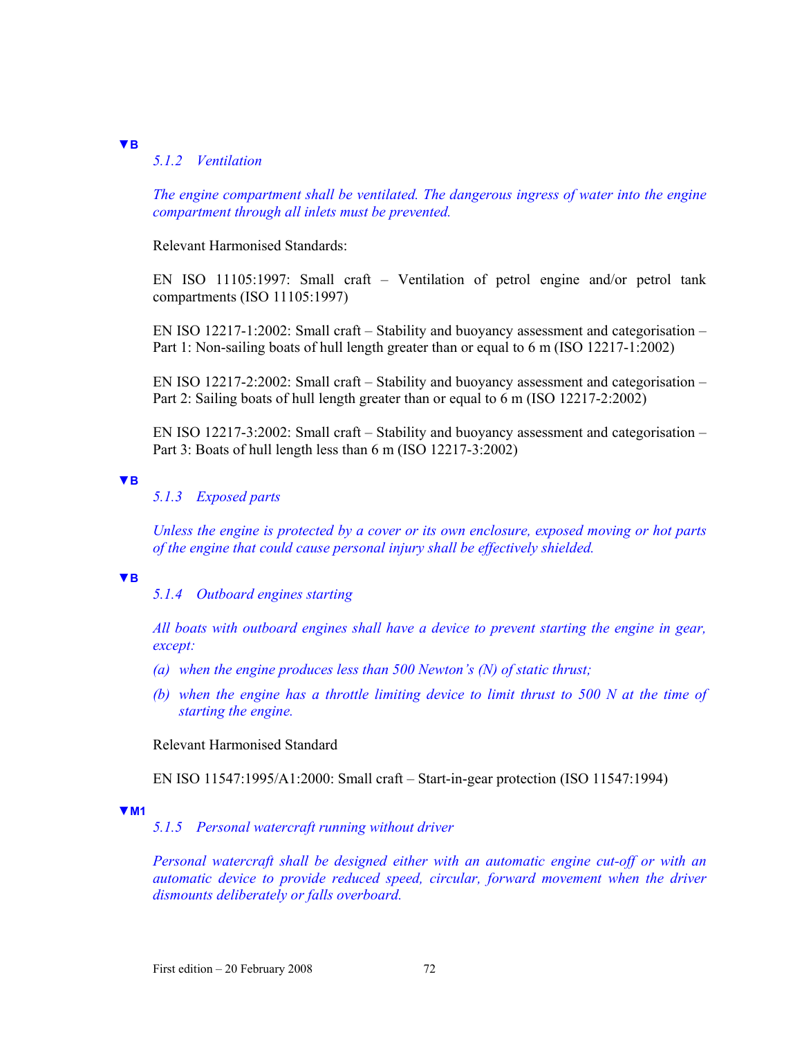▼B

*5.1.2 Ventilation*

*The engine compartment shall be ventilated. The dangerous ingress of water into the engine compartment through all inlets must be prevented.*

Relevant Harmonised Standards:

EN ISO 11105:1997: Small craft – Ventilation of petrol engine and/or petrol tank compartments (ISO 11105:1997)

EN ISO 12217-1:2002: Small craft – Stability and buoyancy assessment and categorisation – Part 1: Non-sailing boats of hull length greater than or equal to 6 m (ISO 12217-1:2002)

EN ISO 12217-2:2002: Small craft – Stability and buoyancy assessment and categorisation – Part 2: Sailing boats of hull length greater than or equal to 6 m (ISO 12217-2:2002)

EN ISO 12217-3:2002: Small craft – Stability and buoyancy assessment and categorisation – Part 3: Boats of hull length less than 6 m (ISO 12217-3:2002)

▼B

*5.1.3 Exposed parts*

*Unless the engine is protected by a cover or its own enclosure, exposed moving or hot parts of the engine that could cause personal injury shall be effectively shielded.*

▼B

*5.1.4 Outboard engines starting*

*All boats with outboard engines shall have a device to prevent starting the engine in gear, except:*

*(a) when the engine produces less than 500 Newton's (N) of static thrust;*

*(b) when the engine has a throttle limiting device to limit thrust to 500 N at the time of starting the engine.*

Relevant Harmonised Standard

EN ISO 11547:1995/A1:2000: Small craft – Start-in-gear protection (ISO 11547:1994)

▼M1

*5.1.5 Personal watercraft running without driver*

*Personal watercraft shall be designed either with an automatic engine cut-off or with an automatic device to provide reduced speed, circular, forward movement when the driver dismounts deliberately or falls overboard.*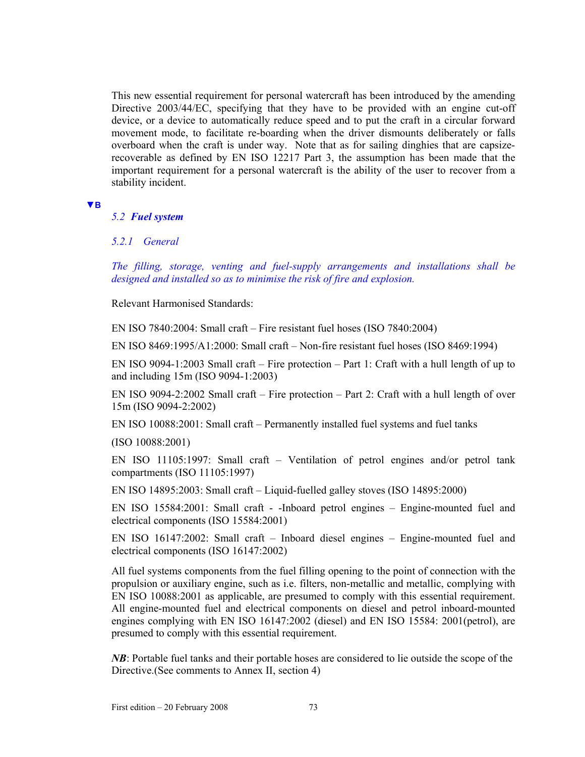This new essential requirement for personal watercraft has been introduced by the amending Directive 2003/44/EC, specifying that they have to be provided with an engine cut-off device, or a device to automatically reduce speed and to put the craft in a circular forward movement mode, to facilitate re-boarding when the driver dismounts deliberately or falls overboard when the craft is under way. Note that as for sailing dinghies that are capsize-recoverable as defined by EN ISO 12217 Part 3, the assumption has been made that the important requirement for a personal watercraft is the ability of the user to recover from a stability incident.

▼B

### *5.2 **Fuel system***

#### *5.2.1 General*

*The filling, storage, venting and fuel-supply arrangements and installations shall be designed and installed so as to minimise the risk of fire and explosion.*

Relevant Harmonised Standards:

EN ISO 7840:2004: Small craft – Fire resistant fuel hoses (ISO 7840:2004)

EN ISO 8469:1995/A1:2000: Small craft – Non-fire resistant fuel hoses (ISO 8469:1994)

EN ISO 9094-1:2003 Small craft – Fire protection – Part 1: Craft with a hull length of up to and including 15m (ISO 9094-1:2003)

EN ISO 9094-2:2002 Small craft – Fire protection – Part 2: Craft with a hull length of over 15m (ISO 9094-2:2002)

EN ISO 10088:2001: Small craft – Permanently installed fuel systems and fuel tanks

(ISO 10088:2001)

EN ISO 11105:1997: Small craft – Ventilation of petrol engines and/or petrol tank compartments (ISO 11105:1997)

EN ISO 14895:2003: Small craft – Liquid-fuelled galley stoves (ISO 14895:2000)

EN ISO 15584:2001: Small craft - -Inboard petrol engines – Engine-mounted fuel and electrical components (ISO 15584:2001)

EN ISO 16147:2002: Small craft – Inboard diesel engines – Engine-mounted fuel and electrical components (ISO 16147:2002)

All fuel systems components from the fuel filling opening to the point of connection with the propulsion or auxiliary engine, such as i.e. filters, non-metallic and metallic, complying with EN ISO 10088:2001 as applicable, are presumed to comply with this essential requirement. All engine-mounted fuel and electrical components on diesel and petrol inboard-mounted engines complying with EN ISO 16147:2002 (diesel) and EN ISO 15584: 2001(petrol), are presumed to comply with this essential requirement.

***NB***: Portable fuel tanks and their portable hoses are considered to lie outside the scope of the Directive.(See comments to Annex II, section 4)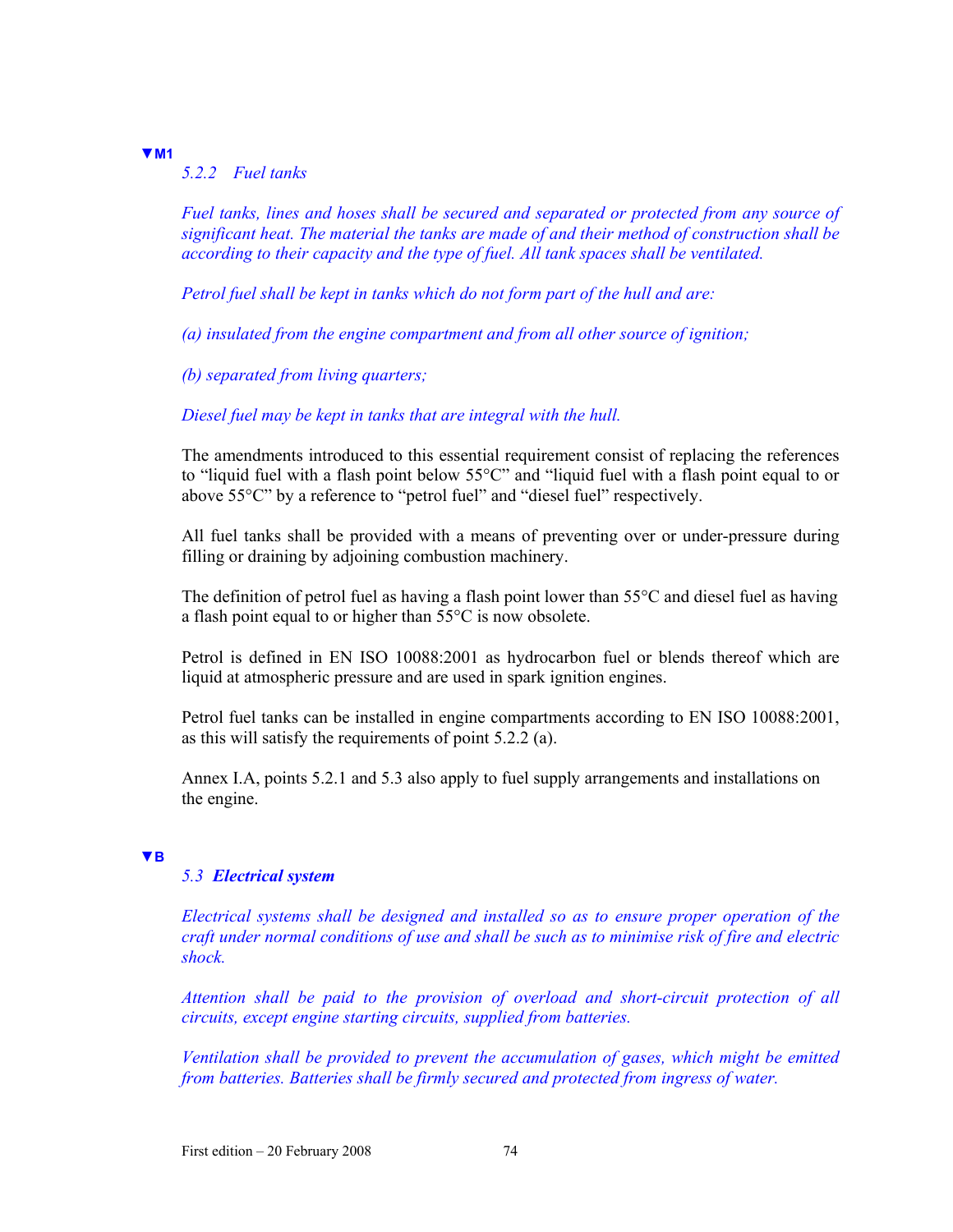▼M1

*5.2.2 Fuel tanks*

*Fuel tanks, lines and hoses shall be secured and separated or protected from any source of significant heat. The material the tanks are made of and their method of construction shall be according to their capacity and the type of fuel. All tank spaces shall be ventilated.*

*Petrol fuel shall be kept in tanks which do not form part of the hull and are:*

*(a) insulated from the engine compartment and from all other source of ignition;*

*(b) separated from living quarters;*

*Diesel fuel may be kept in tanks that are integral with the hull.*

The amendments introduced to this essential requirement consist of replacing the references to "liquid fuel with a flash point below 55°C" and "liquid fuel with a flash point equal to or above 55°C" by a reference to "petrol fuel" and "diesel fuel" respectively.

All fuel tanks shall be provided with a means of preventing over or under-pressure during filling or draining by adjoining combustion machinery.

The definition of petrol fuel as having a flash point lower than 55°C and diesel fuel as having a flash point equal to or higher than 55°C is now obsolete.

Petrol is defined in EN ISO 10088:2001 as hydrocarbon fuel or blends thereof which are liquid at atmospheric pressure and are used in spark ignition engines.

Petrol fuel tanks can be installed in engine compartments according to EN ISO 10088:2001, as this will satisfy the requirements of point 5.2.2 (a).

Annex I.A, points 5.2.1 and 5.3 also apply to fuel supply arrangements and installations on the engine.

▼B

*5.3* ***Electrical system***

*Electrical systems shall be designed and installed so as to ensure proper operation of the craft under normal conditions of use and shall be such as to minimise risk of fire and electric shock.*

*Attention shall be paid to the provision of overload and short-circuit protection of all circuits, except engine starting circuits, supplied from batteries.*

*Ventilation shall be provided to prevent the accumulation of gases, which might be emitted from batteries. Batteries shall be firmly secured and protected from ingress of water.*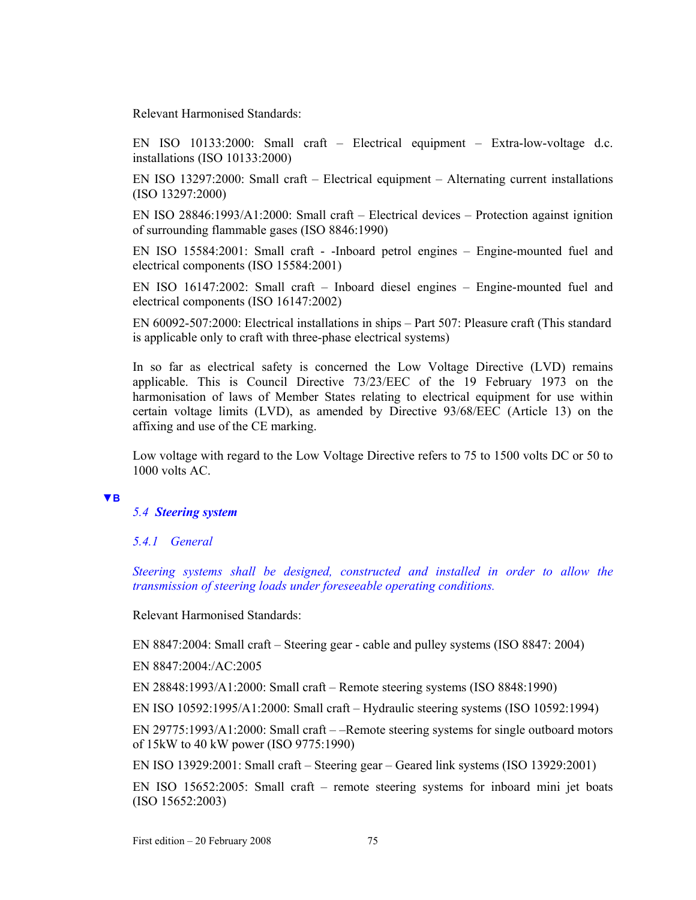Relevant Harmonised Standards:

EN ISO 10133:2000: Small craft – Electrical equipment – Extra-low-voltage d.c. installations (ISO 10133:2000)

EN ISO 13297:2000: Small craft – Electrical equipment – Alternating current installations (ISO 13297:2000)

EN ISO 28846:1993/A1:2000: Small craft – Electrical devices – Protection against ignition of surrounding flammable gases (ISO 8846:1990)

EN ISO 15584:2001: Small craft - -Inboard petrol engines – Engine-mounted fuel and electrical components (ISO 15584:2001)

EN ISO 16147:2002: Small craft – Inboard diesel engines – Engine-mounted fuel and electrical components (ISO 16147:2002)

EN 60092-507:2000: Electrical installations in ships – Part 507: Pleasure craft (This standard is applicable only to craft with three-phase electrical systems)

In so far as electrical safety is concerned the Low Voltage Directive (LVD) remains applicable. This is Council Directive 73/23/EEC of the 19 February 1973 on the harmonisation of laws of Member States relating to electrical equipment for use within certain voltage limits (LVD), as amended by Directive 93/68/EEC (Article 13) on the affixing and use of the CE marking.

Low voltage with regard to the Low Voltage Directive refers to 75 to 1500 volts DC or 50 to 1000 volts AC.

▼B

### *5.4 **Steering system***

#### *5.4.1 General*

*Steering systems shall be designed, constructed and installed in order to allow the transmission of steering loads under foreseeable operating conditions.*

Relevant Harmonised Standards:

EN 8847:2004: Small craft – Steering gear - cable and pulley systems (ISO 8847: 2004)

EN 8847:2004:/AC:2005

EN 28848:1993/A1:2000: Small craft – Remote steering systems (ISO 8848:1990)

EN ISO 10592:1995/A1:2000: Small craft – Hydraulic steering systems (ISO 10592:1994)

EN 29775:1993/A1:2000: Small craft – –Remote steering systems for single outboard motors of 15kW to 40 kW power (ISO 9775:1990)

EN ISO 13929:2001: Small craft – Steering gear – Geared link systems (ISO 13929:2001)

EN ISO 15652:2005: Small craft – remote steering systems for inboard mini jet boats (ISO 15652:2003)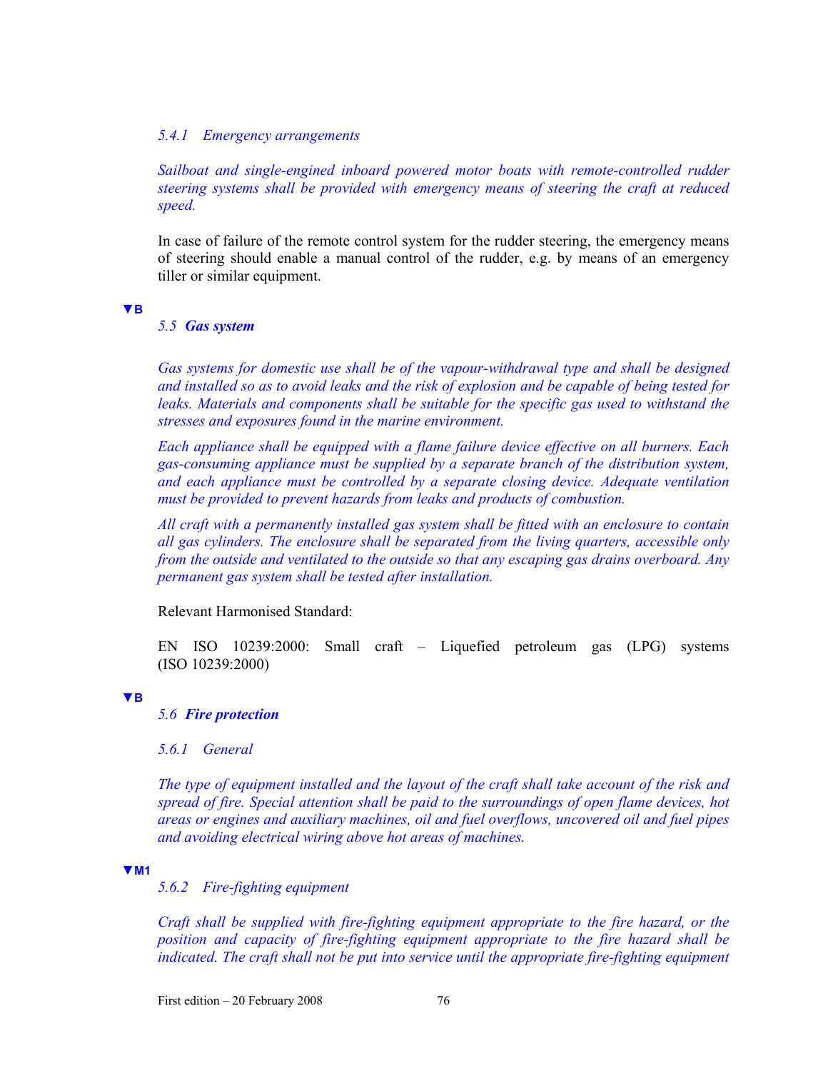*5.4.1 Emergency arrangements*

*Sailboat and single-engined inboard powered motor boats with remote-controlled rudder steering systems shall be provided with emergency means of steering the craft at reduced speed.*

In case of failure of the remote control system for the rudder steering, the emergency means of steering should enable a manual control of the rudder, e.g. by means of an emergency tiller or similar equipment.

▼B

### *5.5 **Gas system***

*Gas systems for domestic use shall be of the vapour-withdrawal type and shall be designed and installed so as to avoid leaks and the risk of explosion and be capable of being tested for leaks. Materials and components shall be suitable for the specific gas used to withstand the stresses and exposures found in the marine environment.*

*Each appliance shall be equipped with a flame failure device effective on all burners. Each gas-consuming appliance must be supplied by a separate branch of the distribution system, and each appliance must be controlled by a separate closing device. Adequate ventilation must be provided to prevent hazards from leaks and products of combustion.*

*All craft with a permanently installed gas system shall be fitted with an enclosure to contain all gas cylinders. The enclosure shall be separated from the living quarters, accessible only from the outside and ventilated to the outside so that any escaping gas drains overboard. Any permanent gas system shall be tested after installation.*

Relevant Harmonised Standard:

EN ISO 10239:2000: Small craft – Liquefied petroleum gas (LPG) systems (ISO 10239:2000)

▼B

### *5.6 **Fire protection***

*5.6.1 General*

*The type of equipment installed and the layout of the craft shall take account of the risk and spread of fire. Special attention shall be paid to the surroundings of open flame devices, hot areas or engines and auxiliary machines, oil and fuel overflows, uncovered oil and fuel pipes and avoiding electrical wiring above hot areas of machines.*

▼M1

*5.6.2 Fire-fighting equipment*

*Craft shall be supplied with fire-fighting equipment appropriate to the fire hazard, or the position and capacity of fire-fighting equipment appropriate to the fire hazard shall be indicated. The craft shall not be put into service until the appropriate fire-fighting equipment*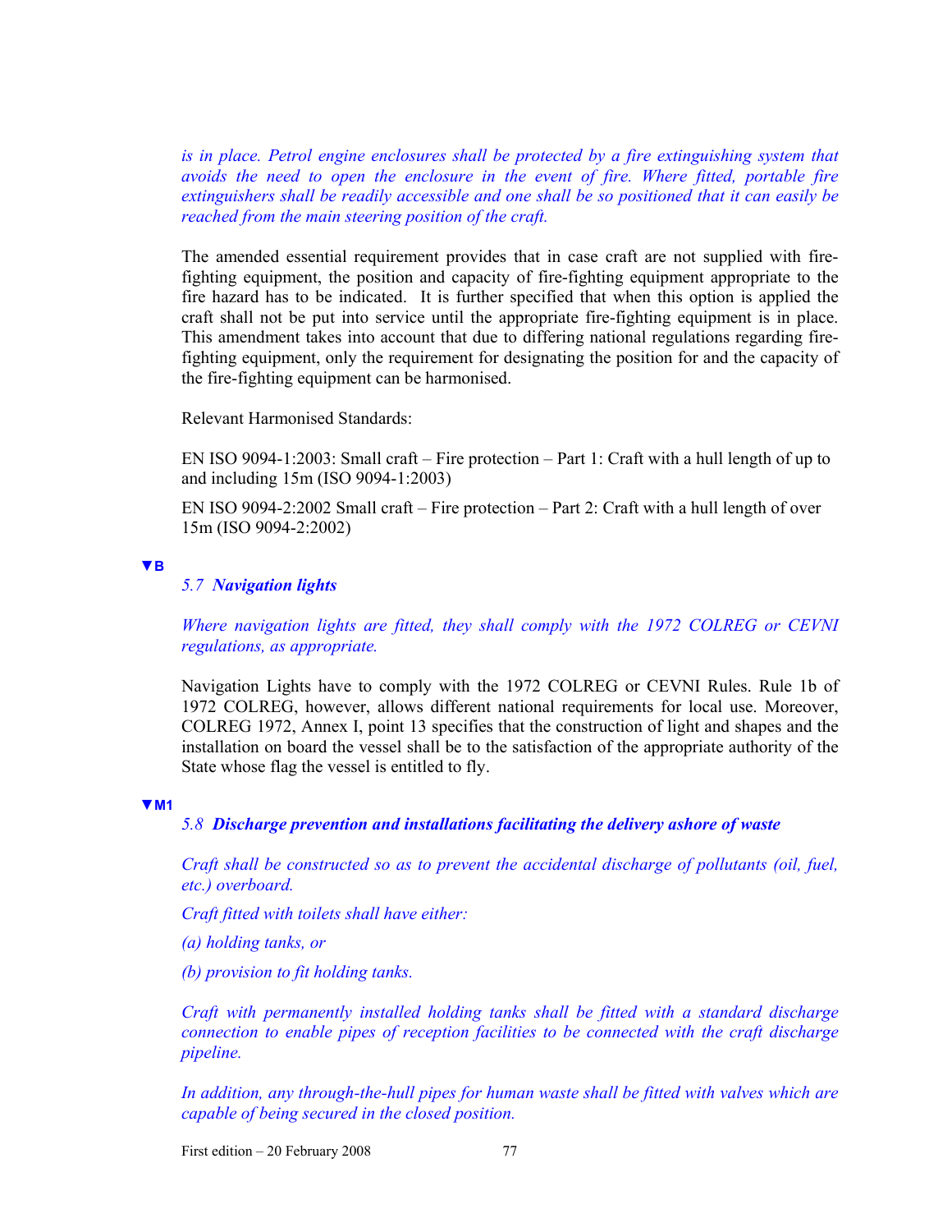*is in place. Petrol engine enclosures shall be protected by a fire extinguishing system that avoids the need to open the enclosure in the event of fire. Where fitted, portable fire extinguishers shall be readily accessible and one shall be so positioned that it can easily be reached from the main steering position of the craft.*

The amended essential requirement provides that in case craft are not supplied with fire-fighting equipment, the position and capacity of fire-fighting equipment appropriate to the fire hazard has to be indicated. It is further specified that when this option is applied the craft shall not be put into service until the appropriate fire-fighting equipment is in place. This amendment takes into account that due to differing national regulations regarding fire-fighting equipment, only the requirement for designating the position for and the capacity of the fire-fighting equipment can be harmonised.

Relevant Harmonised Standards:

EN ISO 9094-1:2003: Small craft – Fire protection – Part 1: Craft with a hull length of up to and including 15m (ISO 9094-1:2003)

EN ISO 9094-2:2002 Small craft – Fire protection – Part 2: Craft with a hull length of over 15m (ISO 9094-2:2002)

▼B

*5.7* ***Navigation lights***

*Where navigation lights are fitted, they shall comply with the 1972 COLREG or CEVNI regulations, as appropriate.*

Navigation Lights have to comply with the 1972 COLREG or CEVNI Rules. Rule 1b of 1972 COLREG, however, allows different national requirements for local use. Moreover, COLREG 1972, Annex I, point 13 specifies that the construction of light and shapes and the installation on board the vessel shall be to the satisfaction of the appropriate authority of the State whose flag the vessel is entitled to fly.

▼M1

*5.8* ***Discharge prevention and installations facilitating the delivery ashore of waste***

*Craft shall be constructed so as to prevent the accidental discharge of pollutants (oil, fuel, etc.) overboard.*

*Craft fitted with toilets shall have either:*

*(a) holding tanks, or*

*(b) provision to fit holding tanks.*

*Craft with permanently installed holding tanks shall be fitted with a standard discharge connection to enable pipes of reception facilities to be connected with the craft discharge pipeline.*

*In addition, any through-the-hull pipes for human waste shall be fitted with valves which are capable of being secured in the closed position.*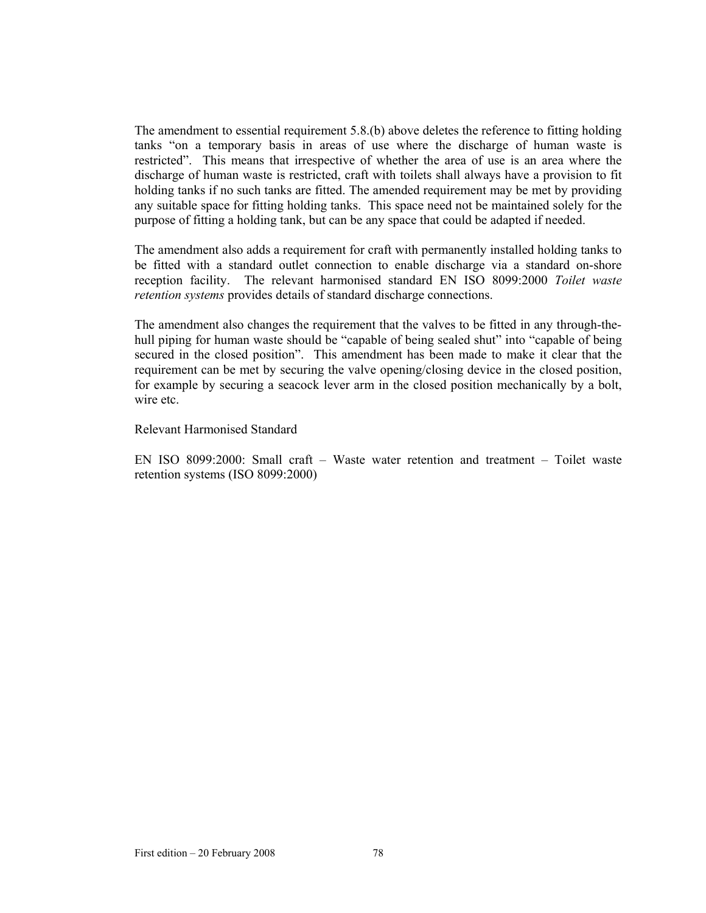The amendment to essential requirement 5.8.(b) above deletes the reference to fitting holding tanks "on a temporary basis in areas of use where the discharge of human waste is restricted". This means that irrespective of whether the area of use is an area where the discharge of human waste is restricted, craft with toilets shall always have a provision to fit holding tanks if no such tanks are fitted. The amended requirement may be met by providing any suitable space for fitting holding tanks. This space need not be maintained solely for the purpose of fitting a holding tank, but can be any space that could be adapted if needed.

The amendment also adds a requirement for craft with permanently installed holding tanks to be fitted with a standard outlet connection to enable discharge via a standard on-shore reception facility. The relevant harmonised standard EN ISO 8099:2000 *Toilet waste retention systems* provides details of standard discharge connections.

The amendment also changes the requirement that the valves to be fitted in any through-the-hull piping for human waste should be "capable of being sealed shut" into "capable of being secured in the closed position". This amendment has been made to make it clear that the requirement can be met by securing the valve opening/closing device in the closed position, for example by securing a seacock lever arm in the closed position mechanically by a bolt, wire etc.

Relevant Harmonised Standard

EN ISO 8099:2000: Small craft – Waste water retention and treatment – Toilet waste retention systems (ISO 8099:2000)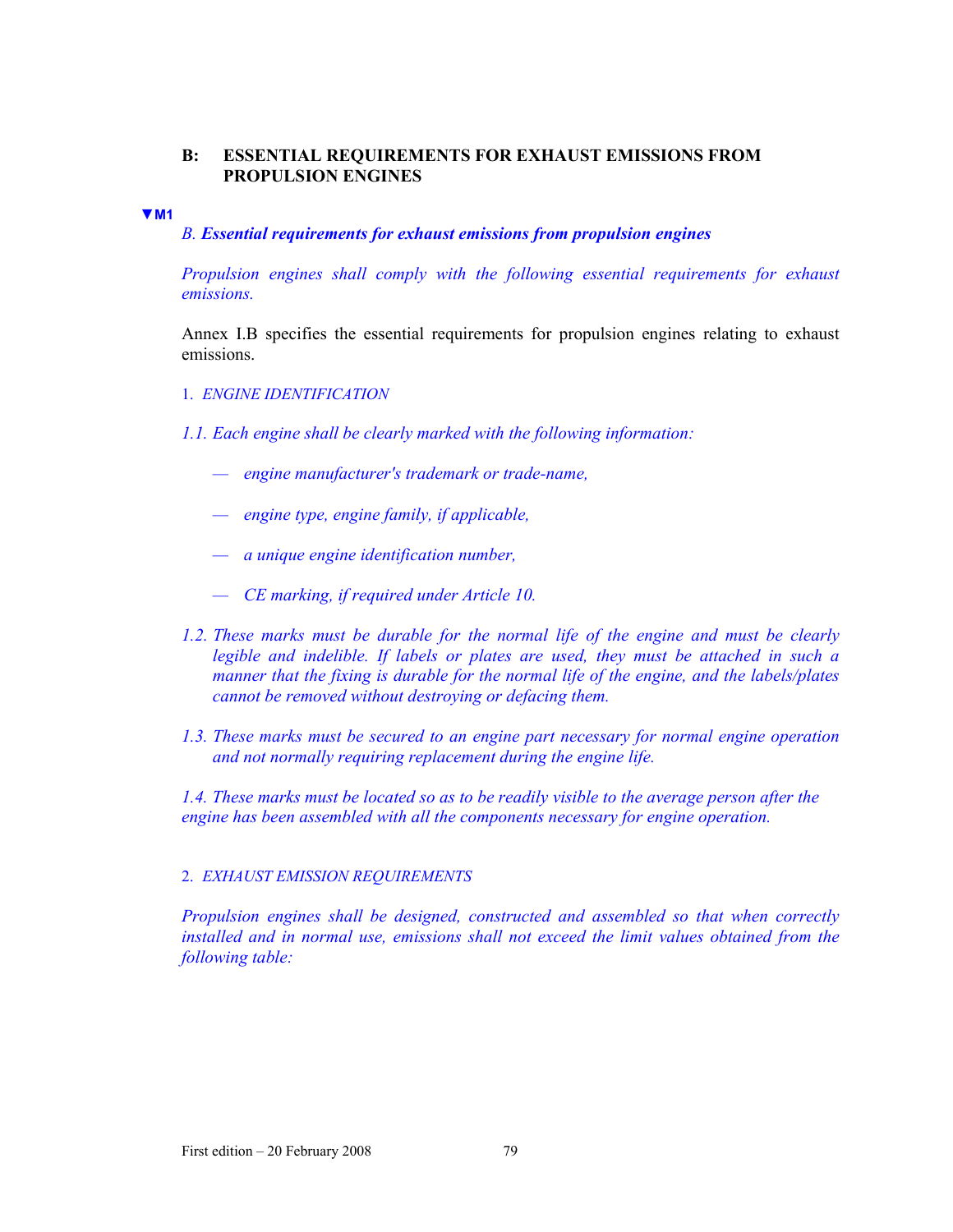## B: ESSENTIAL REQUIREMENTS FOR EXHAUST EMISSIONS FROM PROPULSION ENGINES

▼M1

*B. **Essential requirements for exhaust emissions from propulsion engines***

*Propulsion engines shall comply with the following essential requirements for exhaust emissions.*

Annex I.B specifies the essential requirements for propulsion engines relating to exhaust emissions.

1. *ENGINE IDENTIFICATION*

*1.1. Each engine shall be clearly marked with the following information:*

- *engine manufacturer's trademark or trade-name,*
- *engine type, engine family, if applicable,*
- *a unique engine identification number,*
- *CE marking, if required under Article 10.*

*1.2. These marks must be durable for the normal life of the engine and must be clearly legible and indelible. If labels or plates are used, they must be attached in such a manner that the fixing is durable for the normal life of the engine, and the labels/plates cannot be removed without destroying or defacing them.*

*1.3. These marks must be secured to an engine part necessary for normal engine operation and not normally requiring replacement during the engine life.*

*1.4. These marks must be located so as to be readily visible to the average person after the engine has been assembled with all the components necessary for engine operation.*

2. *EXHAUST EMISSION REQUIREMENTS*

*Propulsion engines shall be designed, constructed and assembled so that when correctly installed and in normal use, emissions shall not exceed the limit values obtained from the following table:*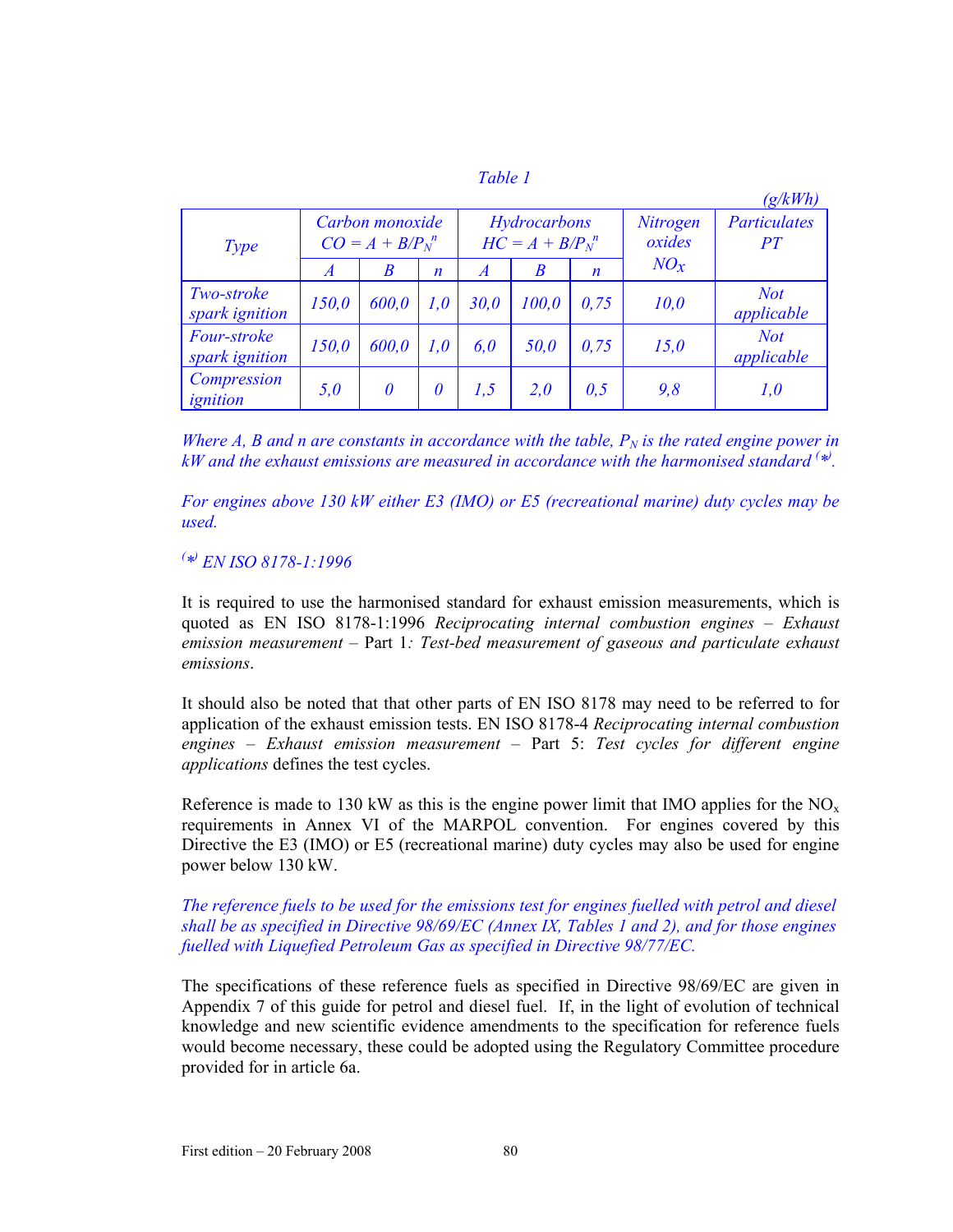*Table 1*

*(g/kWh)*

| *Type* | *Carbon monoxide* $CO = A + B/P_N^n$ | | | *Hydrocarbons* $HC = A + B/P_N^n$ | | | *Nitrogen oxides* $NO_X$ | *Particulates PT* |
|---|---|---|---|---|---|---|---|---|
| | *A* | *B* | *n* | *A* | *B* | *n* | | |
| *Two-stroke spark ignition* | *150,0* | *600,0* | *1,0* | *30,0* | *100,0* | *0,75* | *10,0* | *Not applicable* |
| *Four-stroke spark ignition* | *150,0* | *600,0* | *1,0* | *6,0* | *50,0* | *0,75* | *15,0* | *Not applicable* |
| *Compression ignition* | *5,0* | *0* | *0* | *1,5* | *2,0* | *0,5* | *9,8* | *1,0* |

*Where A, B and n are constants in accordance with the table, $P_N$ is the rated engine power in kW and the exhaust emissions are measured in accordance with the harmonised standard (\*).*

*For engines above 130 kW either E3 (IMO) or E5 (recreational marine) duty cycles may be used.*

*(\*) EN ISO 8178-1:1996*

It is required to use the harmonised standard for exhaust emission measurements, which is quoted as EN ISO 8178-1:1996 *Reciprocating internal combustion engines – Exhaust emission measurement* – Part 1*: Test-bed measurement of gaseous and particulate exhaust emissions*.

It should also be noted that that other parts of EN ISO 8178 may need to be referred to for application of the exhaust emission tests. EN ISO 8178-4 *Reciprocating internal combustion engines – Exhaust emission measurement* – Part 5: *Test cycles for different engine applications* defines the test cycles.

Reference is made to 130 kW as this is the engine power limit that IMO applies for the $NO_x$ requirements in Annex VI of the MARPOL convention. For engines covered by this Directive the E3 (IMO) or E5 (recreational marine) duty cycles may also be used for engine power below 130 kW.

*The reference fuels to be used for the emissions test for engines fuelled with petrol and diesel shall be as specified in Directive 98/69/EC (Annex IX, Tables 1 and 2), and for those engines fuelled with Liquefied Petroleum Gas as specified in Directive 98/77/EC.*

The specifications of these reference fuels as specified in Directive 98/69/EC are given in Appendix 7 of this guide for petrol and diesel fuel. If, in the light of evolution of technical knowledge and new scientific evidence amendments to the specification for reference fuels would become necessary, these could be adopted using the Regulatory Committee procedure provided for in article 6a.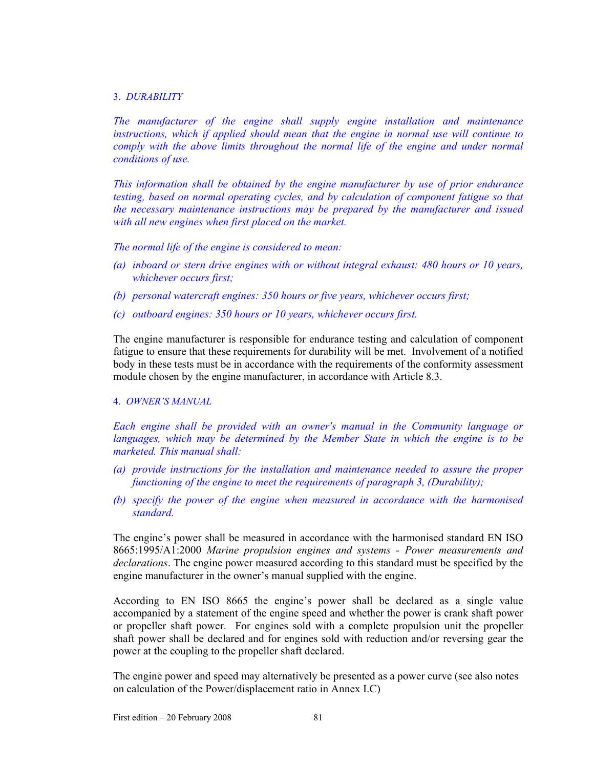3. *DURABILITY*

*The manufacturer of the engine shall supply engine installation and maintenance instructions, which if applied should mean that the engine in normal use will continue to comply with the above limits throughout the normal life of the engine and under normal conditions of use.*

*This information shall be obtained by the engine manufacturer by use of prior endurance testing, based on normal operating cycles, and by calculation of component fatigue so that the necessary maintenance instructions may be prepared by the manufacturer and issued with all new engines when first placed on the market.*

*The normal life of the engine is considered to mean:*

*(a) inboard or stern drive engines with or without integral exhaust: 480 hours or 10 years, whichever occurs first;*

*(b) personal watercraft engines: 350 hours or five years, whichever occurs first;*

*(c) outboard engines: 350 hours or 10 years, whichever occurs first.*

The engine manufacturer is responsible for endurance testing and calculation of component fatigue to ensure that these requirements for durability will be met. Involvement of a notified body in these tests must be in accordance with the requirements of the conformity assessment module chosen by the engine manufacturer, in accordance with Article 8.3.

4. *OWNER'S MANUAL*

*Each engine shall be provided with an owner's manual in the Community language or languages, which may be determined by the Member State in which the engine is to be marketed. This manual shall:*

*(a) provide instructions for the installation and maintenance needed to assure the proper functioning of the engine to meet the requirements of paragraph 3, (Durability);*

*(b) specify the power of the engine when measured in accordance with the harmonised standard.*

The engine's power shall be measured in accordance with the harmonised standard EN ISO 8665:1995/A1:2000 *Marine propulsion engines and systems - Power measurements and declarations*. The engine power measured according to this standard must be specified by the engine manufacturer in the owner's manual supplied with the engine.

According to EN ISO 8665 the engine's power shall be declared as a single value accompanied by a statement of the engine speed and whether the power is crank shaft power or propeller shaft power. For engines sold with a complete propulsion unit the propeller shaft power shall be declared and for engines sold with reduction and/or reversing gear the power at the coupling to the propeller shaft declared.

The engine power and speed may alternatively be presented as a power curve (see also notes on calculation of the Power/displacement ratio in Annex I.C)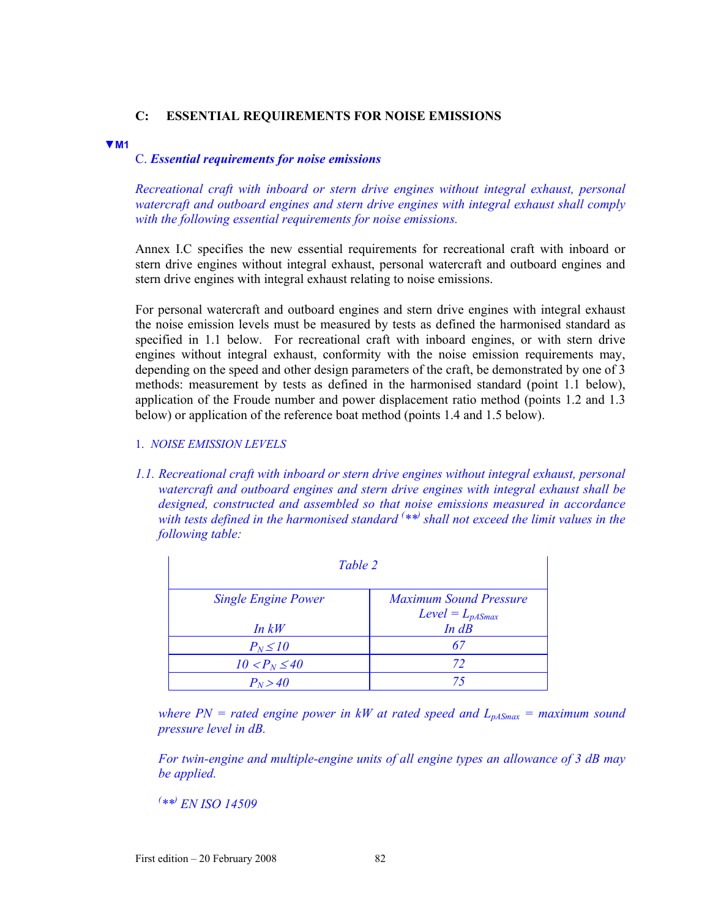**C: ESSENTIAL REQUIREMENTS FOR NOISE EMISSIONS**

▼M1

C. ***Essential requirements for noise emissions***

*Recreational craft with inboard or stern drive engines without integral exhaust, personal watercraft and outboard engines and stern drive engines with integral exhaust shall comply with the following essential requirements for noise emissions.*

Annex I.C specifies the new essential requirements for recreational craft with inboard or stern drive engines without integral exhaust, personal watercraft and outboard engines and stern drive engines with integral exhaust relating to noise emissions.

For personal watercraft and outboard engines and stern drive engines with integral exhaust the noise emission levels must be measured by tests as defined the harmonised standard as specified in 1.1 below. For recreational craft with inboard engines, or with stern drive engines without integral exhaust, conformity with the noise emission requirements may, depending on the speed and other design parameters of the craft, be demonstrated by one of 3 methods: measurement by tests as defined in the harmonised standard (point 1.1 below), application of the Froude number and power displacement ratio method (points 1.2 and 1.3 below) or application of the reference boat method (points 1.4 and 1.5 below).

1. *NOISE EMISSION LEVELS*

*1.1. Recreational craft with inboard or stern drive engines without integral exhaust, personal watercraft and outboard engines and stern drive engines with integral exhaust shall be designed, constructed and assembled so that noise emissions measured in accordance with tests defined in the harmonised standard (\*\*) shall not exceed the limit values in the following table:*

*Table 2*

| *Single Engine Power In kW* | *Maximum Sound Pressure Level = $L_{pASmax}$ In dB* |
|---|---|
| $P_N \leq 10$ | *67* |
| $10 < P_N \leq 40$ | *72* |
| $P_N > 40$ | *75* |

*where PN = rated engine power in kW at rated speed and $L_{pASmax}$ = maximum sound pressure level in dB.*

*For twin-engine and multiple-engine units of all engine types an allowance of 3 dB may be applied.*

*(\*\*) EN ISO 14509*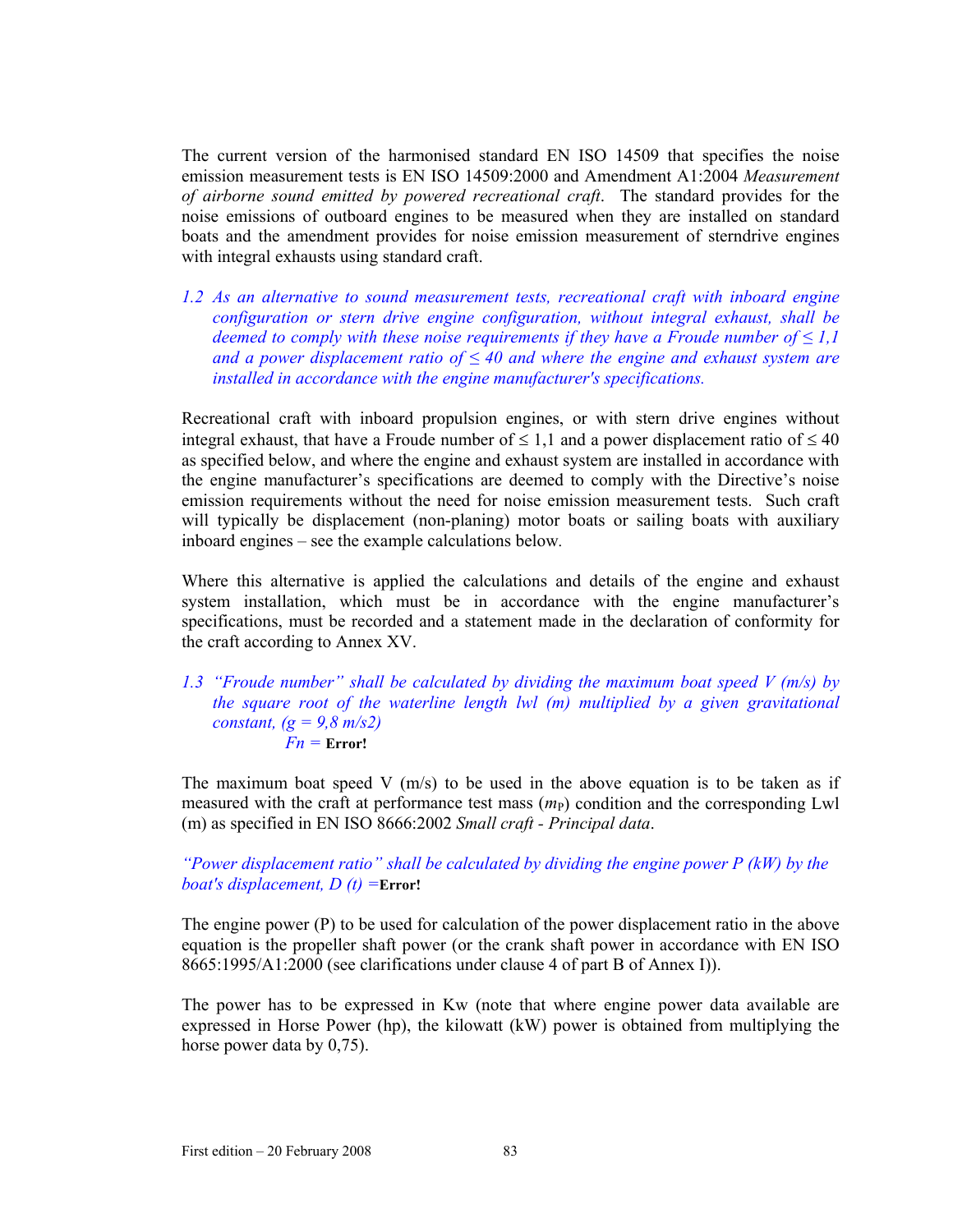The current version of the harmonised standard EN ISO 14509 that specifies the noise emission measurement tests is EN ISO 14509:2000 and Amendment A1:2004 *Measurement of airborne sound emitted by powered recreational craft*. The standard provides for the noise emissions of outboard engines to be measured when they are installed on standard boats and the amendment provides for noise emission measurement of sterndrive engines with integral exhausts using standard craft.

*1.2 As an alternative to sound measurement tests, recreational craft with inboard engine configuration or stern drive engine configuration, without integral exhaust, shall be deemed to comply with these noise requirements if they have a Froude number of ≤ 1,1 and a power displacement ratio of ≤ 40 and where the engine and exhaust system are installed in accordance with the engine manufacturer's specifications.*

Recreational craft with inboard propulsion engines, or with stern drive engines without integral exhaust, that have a Froude number of ≤ 1,1 and a power displacement ratio of ≤ 40 as specified below, and where the engine and exhaust system are installed in accordance with the engine manufacturer's specifications are deemed to comply with the Directive's noise emission requirements without the need for noise emission measurement tests. Such craft will typically be displacement (non-planing) motor boats or sailing boats with auxiliary inboard engines – see the example calculations below.

Where this alternative is applied the calculations and details of the engine and exhaust system installation, which must be in accordance with the engine manufacturer's specifications, must be recorded and a statement made in the declaration of conformity for the craft according to Annex XV.

*1.3 "Froude number" shall be calculated by dividing the maximum boat speed V (m/s) by the square root of the waterline length lwl (m) multiplied by a given gravitational constant, (g = 9,8 m/s2)*

*Fn =* **Error!**

The maximum boat speed V (m/s) to be used in the above equation is to be taken as if measured with the craft at performance test mass ($m_P$) condition and the corresponding Lwl (m) as specified in EN ISO 8666:2002 *Small craft - Principal data*.

*"Power displacement ratio" shall be calculated by dividing the engine power P (kW) by the boat's displacement, D (t) =***Error!**

The engine power (P) to be used for calculation of the power displacement ratio in the above equation is the propeller shaft power (or the crank shaft power in accordance with EN ISO 8665:1995/A1:2000 (see clarifications under clause 4 of part B of Annex I)).

The power has to be expressed in Kw (note that where engine power data available are expressed in Horse Power (hp), the kilowatt (kW) power is obtained from multiplying the horse power data by 0,75).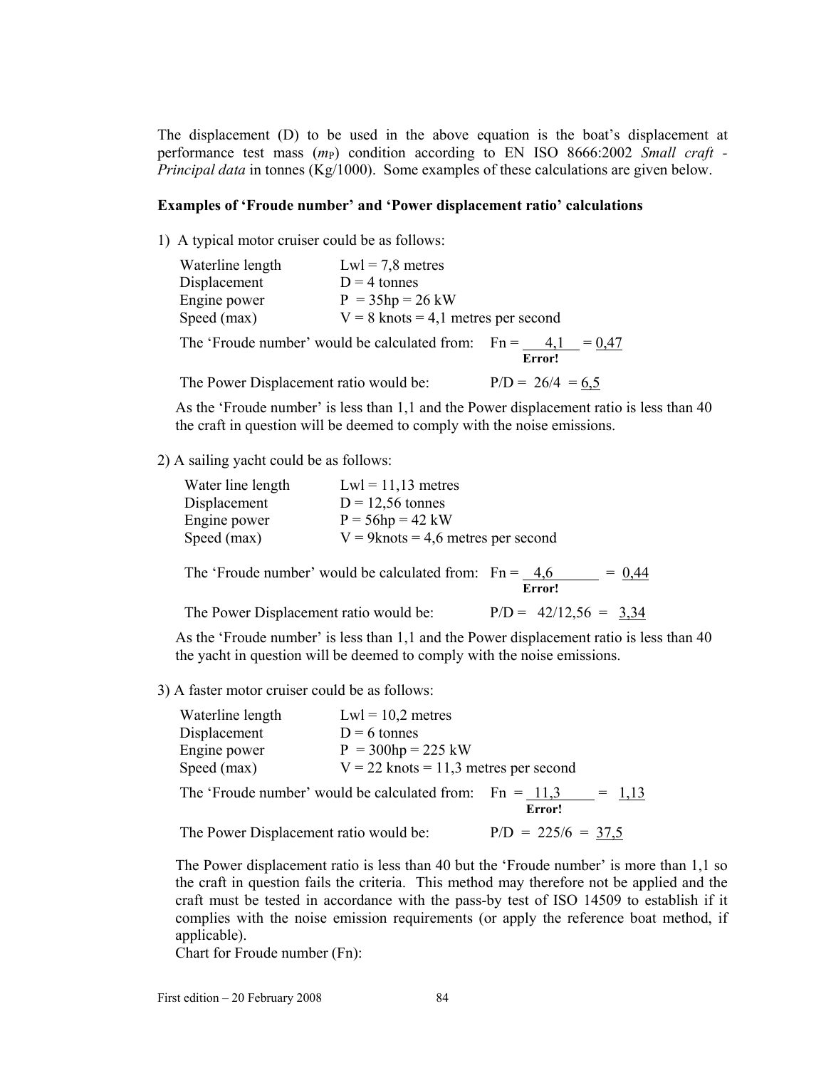The displacement (D) to be used in the above equation is the boat's displacement at performance test mass ($m_P$) condition according to EN ISO 8666:2002 *Small craft - Principal data* in tonnes (Kg/1000). Some examples of these calculations are given below.

**Examples of 'Froude number' and 'Power displacement ratio' calculations**

1) A typical motor cruiser could be as follows:

| | |
|---|---|
| Waterline length | Lwl = 7,8 metres |
| Displacement | D = 4 tonnes |
| Engine power | P = 35hp = 26 kW |
| Speed (max) | V = 8 knots = 4,1 metres per second |

The 'Froude number' would be calculated from: $Fn = \frac{4,1}{\textbf{Error!}} = \underline{0,47}$

The Power Displacement ratio would be: P/D = 26/4 = 6,5

As the 'Froude number' is less than 1,1 and the Power displacement ratio is less than 40 the craft in question will be deemed to comply with the noise emissions.

2) A sailing yacht could be as follows:

| | |
|---|---|
| Water line length | Lwl = 11,13 metres |
| Displacement | D = 12,56 tonnes |
| Engine power | P = 56hp = 42 kW |
| Speed (max) | V = 9knots = 4,6 metres per second |

The 'Froude number' would be calculated from: $Fn = \frac{4,6}{\textbf{Error!}} = \underline{0,44}$

The Power Displacement ratio would be: P/D = 42/12,56 = 3,34

As the 'Froude number' is less than 1,1 and the Power displacement ratio is less than 40 the yacht in question will be deemed to comply with the noise emissions.

3) A faster motor cruiser could be as follows:

| | |
|---|---|
| Waterline length | Lwl = 10,2 metres |
| Displacement | D = 6 tonnes |
| Engine power | P = 300hp = 225 kW |
| Speed (max) | V = 22 knots = 11,3 metres per second |

The 'Froude number' would be calculated from: $Fn = \frac{11,3}{\textbf{Error!}} = \underline{1,13}$

The Power Displacement ratio would be: P/D = 225/6 = 37,5

The Power displacement ratio is less than 40 but the 'Froude number' is more than 1,1 so the craft in question fails the criteria. This method may therefore not be applied and the craft must be tested in accordance with the pass-by test of ISO 14509 to establish if it complies with the noise emission requirements (or apply the reference boat method, if applicable).

Chart for Froude number (Fn):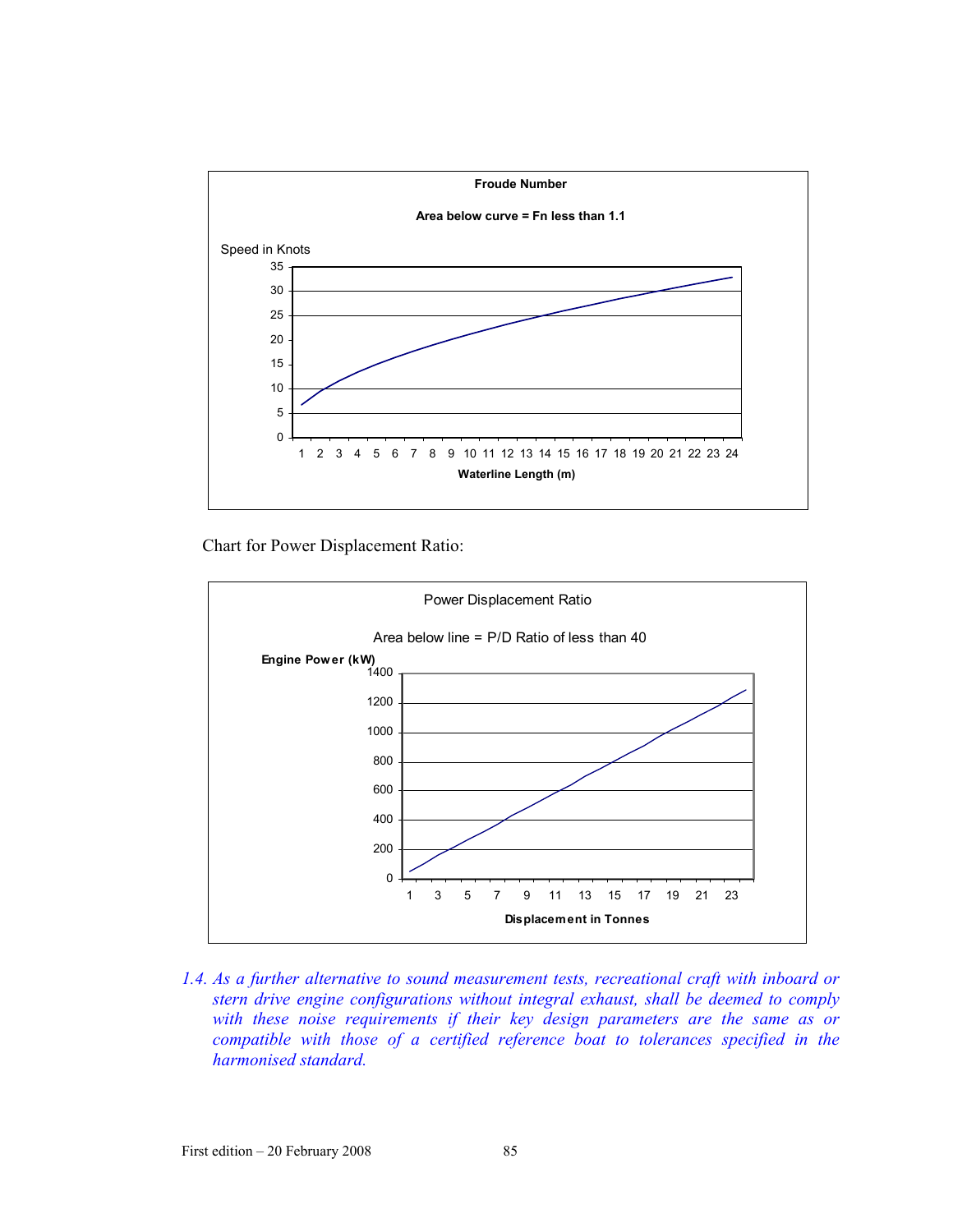**Froude Number**

**Area below curve = Fn less than 1.1**

Speed in Knots

**Waterline Length (m)**

Chart for Power Displacement Ratio:

Power Displacement Ratio

Area below line = P/D Ratio of less than 40

**Engine Power (kW)**

**Displacement in Tonnes**

*1.4. As a further alternative to sound measurement tests, recreational craft with inboard or stern drive engine configurations without integral exhaust, shall be deemed to comply with these noise requirements if their key design parameters are the same as or compatible with those of a certified reference boat to tolerances specified in the harmonised standard.*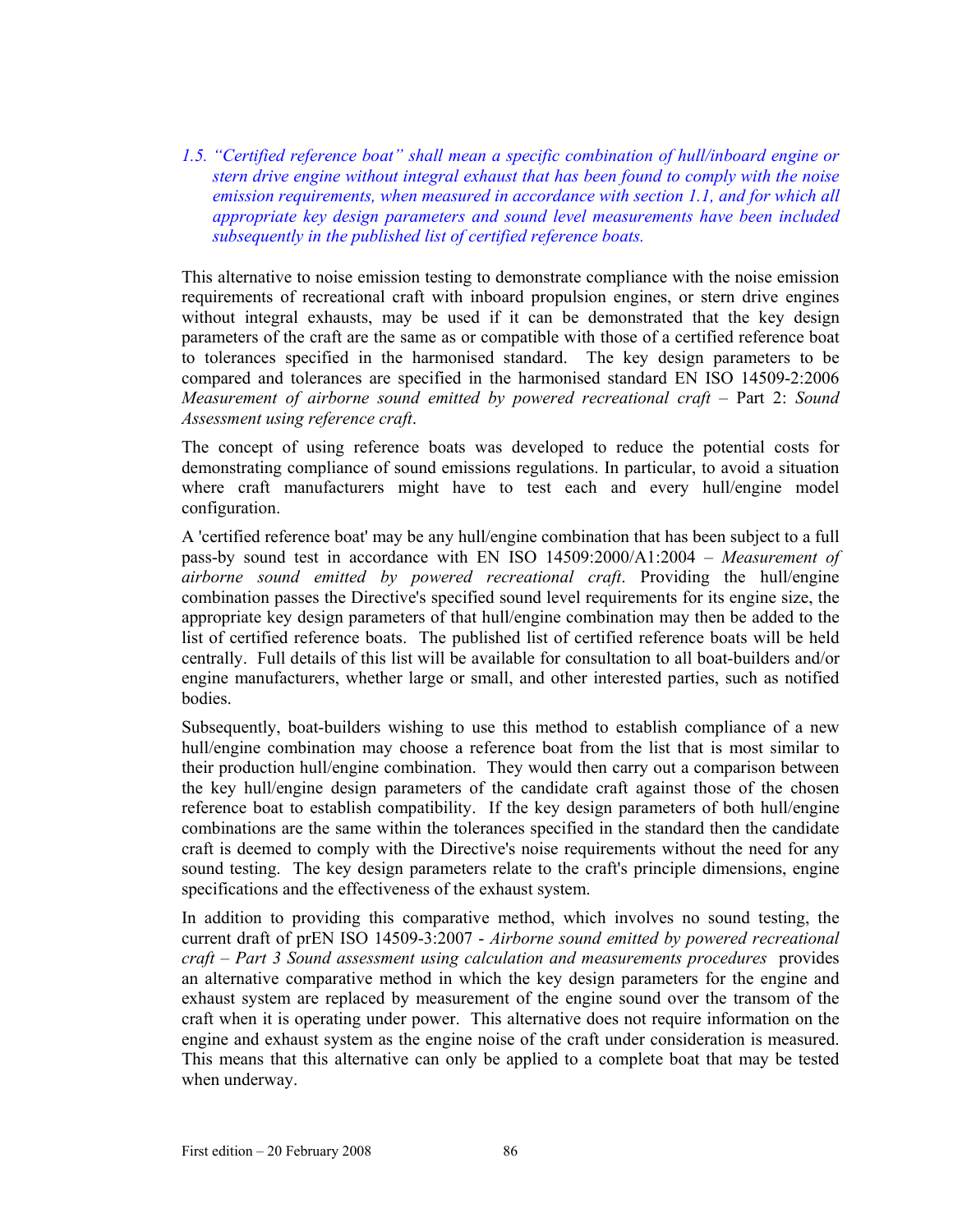*1.5. "Certified reference boat" shall mean a specific combination of hull/inboard engine or stern drive engine without integral exhaust that has been found to comply with the noise emission requirements, when measured in accordance with section 1.1, and for which all appropriate key design parameters and sound level measurements have been included subsequently in the published list of certified reference boats.*

This alternative to noise emission testing to demonstrate compliance with the noise emission requirements of recreational craft with inboard propulsion engines, or stern drive engines without integral exhausts, may be used if it can be demonstrated that the key design parameters of the craft are the same as or compatible with those of a certified reference boat to tolerances specified in the harmonised standard. The key design parameters to be compared and tolerances are specified in the harmonised standard EN ISO 14509-2:2006 *Measurement of airborne sound emitted by powered recreational craft* – Part 2: *Sound Assessment using reference craft*.

The concept of using reference boats was developed to reduce the potential costs for demonstrating compliance of sound emissions regulations. In particular, to avoid a situation where craft manufacturers might have to test each and every hull/engine model configuration.

A 'certified reference boat' may be any hull/engine combination that has been subject to a full pass-by sound test in accordance with EN ISO 14509:2000/A1:2004 – *Measurement of airborne sound emitted by powered recreational craft*. Providing the hull/engine combination passes the Directive's specified sound level requirements for its engine size, the appropriate key design parameters of that hull/engine combination may then be added to the list of certified reference boats. The published list of certified reference boats will be held centrally. Full details of this list will be available for consultation to all boat-builders and/or engine manufacturers, whether large or small, and other interested parties, such as notified bodies.

Subsequently, boat-builders wishing to use this method to establish compliance of a new hull/engine combination may choose a reference boat from the list that is most similar to their production hull/engine combination. They would then carry out a comparison between the key hull/engine design parameters of the candidate craft against those of the chosen reference boat to establish compatibility. If the key design parameters of both hull/engine combinations are the same within the tolerances specified in the standard then the candidate craft is deemed to comply with the Directive's noise requirements without the need for any sound testing. The key design parameters relate to the craft's principle dimensions, engine specifications and the effectiveness of the exhaust system.

In addition to providing this comparative method, which involves no sound testing, the current draft of prEN ISO 14509-3:2007 - *Airborne sound emitted by powered recreational craft – Part 3 Sound assessment using calculation and measurements procedures* provides an alternative comparative method in which the key design parameters for the engine and exhaust system are replaced by measurement of the engine sound over the transom of the craft when it is operating under power. This alternative does not require information on the engine and exhaust system as the engine noise of the craft under consideration is measured. This means that this alternative can only be applied to a complete boat that may be tested when underway.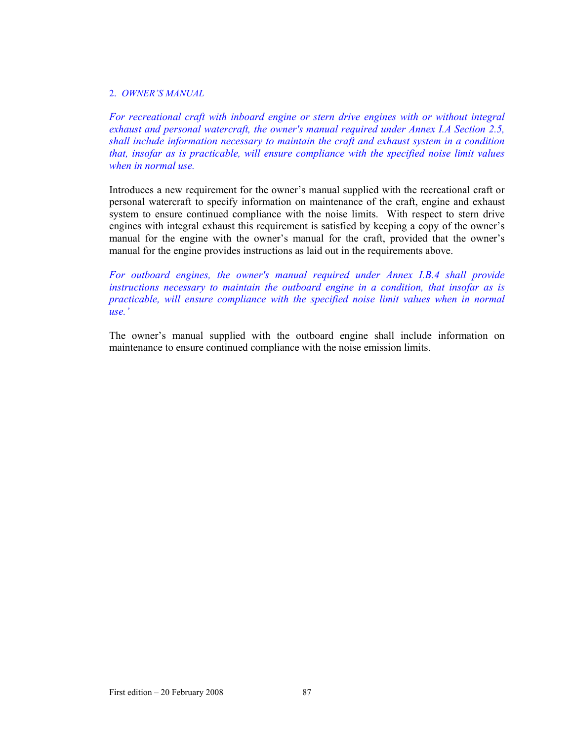2. *OWNER'S MANUAL*

*For recreational craft with inboard engine or stern drive engines with or without integral exhaust and personal watercraft, the owner's manual required under Annex I.A Section 2.5, shall include information necessary to maintain the craft and exhaust system in a condition that, insofar as is practicable, will ensure compliance with the specified noise limit values when in normal use.*

Introduces a new requirement for the owner's manual supplied with the recreational craft or personal watercraft to specify information on maintenance of the craft, engine and exhaust system to ensure continued compliance with the noise limits. With respect to stern drive engines with integral exhaust this requirement is satisfied by keeping a copy of the owner's manual for the engine with the owner's manual for the craft, provided that the owner's manual for the engine provides instructions as laid out in the requirements above.

*For outboard engines, the owner's manual required under Annex I.B.4 shall provide instructions necessary to maintain the outboard engine in a condition, that insofar as is practicable, will ensure compliance with the specified noise limit values when in normal use.'*

The owner's manual supplied with the outboard engine shall include information on maintenance to ensure continued compliance with the noise emission limits.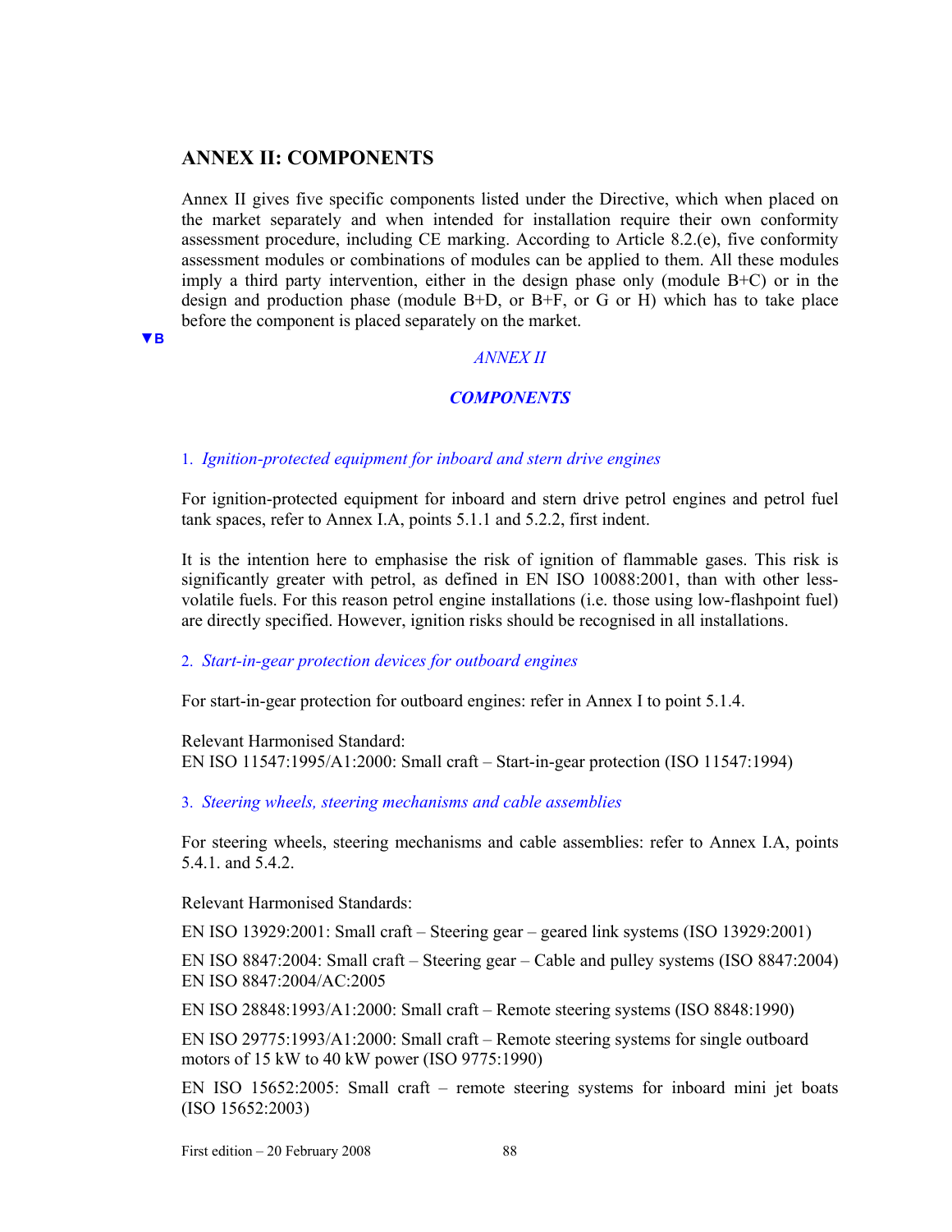## ANNEX II: COMPONENTS

Annex II gives five specific components listed under the Directive, which when placed on the market separately and when intended for installation require their own conformity assessment procedure, including CE marking. According to Article 8.2.(e), five conformity assessment modules or combinations of modules can be applied to them. All these modules imply a third party intervention, either in the design phase only (module B+C) or in the design and production phase (module B+D, or B+F, or G or H) which has to take place before the component is placed separately on the market.

▼B

*ANNEX II*

***COMPONENTS***

### 1. *Ignition-protected equipment for inboard and stern drive engines*

For ignition-protected equipment for inboard and stern drive petrol engines and petrol fuel tank spaces, refer to Annex I.A, points 5.1.1 and 5.2.2, first indent.

It is the intention here to emphasise the risk of ignition of flammable gases. This risk is significantly greater with petrol, as defined in EN ISO 10088:2001, than with other less-volatile fuels. For this reason petrol engine installations (i.e. those using low-flashpoint fuel) are directly specified. However, ignition risks should be recognised in all installations.

### 2. *Start-in-gear protection devices for outboard engines*

For start-in-gear protection for outboard engines: refer in Annex I to point 5.1.4.

Relevant Harmonised Standard:
EN ISO 11547:1995/A1:2000: Small craft – Start-in-gear protection (ISO 11547:1994)

### 3. *Steering wheels, steering mechanisms and cable assemblies*

For steering wheels, steering mechanisms and cable assemblies: refer to Annex I.A, points 5.4.1. and 5.4.2.

Relevant Harmonised Standards:

EN ISO 13929:2001: Small craft – Steering gear – geared link systems (ISO 13929:2001)

EN ISO 8847:2004: Small craft – Steering gear – Cable and pulley systems (ISO 8847:2004)
EN ISO 8847:2004/AC:2005

EN ISO 28848:1993/A1:2000: Small craft – Remote steering systems (ISO 8848:1990)

EN ISO 29775:1993/A1:2000: Small craft – Remote steering systems for single outboard motors of 15 kW to 40 kW power (ISO 9775:1990)

EN ISO 15652:2005: Small craft – remote steering systems for inboard mini jet boats (ISO 15652:2003)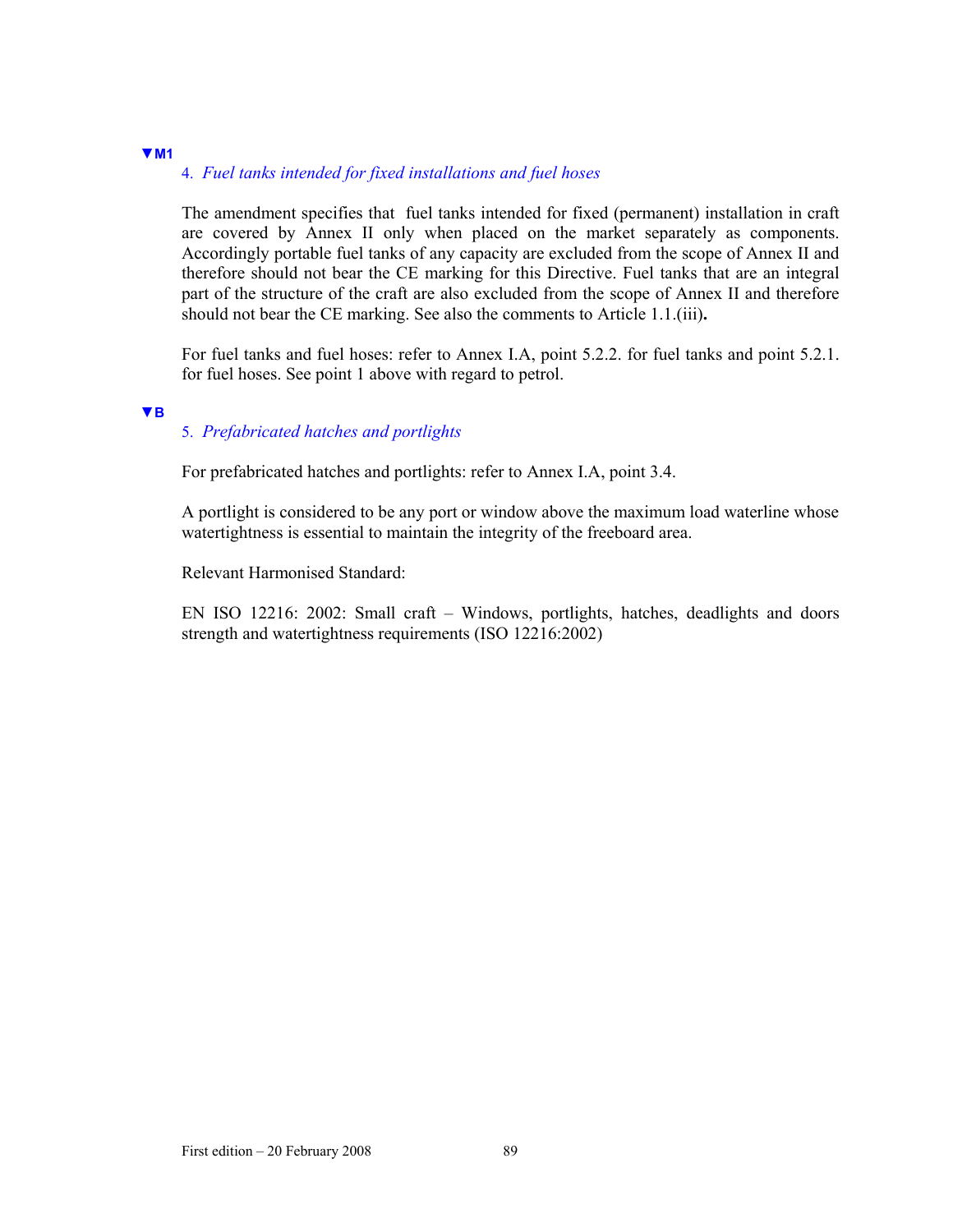▼M1

#### 4. *Fuel tanks intended for fixed installations and fuel hoses*

The amendment specifies that fuel tanks intended for fixed (permanent) installation in craft are covered by Annex II only when placed on the market separately as components. Accordingly portable fuel tanks of any capacity are excluded from the scope of Annex II and therefore should not bear the CE marking for this Directive. Fuel tanks that are an integral part of the structure of the craft are also excluded from the scope of Annex II and therefore should not bear the CE marking. See also the comments to Article 1.1.(iii)**.**

For fuel tanks and fuel hoses: refer to Annex I.A, point 5.2.2. for fuel tanks and point 5.2.1. for fuel hoses. See point 1 above with regard to petrol.

▼B

#### 5. *Prefabricated hatches and portlights*

For prefabricated hatches and portlights: refer to Annex I.A, point 3.4.

A portlight is considered to be any port or window above the maximum load waterline whose watertightness is essential to maintain the integrity of the freeboard area.

Relevant Harmonised Standard:

EN ISO 12216: 2002: Small craft – Windows, portlights, hatches, deadlights and doors strength and watertightness requirements (ISO 12216:2002)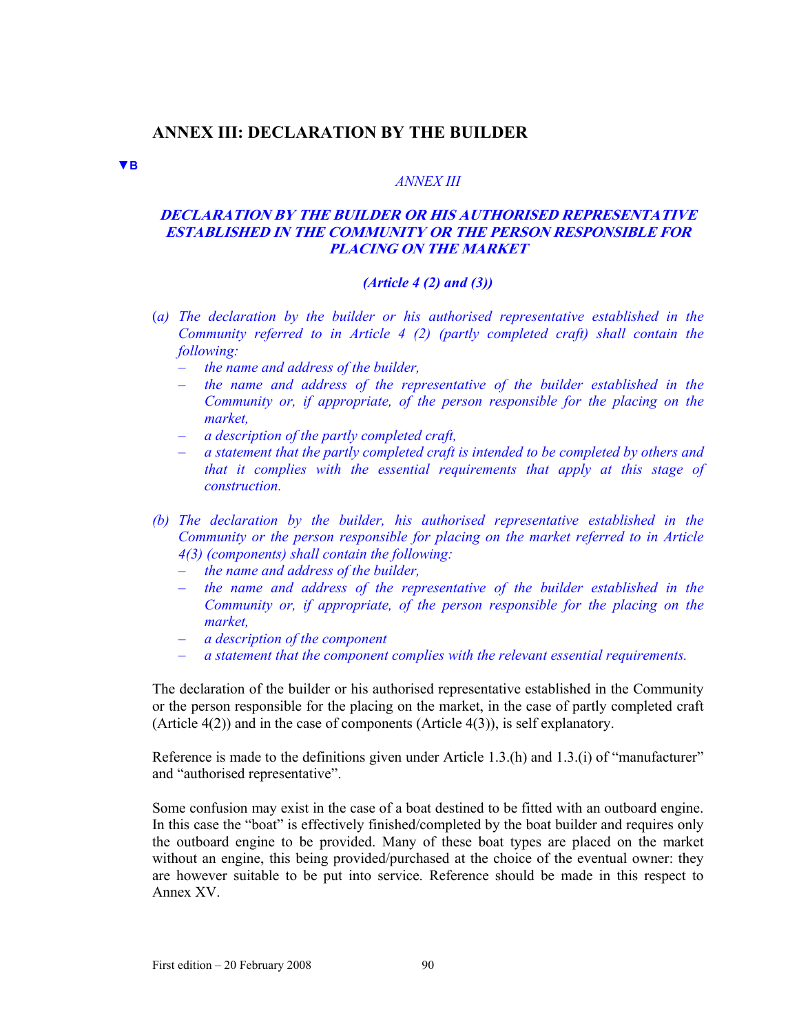## ANNEX III: DECLARATION BY THE BUILDER

▼B

*ANNEX III*

***DECLARATION BY THE BUILDER OR HIS AUTHORISED REPRESENTATIVE ESTABLISHED IN THE COMMUNITY OR THE PERSON RESPONSIBLE FOR PLACING ON THE MARKET***

***(Article 4 (2) and (3))***

*(a) The declaration by the builder or his authorised representative established in the Community referred to in Article 4 (2) (partly completed craft) shall contain the following:*

- *the name and address of the builder,*
- *the name and address of the representative of the builder established in the Community or, if appropriate, of the person responsible for the placing on the market,*
- *a description of the partly completed craft,*
- *a statement that the partly completed craft is intended to be completed by others and that it complies with the essential requirements that apply at this stage of construction.*

*(b) The declaration by the builder, his authorised representative established in the Community or the person responsible for placing on the market referred to in Article 4(3) (components) shall contain the following:*

- *the name and address of the builder,*
- *the name and address of the representative of the builder established in the Community or, if appropriate, of the person responsible for the placing on the market,*
- *a description of the component*
- *a statement that the component complies with the relevant essential requirements.*

The declaration of the builder or his authorised representative established in the Community or the person responsible for the placing on the market, in the case of partly completed craft (Article 4(2)) and in the case of components (Article 4(3)), is self explanatory.

Reference is made to the definitions given under Article 1.3.(h) and 1.3.(i) of "manufacturer" and "authorised representative".

Some confusion may exist in the case of a boat destined to be fitted with an outboard engine. In this case the "boat" is effectively finished/completed by the boat builder and requires only the outboard engine to be provided. Many of these boat types are placed on the market without an engine, this being provided/purchased at the choice of the eventual owner: they are however suitable to be put into service. Reference should be made in this respect to Annex XV.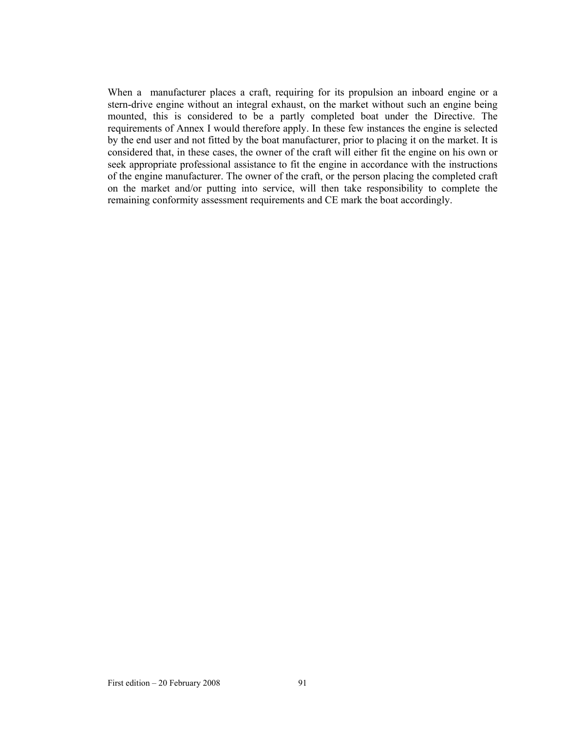When a manufacturer places a craft, requiring for its propulsion an inboard engine or a stern-drive engine without an integral exhaust, on the market without such an engine being mounted, this is considered to be a partly completed boat under the Directive. The requirements of Annex I would therefore apply. In these few instances the engine is selected by the end user and not fitted by the boat manufacturer, prior to placing it on the market. It is considered that, in these cases, the owner of the craft will either fit the engine on his own or seek appropriate professional assistance to fit the engine in accordance with the instructions of the engine manufacturer. The owner of the craft, or the person placing the completed craft on the market and/or putting into service, will then take responsibility to complete the remaining conformity assessment requirements and CE mark the boat accordingly.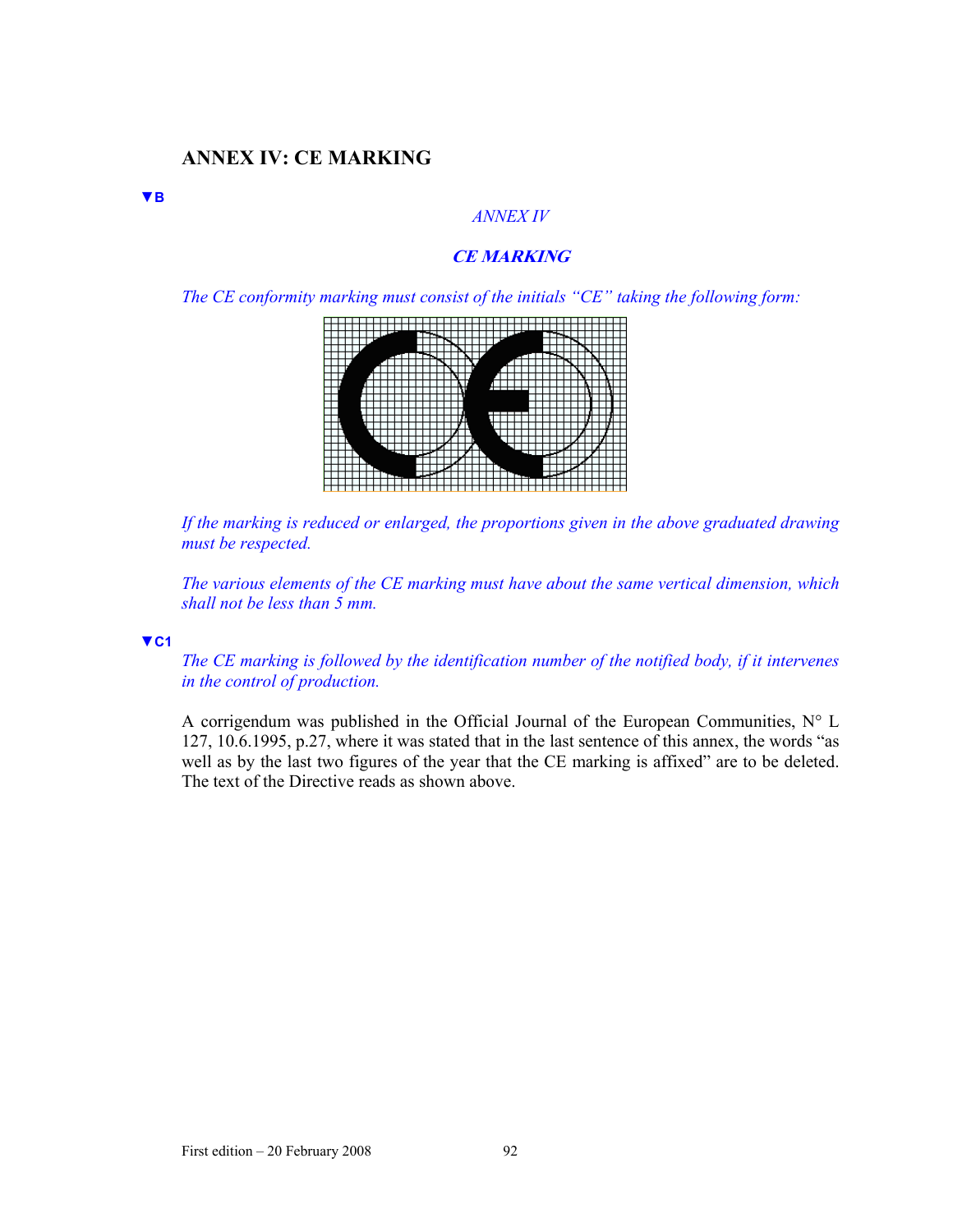## ANNEX IV: CE MARKING

▼B

*ANNEX IV*

***CE MARKING***

*The CE conformity marking must consist of the initials "CE" taking the following form:*

*If the marking is reduced or enlarged, the proportions given in the above graduated drawing must be respected.*

*The various elements of the CE marking must have about the same vertical dimension, which shall not be less than 5 mm.*

▼C1

*The CE marking is followed by the identification number of the notified body, if it intervenes in the control of production.*

A corrigendum was published in the Official Journal of the European Communities, N° L 127, 10.6.1995, p.27, where it was stated that in the last sentence of this annex, the words "as well as by the last two figures of the year that the CE marking is affixed" are to be deleted. The text of the Directive reads as shown above.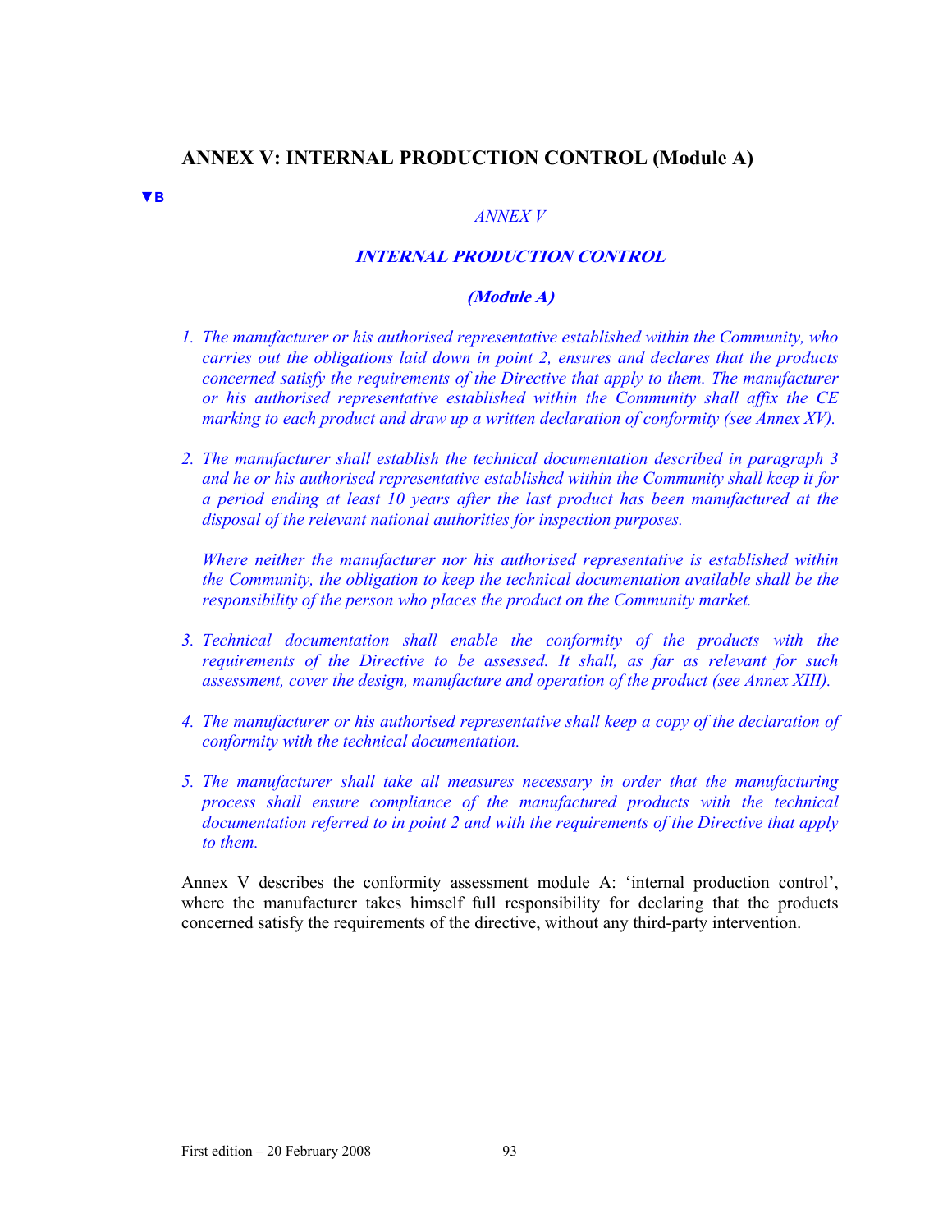## ANNEX V: INTERNAL PRODUCTION CONTROL (Module A)

▼B

*ANNEX V*

***INTERNAL PRODUCTION CONTROL***

***(Module A)***

1. *The manufacturer or his authorised representative established within the Community, who carries out the obligations laid down in point 2, ensures and declares that the products concerned satisfy the requirements of the Directive that apply to them. The manufacturer or his authorised representative established within the Community shall affix the CE marking to each product and draw up a written declaration of conformity (see Annex XV).*

2. *The manufacturer shall establish the technical documentation described in paragraph 3 and he or his authorised representative established within the Community shall keep it for a period ending at least 10 years after the last product has been manufactured at the disposal of the relevant national authorities for inspection purposes.*

   *Where neither the manufacturer nor his authorised representative is established within the Community, the obligation to keep the technical documentation available shall be the responsibility of the person who places the product on the Community market.*

3. *Technical documentation shall enable the conformity of the products with the requirements of the Directive to be assessed. It shall, as far as relevant for such assessment, cover the design, manufacture and operation of the product (see Annex XIII).*

4. *The manufacturer or his authorised representative shall keep a copy of the declaration of conformity with the technical documentation.*

5. *The manufacturer shall take all measures necessary in order that the manufacturing process shall ensure compliance of the manufactured products with the technical documentation referred to in point 2 and with the requirements of the Directive that apply to them.*

Annex V describes the conformity assessment module A: 'internal production control', where the manufacturer takes himself full responsibility for declaring that the products concerned satisfy the requirements of the directive, without any third-party intervention.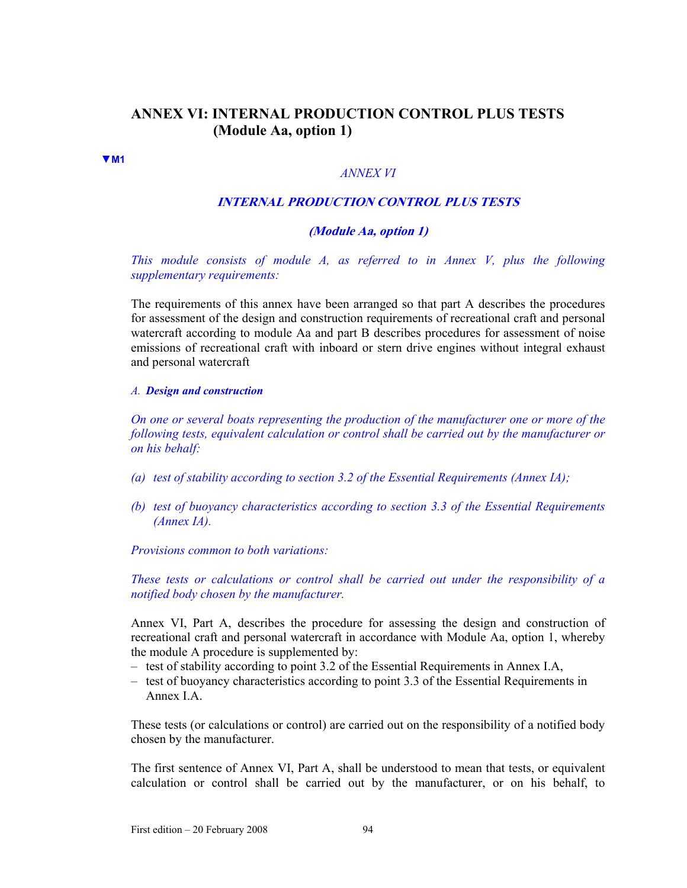## ANNEX VI: INTERNAL PRODUCTION CONTROL PLUS TESTS (Module Aa, option 1)

▼M1

*ANNEX VI*

***INTERNAL PRODUCTION CONTROL PLUS TESTS***

***(Module Aa, option 1)***

*This module consists of module A, as referred to in Annex V, plus the following supplementary requirements:*

The requirements of this annex have been arranged so that part A describes the procedures for assessment of the design and construction requirements of recreational craft and personal watercraft according to module Aa and part B describes procedures for assessment of noise emissions of recreational craft with inboard or stern drive engines without integral exhaust and personal watercraft

*A.* ***Design and construction***

*On one or several boats representing the production of the manufacturer one or more of the following tests, equivalent calculation or control shall be carried out by the manufacturer or on his behalf:*

*(a) test of stability according to section 3.2 of the Essential Requirements (Annex IA);*

*(b) test of buoyancy characteristics according to section 3.3 of the Essential Requirements (Annex IA).*

*Provisions common to both variations:*

*These tests or calculations or control shall be carried out under the responsibility of a notified body chosen by the manufacturer.*

Annex VI, Part A, describes the procedure for assessing the design and construction of recreational craft and personal watercraft in accordance with Module Aa, option 1, whereby the module A procedure is supplemented by:

- test of stability according to point 3.2 of the Essential Requirements in Annex I.A,
- test of buoyancy characteristics according to point 3.3 of the Essential Requirements in Annex I.A.

These tests (or calculations or control) are carried out on the responsibility of a notified body chosen by the manufacturer.

The first sentence of Annex VI, Part A, shall be understood to mean that tests, or equivalent calculation or control shall be carried out by the manufacturer, or on his behalf, to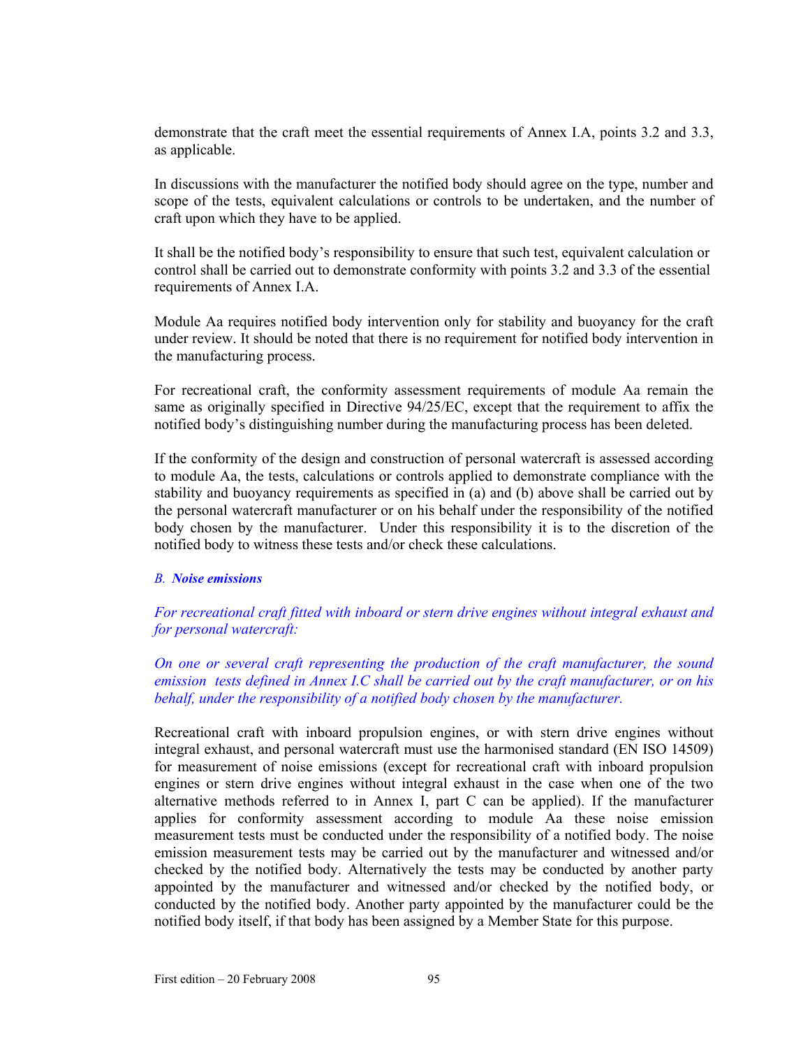demonstrate that the craft meet the essential requirements of Annex I.A, points 3.2 and 3.3, as applicable.

In discussions with the manufacturer the notified body should agree on the type, number and scope of the tests, equivalent calculations or controls to be undertaken, and the number of craft upon which they have to be applied.

It shall be the notified body's responsibility to ensure that such test, equivalent calculation or control shall be carried out to demonstrate conformity with points 3.2 and 3.3 of the essential requirements of Annex I.A.

Module Aa requires notified body intervention only for stability and buoyancy for the craft under review. It should be noted that there is no requirement for notified body intervention in the manufacturing process.

For recreational craft, the conformity assessment requirements of module Aa remain the same as originally specified in Directive 94/25/EC, except that the requirement to affix the notified body's distinguishing number during the manufacturing process has been deleted.

If the conformity of the design and construction of personal watercraft is assessed according to module Aa, the tests, calculations or controls applied to demonstrate compliance with the stability and buoyancy requirements as specified in (a) and (b) above shall be carried out by the personal watercraft manufacturer or on his behalf under the responsibility of the notified body chosen by the manufacturer. Under this responsibility it is to the discretion of the notified body to witness these tests and/or check these calculations.

*B. **Noise emissions***

*For recreational craft fitted with inboard or stern drive engines without integral exhaust and for personal watercraft:*

*On one or several craft representing the production of the craft manufacturer, the sound emission tests defined in Annex I.C shall be carried out by the craft manufacturer, or on his behalf, under the responsibility of a notified body chosen by the manufacturer.*

Recreational craft with inboard propulsion engines, or with stern drive engines without integral exhaust, and personal watercraft must use the harmonised standard (EN ISO 14509) for measurement of noise emissions (except for recreational craft with inboard propulsion engines or stern drive engines without integral exhaust in the case when one of the two alternative methods referred to in Annex I, part C can be applied). If the manufacturer applies for conformity assessment according to module Aa these noise emission measurement tests must be conducted under the responsibility of a notified body. The noise emission measurement tests may be carried out by the manufacturer and witnessed and/or checked by the notified body. Alternatively the tests may be conducted by another party appointed by the manufacturer and witnessed and/or checked by the notified body, or conducted by the notified body. Another party appointed by the manufacturer could be the notified body itself, if that body has been assigned by a Member State for this purpose.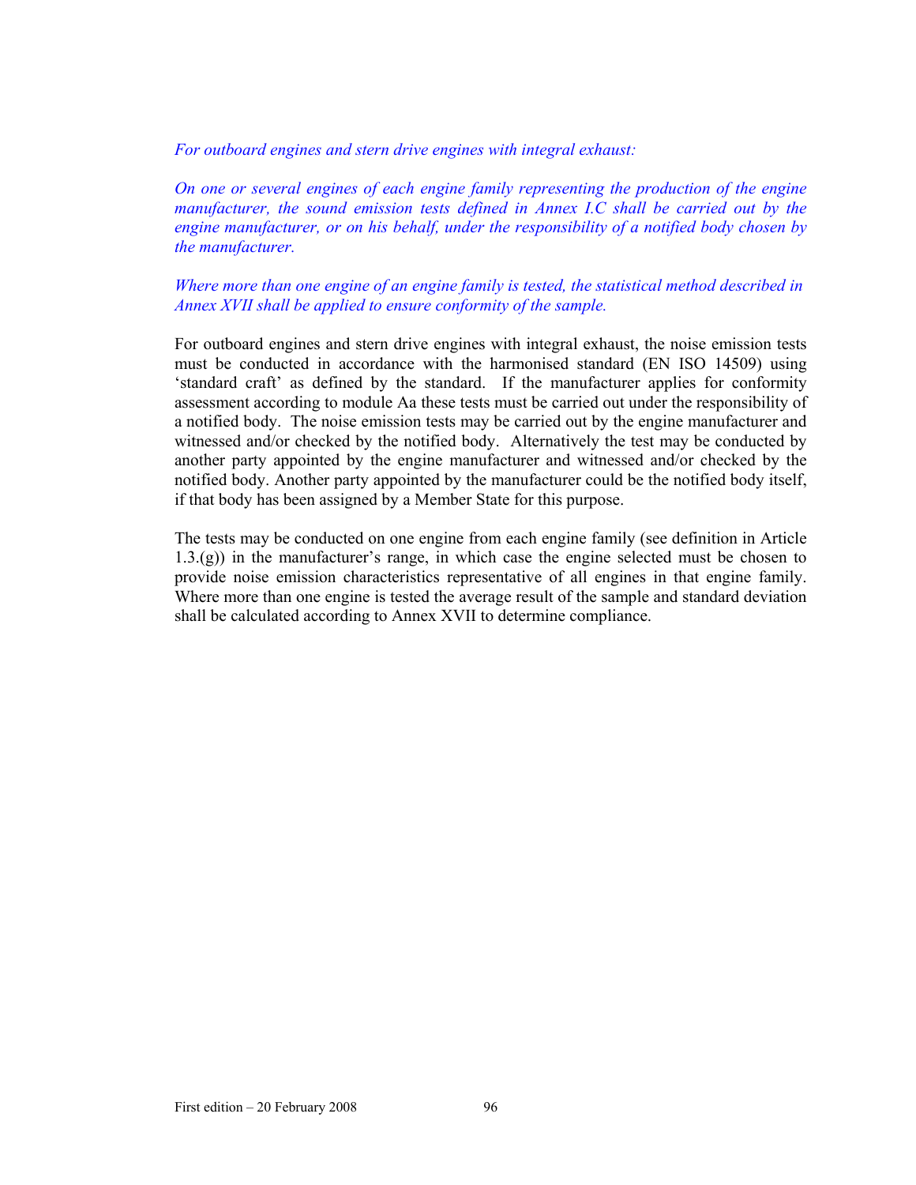*For outboard engines and stern drive engines with integral exhaust:*

*On one or several engines of each engine family representing the production of the engine manufacturer, the sound emission tests defined in Annex I.C shall be carried out by the engine manufacturer, or on his behalf, under the responsibility of a notified body chosen by the manufacturer.*

*Where more than one engine of an engine family is tested, the statistical method described in Annex XVII shall be applied to ensure conformity of the sample.*

For outboard engines and stern drive engines with integral exhaust, the noise emission tests must be conducted in accordance with the harmonised standard (EN ISO 14509) using 'standard craft' as defined by the standard. If the manufacturer applies for conformity assessment according to module Aa these tests must be carried out under the responsibility of a notified body. The noise emission tests may be carried out by the engine manufacturer and witnessed and/or checked by the notified body. Alternatively the test may be conducted by another party appointed by the engine manufacturer and witnessed and/or checked by the notified body. Another party appointed by the manufacturer could be the notified body itself, if that body has been assigned by a Member State for this purpose.

The tests may be conducted on one engine from each engine family (see definition in Article 1.3.(g)) in the manufacturer's range, in which case the engine selected must be chosen to provide noise emission characteristics representative of all engines in that engine family. Where more than one engine is tested the average result of the sample and standard deviation shall be calculated according to Annex XVII to determine compliance.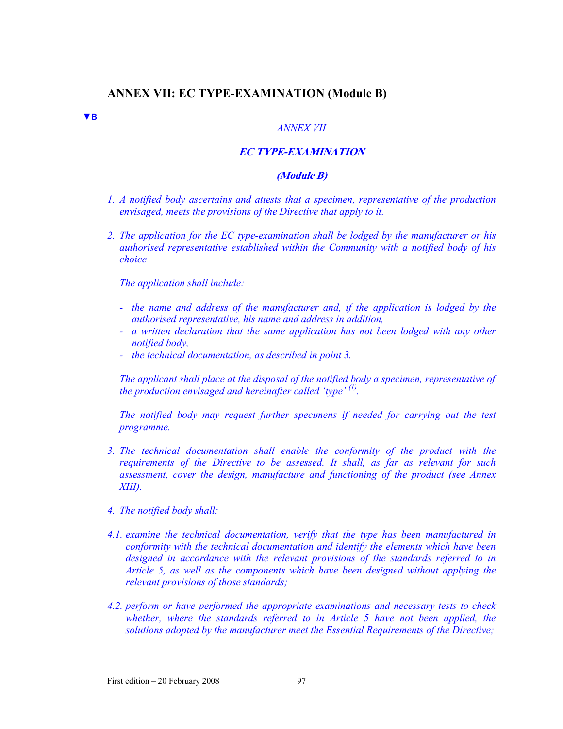## ANNEX VII: EC TYPE-EXAMINATION (Module B)

▼B

*ANNEX VII*

***EC TYPE-EXAMINATION***

***(Module B)***

1. *A notified body ascertains and attests that a specimen, representative of the production envisaged, meets the provisions of the Directive that apply to it.*

2. *The application for the EC type-examination shall be lodged by the manufacturer or his authorised representative established within the Community with a notified body of his choice*

   *The application shall include:*

   - *the name and address of the manufacturer and, if the application is lodged by the authorised representative, his name and address in addition,*
   - *a written declaration that the same application has not been lodged with any other notified body,*
   - *the technical documentation, as described in point 3.*

   *The applicant shall place at the disposal of the notified body a specimen, representative of the production envisaged and hereinafter called 'type' [(1)].*

   *The notified body may request further specimens if needed for carrying out the test programme.*

3. *The technical documentation shall enable the conformity of the product with the requirements of the Directive to be assessed. It shall, as far as relevant for such assessment, cover the design, manufacture and functioning of the product (see Annex XIII).*

4. *The notified body shall:*

4.1. *examine the technical documentation, verify that the type has been manufactured in conformity with the technical documentation and identify the elements which have been designed in accordance with the relevant provisions of the standards referred to in Article 5, as well as the components which have been designed without applying the relevant provisions of those standards;*

4.2. *perform or have performed the appropriate examinations and necessary tests to check whether, where the standards referred to in Article 5 have not been applied, the solutions adopted by the manufacturer meet the Essential Requirements of the Directive;*

First edition – 20 February 2008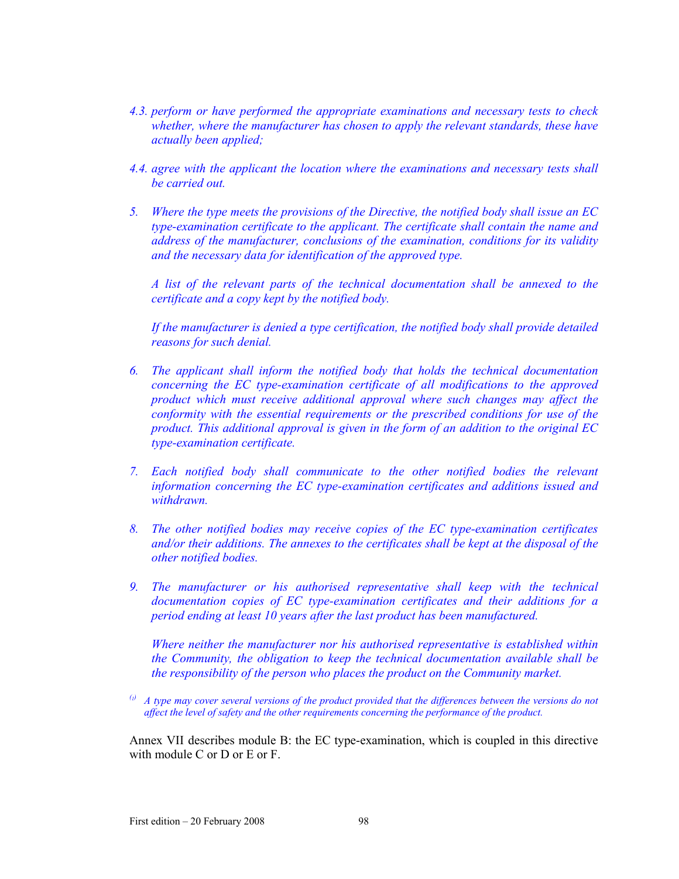*4.3. perform or have performed the appropriate examinations and necessary tests to check whether, where the manufacturer has chosen to apply the relevant standards, these have actually been applied;*

*4.4. agree with the applicant the location where the examinations and necessary tests shall be carried out.*

*5. Where the type meets the provisions of the Directive, the notified body shall issue an EC type-examination certificate to the applicant. The certificate shall contain the name and address of the manufacturer, conclusions of the examination, conditions for its validity and the necessary data for identification of the approved type.*

*A list of the relevant parts of the technical documentation shall be annexed to the certificate and a copy kept by the notified body.*

*If the manufacturer is denied a type certification, the notified body shall provide detailed reasons for such denial.*

*6. The applicant shall inform the notified body that holds the technical documentation concerning the EC type-examination certificate of all modifications to the approved product which must receive additional approval where such changes may affect the conformity with the essential requirements or the prescribed conditions for use of the product. This additional approval is given in the form of an addition to the original EC type-examination certificate.*

*7. Each notified body shall communicate to the other notified bodies the relevant information concerning the EC type-examination certificates and additions issued and withdrawn.*

*8. The other notified bodies may receive copies of the EC type-examination certificates and/or their additions. The annexes to the certificates shall be kept at the disposal of the other notified bodies.*

*9. The manufacturer or his authorised representative shall keep with the technical documentation copies of EC type-examination certificates and their additions for a period ending at least 10 years after the last product has been manufactured.*

*Where neither the manufacturer nor his authorised representative is established within the Community, the obligation to keep the technical documentation available shall be the responsibility of the person who places the product on the Community market.*

*(1) A type may cover several versions of the product provided that the differences between the versions do not affect the level of safety and the other requirements concerning the performance of the product.*

Annex VII describes module B: the EC type-examination, which is coupled in this directive with module C or D or E or F.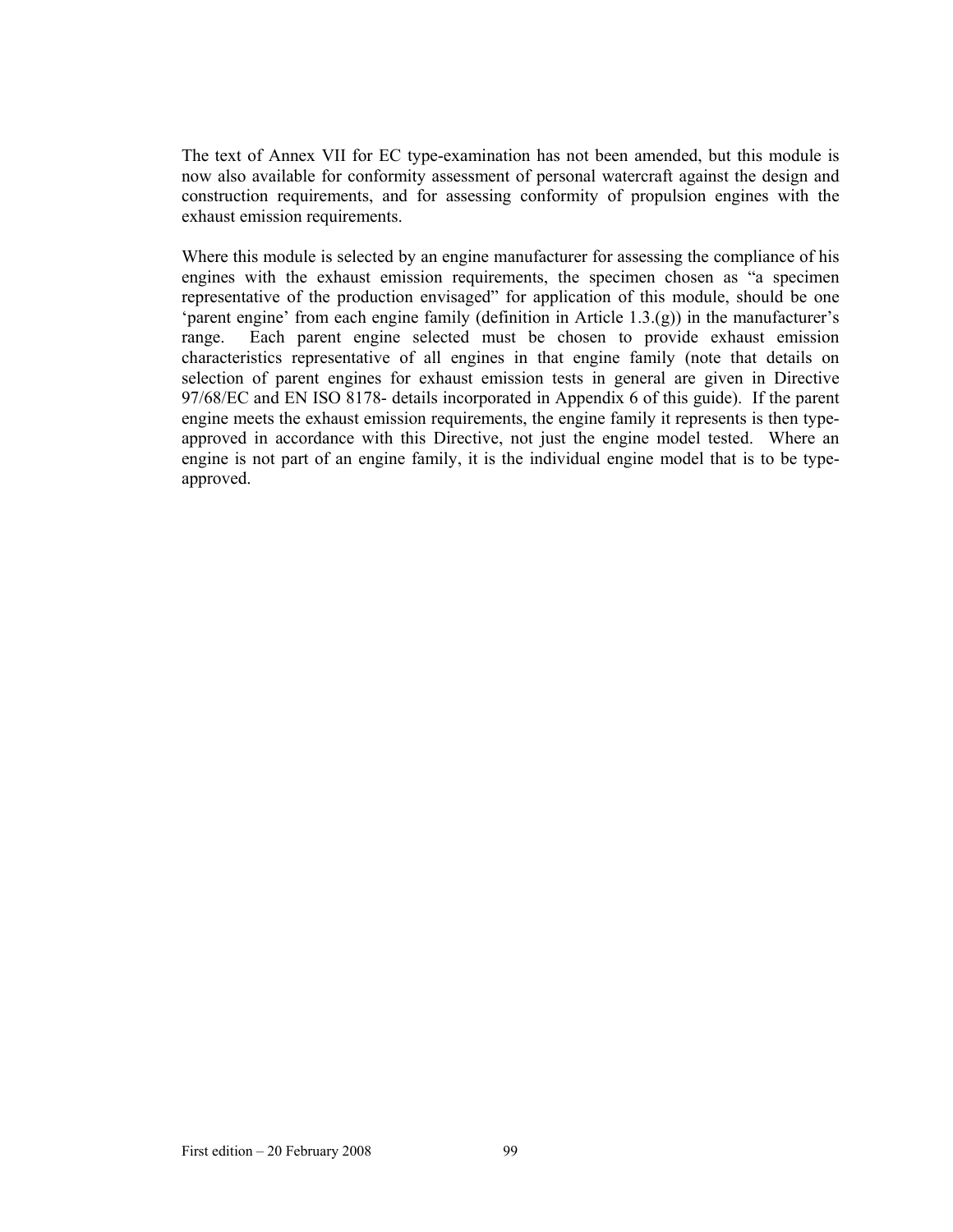The text of Annex VII for EC type-examination has not been amended, but this module is now also available for conformity assessment of personal watercraft against the design and construction requirements, and for assessing conformity of propulsion engines with the exhaust emission requirements.

Where this module is selected by an engine manufacturer for assessing the compliance of his engines with the exhaust emission requirements, the specimen chosen as "a specimen representative of the production envisaged" for application of this module, should be one 'parent engine' from each engine family (definition in Article 1.3.(g)) in the manufacturer's range. Each parent engine selected must be chosen to provide exhaust emission characteristics representative of all engines in that engine family (note that details on selection of parent engines for exhaust emission tests in general are given in Directive 97/68/EC and EN ISO 8178- details incorporated in Appendix 6 of this guide). If the parent engine meets the exhaust emission requirements, the engine family it represents is then type-approved in accordance with this Directive, not just the engine model tested. Where an engine is not part of an engine family, it is the individual engine model that is to be type-approved.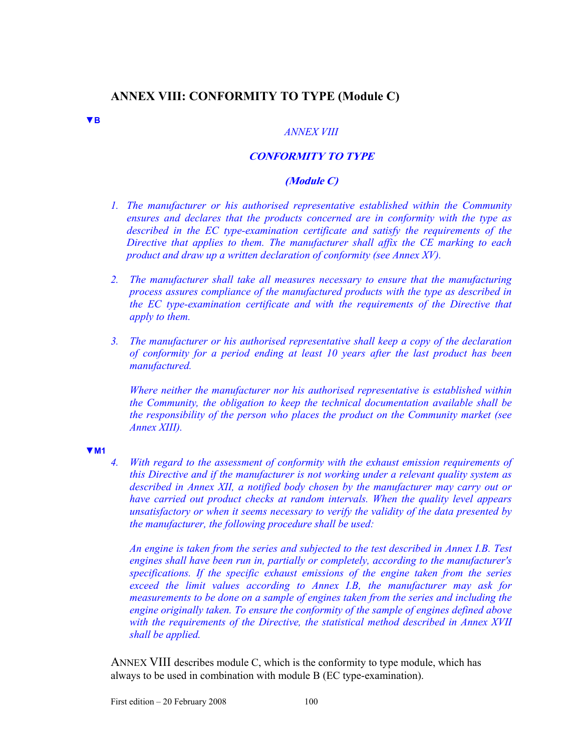## ANNEX VIII: CONFORMITY TO TYPE (Module C)

▼B

*ANNEX VIII*

***CONFORMITY TO TYPE***

***(Module C)***

1. *The manufacturer or his authorised representative established within the Community ensures and declares that the products concerned are in conformity with the type as described in the EC type-examination certificate and satisfy the requirements of the Directive that applies to them. The manufacturer shall affix the CE marking to each product and draw up a written declaration of conformity (see Annex XV).*

2. *The manufacturer shall take all measures necessary to ensure that the manufacturing process assures compliance of the manufactured products with the type as described in the EC type-examination certificate and with the requirements of the Directive that apply to them.*

3. *The manufacturer or his authorised representative shall keep a copy of the declaration of conformity for a period ending at least 10 years after the last product has been manufactured.*

   *Where neither the manufacturer nor his authorised representative is established within the Community, the obligation to keep the technical documentation available shall be the responsibility of the person who places the product on the Community market (see Annex XIII).*

▼M1

4. *With regard to the assessment of conformity with the exhaust emission requirements of this Directive and if the manufacturer is not working under a relevant quality system as described in Annex XII, a notified body chosen by the manufacturer may carry out or have carried out product checks at random intervals. When the quality level appears unsatisfactory or when it seems necessary to verify the validity of the data presented by the manufacturer, the following procedure shall be used:*

   *An engine is taken from the series and subjected to the test described in Annex I.B. Test engines shall have been run in, partially or completely, according to the manufacturer's specifications. If the specific exhaust emissions of the engine taken from the series exceed the limit values according to Annex I.B, the manufacturer may ask for measurements to be done on a sample of engines taken from the series and including the engine originally taken. To ensure the conformity of the sample of engines defined above with the requirements of the Directive, the statistical method described in Annex XVII shall be applied.*

ANNEX VIII describes module C, which is the conformity to type module, which has always to be used in combination with module B (EC type-examination).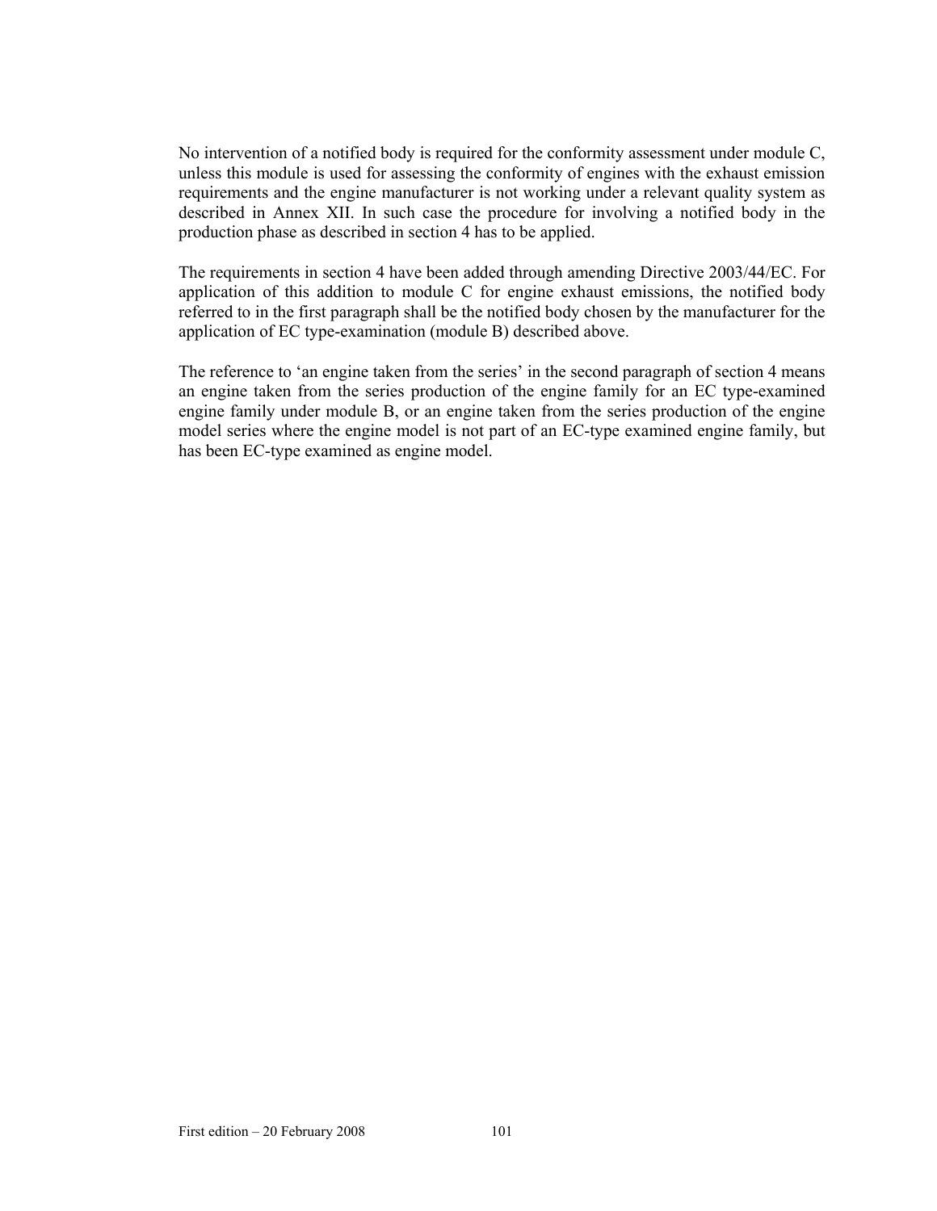No intervention of a notified body is required for the conformity assessment under module C, unless this module is used for assessing the conformity of engines with the exhaust emission requirements and the engine manufacturer is not working under a relevant quality system as described in Annex XII. In such case the procedure for involving a notified body in the production phase as described in section 4 has to be applied.

The requirements in section 4 have been added through amending Directive 2003/44/EC. For application of this addition to module C for engine exhaust emissions, the notified body referred to in the first paragraph shall be the notified body chosen by the manufacturer for the application of EC type-examination (module B) described above.

The reference to 'an engine taken from the series' in the second paragraph of section 4 means an engine taken from the series production of the engine family for an EC type-examined engine family under module B, or an engine taken from the series production of the engine model series where the engine model is not part of an EC-type examined engine family, but has been EC-type examined as engine model.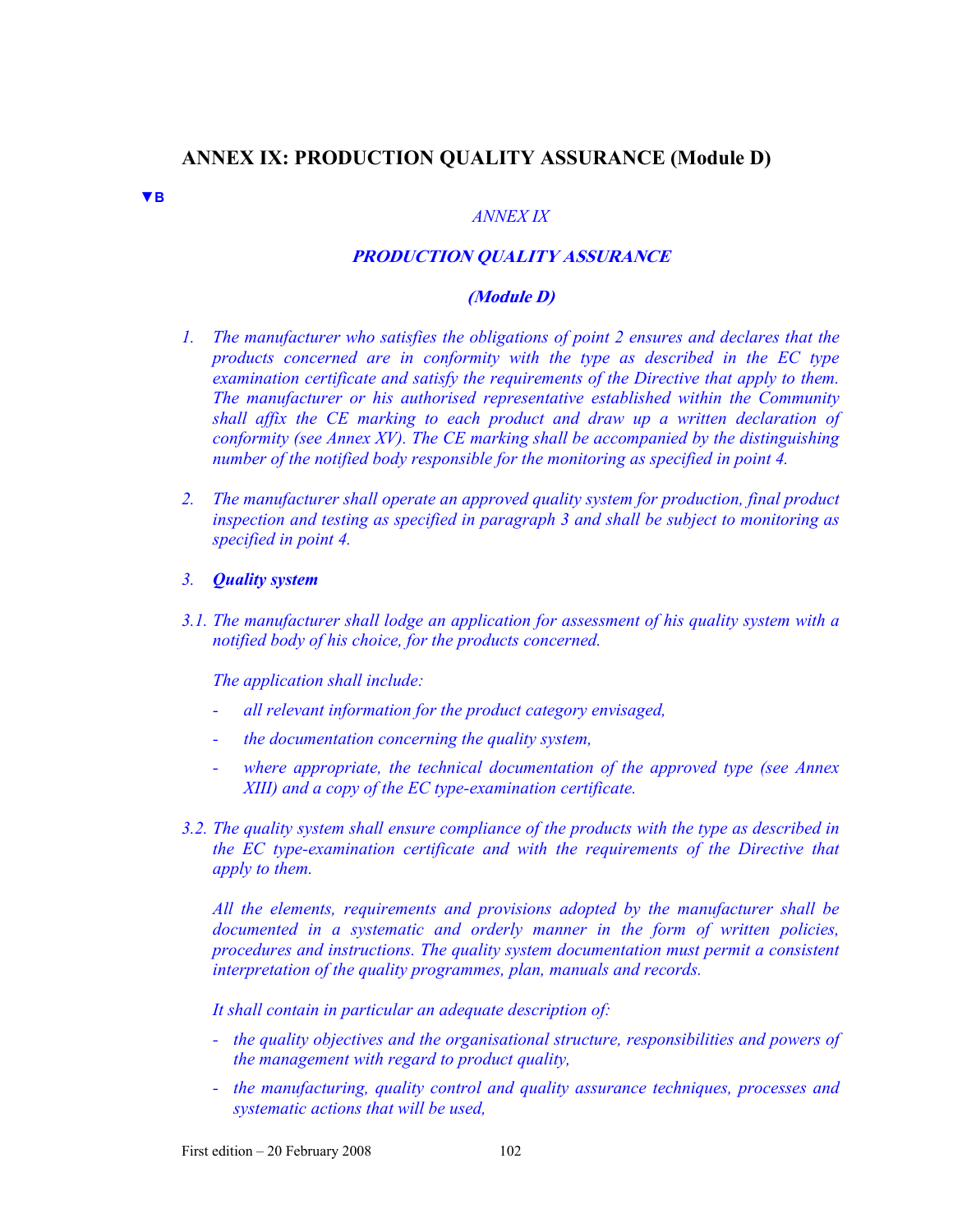## ANNEX IX: PRODUCTION QUALITY ASSURANCE (Module D)

▼B

*ANNEX IX*

***PRODUCTION QUALITY ASSURANCE***

***(Module D)***

1. *The manufacturer who satisfies the obligations of point 2 ensures and declares that the products concerned are in conformity with the type as described in the EC type examination certificate and satisfy the requirements of the Directive that apply to them. The manufacturer or his authorised representative established within the Community shall affix the CE marking to each product and draw up a written declaration of conformity (see Annex XV). The CE marking shall be accompanied by the distinguishing number of the notified body responsible for the monitoring as specified in point 4.*

2. *The manufacturer shall operate an approved quality system for production, final product inspection and testing as specified in paragraph 3 and shall be subject to monitoring as specified in point 4.*

3. ***Quality system***

3.1. *The manufacturer shall lodge an application for assessment of his quality system with a notified body of his choice, for the products concerned.*

   *The application shall include:*

   - *all relevant information for the product category envisaged,*
   - *the documentation concerning the quality system,*
   - *where appropriate, the technical documentation of the approved type (see Annex XIII) and a copy of the EC type-examination certificate.*

3.2. *The quality system shall ensure compliance of the products with the type as described in the EC type-examination certificate and with the requirements of the Directive that apply to them.*

   *All the elements, requirements and provisions adopted by the manufacturer shall be documented in a systematic and orderly manner in the form of written policies, procedures and instructions. The quality system documentation must permit a consistent interpretation of the quality programmes, plan, manuals and records.*

   *It shall contain in particular an adequate description of:*

   - *the quality objectives and the organisational structure, responsibilities and powers of the management with regard to product quality,*
   - *the manufacturing, quality control and quality assurance techniques, processes and systematic actions that will be used,*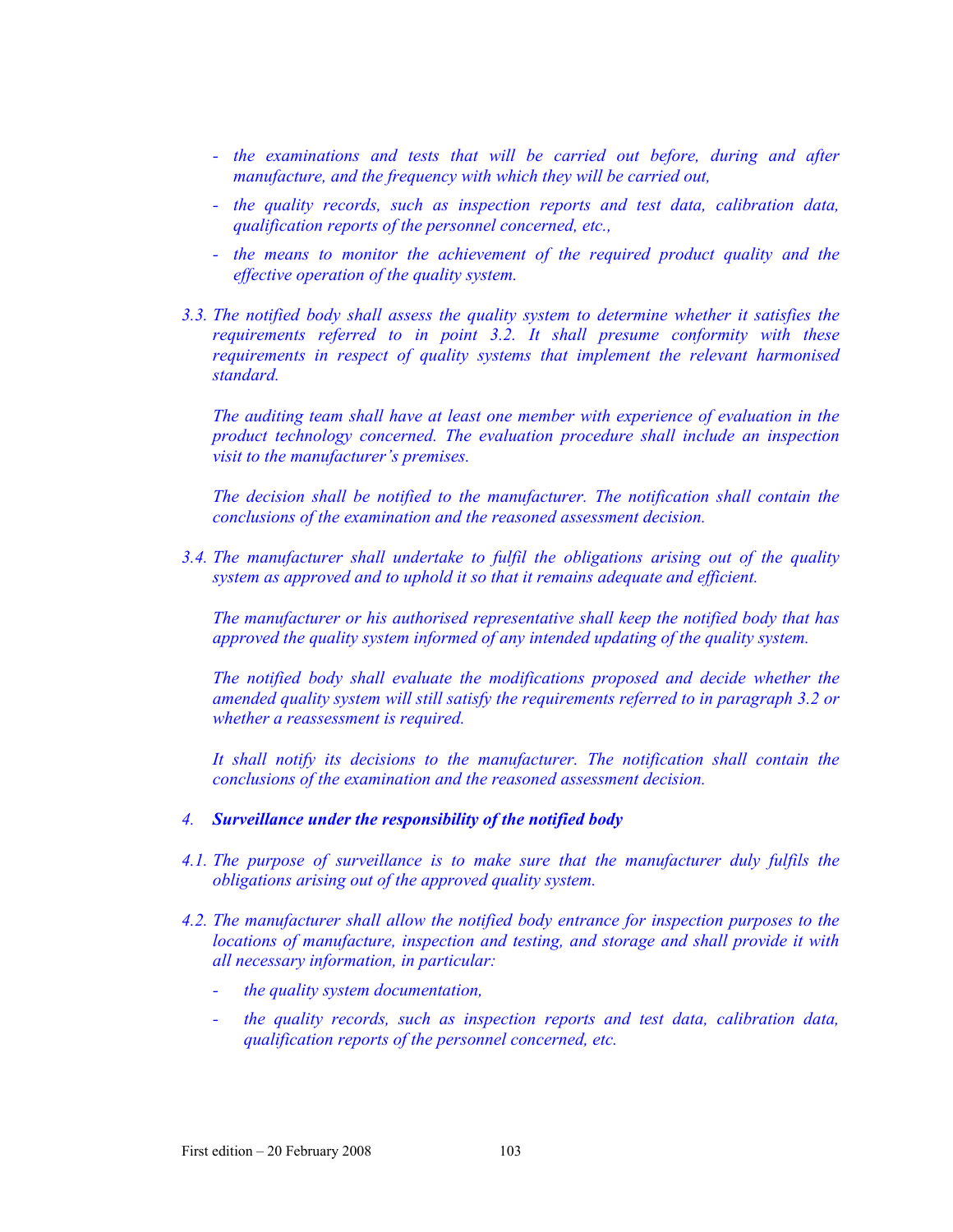- *the examinations and tests that will be carried out before, during and after manufacture, and the frequency with which they will be carried out,*
- *the quality records, such as inspection reports and test data, calibration data, qualification reports of the personnel concerned, etc.,*
- *the means to monitor the achievement of the required product quality and the effective operation of the quality system.*

*3.3. The notified body shall assess the quality system to determine whether it satisfies the requirements referred to in point 3.2. It shall presume conformity with these requirements in respect of quality systems that implement the relevant harmonised standard.*

*The auditing team shall have at least one member with experience of evaluation in the product technology concerned. The evaluation procedure shall include an inspection visit to the manufacturer's premises.*

*The decision shall be notified to the manufacturer. The notification shall contain the conclusions of the examination and the reasoned assessment decision.*

*3.4. The manufacturer shall undertake to fulfil the obligations arising out of the quality system as approved and to uphold it so that it remains adequate and efficient.*

*The manufacturer or his authorised representative shall keep the notified body that has approved the quality system informed of any intended updating of the quality system.*

*The notified body shall evaluate the modifications proposed and decide whether the amended quality system will still satisfy the requirements referred to in paragraph 3.2 or whether a reassessment is required.*

*It shall notify its decisions to the manufacturer. The notification shall contain the conclusions of the examination and the reasoned assessment decision.*

*4.* ***Surveillance under the responsibility of the notified body***

*4.1. The purpose of surveillance is to make sure that the manufacturer duly fulfils the obligations arising out of the approved quality system.*

*4.2. The manufacturer shall allow the notified body entrance for inspection purposes to the locations of manufacture, inspection and testing, and storage and shall provide it with all necessary information, in particular:*

- *the quality system documentation,*
- *the quality records, such as inspection reports and test data, calibration data, qualification reports of the personnel concerned, etc.*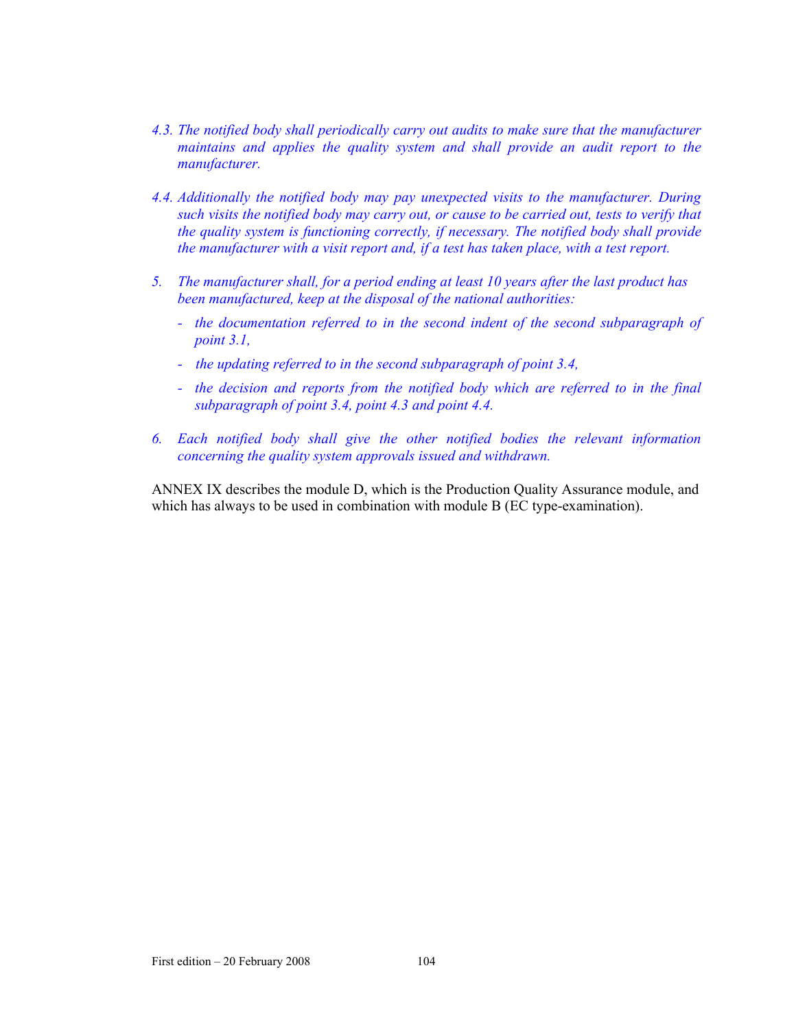*4.3. The notified body shall periodically carry out audits to make sure that the manufacturer maintains and applies the quality system and shall provide an audit report to the manufacturer.*

*4.4. Additionally the notified body may pay unexpected visits to the manufacturer. During such visits the notified body may carry out, or cause to be carried out, tests to verify that the quality system is functioning correctly, if necessary. The notified body shall provide the manufacturer with a visit report and, if a test has taken place, with a test report.*

*5. The manufacturer shall, for a period ending at least 10 years after the last product has been manufactured, keep at the disposal of the national authorities:*

- *the documentation referred to in the second indent of the second subparagraph of point 3.1,*
- *the updating referred to in the second subparagraph of point 3.4,*
- *the decision and reports from the notified body which are referred to in the final subparagraph of point 3.4, point 4.3 and point 4.4.*

*6. Each notified body shall give the other notified bodies the relevant information concerning the quality system approvals issued and withdrawn.*

ANNEX IX describes the module D, which is the Production Quality Assurance module, and which has always to be used in combination with module B (EC type-examination).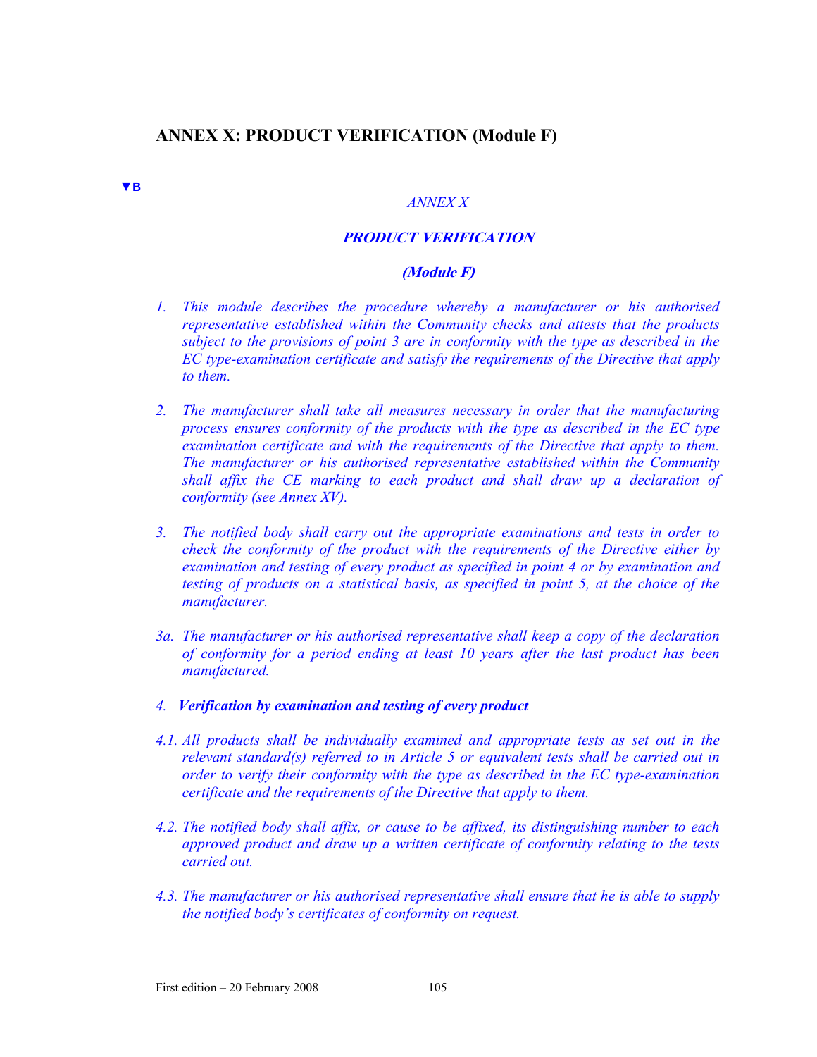## ANNEX X: PRODUCT VERIFICATION (Module F)

▼B

*ANNEX X*

***PRODUCT VERIFICATION***

***(Module F)***

1. *This module describes the procedure whereby a manufacturer or his authorised representative established within the Community checks and attests that the products subject to the provisions of point 3 are in conformity with the type as described in the EC type-examination certificate and satisfy the requirements of the Directive that apply to them.*

2. *The manufacturer shall take all measures necessary in order that the manufacturing process ensures conformity of the products with the type as described in the EC type examination certificate and with the requirements of the Directive that apply to them. The manufacturer or his authorised representative established within the Community shall affix the CE marking to each product and shall draw up a declaration of conformity (see Annex XV).*

3. *The notified body shall carry out the appropriate examinations and tests in order to check the conformity of the product with the requirements of the Directive either by examination and testing of every product as specified in point 4 or by examination and testing of products on a statistical basis, as specified in point 5, at the choice of the manufacturer.*

3a. *The manufacturer or his authorised representative shall keep a copy of the declaration of conformity for a period ending at least 10 years after the last product has been manufactured.*

4. ***Verification by examination and testing of every product***

4.1. *All products shall be individually examined and appropriate tests as set out in the relevant standard(s) referred to in Article 5 or equivalent tests shall be carried out in order to verify their conformity with the type as described in the EC type-examination certificate and the requirements of the Directive that apply to them.*

4.2. *The notified body shall affix, or cause to be affixed, its distinguishing number to each approved product and draw up a written certificate of conformity relating to the tests carried out.*

4.3. *The manufacturer or his authorised representative shall ensure that he is able to supply the notified body's certificates of conformity on request.*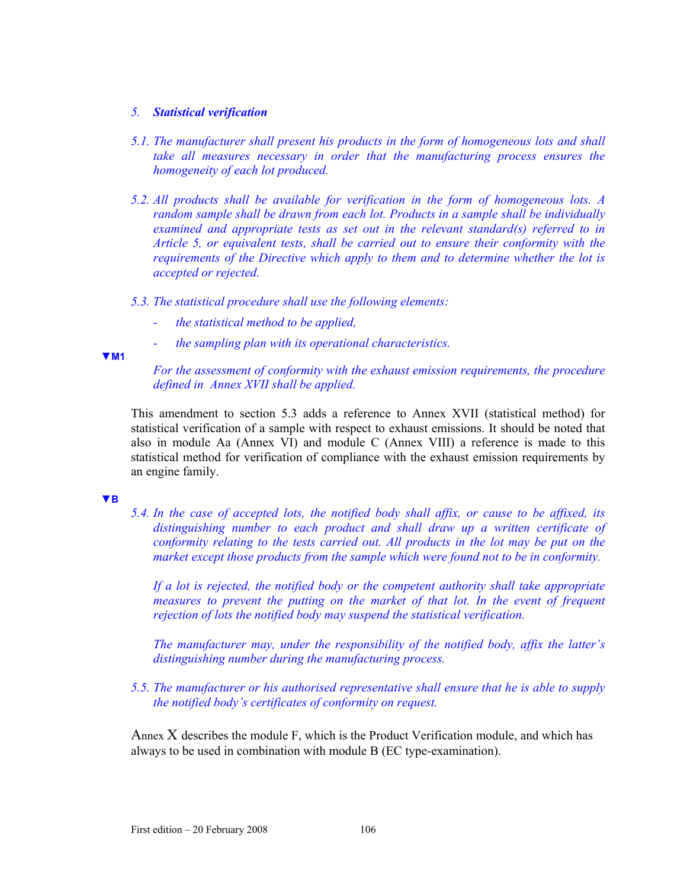*5. **Statistical verification***

*5.1. The manufacturer shall present his products in the form of homogeneous lots and shall take all measures necessary in order that the manufacturing process ensures the homogeneity of each lot produced.*

*5.2. All products shall be available for verification in the form of homogeneous lots. A random sample shall be drawn from each lot. Products in a sample shall be individually examined and appropriate tests as set out in the relevant standard(s) referred to in Article 5, or equivalent tests, shall be carried out to ensure their conformity with the requirements of the Directive which apply to them and to determine whether the lot is accepted or rejected.*

*5.3. The statistical procedure shall use the following elements:*

- *the statistical method to be applied,*
- *the sampling plan with its operational characteristics.*

**▼M1**

*For the assessment of conformity with the exhaust emission requirements, the procedure defined in Annex XVII shall be applied.*

This amendment to section 5.3 adds a reference to Annex XVII (statistical method) for statistical verification of a sample with respect to exhaust emissions. It should be noted that also in module Aa (Annex VI) and module C (Annex VIII) a reference is made to this statistical method for verification of compliance with the exhaust emission requirements by an engine family.

**▼B**

*5.4. In the case of accepted lots, the notified body shall affix, or cause to be affixed, its distinguishing number to each product and shall draw up a written certificate of conformity relating to the tests carried out. All products in the lot may be put on the market except those products from the sample which were found not to be in conformity.*

*If a lot is rejected, the notified body or the competent authority shall take appropriate measures to prevent the putting on the market of that lot. In the event of frequent rejection of lots the notified body may suspend the statistical verification.*

*The manufacturer may, under the responsibility of the notified body, affix the latter's distinguishing number during the manufacturing process.*

*5.5. The manufacturer or his authorised representative shall ensure that he is able to supply the notified body's certificates of conformity on request.*

Annex X describes the module F, which is the Product Verification module, and which has always to be used in combination with module B (EC type-examination).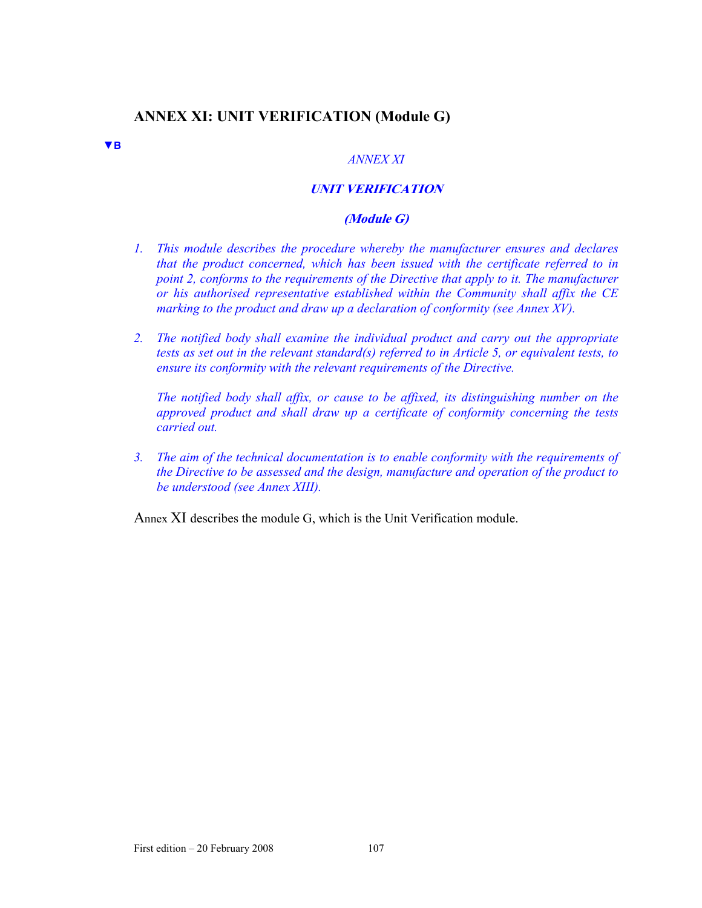## ANNEX XI: UNIT VERIFICATION (Module G)

▼B

*ANNEX XI*

***UNIT VERIFICATION***

***(Module G)***

1. *This module describes the procedure whereby the manufacturer ensures and declares that the product concerned, which has been issued with the certificate referred to in point 2, conforms to the requirements of the Directive that apply to it. The manufacturer or his authorised representative established within the Community shall affix the CE marking to the product and draw up a declaration of conformity (see Annex XV).*

2. *The notified body shall examine the individual product and carry out the appropriate tests as set out in the relevant standard(s) referred to in Article 5, or equivalent tests, to ensure its conformity with the relevant requirements of the Directive.*

   *The notified body shall affix, or cause to be affixed, its distinguishing number on the approved product and shall draw up a certificate of conformity concerning the tests carried out.*

3. *The aim of the technical documentation is to enable conformity with the requirements of the Directive to be assessed and the design, manufacture and operation of the product to be understood (see Annex XIII).*

Annex XI describes the module G, which is the Unit Verification module.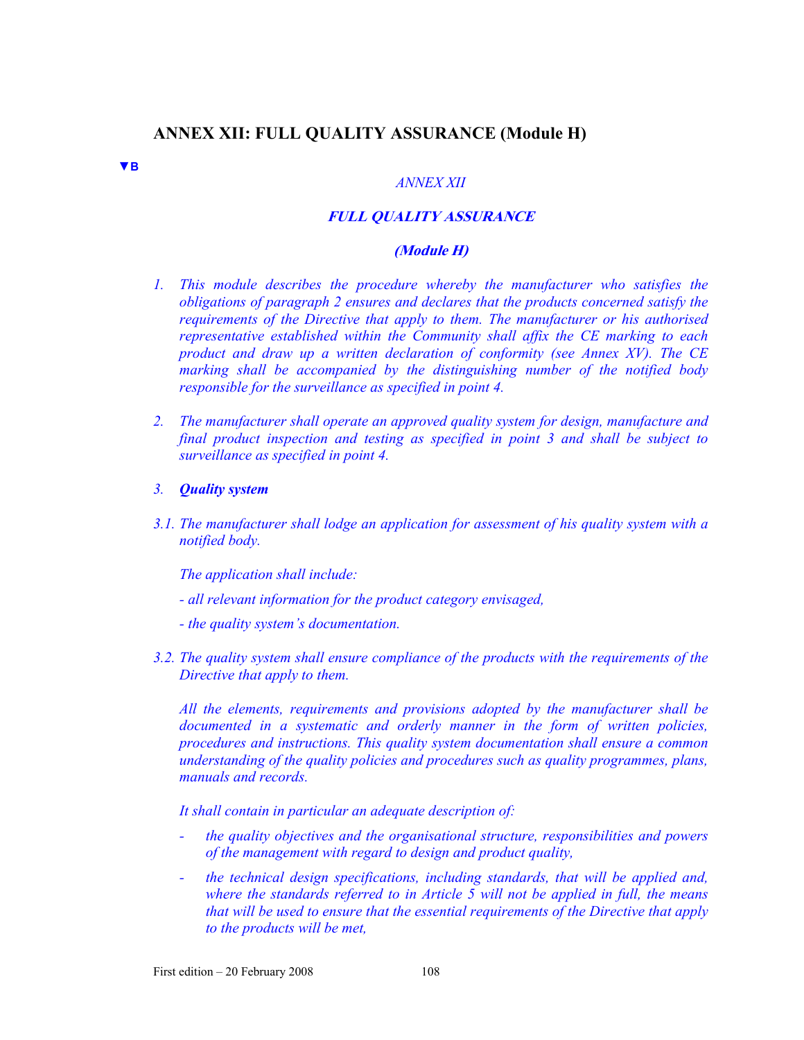## ANNEX XII: FULL QUALITY ASSURANCE (Module H)

▼B

*ANNEX XII*

***FULL QUALITY ASSURANCE***

***(Module H)***

1. *This module describes the procedure whereby the manufacturer who satisfies the obligations of paragraph 2 ensures and declares that the products concerned satisfy the requirements of the Directive that apply to them. The manufacturer or his authorised representative established within the Community shall affix the CE marking to each product and draw up a written declaration of conformity (see Annex XV). The CE marking shall be accompanied by the distinguishing number of the notified body responsible for the surveillance as specified in point 4.*

2. *The manufacturer shall operate an approved quality system for design, manufacture and final product inspection and testing as specified in point 3 and shall be subject to surveillance as specified in point 4.*

3. ***Quality system***

3.1. *The manufacturer shall lodge an application for assessment of his quality system with a notified body.*

*The application shall include:*

*- all relevant information for the product category envisaged,*

*- the quality system's documentation.*

3.2. *The quality system shall ensure compliance of the products with the requirements of the Directive that apply to them.*

*All the elements, requirements and provisions adopted by the manufacturer shall be documented in a systematic and orderly manner in the form of written policies, procedures and instructions. This quality system documentation shall ensure a common understanding of the quality policies and procedures such as quality programmes, plans, manuals and records.*

*It shall contain in particular an adequate description of:*

- *the quality objectives and the organisational structure, responsibilities and powers of the management with regard to design and product quality,*
- *the technical design specifications, including standards, that will be applied and, where the standards referred to in Article 5 will not be applied in full, the means that will be used to ensure that the essential requirements of the Directive that apply to the products will be met,*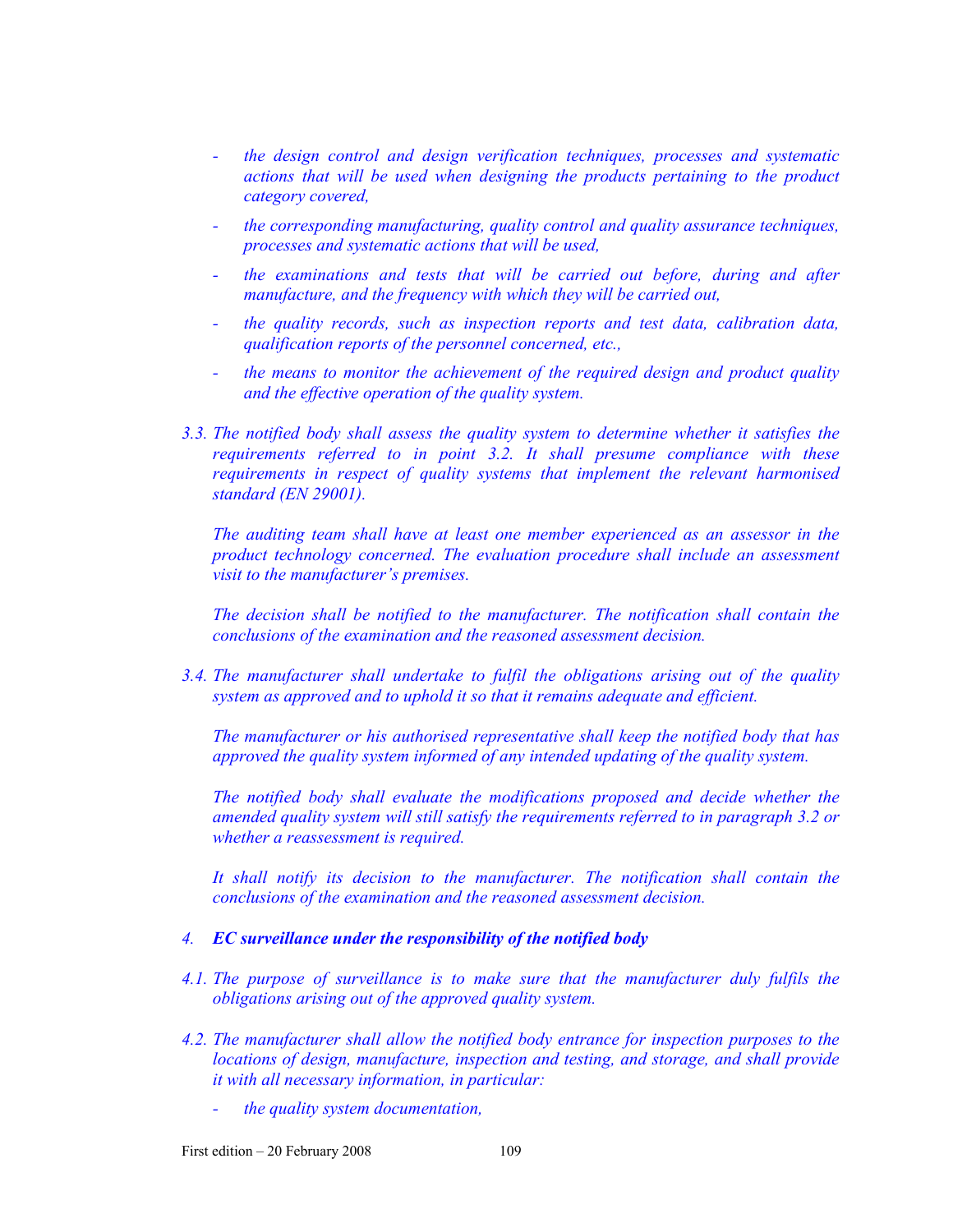- *the design control and design verification techniques, processes and systematic actions that will be used when designing the products pertaining to the product category covered,*
- *the corresponding manufacturing, quality control and quality assurance techniques, processes and systematic actions that will be used,*
- *the examinations and tests that will be carried out before, during and after manufacture, and the frequency with which they will be carried out,*
- *the quality records, such as inspection reports and test data, calibration data, qualification reports of the personnel concerned, etc.,*
- *the means to monitor the achievement of the required design and product quality and the effective operation of the quality system.*

*3.3. The notified body shall assess the quality system to determine whether it satisfies the requirements referred to in point 3.2. It shall presume compliance with these requirements in respect of quality systems that implement the relevant harmonised standard (EN 29001).*

*The auditing team shall have at least one member experienced as an assessor in the product technology concerned. The evaluation procedure shall include an assessment visit to the manufacturer's premises.*

*The decision shall be notified to the manufacturer. The notification shall contain the conclusions of the examination and the reasoned assessment decision.*

*3.4. The manufacturer shall undertake to fulfil the obligations arising out of the quality system as approved and to uphold it so that it remains adequate and efficient.*

*The manufacturer or his authorised representative shall keep the notified body that has approved the quality system informed of any intended updating of the quality system.*

*The notified body shall evaluate the modifications proposed and decide whether the amended quality system will still satisfy the requirements referred to in paragraph 3.2 or whether a reassessment is required.*

*It shall notify its decision to the manufacturer. The notification shall contain the conclusions of the examination and the reasoned assessment decision.*

*4. **EC surveillance under the responsibility of the notified body***

*4.1. The purpose of surveillance is to make sure that the manufacturer duly fulfils the obligations arising out of the approved quality system.*

*4.2. The manufacturer shall allow the notified body entrance for inspection purposes to the locations of design, manufacture, inspection and testing, and storage, and shall provide it with all necessary information, in particular:*

- *the quality system documentation,*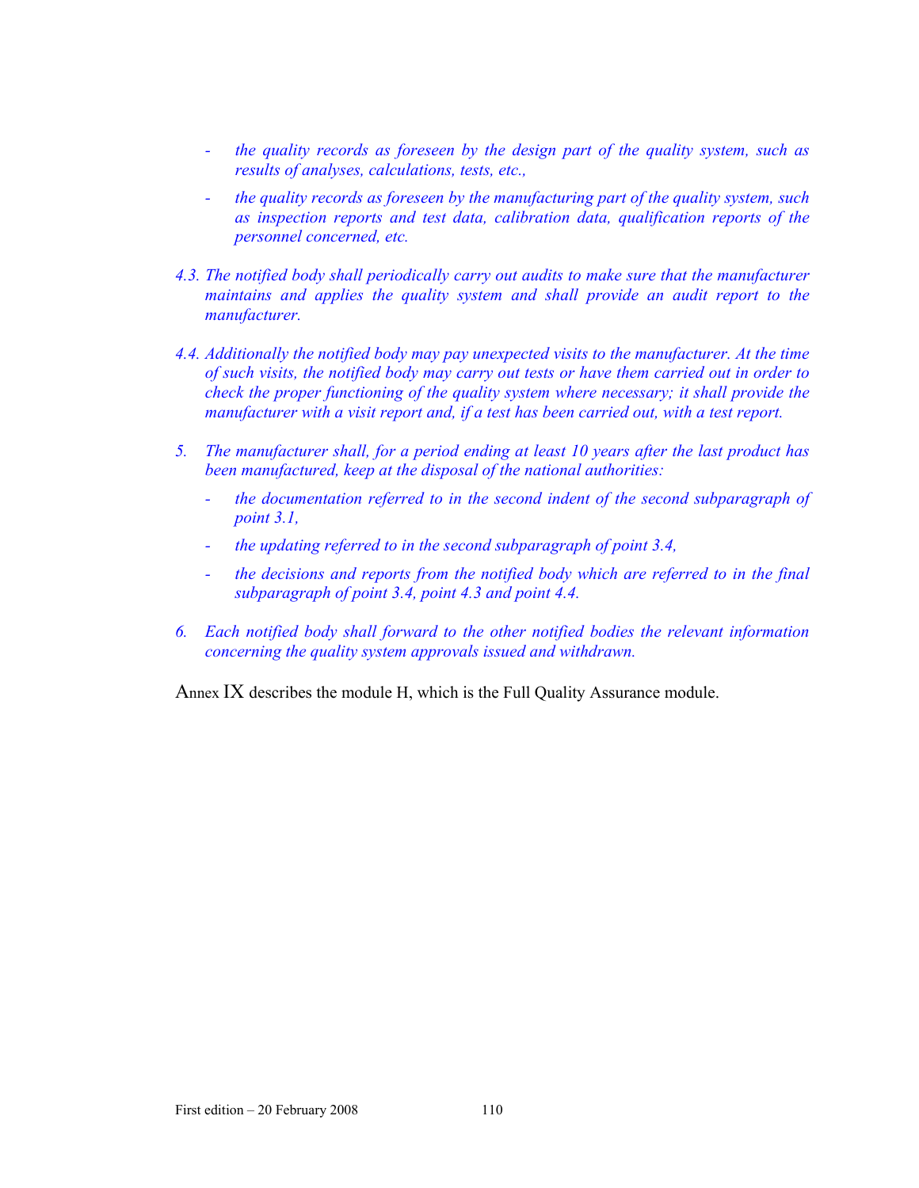- *the quality records as foreseen by the design part of the quality system, such as results of analyses, calculations, tests, etc.,*
- *the quality records as foreseen by the manufacturing part of the quality system, such as inspection reports and test data, calibration data, qualification reports of the personnel concerned, etc.*

*4.3. The notified body shall periodically carry out audits to make sure that the manufacturer maintains and applies the quality system and shall provide an audit report to the manufacturer.*

*4.4. Additionally the notified body may pay unexpected visits to the manufacturer. At the time of such visits, the notified body may carry out tests or have them carried out in order to check the proper functioning of the quality system where necessary; it shall provide the manufacturer with a visit report and, if a test has been carried out, with a test report.*

*5. The manufacturer shall, for a period ending at least 10 years after the last product has been manufactured, keep at the disposal of the national authorities:*

- *the documentation referred to in the second indent of the second subparagraph of point 3.1,*
- *the updating referred to in the second subparagraph of point 3.4,*
- *the decisions and reports from the notified body which are referred to in the final subparagraph of point 3.4, point 4.3 and point 4.4.*

*6. Each notified body shall forward to the other notified bodies the relevant information concerning the quality system approvals issued and withdrawn.*

Annex IX describes the module H, which is the Full Quality Assurance module.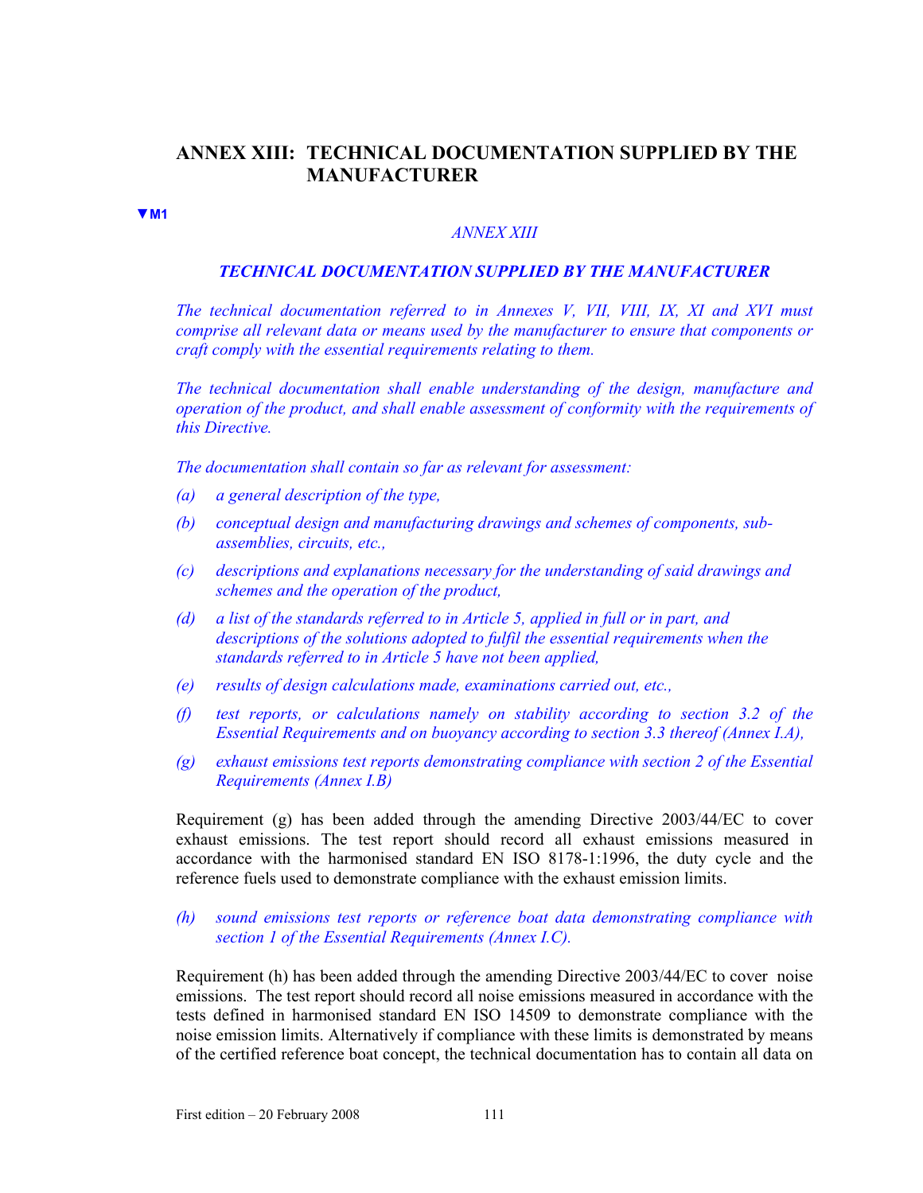## ANNEX XIII: TECHNICAL DOCUMENTATION SUPPLIED BY THE MANUFACTURER

▼M1

*ANNEX XIII*

***TECHNICAL DOCUMENTATION SUPPLIED BY THE MANUFACTURER***

*The technical documentation referred to in Annexes V, VII, VIII, IX, XI and XVI must comprise all relevant data or means used by the manufacturer to ensure that components or craft comply with the essential requirements relating to them.*

*The technical documentation shall enable understanding of the design, manufacture and operation of the product, and shall enable assessment of conformity with the requirements of this Directive.*

*The documentation shall contain so far as relevant for assessment:*

*(a) a general description of the type,*

*(b) conceptual design and manufacturing drawings and schemes of components, sub-assemblies, circuits, etc.,*

*(c) descriptions and explanations necessary for the understanding of said drawings and schemes and the operation of the product,*

*(d) a list of the standards referred to in Article 5, applied in full or in part, and descriptions of the solutions adopted to fulfil the essential requirements when the standards referred to in Article 5 have not been applied,*

*(e) results of design calculations made, examinations carried out, etc.,*

*(f) test reports, or calculations namely on stability according to section 3.2 of the Essential Requirements and on buoyancy according to section 3.3 thereof (Annex I.A),*

*(g) exhaust emissions test reports demonstrating compliance with section 2 of the Essential Requirements (Annex I.B)*

Requirement (g) has been added through the amending Directive 2003/44/EC to cover exhaust emissions. The test report should record all exhaust emissions measured in accordance with the harmonised standard EN ISO 8178-1:1996, the duty cycle and the reference fuels used to demonstrate compliance with the exhaust emission limits.

*(h) sound emissions test reports or reference boat data demonstrating compliance with section 1 of the Essential Requirements (Annex I.C).*

Requirement (h) has been added through the amending Directive 2003/44/EC to cover noise emissions. The test report should record all noise emissions measured in accordance with the tests defined in harmonised standard EN ISO 14509 to demonstrate compliance with the noise emission limits. Alternatively if compliance with these limits is demonstrated by means of the certified reference boat concept, the technical documentation has to contain all data on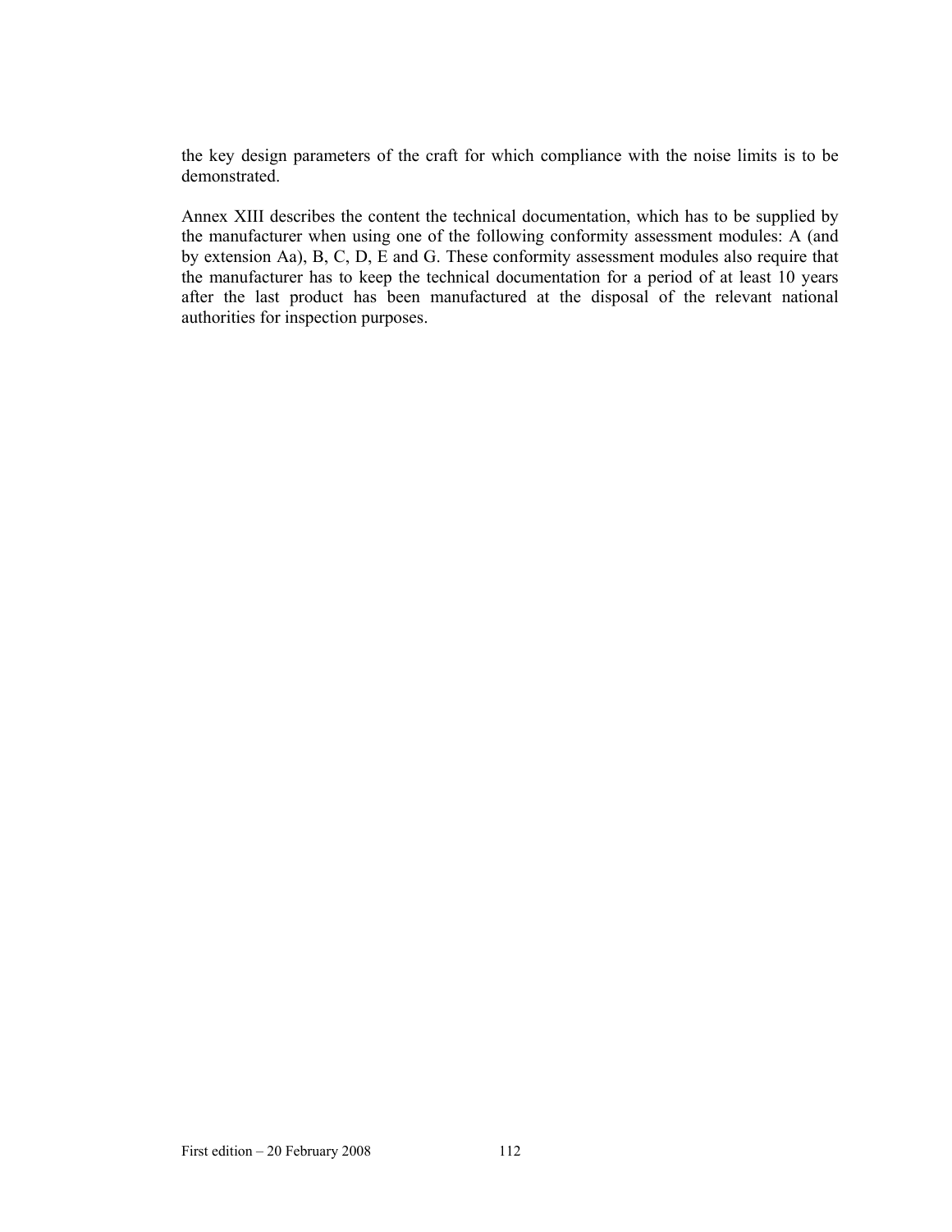the key design parameters of the craft for which compliance with the noise limits is to be demonstrated.

Annex XIII describes the content the technical documentation, which has to be supplied by the manufacturer when using one of the following conformity assessment modules: A (and by extension Aa), B, C, D, E and G. These conformity assessment modules also require that the manufacturer has to keep the technical documentation for a period of at least 10 years after the last product has been manufactured at the disposal of the relevant national authorities for inspection purposes.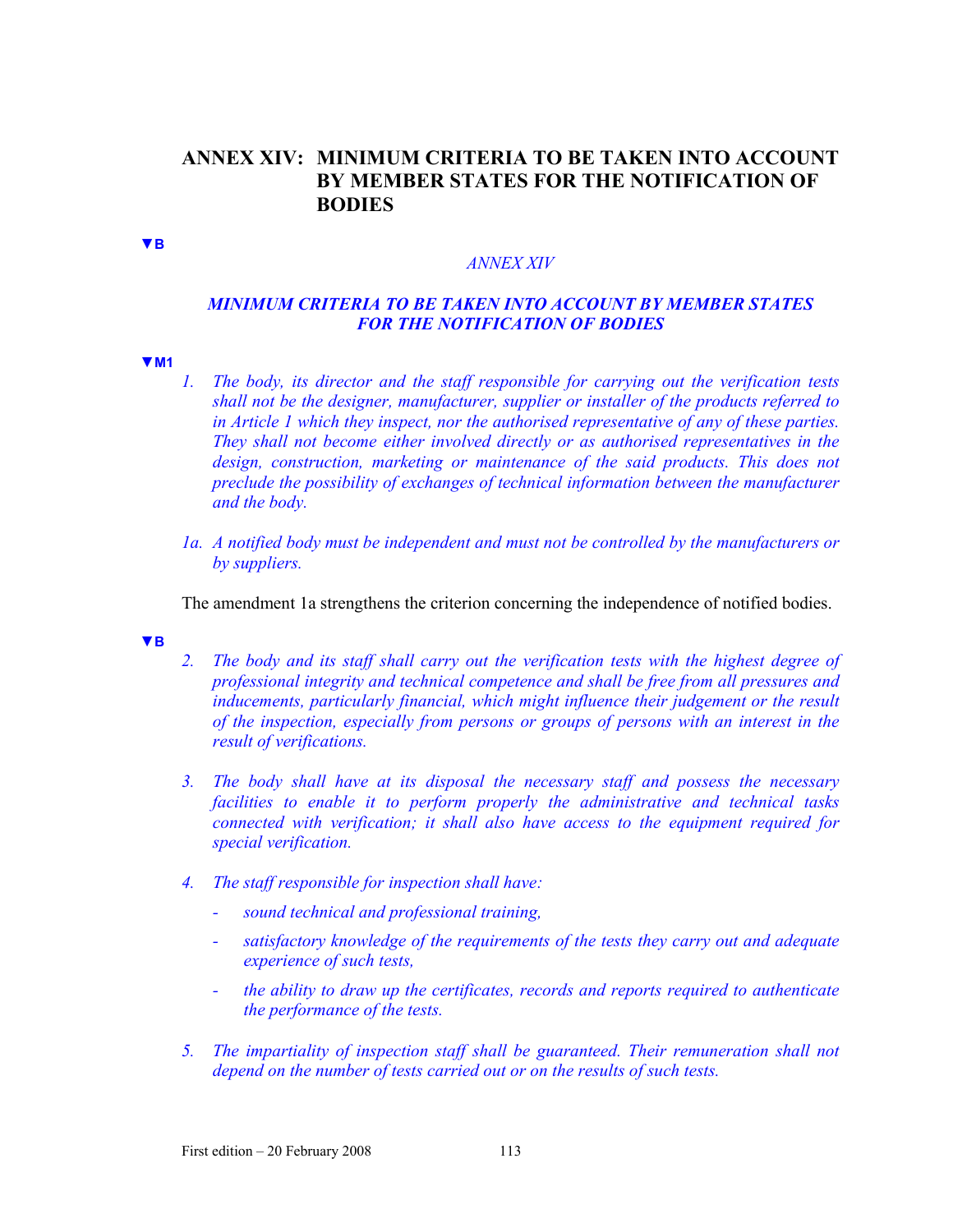# ANNEX XIV: MINIMUM CRITERIA TO BE TAKEN INTO ACCOUNT BY MEMBER STATES FOR THE NOTIFICATION OF BODIES

▼B

*ANNEX XIV*

*MINIMUM CRITERIA TO BE TAKEN INTO ACCOUNT BY MEMBER STATES FOR THE NOTIFICATION OF BODIES*

▼M1

1. *The body, its director and the staff responsible for carrying out the verification tests shall not be the designer, manufacturer, supplier or installer of the products referred to in Article 1 which they inspect, nor the authorised representative of any of these parties. They shall not become either involved directly or as authorised representatives in the design, construction, marketing or maintenance of the said products. This does not preclude the possibility of exchanges of technical information between the manufacturer and the body.*

1a. *A notified body must be independent and must not be controlled by the manufacturers or by suppliers.*

The amendment 1a strengthens the criterion concerning the independence of notified bodies.

▼B

2. *The body and its staff shall carry out the verification tests with the highest degree of professional integrity and technical competence and shall be free from all pressures and inducements, particularly financial, which might influence their judgement or the result of the inspection, especially from persons or groups of persons with an interest in the result of verifications.*

3. *The body shall have at its disposal the necessary staff and possess the necessary facilities to enable it to perform properly the administrative and technical tasks connected with verification; it shall also have access to the equipment required for special verification.*

4. *The staff responsible for inspection shall have:*
   - *sound technical and professional training,*
   - *satisfactory knowledge of the requirements of the tests they carry out and adequate experience of such tests,*
   - *the ability to draw up the certificates, records and reports required to authenticate the performance of the tests.*

5. *The impartiality of inspection staff shall be guaranteed. Their remuneration shall not depend on the number of tests carried out or on the results of such tests.*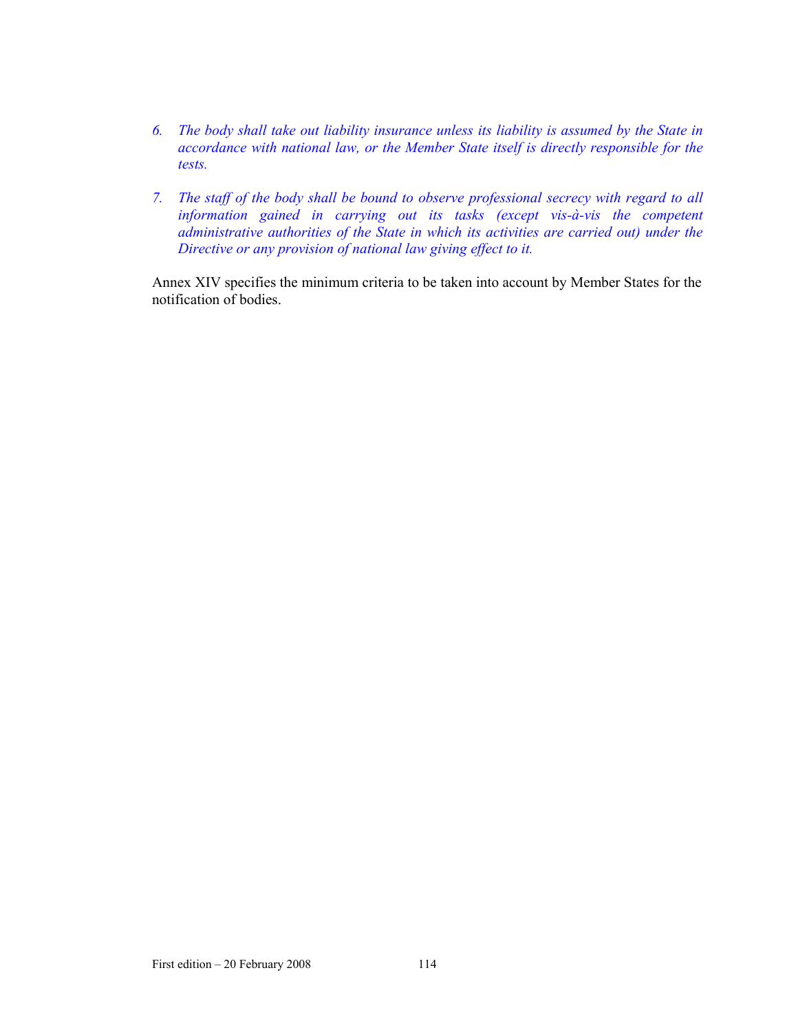6. *The body shall take out liability insurance unless its liability is assumed by the State in accordance with national law, or the Member State itself is directly responsible for the tests.*

7. *The staff of the body shall be bound to observe professional secrecy with regard to all information gained in carrying out its tasks (except vis-à-vis the competent administrative authorities of the State in which its activities are carried out) under the Directive or any provision of national law giving effect to it.*

Annex XIV specifies the minimum criteria to be taken into account by Member States for the notification of bodies.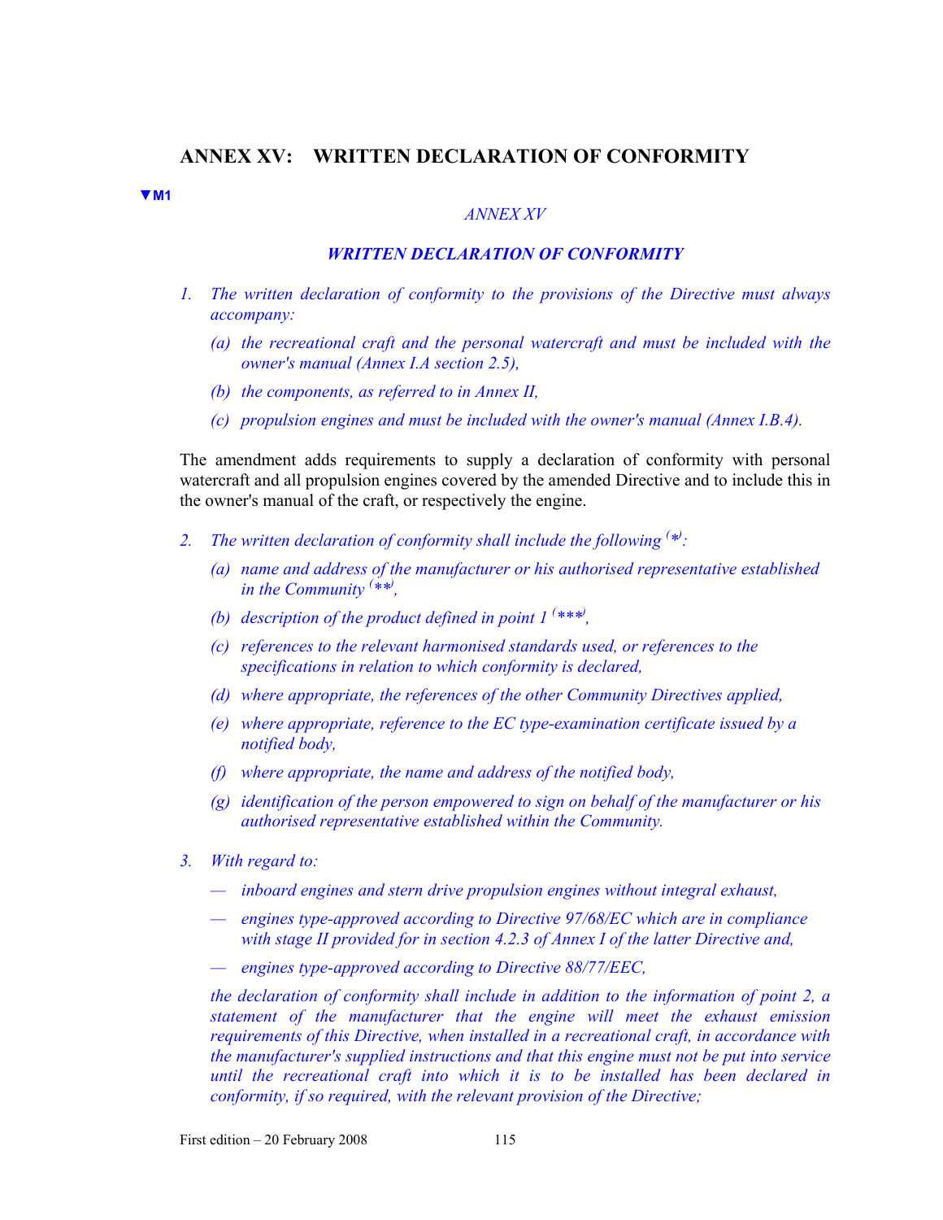## ANNEX XV: WRITTEN DECLARATION OF CONFORMITY

▼M1

*ANNEX XV*

***WRITTEN DECLARATION OF CONFORMITY***

1. *The written declaration of conformity to the provisions of the Directive must always accompany:*

   (a) *the recreational craft and the personal watercraft and must be included with the owner's manual (Annex I.A section 2.5),*

   (b) *the components, as referred to in Annex II,*

   (c) *propulsion engines and must be included with the owner's manual (Annex I.B.4).*

The amendment adds requirements to supply a declaration of conformity with personal watercraft and all propulsion engines covered by the amended Directive and to include this in the owner's manual of the craft, or respectively the engine.

2. *The written declaration of conformity shall include the following (\*):*

   (a) *name and address of the manufacturer or his authorised representative established in the Community (\*\*),*

   (b) *description of the product defined in point 1 (\*\*\*),*

   (c) *references to the relevant harmonised standards used, or references to the specifications in relation to which conformity is declared,*

   (d) *where appropriate, the references of the other Community Directives applied,*

   (e) *where appropriate, reference to the EC type-examination certificate issued by a notified body,*

   (f) *where appropriate, the name and address of the notified body,*

   (g) *identification of the person empowered to sign on behalf of the manufacturer or his authorised representative established within the Community.*

3. *With regard to:*

   — *inboard engines and stern drive propulsion engines without integral exhaust,*

   — *engines type-approved according to Directive 97/68/EC which are in compliance with stage II provided for in section 4.2.3 of Annex I of the latter Directive and,*

   — *engines type-approved according to Directive 88/77/EEC,*

   *the declaration of conformity shall include in addition to the information of point 2, a statement of the manufacturer that the engine will meet the exhaust emission requirements of this Directive, when installed in a recreational craft, in accordance with the manufacturer's supplied instructions and that this engine must not be put into service until the recreational craft into which it is to be installed has been declared in conformity, if so required, with the relevant provision of the Directive;*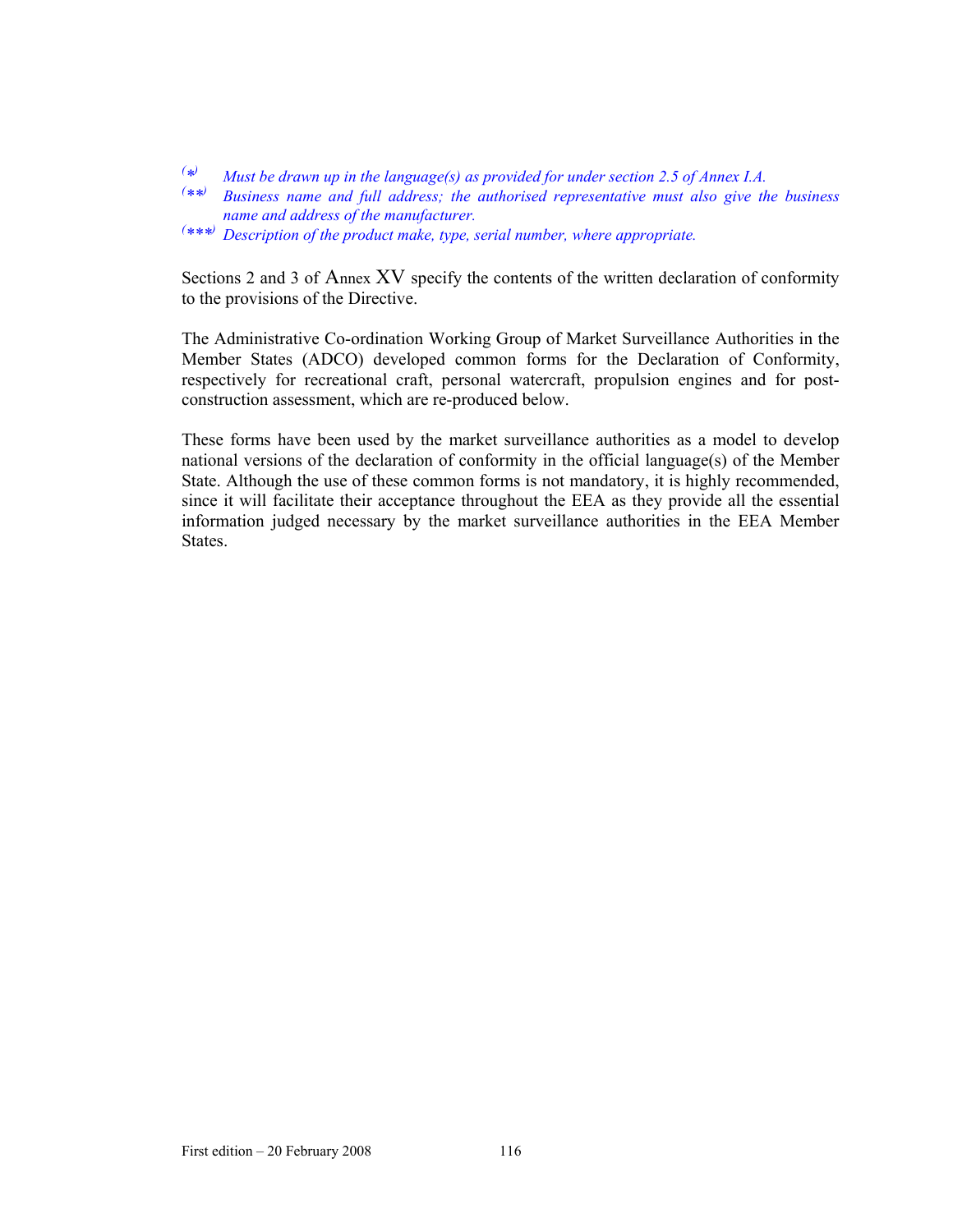(*) *Must be drawn up in the language(s) as provided for under section 2.5 of Annex I.A.*

(**) *Business name and full address; the authorised representative must also give the business name and address of the manufacturer.*

(***) *Description of the product make, type, serial number, where appropriate.*

Sections 2 and 3 of Annex XV specify the contents of the written declaration of conformity to the provisions of the Directive.

The Administrative Co-ordination Working Group of Market Surveillance Authorities in the Member States (ADCO) developed common forms for the Declaration of Conformity, respectively for recreational craft, personal watercraft, propulsion engines and for post-construction assessment, which are re-produced below.

These forms have been used by the market surveillance authorities as a model to develop national versions of the declaration of conformity in the official language(s) of the Member State. Although the use of these common forms is not mandatory, it is highly recommended, since it will facilitate their acceptance throughout the EEA as they provide all the essential information judged necessary by the market surveillance authorities in the EEA Member States.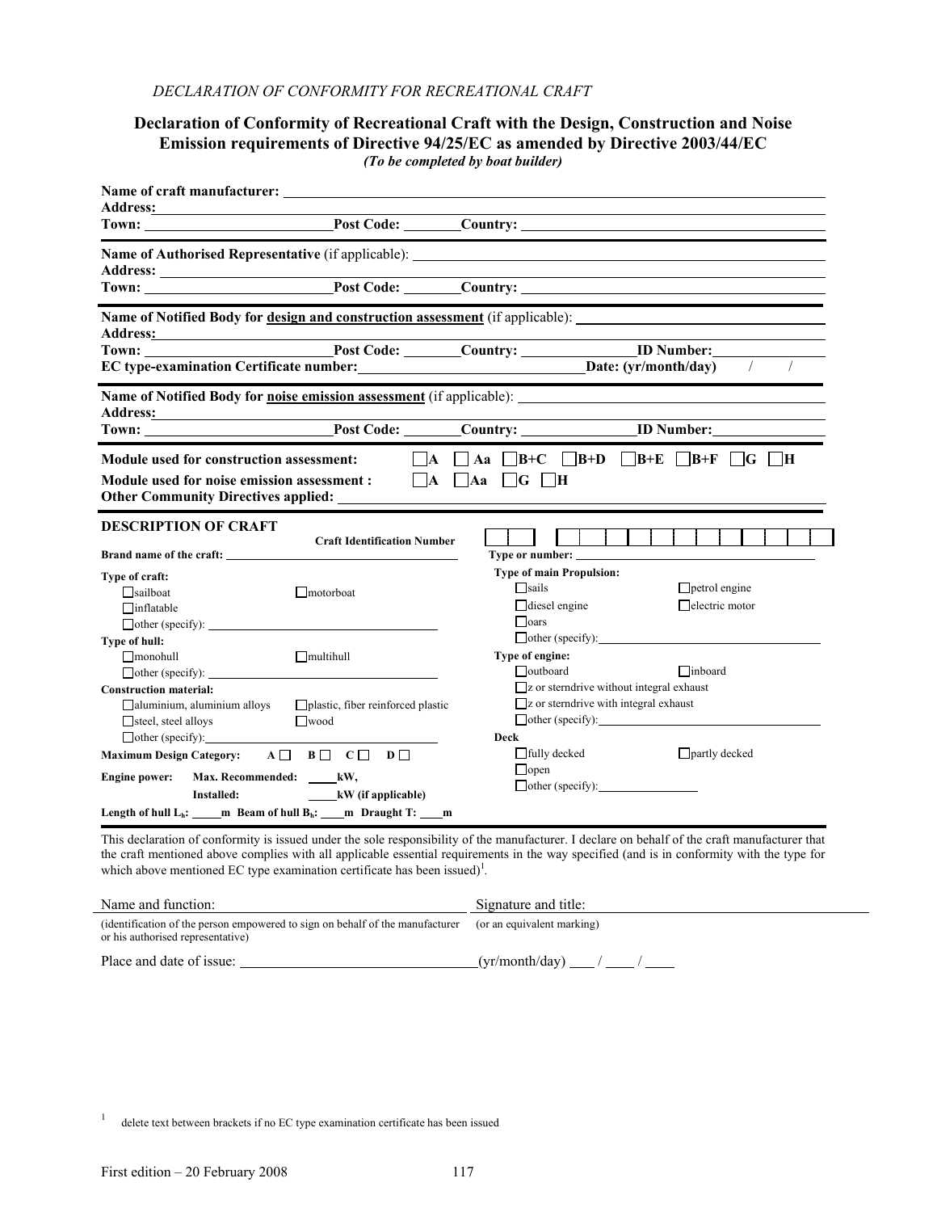*DECLARATION OF CONFORMITY FOR RECREATIONAL CRAFT*

## Declaration of Conformity of Recreational Craft with the Design, Construction and Noise Emission requirements of Directive 94/25/EC as amended by Directive 2003/44/EC

***(To be completed by boat builder)***

**Name of craft manufacturer:** ______________________________
**Address:** ______________________________
**Town:** ____________ **Post Code:** ________ **Country:** ____________

---

**Name of Authorised Representative** (if applicable): ______________________________
**Address:** ______________________________
**Town:** ____________ **Post Code:** ________ **Country:** ____________

---

**Name of Notified Body for design and construction assessment** (if applicable): ______________________________
**Address:** ______________________________
**Town:** ____________ **Post Code:** ________ **Country:** ____________ **ID Number:** ________
**EC type-examination Certificate number:** ______________________________ **Date: (yr/month/day)** ___ / ___ / ___

---

**Name of Notified Body for noise emission assessment** (if applicable): ______________________________
**Address:** ______________________________
**Town:** ____________ **Post Code:** ________ **Country:** ____________ **ID Number:** ________

---

**Module used for construction assessment:** ☐ **A** ☐ **Aa** ☐ **B+C** ☐ **B+D** ☐ **B+E** ☐ **B+F** ☐ **G** ☐ **H**

**Module used for noise emission assessment :** ☐ **A** ☐ **Aa** ☐ **G** ☐ **H**

**Other Community Directives applied:** ______________________________

---

### DESCRIPTION OF CRAFT

**Craft Identification Number** ☐☐ ☐☐☐☐☐☐☐☐☐☐☐☐

**Brand name of the craft:** ______________________________

**Type or number:** ______________________________

**Type of craft:**
- ☐ sailboat
- ☐ motorboat
- ☐ inflatable
- ☐ other (specify): ____________

**Type of main Propulsion:**
- ☐ sails
- ☐ petrol engine
- ☐ diesel engine
- ☐ electric motor
- ☐ oars
- ☐ other (specify): ____________

**Type of hull:**
- ☐ monohull
- ☐ multihull
- ☐ other (specify): ____________

**Type of engine:**
- ☐ outboard
- ☐ inboard
- ☐ z or sterndrive without integral exhaust
- ☐ z or sterndrive with integral exhaust
- ☐ other (specify): ____________

**Construction material:**
- ☐ aluminium, aluminium alloys
- ☐ plastic, fiber reinforced plastic
- ☐ steel, steel alloys
- ☐ wood
- ☐ other (specify): ____________

**Deck**
- ☐ fully decked
- ☐ partly decked
- ☐ open
- ☐ other (specify): ____________

**Maximum Design Category:** **A** ☐ **B** ☐ **C** ☐ **D** ☐

**Engine power:** **Max. Recommended:** ____ **kW,**
**Installed:** ____ **kW (if applicable)**

**Length of hull $L_h$:** ____ **m** **Beam of hull $B_h$:** ____ **m** **Draught T:** ____ **m**

---

This declaration of conformity is issued under the sole responsibility of the manufacturer. I declare on behalf of the craft manufacturer that the craft mentioned above complies with all applicable essential requirements in the way specified (and is in conformity with the type for which above mentioned EC type examination certificate has been issued)[1].

Name and function: ______________________________
(identification of the person empowered to sign on behalf of the manufacturer or his authorised representative)

Signature and title: ______________________________
(or an equivalent marking)

Place and date of issue: ______________________________ (yr/month/day) ___ / ___ / ___

---

[1] delete text between brackets if no EC type examination certificate has been issued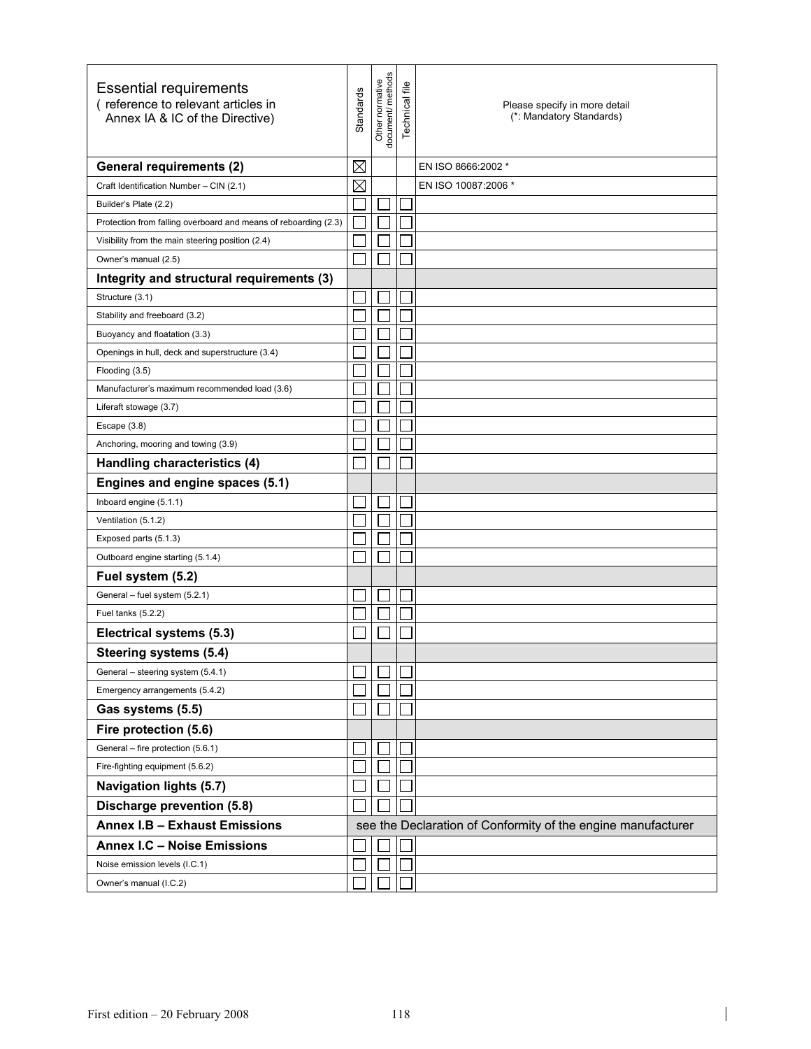| Essential requirements ( reference to relevant articles in Annex IA & IC of the Directive) | Standards | Other normative document/ methods | Technical file | Please specify in more detail (*: Mandatory Standards) |
|---|---|---|---|---|
| **General requirements (2)** | ☒ | | | EN ISO 8666:2002 * |
| Craft Identification Number – CIN (2.1) | ☒ | | | EN ISO 10087:2006 * |
| Builder's Plate (2.2) | ☐ | ☐ | ☐ | |
| Protection from falling overboard and means of reboarding (2.3) | ☐ | ☐ | ☐ | |
| Visibility from the main steering position (2.4) | ☐ | ☐ | ☐ | |
| Owner's manual (2.5) | ☐ | ☐ | ☐ | |
| **Integrity and structural requirements (3)** | | | | |
| Structure (3.1) | ☐ | ☐ | ☐ | |
| Stability and freeboard (3.2) | ☐ | ☐ | ☐ | |
| Buoyancy and floatation (3.3) | ☐ | ☐ | ☐ | |
| Openings in hull, deck and superstructure (3.4) | ☐ | ☐ | ☐ | |
| Flooding (3.5) | ☐ | ☐ | ☐ | |
| Manufacturer's maximum recommended load (3.6) | ☐ | ☐ | ☐ | |
| Liferaft stowage (3.7) | ☐ | ☐ | ☐ | |
| Escape (3.8) | ☐ | ☐ | ☐ | |
| Anchoring, mooring and towing (3.9) | ☐ | ☐ | ☐ | |
| **Handling characteristics (4)** | ☐ | ☐ | ☐ | |
| **Engines and engine spaces (5.1)** | | | | |
| Inboard engine (5.1.1) | ☐ | ☐ | ☐ | |
| Ventilation (5.1.2) | ☐ | ☐ | ☐ | |
| Exposed parts (5.1.3) | ☐ | ☐ | ☐ | |
| Outboard engine starting (5.1.4) | ☐ | ☐ | ☐ | |
| **Fuel system (5.2)** | | | | |
| General – fuel system (5.2.1) | ☐ | ☐ | ☐ | |
| Fuel tanks (5.2.2) | ☐ | ☐ | ☐ | |
| **Electrical systems (5.3)** | ☐ | ☐ | ☐ | |
| **Steering systems (5.4)** | | | | |
| General – steering system (5.4.1) | ☐ | ☐ | ☐ | |
| Emergency arrangements (5.4.2) | ☐ | ☐ | ☐ | |
| **Gas systems (5.5)** | ☐ | ☐ | ☐ | |
| **Fire protection (5.6)** | | | | |
| General – fire protection (5.6.1) | ☐ | ☐ | ☐ | |
| Fire-fighting equipment (5.6.2) | ☐ | ☐ | ☐ | |
| **Navigation lights (5.7)** | ☐ | ☐ | ☐ | |
| **Discharge prevention (5.8)** | ☐ | ☐ | ☐ | |
| **Annex I.B – Exhaust Emissions** | see the Declaration of Conformity of the engine manufacturer | | | |
| **Annex I.C – Noise Emissions** | ☐ | ☐ | ☐ | |
| Noise emission levels (I.C.1) | ☐ | ☐ | ☐ | |
| Owner's manual (I.C.2) | ☐ | ☐ | ☐ | |

First edition – 20 February 2008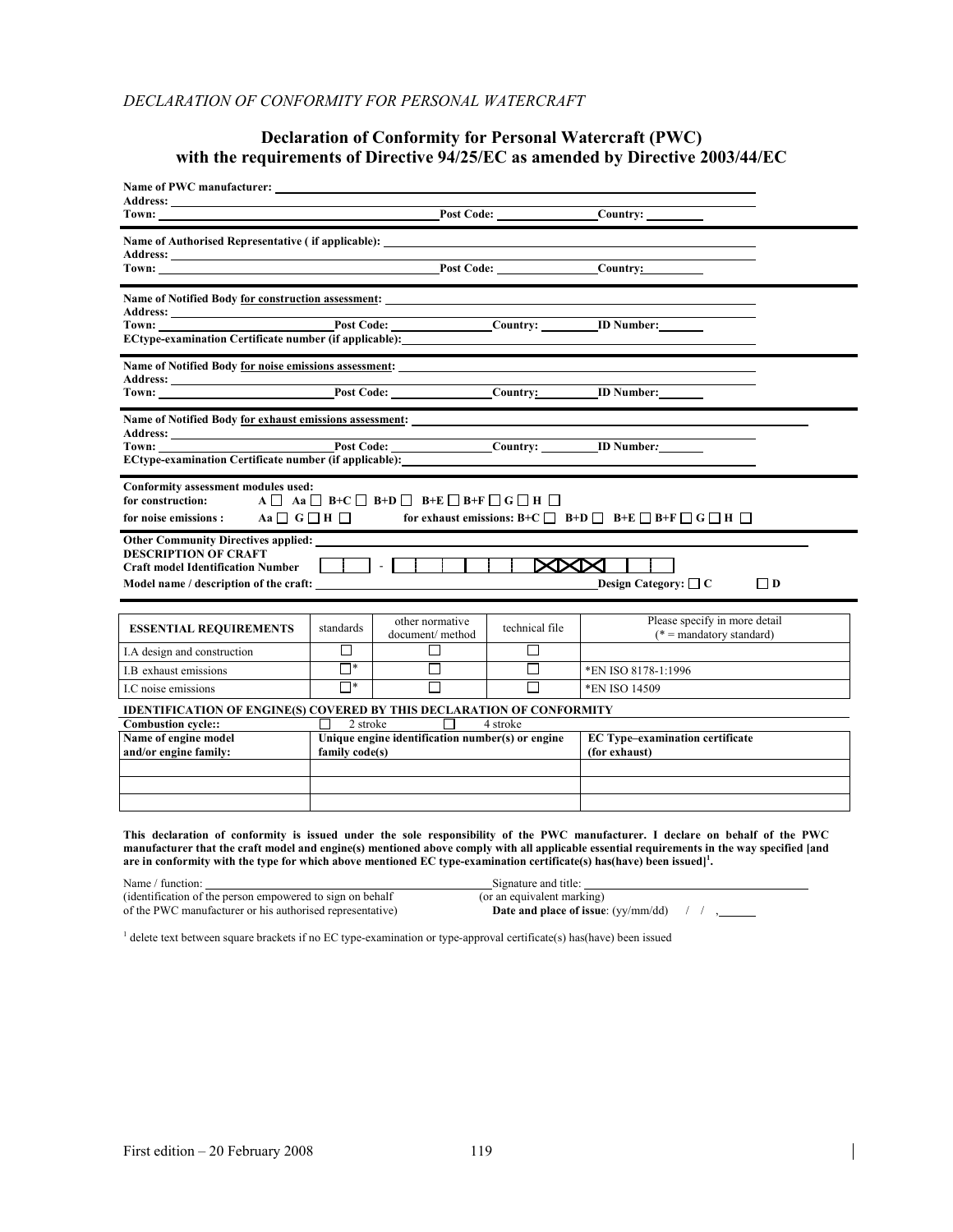*DECLARATION OF CONFORMITY FOR PERSONAL WATERCRAFT*

## Declaration of Conformity for Personal Watercraft (PWC) with the requirements of Directive 94/25/EC as amended by Directive 2003/44/EC

**Name of PWC manufacturer:** ______________________________
**Address:** ______________________________
**Town:** ____________ **Post Code:** ____________ **Country:** ____________

---

**Name of Authorised Representative ( if applicable):** ______________________________
**Address:** ______________________________
**Town:** ____________ **Post Code:** ____________ **Country:** ____________

---

**Name of Notified Body for construction assessment:** ______________________________
**Address:** ______________________________
**Town:** ____________ **Post Code:** ____________ **Country:** ____________ **ID Number:** ____________
**ECtype-examination Certificate number (if applicable):** ______________________________

---

**Name of Notified Body for noise emissions assessment:** ______________________________
**Address:** ______________________________
**Town:** ____________ **Post Code:** ____________ **Country:** ____________ **ID Number:** ____________

---

**Name of Notified Body for exhaust emissions assessment:** ______________________________
**Address:** ______________________________
**Town:** ____________ **Post Code:** ____________ **Country:** ____________ **ID Number:** ____________
**ECtype-examination Certificate number (if applicable):** ______________________________

---

**Conformity assessment modules used:**
**for construction:** A ☐ Aa ☐ B+C ☐ B+D ☐ B+E ☐ B+F ☐ G ☐ H ☐
**for noise emissions :** Aa ☐ G ☐ H ☐ **for exhaust emissions:** B+C ☐ B+D ☐ B+E ☐ B+F ☐ G ☐ H ☐

---

**Other Community Directives applied:** ______________________________
**DESCRIPTION OF CRAFT**
**Craft model Identification Number** ☐☐ - ☐☐☐☐☐☐☐☐☐☐ XX ☐☐☐
**Model name / description of the craft:** ______________________________ **Design Category:** ☐ **C** ☐ **D**

| ESSENTIAL REQUIREMENTS | standards | other normative document/ method | technical file | Please specify in more detail (* = mandatory standard) |
|---|---|---|---|---|
| I.A design and construction | ☐ | ☐ | ☐ | |
| I.B exhaust emissions | ☐* | ☐ | ☐ | *EN ISO 8178-1:1996 |
| I.C noise emissions | ☐* | ☐ | ☐ | *EN ISO 14509 |

**IDENTIFICATION OF ENGINE(S) COVERED BY THIS DECLARATION OF CONFORMITY**

**Combustion cycle::** ☐ 2 stroke ☐ 4 stroke

| Name of engine model and/or engine family: | Unique engine identification number(s) or engine family code(s) | EC Type–examination certificate (for exhaust) |
|---|---|---|
| | | |
| | | |
| | | |

**This declaration of conformity is issued under the sole responsibility of the PWC manufacturer. I declare on behalf of the PWC manufacturer that the craft model and engine(s) mentioned above comply with all applicable essential requirements in the way specified [and are in conformity with the type for which above mentioned EC type-examination certificate(s) has(have) been issued][1].**

Name / function: ______________________________ Signature and title: ______________________________
(identification of the person empowered to sign on behalf of the PWC manufacturer or his authorised representative) (or an equivalent marking)
**Date and place of issue**: (yy/mm/dd) / / , ______

[1] delete text between square brackets if no EC type-examination or type-approval certificate(s) has(have) been issued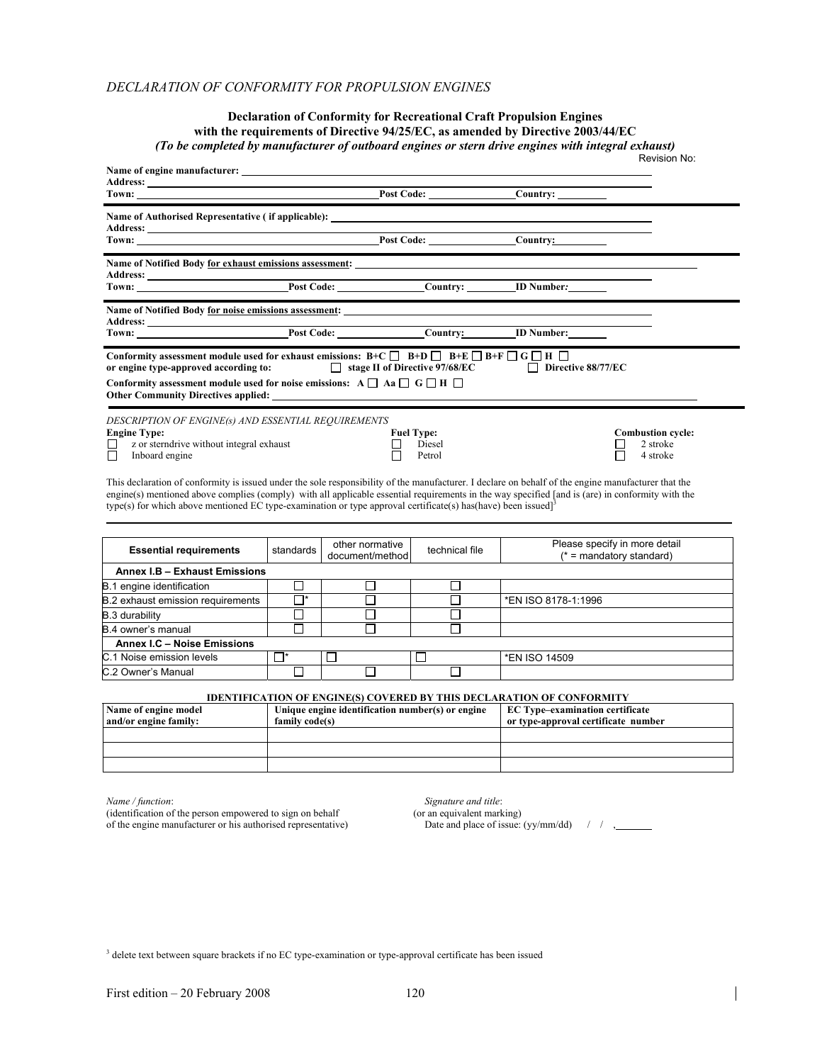*DECLARATION OF CONFORMITY FOR PROPULSION ENGINES*

**Declaration of Conformity for Recreational Craft Propulsion Engines with the requirements of Directive 94/25/EC, as amended by Directive 2003/44/EC**
***(To be completed by manufacturer of outboard engines or stern drive engines with integral exhaust)***

Revision No:

**Name of engine manufacturer:** ____________________
**Address:** ____________________
**Town:** ____________________ **Post Code:** ____________ **Country:** ________

**Name of Authorised Representative ( if applicable):** ____________________
**Address:** ____________________
**Town:** ____________________ **Post Code:** ____________ **Country:** ________

**Name of Notified Body for exhaust emissions assessment:** ____________________
**Address:** ____________________
**Town:** ____________ **Post Code:** ____________ **Country:** ________ **ID Number:** ________

**Name of Notified Body for noise emissions assessment:** ____________________
**Address:** ____________________
**Town:** ____________ **Post Code:** ____________ **Country:** ________ **ID Number:** ________

**Conformity assessment module used for exhaust emissions:** B+C ☐ B+D ☐ B+E ☐ B+F ☐ G ☐ H ☐
**or engine type-approved according to:** ☐ **stage II of Directive 97/68/EC** ☐ **Directive 88/77/EC**

**Conformity assessment module used for noise emissions:** A ☐ Aa ☐ G ☐ H ☐
**Other Community Directives applied:** ____________________

*DESCRIPTION OF ENGINE(s) AND ESSENTIAL REQUIREMENTS*

**Engine Type:**
- ☐ z or sterndrive without integral exhaust
- ☐ Inboard engine

**Fuel Type:**
- ☐ Diesel
- ☐ Petrol

**Combustion cycle:**
- ☐ 2 stroke
- ☐ 4 stroke

This declaration of conformity is issued under the sole responsibility of the manufacturer. I declare on behalf of the engine manufacturer that the engine(s) mentioned above complies (comply) with all applicable essential requirements in the way specified [and is (are) in conformity with the type(s) for which above mentioned EC type-examination or type approval certificate(s) has(have) been issued][3]

| Essential requirements | standards | other normative document/method | technical file | Please specify in more detail (* = mandatory standard) |
|---|---|---|---|---|
| **Annex I.B – Exhaust Emissions** | | | | |
| B.1 engine identification | ☐ | ☐ | ☐ | |
| B.2 exhaust emission requirements | ☐* | ☐ | ☐ | *EN ISO 8178-1:1996 |
| B.3 durability | ☐ | ☐ | ☐ | |
| B.4 owner's manual | ☐ | ☐ | ☐ | |
| **Annex I.C – Noise Emissions** | | | | |
| C.1 Noise emission levels | ☐* | ☐ | ☐ | *EN ISO 14509 |
| C.2 Owner's Manual | ☐ | ☐ | ☐ | |

**IDENTIFICATION OF ENGINE(S) COVERED BY THIS DECLARATION OF CONFORMITY**

| Name of engine model and/or engine family: | Unique engine identification number(s) or engine family code(s) | EC Type–examination certificate or type-approval certificate number |
|---|---|---|
| | | |
| | | |
| | | |

*Name / function*:
(identification of the person empowered to sign on behalf of the engine manufacturer or his authorised representative)

*Signature and title*:
(or an equivalent marking)
Date and place of issue: (yy/mm/dd) / / , ________

[3] delete text between square brackets if no EC type-examination or type-approval certificate has been issued

First edition – 20 February 2008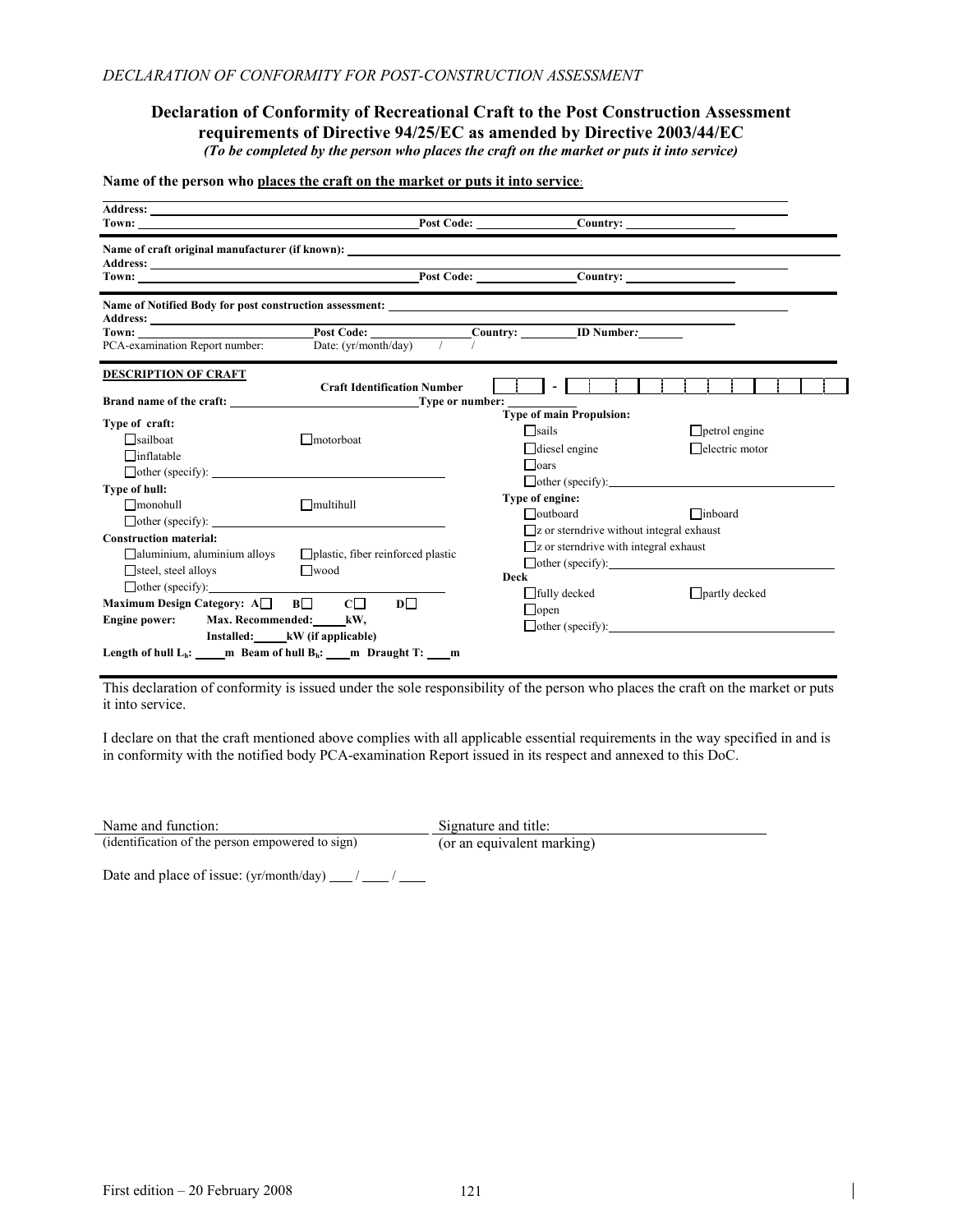*DECLARATION OF CONFORMITY FOR POST-CONSTRUCTION ASSESSMENT*

## Declaration of Conformity of Recreational Craft to the Post Construction Assessment requirements of Directive 94/25/EC as amended by Directive 2003/44/EC

***(To be completed by the person who places the craft on the market or puts it into service)***

**Name of the person who places the craft on the market or puts it into service**: \_\_\_\_\_\_\_\_\_\_

**Address:** \_\_\_\_\_\_\_\_\_\_

**Town:** \_\_\_\_\_\_\_\_\_\_ **Post Code:** \_\_\_\_\_\_\_\_\_\_ **Country:** \_\_\_\_\_\_\_\_\_\_

---

**Name of craft original manufacturer (if known):** \_\_\_\_\_\_\_\_\_\_

**Address:** \_\_\_\_\_\_\_\_\_\_

**Town:** \_\_\_\_\_\_\_\_\_\_ **Post Code:** \_\_\_\_\_\_\_\_\_\_ **Country:** \_\_\_\_\_\_\_\_\_\_

---

**Name of Notified Body for post construction assessment:** \_\_\_\_\_\_\_\_\_\_

**Address:** \_\_\_\_\_\_\_\_\_\_

**Town:** \_\_\_\_\_\_\_\_\_\_ **Post Code:** \_\_\_\_\_\_\_\_\_\_ **Country:** \_\_\_\_\_\_\_\_\_\_ **ID Number:** \_\_\_\_\_\_\_\_\_\_

PCA-examination Report number: \_\_\_\_\_\_\_\_\_\_ Date: (yr/month/day) \_\_\_ / \_\_\_ / \_\_\_

---

**DESCRIPTION OF CRAFT**

**Craft Identification Number** [ ][ ][ ] - [ ][ ][ ][ ][ ][ ][ ][ ][ ][ ][ ][ ][ ]

**Brand name of the craft:** \_\_\_\_\_\_\_\_\_\_ **Type or number:** \_\_\_\_\_\_\_\_\_\_

**Type of craft:**
- ☐ sailboat
- ☐ motorboat
- ☐ inflatable
- ☐ other (specify): \_\_\_\_\_\_\_\_\_\_

**Type of hull:**
- ☐ monohull
- ☐ multihull
- ☐ other (specify): \_\_\_\_\_\_\_\_\_\_

**Construction material:**
- ☐ aluminium, aluminium alloys
- ☐ plastic, fiber reinforced plastic
- ☐ steel, steel alloys
- ☐ wood
- ☐ other (specify): \_\_\_\_\_\_\_\_\_\_

**Maximum Design Category:** A ☐ B ☐ C ☐ D ☐

**Engine power:** **Max. Recommended:** \_\_\_\_\_ **kW,**
**Installed:** \_\_\_\_\_ **kW (if applicable)**

**Length of hull $L_h$:** \_\_\_\_\_ **m** **Beam of hull $B_h$:** \_\_\_\_\_ **m** **Draught T:** \_\_\_\_\_ **m**

**Type of main Propulsion:**
- ☐ sails
- ☐ petrol engine
- ☐ diesel engine
- ☐ electric motor
- ☐ oars
- ☐ other (specify): \_\_\_\_\_\_\_\_\_\_

**Type of engine:**
- ☐ outboard
- ☐ inboard
- ☐ z or sterndrive without integral exhaust
- ☐ z or sterndrive with integral exhaust
- ☐ other (specify): \_\_\_\_\_\_\_\_\_\_

**Deck**
- ☐ fully decked
- ☐ partly decked
- ☐ open
- ☐ other (specify): \_\_\_\_\_\_\_\_\_\_

---

This declaration of conformity is issued under the sole responsibility of the person who places the craft on the market or puts it into service.

I declare on that the craft mentioned above complies with all applicable essential requirements in the way specified in and is in conformity with the notified body PCA-examination Report issued in its respect and annexed to this DoC.

Name and function: \_\_\_\_\_\_\_\_\_\_
(identification of the person empowered to sign)

Signature and title: \_\_\_\_\_\_\_\_\_\_
(or an equivalent marking)

Date and place of issue: (yr/month/day) \_\_\_ / \_\_\_ / \_\_\_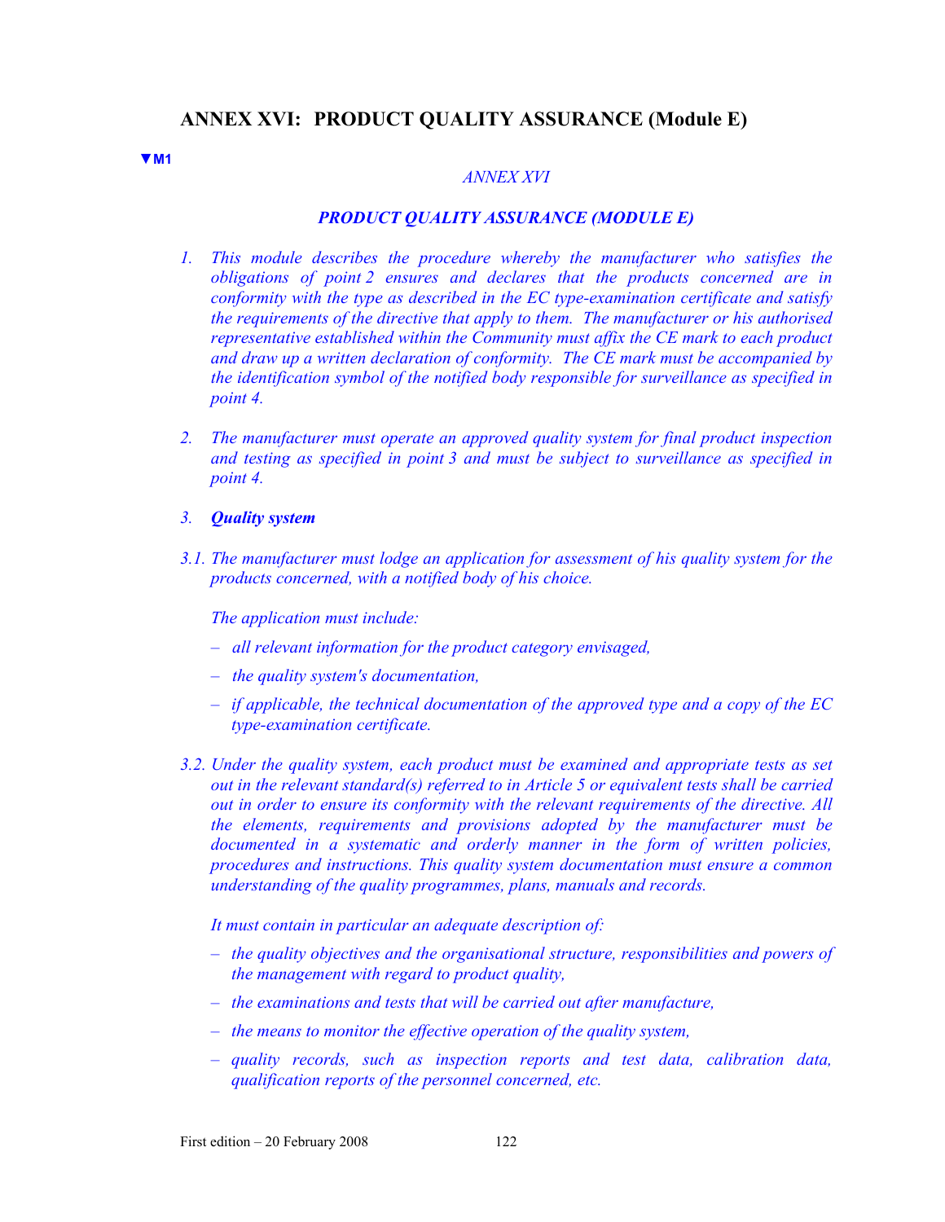## ANNEX XVI: PRODUCT QUALITY ASSURANCE (Module E)

▼M1

*ANNEX XVI*

***PRODUCT QUALITY ASSURANCE (MODULE E)***

1. *This module describes the procedure whereby the manufacturer who satisfies the obligations of point 2 ensures and declares that the products concerned are in conformity with the type as described in the EC type-examination certificate and satisfy the requirements of the directive that apply to them. The manufacturer or his authorised representative established within the Community must affix the CE mark to each product and draw up a written declaration of conformity. The CE mark must be accompanied by the identification symbol of the notified body responsible for surveillance as specified in point 4.*

2. *The manufacturer must operate an approved quality system for final product inspection and testing as specified in point 3 and must be subject to surveillance as specified in point 4.*

3. ***Quality system***

3.1. *The manufacturer must lodge an application for assessment of his quality system for the products concerned, with a notified body of his choice.*

   *The application must include:*

   - *all relevant information for the product category envisaged,*
   - *the quality system's documentation,*
   - *if applicable, the technical documentation of the approved type and a copy of the EC type-examination certificate.*

3.2. *Under the quality system, each product must be examined and appropriate tests as set out in the relevant standard(s) referred to in Article 5 or equivalent tests shall be carried out in order to ensure its conformity with the relevant requirements of the directive. All the elements, requirements and provisions adopted by the manufacturer must be documented in a systematic and orderly manner in the form of written policies, procedures and instructions. This quality system documentation must ensure a common understanding of the quality programmes, plans, manuals and records.*

   *It must contain in particular an adequate description of:*

   - *the quality objectives and the organisational structure, responsibilities and powers of the management with regard to product quality,*
   - *the examinations and tests that will be carried out after manufacture,*
   - *the means to monitor the effective operation of the quality system,*
   - *quality records, such as inspection reports and test data, calibration data, qualification reports of the personnel concerned, etc.*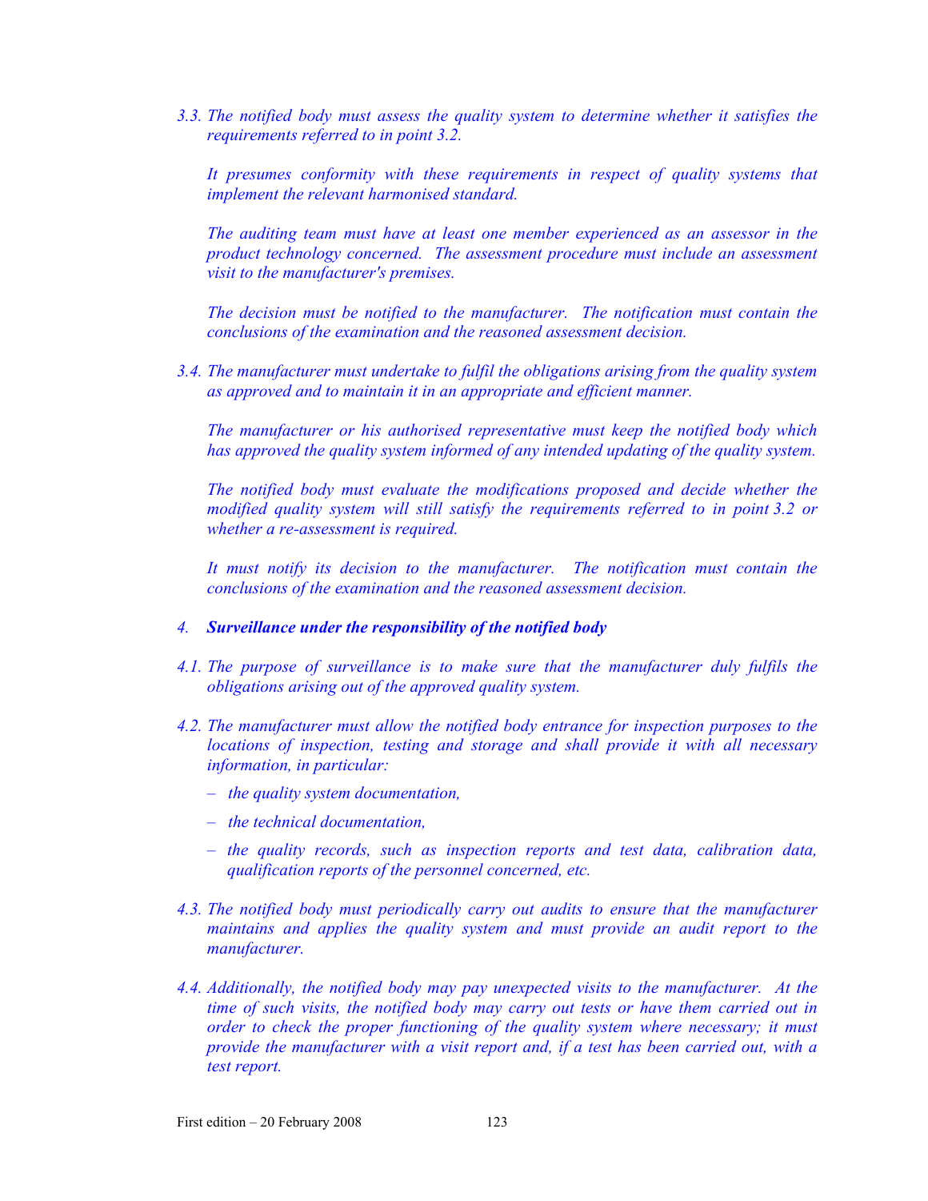*3.3. The notified body must assess the quality system to determine whether it satisfies the requirements referred to in point 3.2.*

*It presumes conformity with these requirements in respect of quality systems that implement the relevant harmonised standard.*

*The auditing team must have at least one member experienced as an assessor in the product technology concerned. The assessment procedure must include an assessment visit to the manufacturer's premises.*

*The decision must be notified to the manufacturer. The notification must contain the conclusions of the examination and the reasoned assessment decision.*

*3.4. The manufacturer must undertake to fulfil the obligations arising from the quality system as approved and to maintain it in an appropriate and efficient manner.*

*The manufacturer or his authorised representative must keep the notified body which has approved the quality system informed of any intended updating of the quality system.*

*The notified body must evaluate the modifications proposed and decide whether the modified quality system will still satisfy the requirements referred to in point 3.2 or whether a re-assessment is required.*

*It must notify its decision to the manufacturer. The notification must contain the conclusions of the examination and the reasoned assessment decision.*

*4. **Surveillance under the responsibility of the notified body***

*4.1. The purpose of surveillance is to make sure that the manufacturer duly fulfils the obligations arising out of the approved quality system.*

*4.2. The manufacturer must allow the notified body entrance for inspection purposes to the locations of inspection, testing and storage and shall provide it with all necessary information, in particular:*

- *the quality system documentation,*
- *the technical documentation,*
- *the quality records, such as inspection reports and test data, calibration data, qualification reports of the personnel concerned, etc.*

*4.3. The notified body must periodically carry out audits to ensure that the manufacturer maintains and applies the quality system and must provide an audit report to the manufacturer.*

*4.4. Additionally, the notified body may pay unexpected visits to the manufacturer. At the time of such visits, the notified body may carry out tests or have them carried out in order to check the proper functioning of the quality system where necessary; it must provide the manufacturer with a visit report and, if a test has been carried out, with a test report.*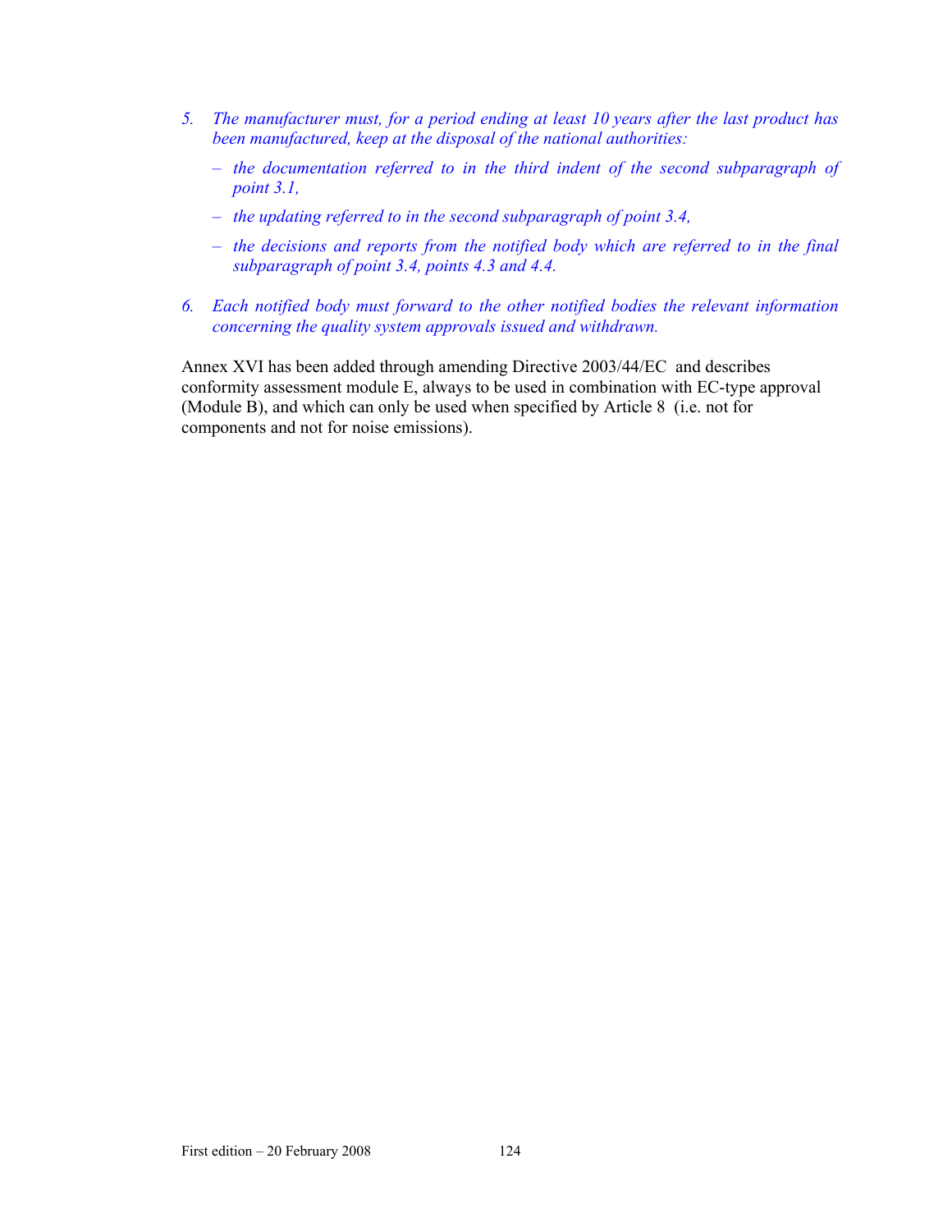5. *The manufacturer must, for a period ending at least 10 years after the last product has been manufactured, keep at the disposal of the national authorities:*
   - *the documentation referred to in the third indent of the second subparagraph of point 3.1,*
   - *the updating referred to in the second subparagraph of point 3.4,*
   - *the decisions and reports from the notified body which are referred to in the final subparagraph of point 3.4, points 4.3 and 4.4.*

6. *Each notified body must forward to the other notified bodies the relevant information concerning the quality system approvals issued and withdrawn.*

Annex XVI has been added through amending Directive 2003/44/EC and describes conformity assessment module E, always to be used in combination with EC-type approval (Module B), and which can only be used when specified by Article 8 (i.e. not for components and not for noise emissions).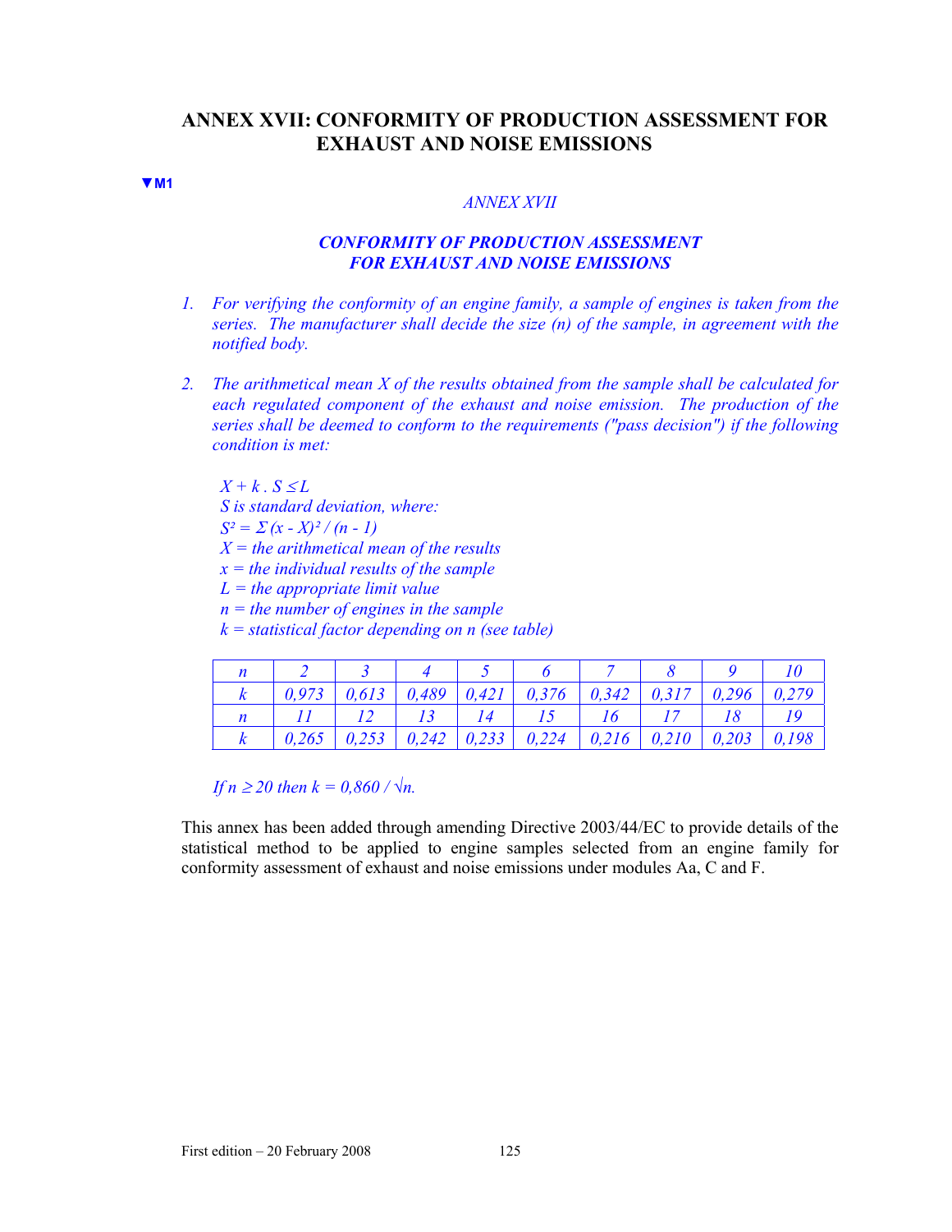# ANNEX XVII: CONFORMITY OF PRODUCTION ASSESSMENT FOR EXHAUST AND NOISE EMISSIONS

▼M1

*ANNEX XVII*

***CONFORMITY OF PRODUCTION ASSESSMENT FOR EXHAUST AND NOISE EMISSIONS***

1. *For verifying the conformity of an engine family, a sample of engines is taken from the series. The manufacturer shall decide the size (n) of the sample, in agreement with the notified body.*

2. *The arithmetical mean X of the results obtained from the sample shall be calculated for each regulated component of the exhaust and noise emission. The production of the series shall be deemed to conform to the requirements ("pass decision") if the following condition is met:*

   $X + k . S \leq L$

   *S is standard deviation, where:*

   $S^2 = \Sigma (x - X)^2 / (n - 1)$

   *X = the arithmetical mean of the results*

   *x = the individual results of the sample*

   *L = the appropriate limit value*

   *n = the number of engines in the sample*

   *k = statistical factor depending on n (see table)*

| *n* | *2* | *3* | *4* | *5* | *6* | *7* | *8* | *9* | *10* |
|---|---|---|---|---|---|---|---|---|---|
| *k* | *0,973* | *0,613* | *0,489* | *0,421* | *0,376* | *0,342* | *0,317* | *0,296* | *0,279* |
| *n* | *11* | *12* | *13* | *14* | *15* | *16* | *17* | *18* | *19* |
| *k* | *0,265* | *0,253* | *0,242* | *0,233* | *0,224* | *0,216* | *0,210* | *0,203* | *0,198* |

   *If* $n \geq 20$ *then* $k = 0,860 / \sqrt{n}$.

This annex has been added through amending Directive 2003/44/EC to provide details of the statistical method to be applied to engine samples selected from an engine family for conformity assessment of exhaust and noise emissions under modules Aa, C and F.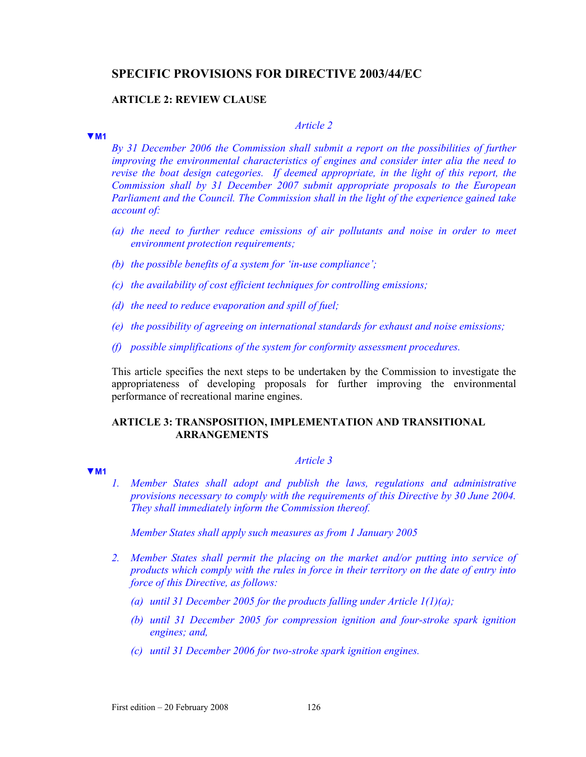## SPECIFIC PROVISIONS FOR DIRECTIVE 2003/44/EC

### ARTICLE 2: REVIEW CLAUSE

*Article 2*

▼M1

*By 31 December 2006 the Commission shall submit a report on the possibilities of further improving the environmental characteristics of engines and consider inter alia the need to revise the boat design categories. If deemed appropriate, in the light of this report, the Commission shall by 31 December 2007 submit appropriate proposals to the European Parliament and the Council. The Commission shall in the light of the experience gained take account of:*

*(a) the need to further reduce emissions of air pollutants and noise in order to meet environment protection requirements;*

*(b) the possible benefits of a system for 'in-use compliance';*

*(c) the availability of cost efficient techniques for controlling emissions;*

*(d) the need to reduce evaporation and spill of fuel;*

*(e) the possibility of agreeing on international standards for exhaust and noise emissions;*

*(f) possible simplifications of the system for conformity assessment procedures.*

This article specifies the next steps to be undertaken by the Commission to investigate the appropriateness of developing proposals for further improving the environmental performance of recreational marine engines.

### ARTICLE 3: TRANSPOSITION, IMPLEMENTATION AND TRANSITIONAL ARRANGEMENTS

*Article 3*

▼M1

*1. Member States shall adopt and publish the laws, regulations and administrative provisions necessary to comply with the requirements of this Directive by 30 June 2004. They shall immediately inform the Commission thereof.*

*Member States shall apply such measures as from 1 January 2005*

*2. Member States shall permit the placing on the market and/or putting into service of products which comply with the rules in force in their territory on the date of entry into force of this Directive, as follows:*

*(a) until 31 December 2005 for the products falling under Article 1(1)(a);*

*(b) until 31 December 2005 for compression ignition and four-stroke spark ignition engines; and,*

*(c) until 31 December 2006 for two-stroke spark ignition engines.*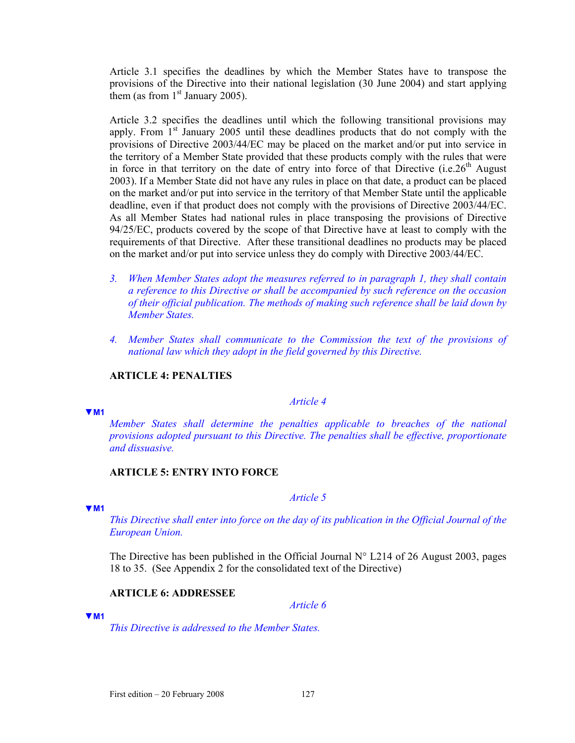Article 3.1 specifies the deadlines by which the Member States have to transpose the provisions of the Directive into their national legislation (30 June 2004) and start applying them (as from 1st January 2005).

Article 3.2 specifies the deadlines until which the following transitional provisions may apply. From 1st January 2005 until these deadlines products that do not comply with the provisions of Directive 2003/44/EC may be placed on the market and/or put into service in the territory of a Member State provided that these products comply with the rules that were in force in that territory on the date of entry into force of that Directive (i.e.26th August 2003). If a Member State did not have any rules in place on that date, a product can be placed on the market and/or put into service in the territory of that Member State until the applicable deadline, even if that product does not comply with the provisions of Directive 2003/44/EC. As all Member States had national rules in place transposing the provisions of Directive 94/25/EC, products covered by the scope of that Directive have at least to comply with the requirements of that Directive. After these transitional deadlines no products may be placed on the market and/or put into service unless they do comply with Directive 2003/44/EC.

3. *When Member States adopt the measures referred to in paragraph 1, they shall contain a reference to this Directive or shall be accompanied by such reference on the occasion of their official publication. The methods of making such reference shall be laid down by Member States.*

4. *Member States shall communicate to the Commission the text of the provisions of national law which they adopt in the field governed by this Directive.*

**ARTICLE 4: PENALTIES**

*Article 4*

▼M1

*Member States shall determine the penalties applicable to breaches of the national provisions adopted pursuant to this Directive. The penalties shall be effective, proportionate and dissuasive.*

**ARTICLE 5: ENTRY INTO FORCE**

*Article 5*

▼M1

*This Directive shall enter into force on the day of its publication in the Official Journal of the European Union.*

The Directive has been published in the Official Journal N° L214 of 26 August 2003, pages 18 to 35. (See Appendix 2 for the consolidated text of the Directive)

**ARTICLE 6: ADDRESSEE**

*Article 6*

▼M1

*This Directive is addressed to the Member States.*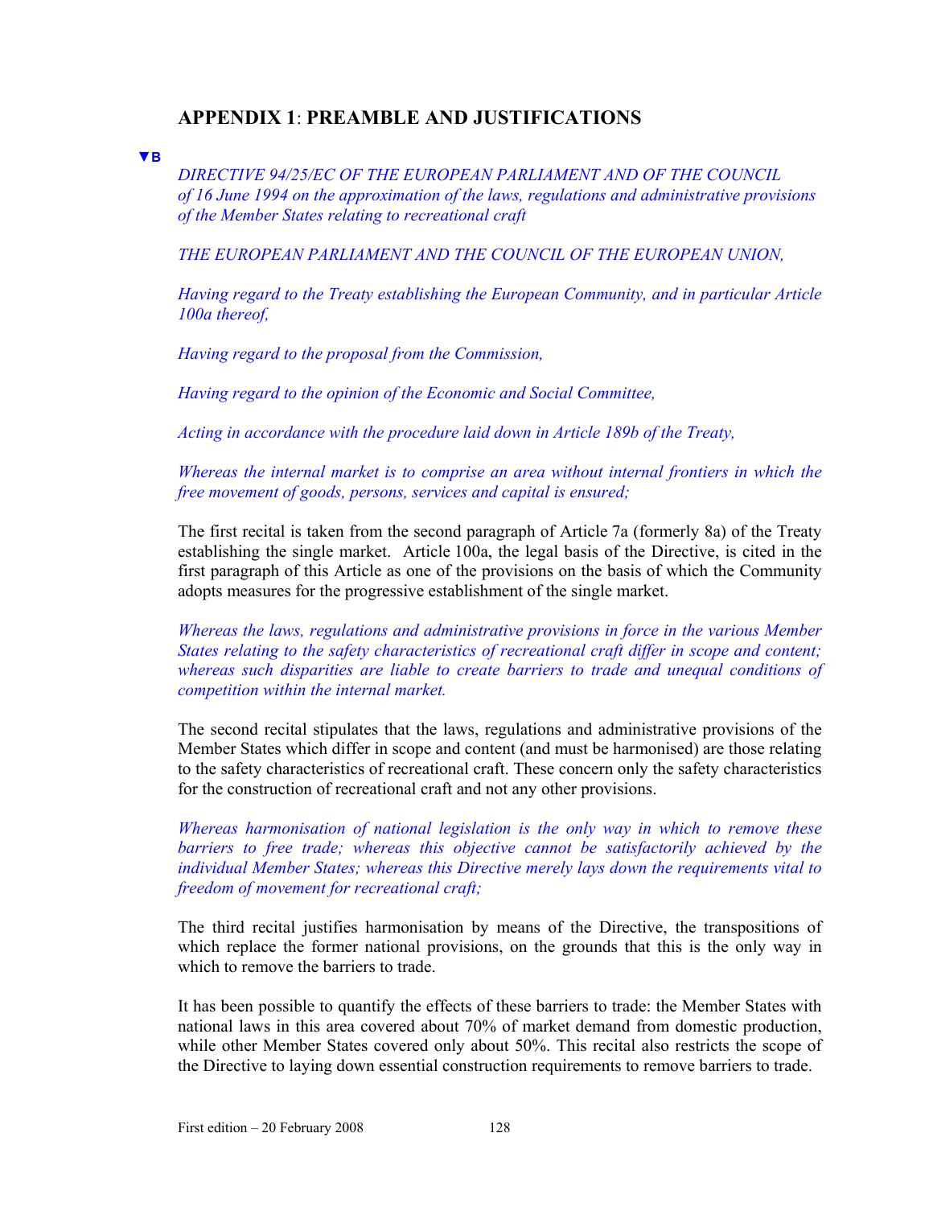## APPENDIX 1: PREAMBLE AND JUSTIFICATIONS

▼B

*DIRECTIVE 94/25/EC OF THE EUROPEAN PARLIAMENT AND OF THE COUNCIL of 16 June 1994 on the approximation of the laws, regulations and administrative provisions of the Member States relating to recreational craft*

*THE EUROPEAN PARLIAMENT AND THE COUNCIL OF THE EUROPEAN UNION,*

*Having regard to the Treaty establishing the European Community, and in particular Article 100a thereof,*

*Having regard to the proposal from the Commission,*

*Having regard to the opinion of the Economic and Social Committee,*

*Acting in accordance with the procedure laid down in Article 189b of the Treaty,*

*Whereas the internal market is to comprise an area without internal frontiers in which the free movement of goods, persons, services and capital is ensured;*

The first recital is taken from the second paragraph of Article 7a (formerly 8a) of the Treaty establishing the single market. Article 100a, the legal basis of the Directive, is cited in the first paragraph of this Article as one of the provisions on the basis of which the Community adopts measures for the progressive establishment of the single market.

*Whereas the laws, regulations and administrative provisions in force in the various Member States relating to the safety characteristics of recreational craft differ in scope and content; whereas such disparities are liable to create barriers to trade and unequal conditions of competition within the internal market.*

The second recital stipulates that the laws, regulations and administrative provisions of the Member States which differ in scope and content (and must be harmonised) are those relating to the safety characteristics of recreational craft. These concern only the safety characteristics for the construction of recreational craft and not any other provisions.

*Whereas harmonisation of national legislation is the only way in which to remove these barriers to free trade; whereas this objective cannot be satisfactorily achieved by the individual Member States; whereas this Directive merely lays down the requirements vital to freedom of movement for recreational craft;*

The third recital justifies harmonisation by means of the Directive, the transpositions of which replace the former national provisions, on the grounds that this is the only way in which to remove the barriers to trade.

It has been possible to quantify the effects of these barriers to trade: the Member States with national laws in this area covered about 70% of market demand from domestic production, while other Member States covered only about 50%. This recital also restricts the scope of the Directive to laying down essential construction requirements to remove barriers to trade.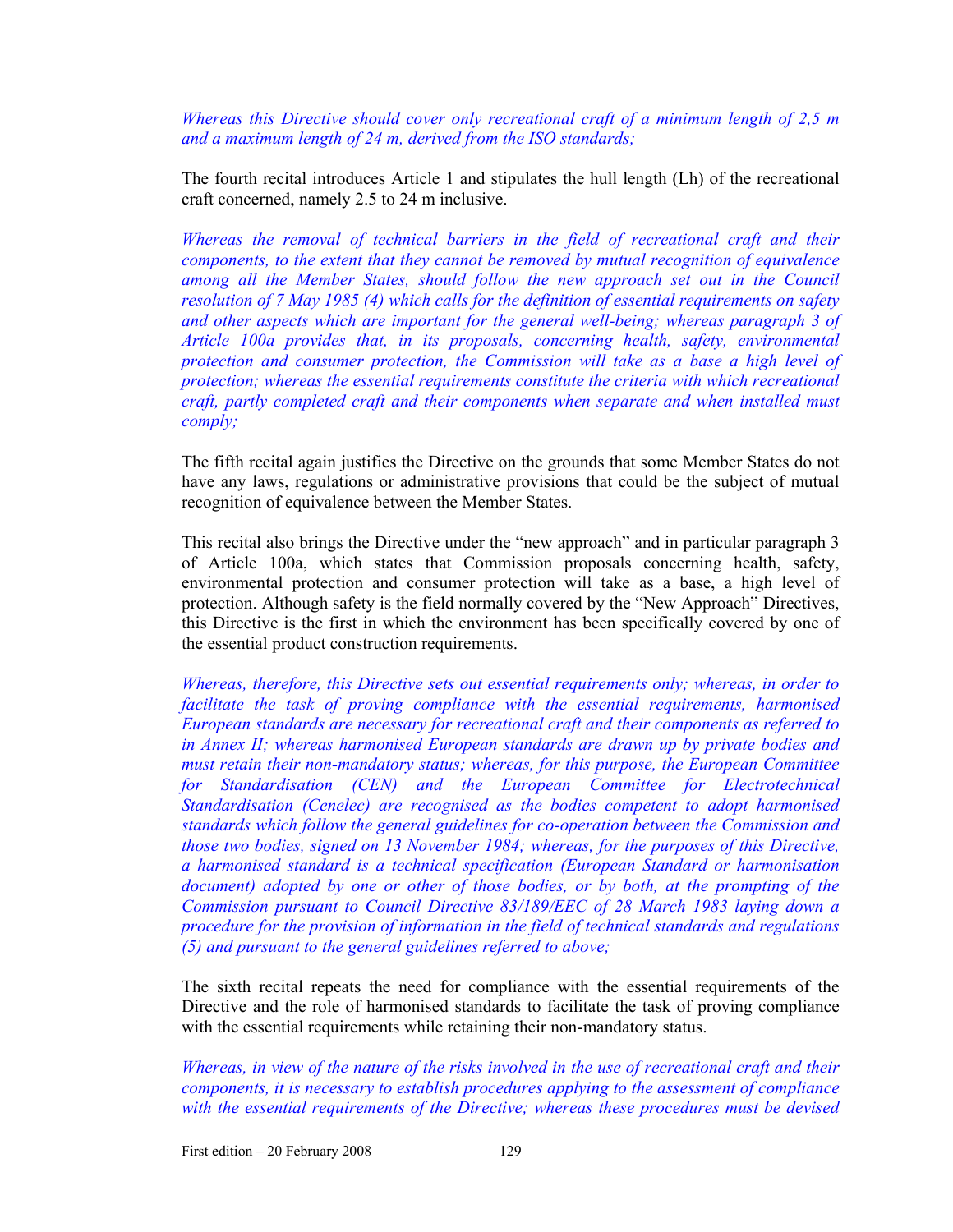*Whereas this Directive should cover only recreational craft of a minimum length of 2,5 m and a maximum length of 24 m, derived from the ISO standards;*

The fourth recital introduces Article 1 and stipulates the hull length (Lh) of the recreational craft concerned, namely 2.5 to 24 m inclusive.

*Whereas the removal of technical barriers in the field of recreational craft and their components, to the extent that they cannot be removed by mutual recognition of equivalence among all the Member States, should follow the new approach set out in the Council resolution of 7 May 1985 (4) which calls for the definition of essential requirements on safety and other aspects which are important for the general well-being; whereas paragraph 3 of Article 100a provides that, in its proposals, concerning health, safety, environmental protection and consumer protection, the Commission will take as a base a high level of protection; whereas the essential requirements constitute the criteria with which recreational craft, partly completed craft and their components when separate and when installed must comply;*

The fifth recital again justifies the Directive on the grounds that some Member States do not have any laws, regulations or administrative provisions that could be the subject of mutual recognition of equivalence between the Member States.

This recital also brings the Directive under the "new approach" and in particular paragraph 3 of Article 100a, which states that Commission proposals concerning health, safety, environmental protection and consumer protection will take as a base, a high level of protection. Although safety is the field normally covered by the "New Approach" Directives, this Directive is the first in which the environment has been specifically covered by one of the essential product construction requirements.

*Whereas, therefore, this Directive sets out essential requirements only; whereas, in order to facilitate the task of proving compliance with the essential requirements, harmonised European standards are necessary for recreational craft and their components as referred to in Annex II; whereas harmonised European standards are drawn up by private bodies and must retain their non-mandatory status; whereas, for this purpose, the European Committee for Standardisation (CEN) and the European Committee for Electrotechnical Standardisation (Cenelec) are recognised as the bodies competent to adopt harmonised standards which follow the general guidelines for co-operation between the Commission and those two bodies, signed on 13 November 1984; whereas, for the purposes of this Directive, a harmonised standard is a technical specification (European Standard or harmonisation document) adopted by one or other of those bodies, or by both, at the prompting of the Commission pursuant to Council Directive 83/189/EEC of 28 March 1983 laying down a procedure for the provision of information in the field of technical standards and regulations (5) and pursuant to the general guidelines referred to above;*

The sixth recital repeats the need for compliance with the essential requirements of the Directive and the role of harmonised standards to facilitate the task of proving compliance with the essential requirements while retaining their non-mandatory status.

*Whereas, in view of the nature of the risks involved in the use of recreational craft and their components, it is necessary to establish procedures applying to the assessment of compliance with the essential requirements of the Directive; whereas these procedures must be devised*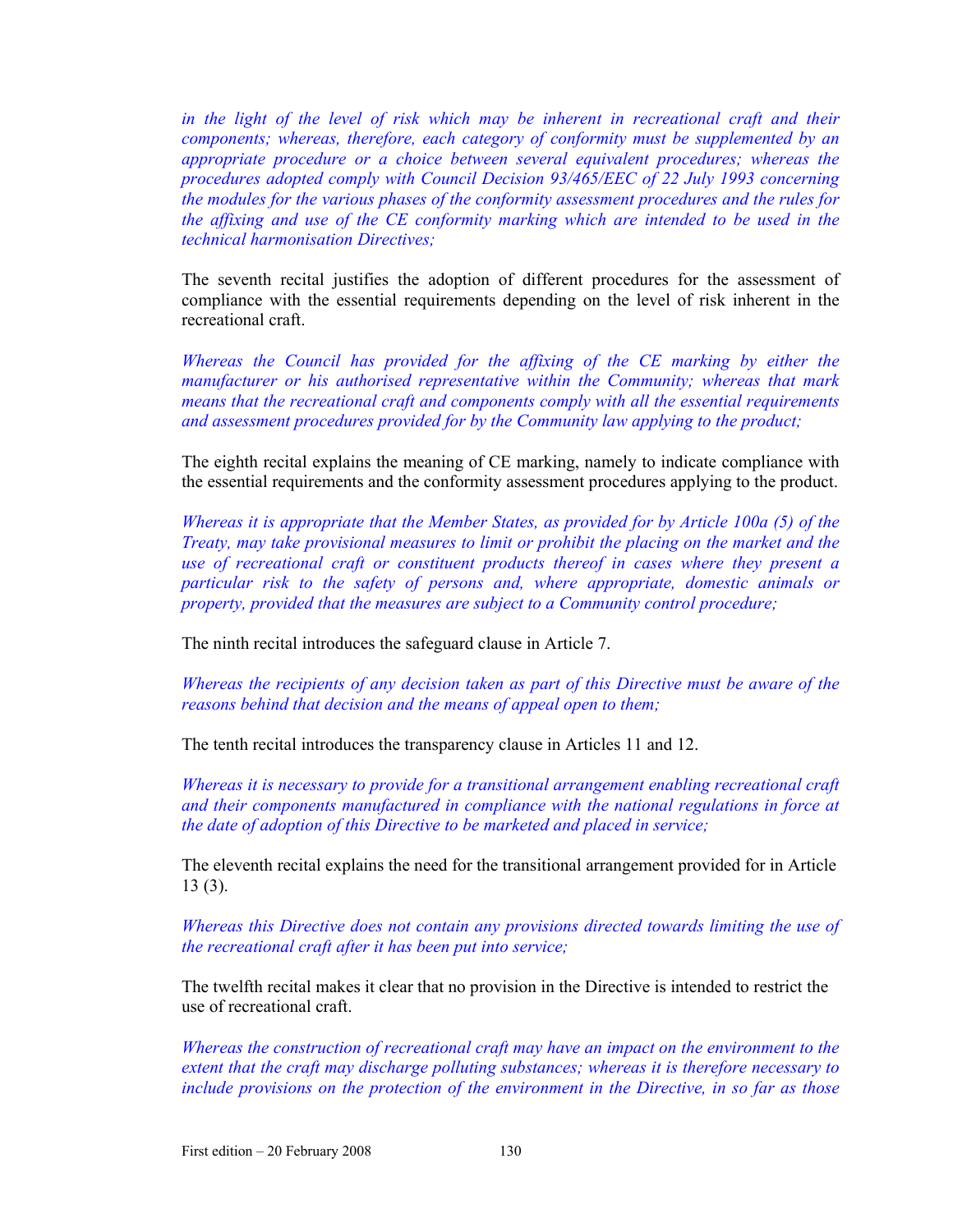*in the light of the level of risk which may be inherent in recreational craft and their components; whereas, therefore, each category of conformity must be supplemented by an appropriate procedure or a choice between several equivalent procedures; whereas the procedures adopted comply with Council Decision 93/465/EEC of 22 July 1993 concerning the modules for the various phases of the conformity assessment procedures and the rules for the affixing and use of the CE conformity marking which are intended to be used in the technical harmonisation Directives;*

The seventh recital justifies the adoption of different procedures for the assessment of compliance with the essential requirements depending on the level of risk inherent in the recreational craft.

*Whereas the Council has provided for the affixing of the CE marking by either the manufacturer or his authorised representative within the Community; whereas that mark means that the recreational craft and components comply with all the essential requirements and assessment procedures provided for by the Community law applying to the product;*

The eighth recital explains the meaning of CE marking, namely to indicate compliance with the essential requirements and the conformity assessment procedures applying to the product.

*Whereas it is appropriate that the Member States, as provided for by Article 100a (5) of the Treaty, may take provisional measures to limit or prohibit the placing on the market and the use of recreational craft or constituent products thereof in cases where they present a particular risk to the safety of persons and, where appropriate, domestic animals or property, provided that the measures are subject to a Community control procedure;*

The ninth recital introduces the safeguard clause in Article 7.

*Whereas the recipients of any decision taken as part of this Directive must be aware of the reasons behind that decision and the means of appeal open to them;*

The tenth recital introduces the transparency clause in Articles 11 and 12.

*Whereas it is necessary to provide for a transitional arrangement enabling recreational craft and their components manufactured in compliance with the national regulations in force at the date of adoption of this Directive to be marketed and placed in service;*

The eleventh recital explains the need for the transitional arrangement provided for in Article 13 (3).

*Whereas this Directive does not contain any provisions directed towards limiting the use of the recreational craft after it has been put into service;*

The twelfth recital makes it clear that no provision in the Directive is intended to restrict the use of recreational craft.

*Whereas the construction of recreational craft may have an impact on the environment to the extent that the craft may discharge polluting substances; whereas it is therefore necessary to include provisions on the protection of the environment in the Directive, in so far as those*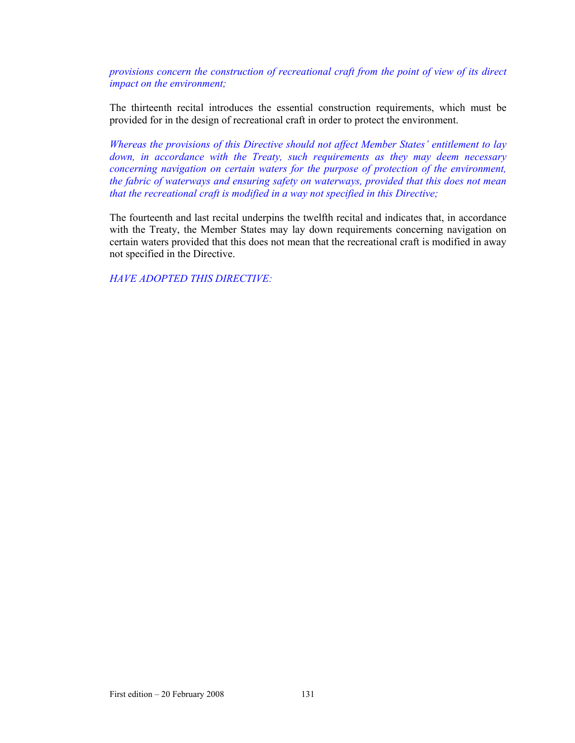*provisions concern the construction of recreational craft from the point of view of its direct impact on the environment;*

The thirteenth recital introduces the essential construction requirements, which must be provided for in the design of recreational craft in order to protect the environment.

*Whereas the provisions of this Directive should not affect Member States' entitlement to lay down, in accordance with the Treaty, such requirements as they may deem necessary concerning navigation on certain waters for the purpose of protection of the environment, the fabric of waterways and ensuring safety on waterways, provided that this does not mean that the recreational craft is modified in a way not specified in this Directive;*

The fourteenth and last recital underpins the twelfth recital and indicates that, in accordance with the Treaty, the Member States may lay down requirements concerning navigation on certain waters provided that this does not mean that the recreational craft is modified in away not specified in the Directive.

*HAVE ADOPTED THIS DIRECTIVE:*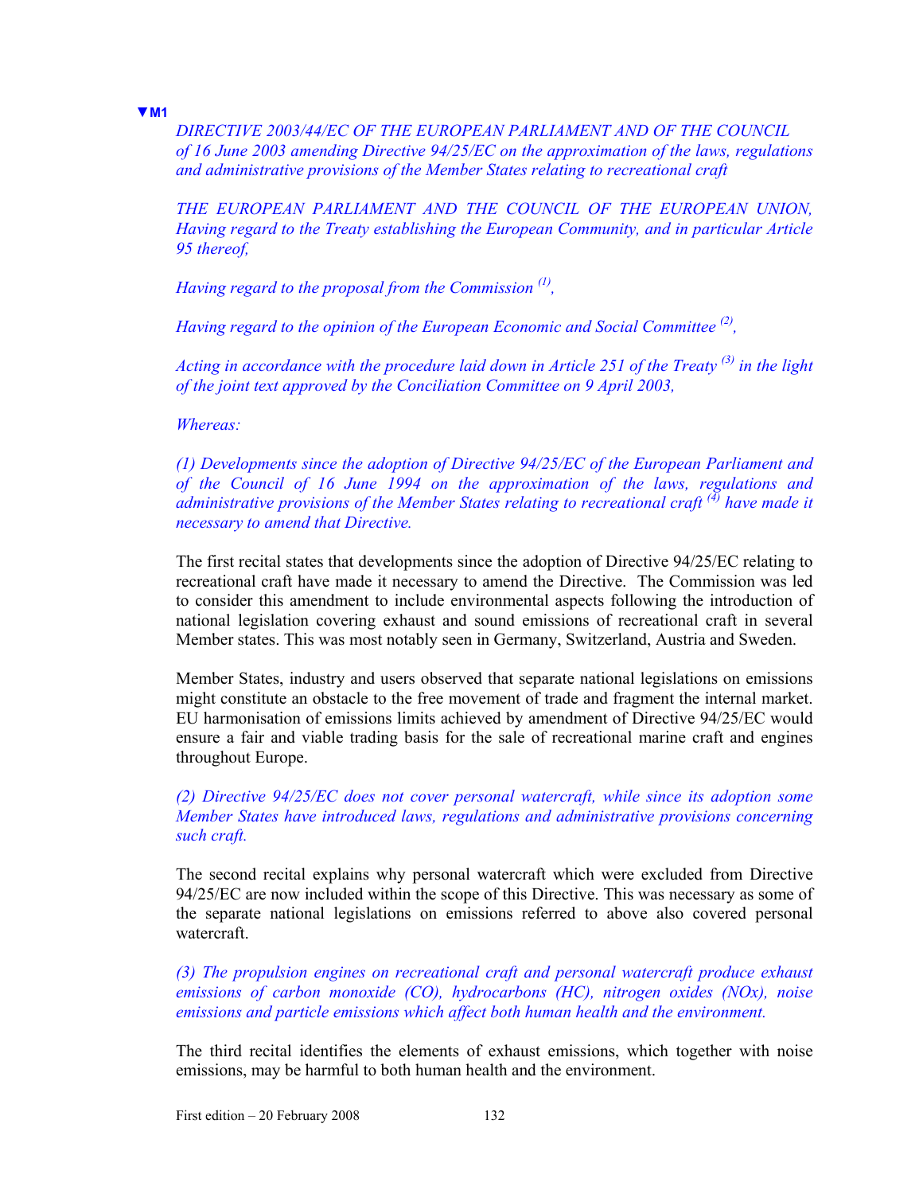**▼M1**

*DIRECTIVE 2003/44/EC OF THE EUROPEAN PARLIAMENT AND OF THE COUNCIL of 16 June 2003 amending Directive 94/25/EC on the approximation of the laws, regulations and administrative provisions of the Member States relating to recreational craft*

*THE EUROPEAN PARLIAMENT AND THE COUNCIL OF THE EUROPEAN UNION, Having regard to the Treaty establishing the European Community, and in particular Article 95 thereof,*

*Having regard to the proposal from the Commission (1),*

*Having regard to the opinion of the European Economic and Social Committee (2),*

*Acting in accordance with the procedure laid down in Article 251 of the Treaty (3) in the light of the joint text approved by the Conciliation Committee on 9 April 2003,*

*Whereas:*

*(1) Developments since the adoption of Directive 94/25/EC of the European Parliament and of the Council of 16 June 1994 on the approximation of the laws, regulations and administrative provisions of the Member States relating to recreational craft (4) have made it necessary to amend that Directive.*

The first recital states that developments since the adoption of Directive 94/25/EC relating to recreational craft have made it necessary to amend the Directive. The Commission was led to consider this amendment to include environmental aspects following the introduction of national legislation covering exhaust and sound emissions of recreational craft in several Member states. This was most notably seen in Germany, Switzerland, Austria and Sweden.

Member States, industry and users observed that separate national legislations on emissions might constitute an obstacle to the free movement of trade and fragment the internal market. EU harmonisation of emissions limits achieved by amendment of Directive 94/25/EC would ensure a fair and viable trading basis for the sale of recreational marine craft and engines throughout Europe.

*(2) Directive 94/25/EC does not cover personal watercraft, while since its adoption some Member States have introduced laws, regulations and administrative provisions concerning such craft.*

The second recital explains why personal watercraft which were excluded from Directive 94/25/EC are now included within the scope of this Directive. This was necessary as some of the separate national legislations on emissions referred to above also covered personal watercraft.

*(3) The propulsion engines on recreational craft and personal watercraft produce exhaust emissions of carbon monoxide (CO), hydrocarbons (HC), nitrogen oxides (NOx), noise emissions and particle emissions which affect both human health and the environment.*

The third recital identifies the elements of exhaust emissions, which together with noise emissions, may be harmful to both human health and the environment.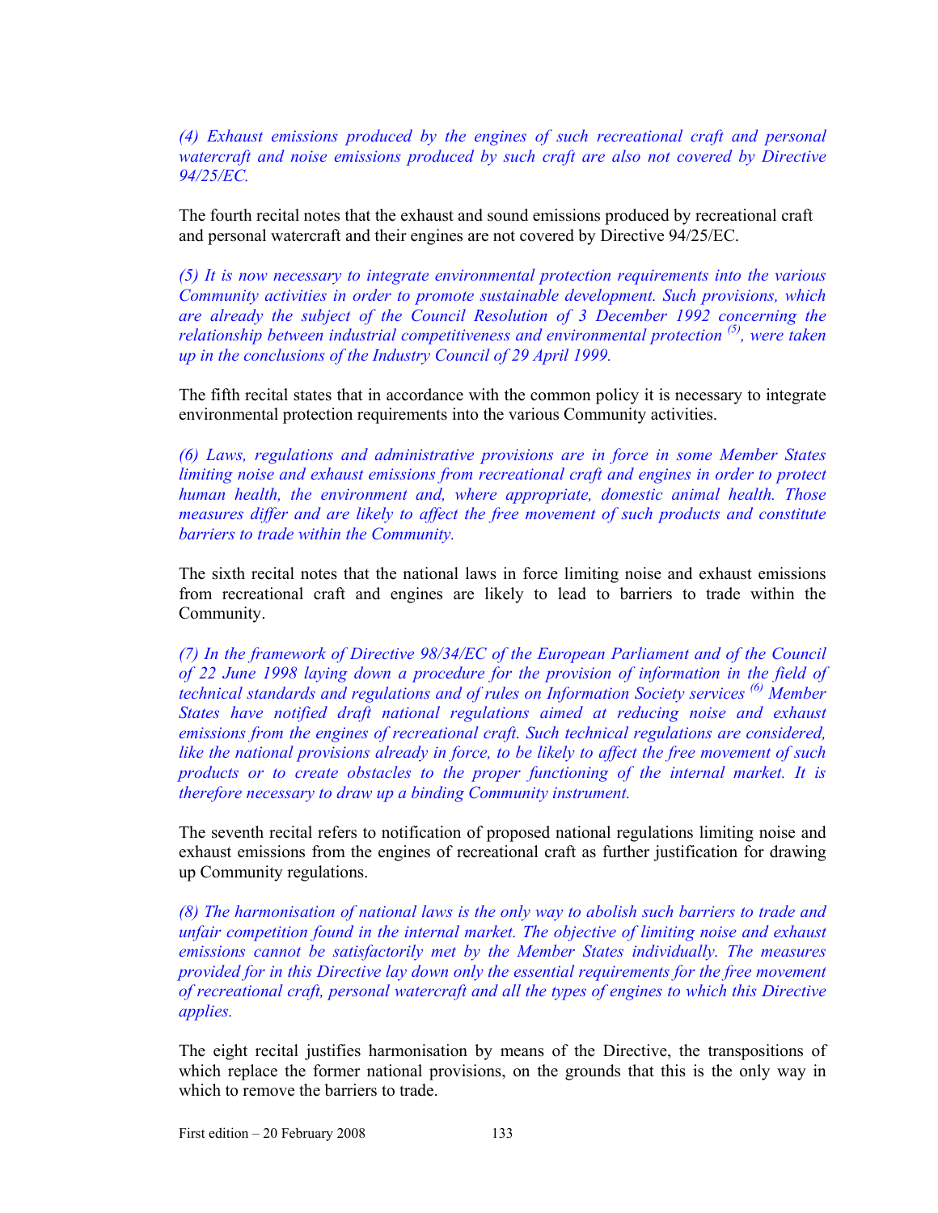*(4) Exhaust emissions produced by the engines of such recreational craft and personal watercraft and noise emissions produced by such craft are also not covered by Directive 94/25/EC.*

The fourth recital notes that the exhaust and sound emissions produced by recreational craft and personal watercraft and their engines are not covered by Directive 94/25/EC.

*(5) It is now necessary to integrate environmental protection requirements into the various Community activities in order to promote sustainable development. Such provisions, which are already the subject of the Council Resolution of 3 December 1992 concerning the relationship between industrial competitiveness and environmental protection [(5)], were taken up in the conclusions of the Industry Council of 29 April 1999.*

The fifth recital states that in accordance with the common policy it is necessary to integrate environmental protection requirements into the various Community activities.

*(6) Laws, regulations and administrative provisions are in force in some Member States limiting noise and exhaust emissions from recreational craft and engines in order to protect human health, the environment and, where appropriate, domestic animal health. Those measures differ and are likely to affect the free movement of such products and constitute barriers to trade within the Community.*

The sixth recital notes that the national laws in force limiting noise and exhaust emissions from recreational craft and engines are likely to lead to barriers to trade within the Community.

*(7) In the framework of Directive 98/34/EC of the European Parliament and of the Council of 22 June 1998 laying down a procedure for the provision of information in the field of technical standards and regulations and of rules on Information Society services [(6)] Member States have notified draft national regulations aimed at reducing noise and exhaust emissions from the engines of recreational craft. Such technical regulations are considered, like the national provisions already in force, to be likely to affect the free movement of such products or to create obstacles to the proper functioning of the internal market. It is therefore necessary to draw up a binding Community instrument.*

The seventh recital refers to notification of proposed national regulations limiting noise and exhaust emissions from the engines of recreational craft as further justification for drawing up Community regulations.

*(8) The harmonisation of national laws is the only way to abolish such barriers to trade and unfair competition found in the internal market. The objective of limiting noise and exhaust emissions cannot be satisfactorily met by the Member States individually. The measures provided for in this Directive lay down only the essential requirements for the free movement of recreational craft, personal watercraft and all the types of engines to which this Directive applies.*

The eight recital justifies harmonisation by means of the Directive, the transpositions of which replace the former national provisions, on the grounds that this is the only way in which to remove the barriers to trade.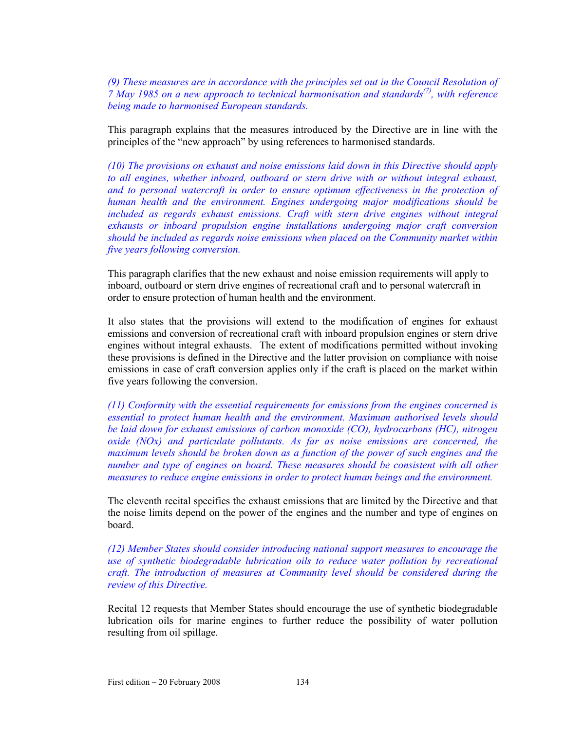*(9) These measures are in accordance with the principles set out in the Council Resolution of 7 May 1985 on a new approach to technical harmonisation and standards[(7)], with reference being made to harmonised European standards.*

This paragraph explains that the measures introduced by the Directive are in line with the principles of the "new approach" by using references to harmonised standards.

*(10) The provisions on exhaust and noise emissions laid down in this Directive should apply to all engines, whether inboard, outboard or stern drive with or without integral exhaust, and to personal watercraft in order to ensure optimum effectiveness in the protection of human health and the environment. Engines undergoing major modifications should be included as regards exhaust emissions. Craft with stern drive engines without integral exhausts or inboard propulsion engine installations undergoing major craft conversion should be included as regards noise emissions when placed on the Community market within five years following conversion.*

This paragraph clarifies that the new exhaust and noise emission requirements will apply to inboard, outboard or stern drive engines of recreational craft and to personal watercraft in order to ensure protection of human health and the environment.

It also states that the provisions will extend to the modification of engines for exhaust emissions and conversion of recreational craft with inboard propulsion engines or stern drive engines without integral exhausts. The extent of modifications permitted without invoking these provisions is defined in the Directive and the latter provision on compliance with noise emissions in case of craft conversion applies only if the craft is placed on the market within five years following the conversion.

*(11) Conformity with the essential requirements for emissions from the engines concerned is essential to protect human health and the environment. Maximum authorised levels should be laid down for exhaust emissions of carbon monoxide (CO), hydrocarbons (HC), nitrogen oxide (NOx) and particulate pollutants. As far as noise emissions are concerned, the maximum levels should be broken down as a function of the power of such engines and the number and type of engines on board. These measures should be consistent with all other measures to reduce engine emissions in order to protect human beings and the environment.*

The eleventh recital specifies the exhaust emissions that are limited by the Directive and that the noise limits depend on the power of the engines and the number and type of engines on board.

*(12) Member States should consider introducing national support measures to encourage the use of synthetic biodegradable lubrication oils to reduce water pollution by recreational craft. The introduction of measures at Community level should be considered during the review of this Directive.*

Recital 12 requests that Member States should encourage the use of synthetic biodegradable lubrication oils for marine engines to further reduce the possibility of water pollution resulting from oil spillage.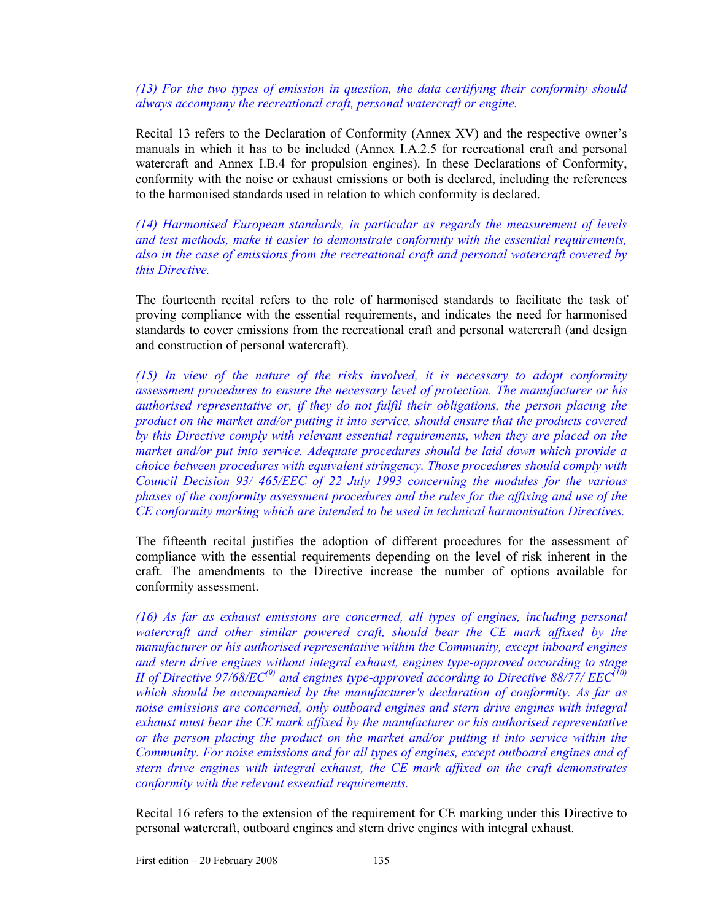*(13) For the two types of emission in question, the data certifying their conformity should always accompany the recreational craft, personal watercraft or engine.*

Recital 13 refers to the Declaration of Conformity (Annex XV) and the respective owner's manuals in which it has to be included (Annex I.A.2.5 for recreational craft and personal watercraft and Annex I.B.4 for propulsion engines). In these Declarations of Conformity, conformity with the noise or exhaust emissions or both is declared, including the references to the harmonised standards used in relation to which conformity is declared.

*(14) Harmonised European standards, in particular as regards the measurement of levels and test methods, make it easier to demonstrate conformity with the essential requirements, also in the case of emissions from the recreational craft and personal watercraft covered by this Directive.*

The fourteenth recital refers to the role of harmonised standards to facilitate the task of proving compliance with the essential requirements, and indicates the need for harmonised standards to cover emissions from the recreational craft and personal watercraft (and design and construction of personal watercraft).

*(15) In view of the nature of the risks involved, it is necessary to adopt conformity assessment procedures to ensure the necessary level of protection. The manufacturer or his authorised representative or, if they do not fulfil their obligations, the person placing the product on the market and/or putting it into service, should ensure that the products covered by this Directive comply with relevant essential requirements, when they are placed on the market and/or put into service. Adequate procedures should be laid down which provide a choice between procedures with equivalent stringency. Those procedures should comply with Council Decision 93/ 465/EEC of 22 July 1993 concerning the modules for the various phases of the conformity assessment procedures and the rules for the affixing and use of the CE conformity marking which are intended to be used in technical harmonisation Directives.*

The fifteenth recital justifies the adoption of different procedures for the assessment of compliance with the essential requirements depending on the level of risk inherent in the craft. The amendments to the Directive increase the number of options available for conformity assessment.

*(16) As far as exhaust emissions are concerned, all types of engines, including personal watercraft and other similar powered craft, should bear the CE mark affixed by the manufacturer or his authorised representative within the Community, except inboard engines and stern drive engines without integral exhaust, engines type-approved according to stage II of Directive 97/68/EC[9] and engines type-approved according to Directive 88/77/ EEC[10] which should be accompanied by the manufacturer's declaration of conformity. As far as noise emissions are concerned, only outboard engines and stern drive engines with integral exhaust must bear the CE mark affixed by the manufacturer or his authorised representative or the person placing the product on the market and/or putting it into service within the Community. For noise emissions and for all types of engines, except outboard engines and of stern drive engines with integral exhaust, the CE mark affixed on the craft demonstrates conformity with the relevant essential requirements.*

Recital 16 refers to the extension of the requirement for CE marking under this Directive to personal watercraft, outboard engines and stern drive engines with integral exhaust.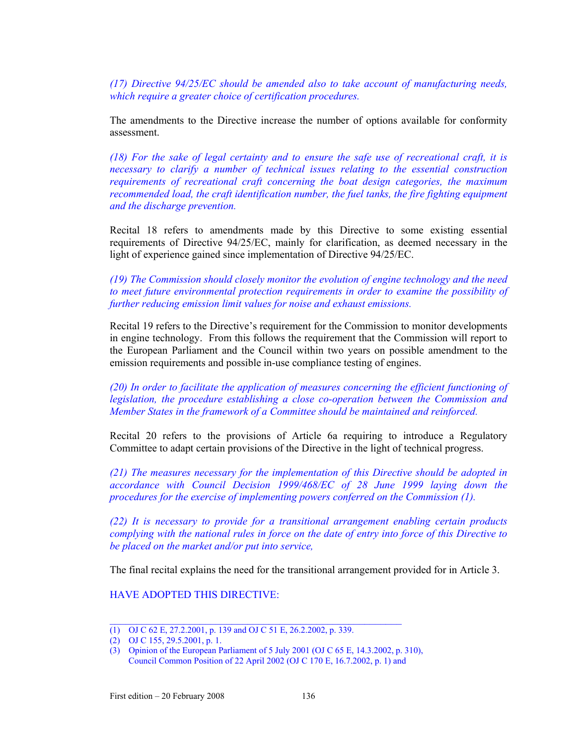*(17) Directive 94/25/EC should be amended also to take account of manufacturing needs, which require a greater choice of certification procedures.*

The amendments to the Directive increase the number of options available for conformity assessment.

*(18) For the sake of legal certainty and to ensure the safe use of recreational craft, it is necessary to clarify a number of technical issues relating to the essential construction requirements of recreational craft concerning the boat design categories, the maximum recommended load, the craft identification number, the fuel tanks, the fire fighting equipment and the discharge prevention.*

Recital 18 refers to amendments made by this Directive to some existing essential requirements of Directive 94/25/EC, mainly for clarification, as deemed necessary in the light of experience gained since implementation of Directive 94/25/EC.

*(19) The Commission should closely monitor the evolution of engine technology and the need to meet future environmental protection requirements in order to examine the possibility of further reducing emission limit values for noise and exhaust emissions.*

Recital 19 refers to the Directive's requirement for the Commission to monitor developments in engine technology. From this follows the requirement that the Commission will report to the European Parliament and the Council within two years on possible amendment to the emission requirements and possible in-use compliance testing of engines.

*(20) In order to facilitate the application of measures concerning the efficient functioning of legislation, the procedure establishing a close co-operation between the Commission and Member States in the framework of a Committee should be maintained and reinforced.*

Recital 20 refers to the provisions of Article 6a requiring to introduce a Regulatory Committee to adapt certain provisions of the Directive in the light of technical progress.

*(21) The measures necessary for the implementation of this Directive should be adopted in accordance with Council Decision 1999/468/EC of 28 June 1999 laying down the procedures for the exercise of implementing powers conferred on the Commission (1).*

*(22) It is necessary to provide for a transitional arrangement enabling certain products complying with the national rules in force on the date of entry into force of this Directive to be placed on the market and/or put into service,*

The final recital explains the need for the transitional arrangement provided for in Article 3.

HAVE ADOPTED THIS DIRECTIVE:

---

(1) OJ C 62 E, 27.2.2001, p. 139 and OJ C 51 E, 26.2.2002, p. 339.

(2) OJ C 155, 29.5.2001, p. 1.

(3) Opinion of the European Parliament of 5 July 2001 (OJ C 65 E, 14.3.2002, p. 310), Council Common Position of 22 April 2002 (OJ C 170 E, 16.7.2002, p. 1) and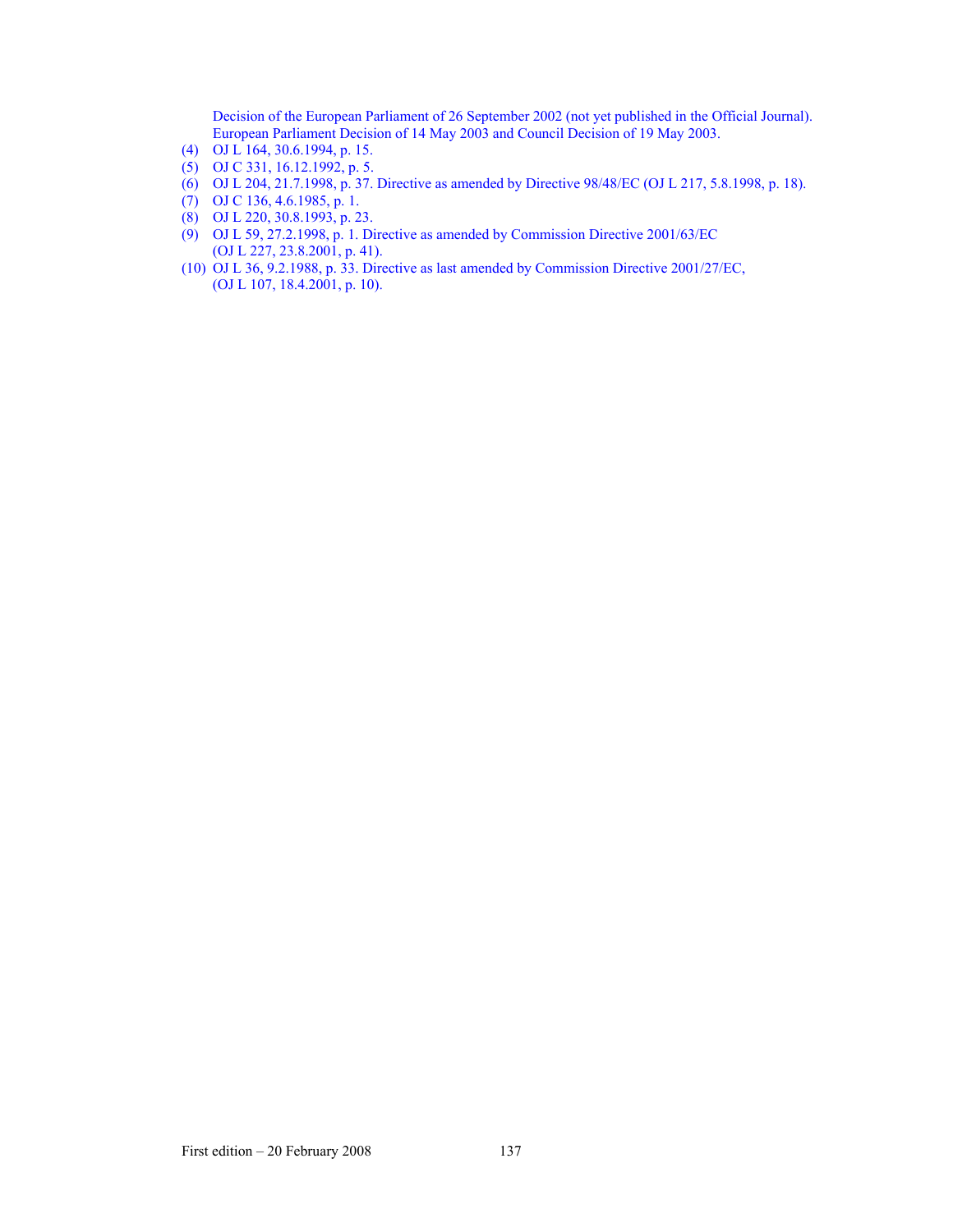Decision of the European Parliament of 26 September 2002 (not yet published in the Official Journal). European Parliament Decision of 14 May 2003 and Council Decision of 19 May 2003.

(4) OJ L 164, 30.6.1994, p. 15.

(5) OJ C 331, 16.12.1992, p. 5.

(6) OJ L 204, 21.7.1998, p. 37. Directive as amended by Directive 98/48/EC (OJ L 217, 5.8.1998, p. 18).

(7) OJ C 136, 4.6.1985, p. 1.

(8) OJ L 220, 30.8.1993, p. 23.

(9) OJ L 59, 27.2.1998, p. 1. Directive as amended by Commission Directive 2001/63/EC (OJ L 227, 23.8.2001, p. 41).

(10) OJ L 36, 9.2.1988, p. 33. Directive as last amended by Commission Directive 2001/27/EC, (OJ L 107, 18.4.2001, p. 10).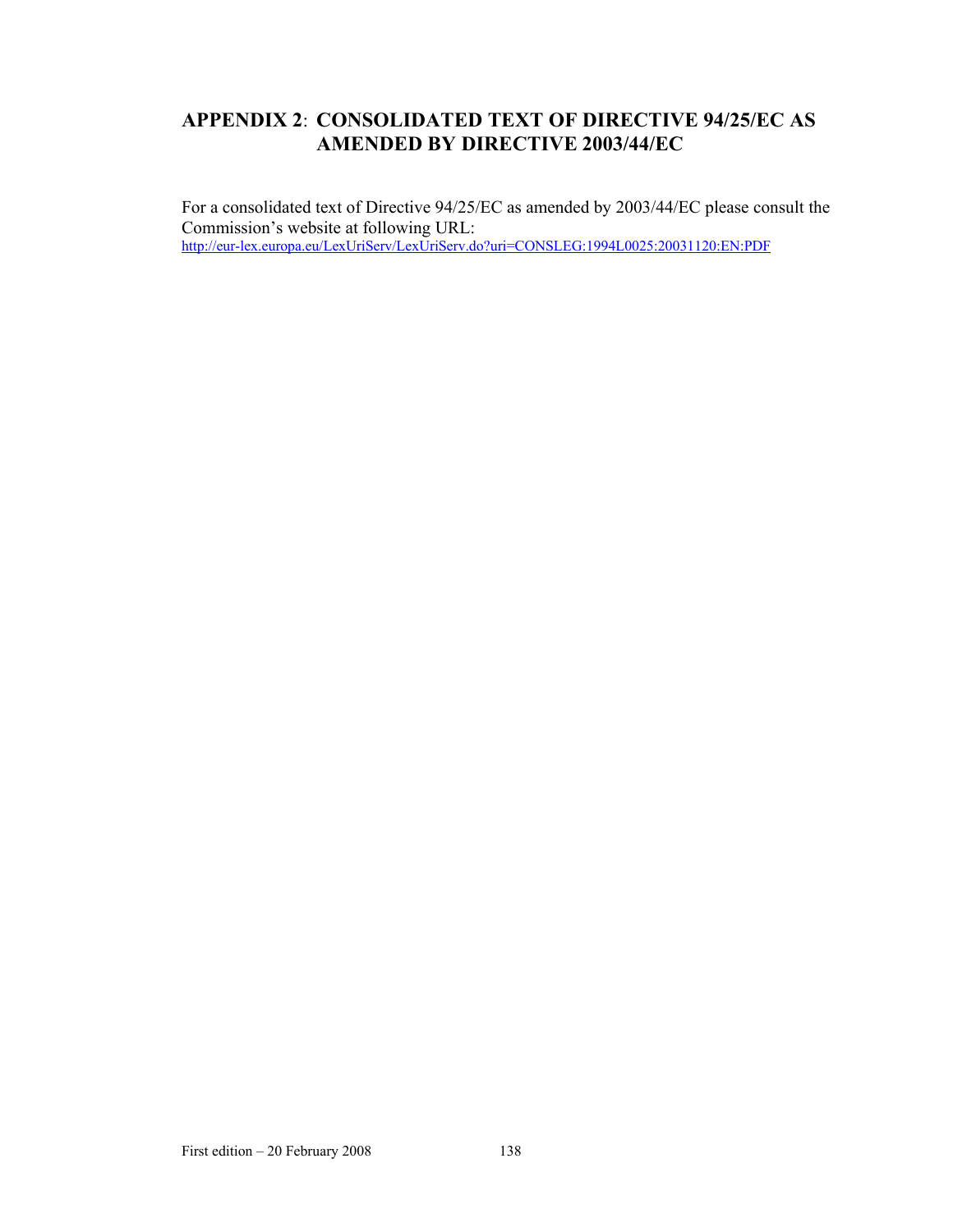## APPENDIX 2: CONSOLIDATED TEXT OF DIRECTIVE 94/25/EC AS AMENDED BY DIRECTIVE 2003/44/EC

For a consolidated text of Directive 94/25/EC as amended by 2003/44/EC please consult the Commission's website at following URL:
http://eur-lex.europa.eu/LexUriServ/LexUriServ.do?uri=CONSLEG:1994L0025:20031120:EN:PDF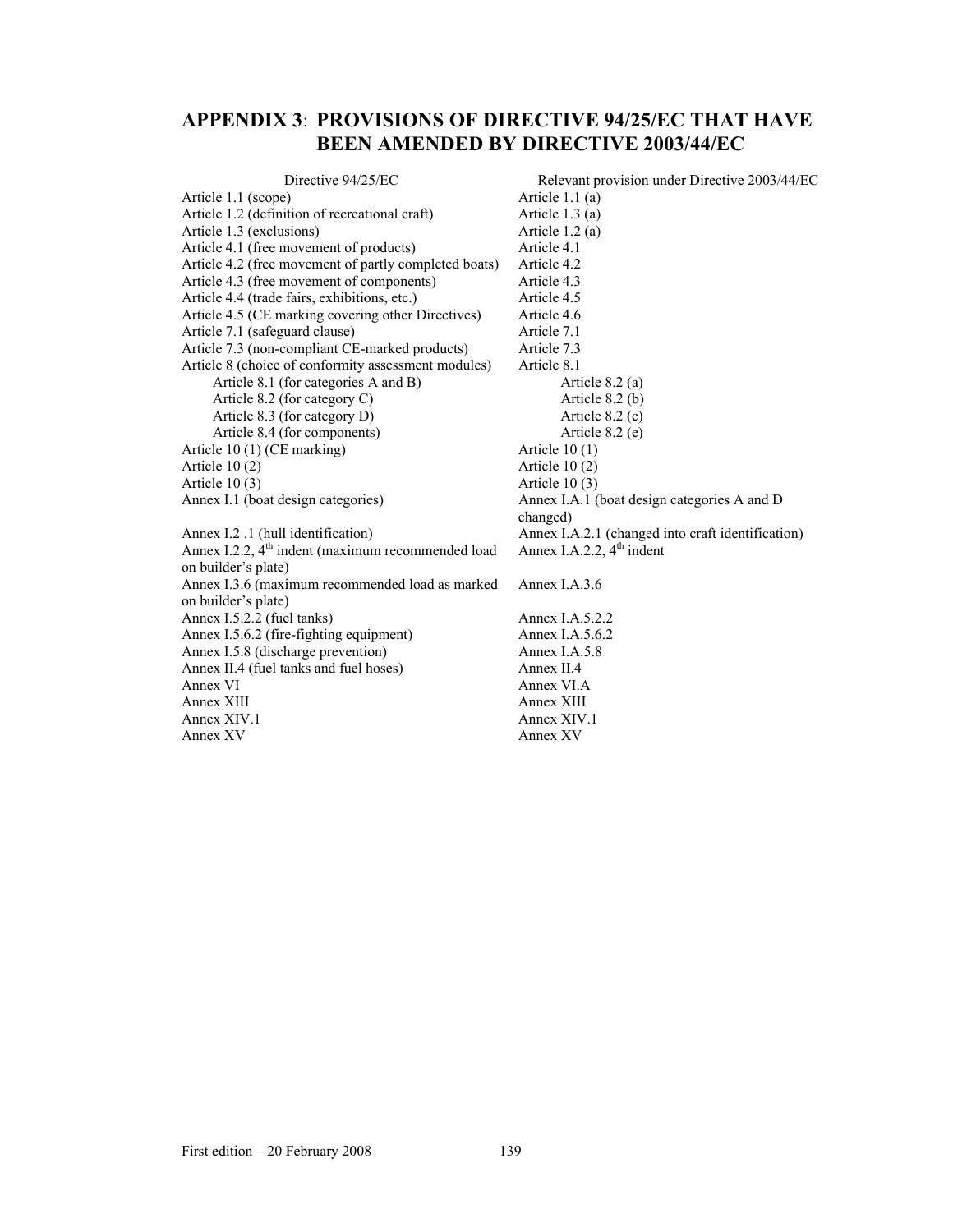## APPENDIX 3: PROVISIONS OF DIRECTIVE 94/25/EC THAT HAVE BEEN AMENDED BY DIRECTIVE 2003/44/EC

| Directive 94/25/EC | Relevant provision under Directive 2003/44/EC |
|---|---|
| Article 1.1 (scope) | Article 1.1 (a) |
| Article 1.2 (definition of recreational craft) | Article 1.3 (a) |
| Article 1.3 (exclusions) | Article 1.2 (a) |
| Article 4.1 (free movement of products) | Article 4.1 |
| Article 4.2 (free movement of partly completed boats) | Article 4.2 |
| Article 4.3 (free movement of components) | Article 4.3 |
| Article 4.4 (trade fairs, exhibitions, etc.) | Article 4.5 |
| Article 4.5 (CE marking covering other Directives) | Article 4.6 |
| Article 7.1 (safeguard clause) | Article 7.1 |
| Article 7.3 (non-compliant CE-marked products) | Article 7.3 |
| Article 8 (choice of conformity assessment modules) | Article 8.1 |
| Article 8.1 (for categories A and B) | Article 8.2 (a) |
| Article 8.2 (for category C) | Article 8.2 (b) |
| Article 8.3 (for category D) | Article 8.2 (c) |
| Article 8.4 (for components) | Article 8.2 (e) |
| Article 10 (1) (CE marking) | Article 10 (1) |
| Article 10 (2) | Article 10 (2) |
| Article 10 (3) | Article 10 (3) |
| Annex I.1 (boat design categories) | Annex I.A.1 (boat design categories A and D changed) |
| Annex I.2 .1 (hull identification) | Annex I.A.2.1 (changed into craft identification) |
| Annex I.2.2, 4th indent (maximum recommended load on builder's plate) | Annex I.A.2.2, 4th indent |
| Annex I.3.6 (maximum recommended load as marked on builder's plate) | Annex I.A.3.6 |
| Annex I.5.2.2 (fuel tanks) | Annex I.A.5.2.2 |
| Annex I.5.6.2 (fire-fighting equipment) | Annex I.A.5.6.2 |
| Annex I.5.8 (discharge prevention) | Annex I.A.5.8 |
| Annex II.4 (fuel tanks and fuel hoses) | Annex II.4 |
| Annex VI | Annex VI.A |
| Annex XIII | Annex XIII |
| Annex XIV.1 | Annex XIV.1 |
| Annex XV | Annex XV |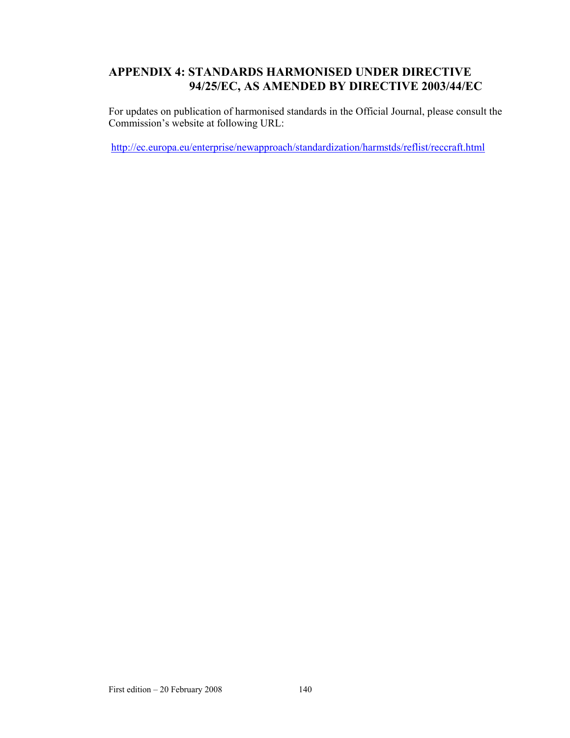## APPENDIX 4: STANDARDS HARMONISED UNDER DIRECTIVE 94/25/EC, AS AMENDED BY DIRECTIVE 2003/44/EC

For updates on publication of harmonised standards in the Official Journal, please consult the Commission's website at following URL:

http://ec.europa.eu/enterprise/newapproach/standardization/harmstds/reflist/reccraft.html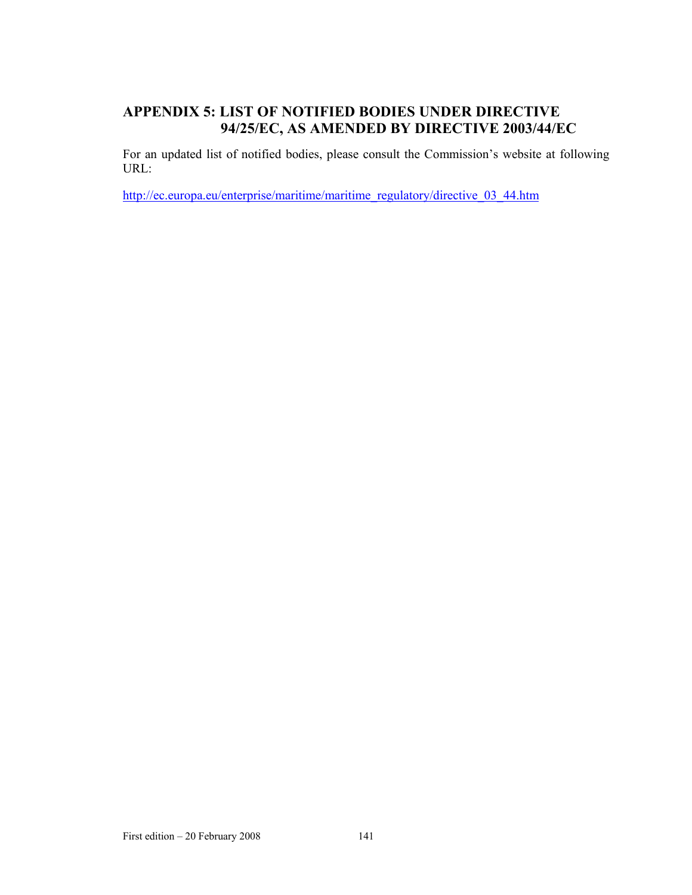# APPENDIX 5: LIST OF NOTIFIED BODIES UNDER DIRECTIVE 94/25/EC, AS AMENDED BY DIRECTIVE 2003/44/EC

For an updated list of notified bodies, please consult the Commission's website at following URL:

http://ec.europa.eu/enterprise/maritime/maritime_regulatory/directive_03_44.htm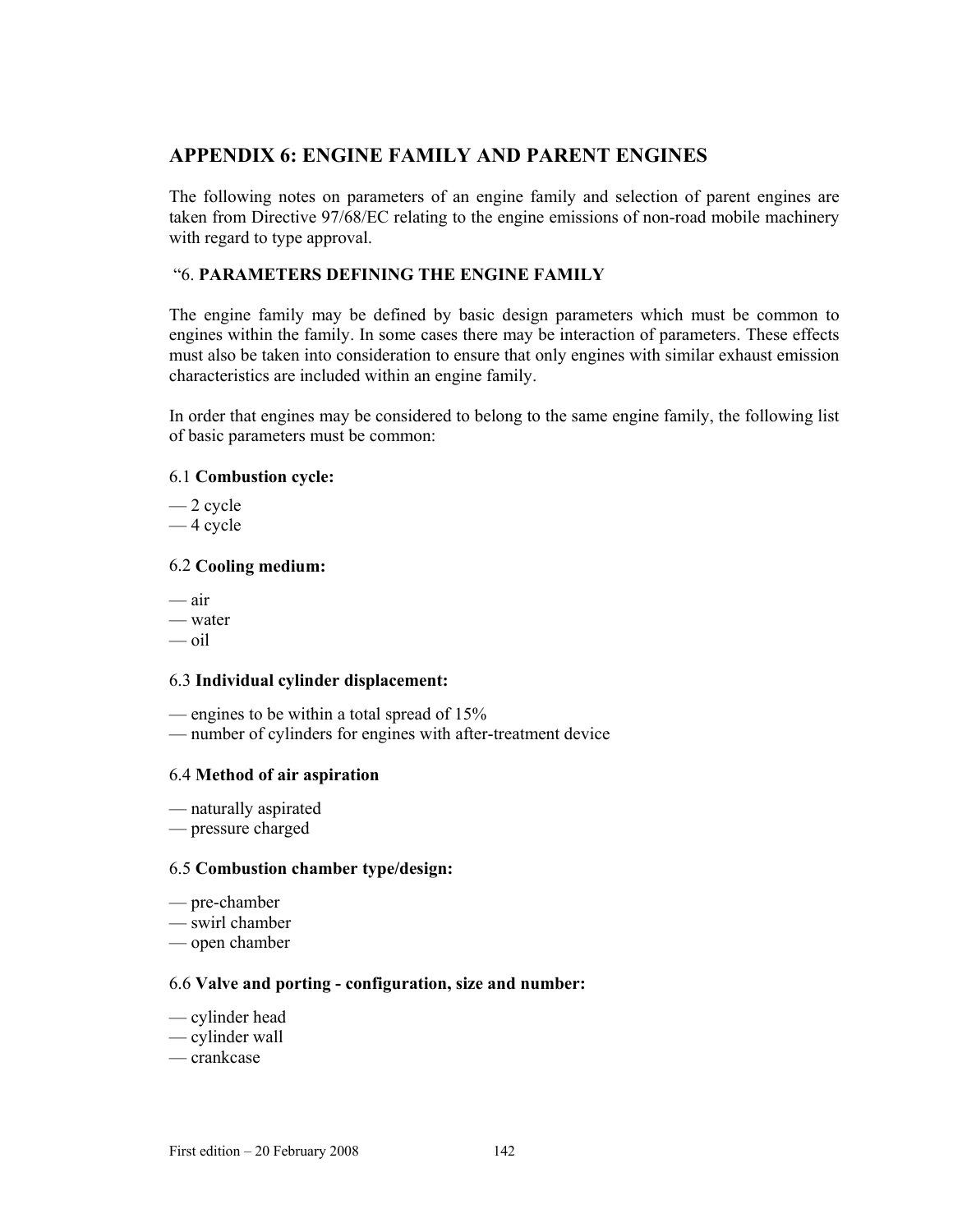## APPENDIX 6: ENGINE FAMILY AND PARENT ENGINES

The following notes on parameters of an engine family and selection of parent engines are taken from Directive 97/68/EC relating to the engine emissions of non-road mobile machinery with regard to type approval.

“6. **PARAMETERS DEFINING THE ENGINE FAMILY**

The engine family may be defined by basic design parameters which must be common to engines within the family. In some cases there may be interaction of parameters. These effects must also be taken into consideration to ensure that only engines with similar exhaust emission characteristics are included within an engine family.

In order that engines may be considered to belong to the same engine family, the following list of basic parameters must be common:

6.1 **Combustion cycle:**

— 2 cycle
— 4 cycle

6.2 **Cooling medium:**

— air
— water
— oil

6.3 **Individual cylinder displacement:**

— engines to be within a total spread of 15%
— number of cylinders for engines with after-treatment device

6.4 **Method of air aspiration**

— naturally aspirated
— pressure charged

6.5 **Combustion chamber type/design:**

— pre-chamber
— swirl chamber
— open chamber

6.6 **Valve and porting - configuration, size and number:**

— cylinder head
— cylinder wall
— crankcase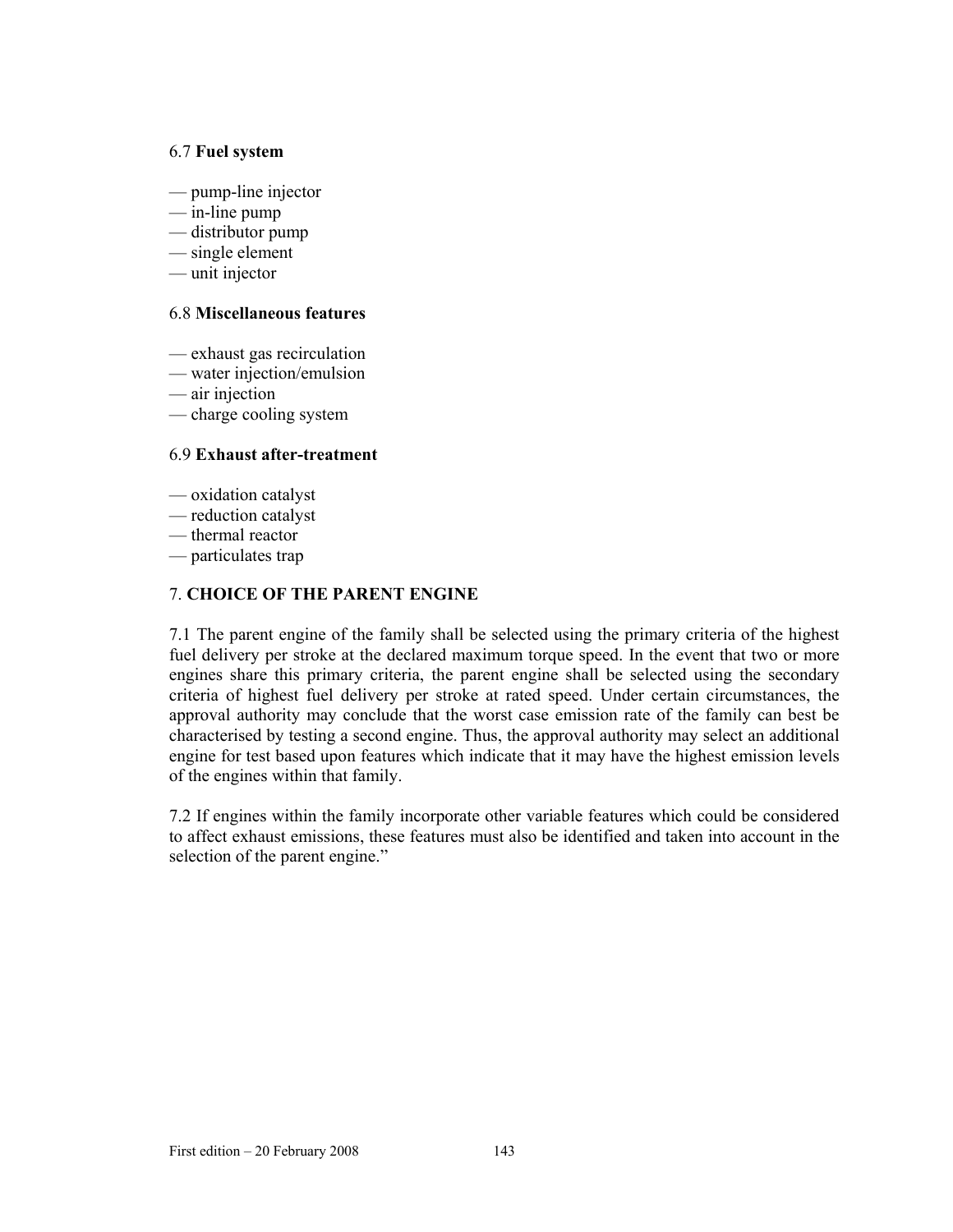6.7 **Fuel system**

— pump-line injector
— in-line pump
— distributor pump
— single element
— unit injector

6.8 **Miscellaneous features**

— exhaust gas recirculation
— water injection/emulsion
— air injection
— charge cooling system

6.9 **Exhaust after-treatment**

— oxidation catalyst
— reduction catalyst
— thermal reactor
— particulates trap

7. **CHOICE OF THE PARENT ENGINE**

7.1 The parent engine of the family shall be selected using the primary criteria of the highest fuel delivery per stroke at the declared maximum torque speed. In the event that two or more engines share this primary criteria, the parent engine shall be selected using the secondary criteria of highest fuel delivery per stroke at rated speed. Under certain circumstances, the approval authority may conclude that the worst case emission rate of the family can best be characterised by testing a second engine. Thus, the approval authority may select an additional engine for test based upon features which indicate that it may have the highest emission levels of the engines within that family.

7.2 If engines within the family incorporate other variable features which could be considered to affect exhaust emissions, these features must also be identified and taken into account in the selection of the parent engine."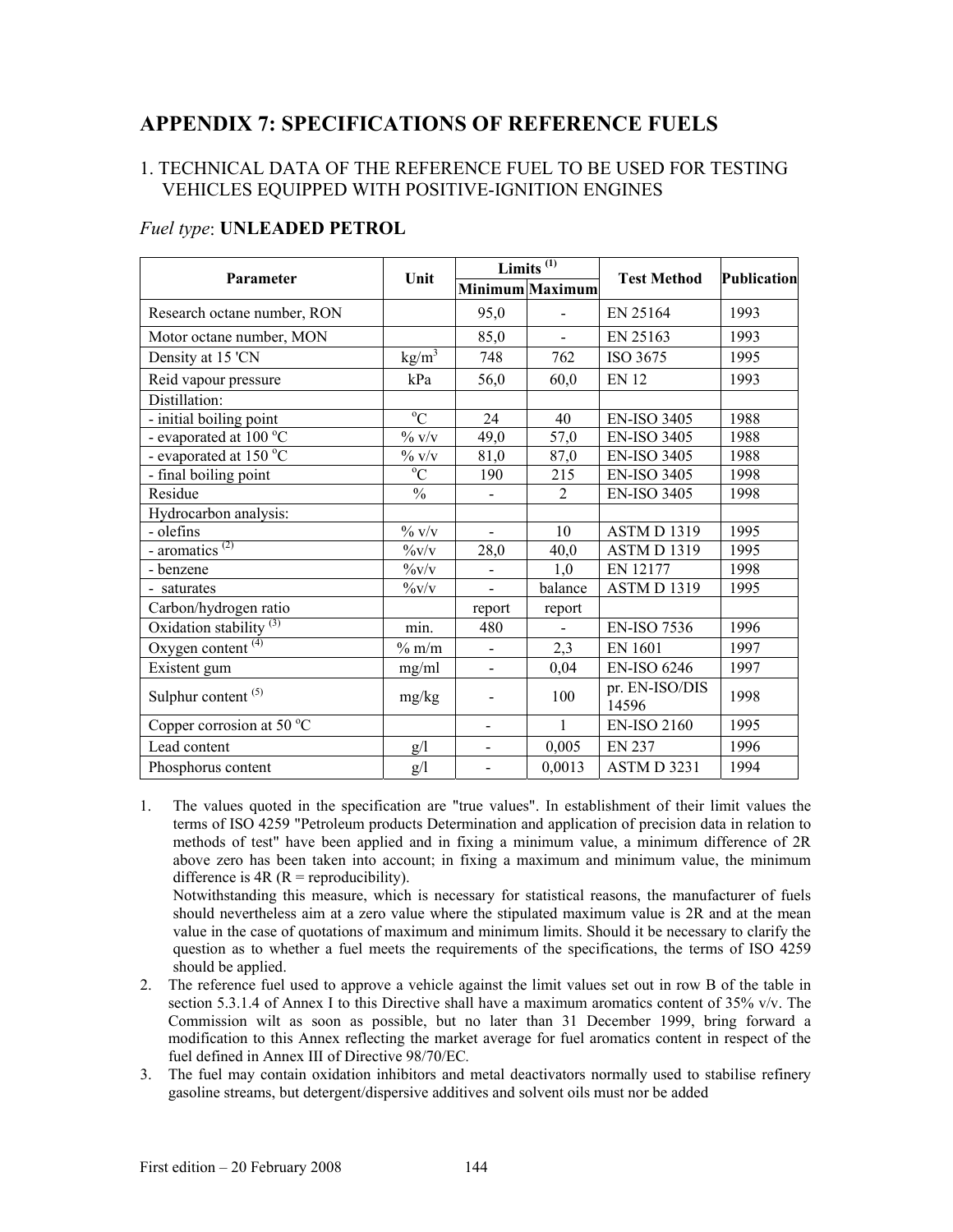# APPENDIX 7: SPECIFICATIONS OF REFERENCE FUELS

## 1. TECHNICAL DATA OF THE REFERENCE FUEL TO BE USED FOR TESTING VEHICLES EQUIPPED WITH POSITIVE-IGNITION ENGINES

*Fuel type*: **UNLEADED PETROL**

| Parameter | Unit | Limits [(1)] | | Test Method | Publication |
|---|---|---|---|---|---|
| | | Minimum | Maximum | | |
| Research octane number, RON | | 95,0 | - | EN 25164 | 1993 |
| Motor octane number, MON | | 85,0 | - | EN 25163 | 1993 |
| Density at 15 'CN | kg/m$^3$ | 748 | 762 | ISO 3675 | 1995 |
| Reid vapour pressure | kPa | 56,0 | 60,0 | EN 12 | 1993 |
| Distillation: | | | | | |
| - initial boiling point | $^o$C | 24 | 40 | EN-ISO 3405 | 1988 |
| - evaporated at 100 $^o$C | % v/v | 49,0 | 57,0 | EN-ISO 3405 | 1988 |
| - evaporated at 150 $^o$C | % v/v | 81,0 | 87,0 | EN-ISO 3405 | 1988 |
| - final boiling point | $^o$C | 190 | 215 | EN-ISO 3405 | 1998 |
| Residue | % | - | 2 | EN-ISO 3405 | 1998 |
| Hydrocarbon analysis: | | | | | |
| - olefins | % v/v | - | 10 | ASTM D 1319 | 1995 |
| - aromatics [(2)] | %v/v | 28,0 | 40,0 | ASTM D 1319 | 1995 |
| - benzene | %v/v | - | 1,0 | EN 12177 | 1998 |
| - saturates | %v/v | - | balance | ASTM D 1319 | 1995 |
| Carbon/hydrogen ratio | | report | report | | |
| Oxidation stability [(3)] | min. | 480 | - | EN-ISO 7536 | 1996 |
| Oxygen content [(4)] | % m/m | - | 2,3 | EN 1601 | 1997 |
| Existent gum | mg/ml | - | 0,04 | EN-ISO 6246 | 1997 |
| Sulphur content [(5)] | mg/kg | - | 100 | pr. EN-ISO/DIS 14596 | 1998 |
| Copper corrosion at 50 $^o$C | | - | 1 | EN-ISO 2160 | 1995 |
| Lead content | g/l | - | 0,005 | EN 237 | 1996 |
| Phosphorus content | g/l | - | 0,0013 | ASTM D 3231 | 1994 |

1. The values quoted in the specification are "true values". In establishment of their limit values the terms of ISO 4259 "Petroleum products Determination and application of precision data in relation to methods of test" have been applied and in fixing a minimum value, a minimum difference of 2R above zero has been taken into account; in fixing a maximum and minimum value, the minimum difference is 4R (R = reproducibility).
   Notwithstanding this measure, which is necessary for statistical reasons, the manufacturer of fuels should nevertheless aim at a zero value where the stipulated maximum value is 2R and at the mean value in the case of quotations of maximum and minimum limits. Should it be necessary to clarify the question as to whether a fuel meets the requirements of the specifications, the terms of ISO 4259 should be applied.
2. The reference fuel used to approve a vehicle against the limit values set out in row B of the table in section 5.3.1.4 of Annex I to this Directive shall have a maximum aromatics content of 35% v/v. The Commission wilt as soon as possible, but no later than 31 December 1999, bring forward a modification to this Annex reflecting the market average for fuel aromatics content in respect of the fuel defined in Annex III of Directive 98/70/EC.
3. The fuel may contain oxidation inhibitors and metal deactivators normally used to stabilise refinery gasoline streams, but detergent/dispersive additives and solvent oils must nor be added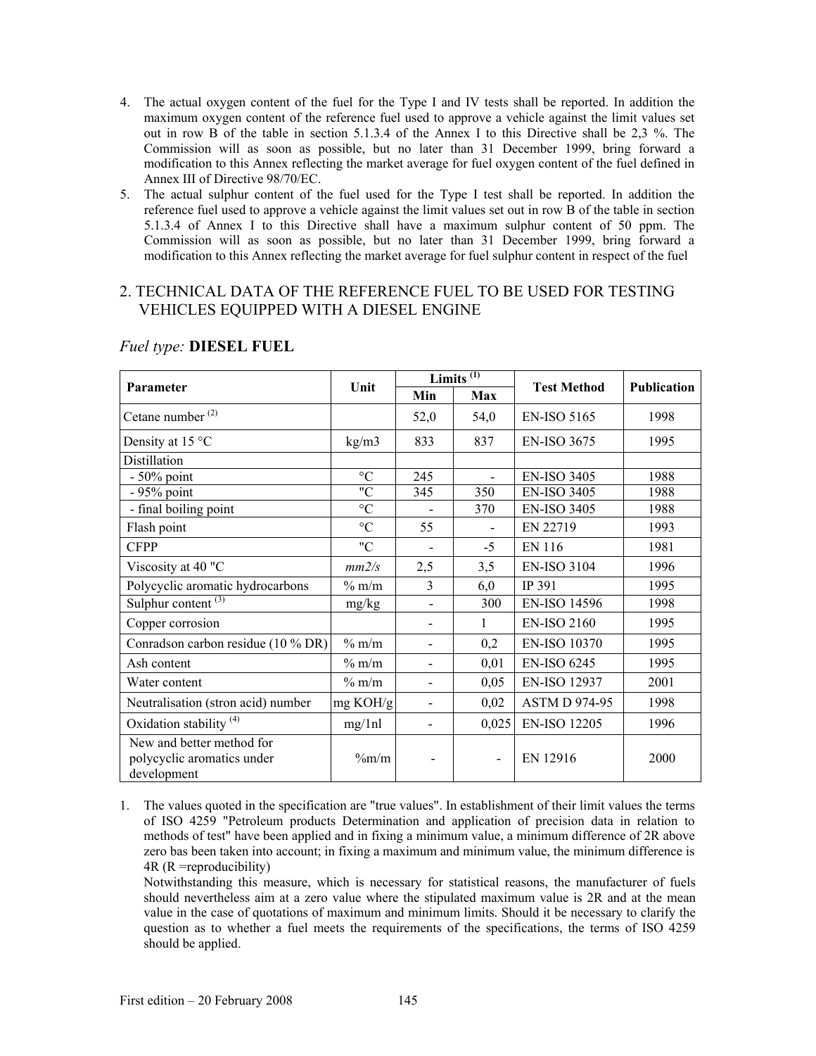4. The actual oxygen content of the fuel for the Type I and IV tests shall be reported. In addition the maximum oxygen content of the reference fuel used to approve a vehicle against the limit values set out in row B of the table in section 5.1.3.4 of the Annex I to this Directive shall be 2,3 %. The Commission will as soon as possible, but no later than 31 December 1999, bring forward a modification to this Annex reflecting the market average for fuel oxygen content of the fuel defined in Annex III of Directive 98/70/EC.
5. The actual sulphur content of the fuel used for the Type I test shall be reported. In addition the reference fuel used to approve a vehicle against the limit values set out in row B of the table in section 5.1.3.4 of Annex I to this Directive shall have a maximum sulphur content of 50 ppm. The Commission will as soon as possible, but no later than 31 December 1999, bring forward a modification to this Annex reflecting the market average for fuel sulphur content in respect of the fuel

## 2. TECHNICAL DATA OF THE REFERENCE FUEL TO BE USED FOR TESTING VEHICLES EQUIPPED WITH A DIESEL ENGINE

*Fuel type:* **DIESEL FUEL**

| Parameter | Unit | Limits [1] | | Test Method | Publication |
|---|---|---|---|---|---|
| | | Min | Max | | |
| Cetane number [2] | | 52,0 | 54,0 | EN-ISO 5165 | 1998 |
| Density at 15 °C | kg/m3 | 833 | 837 | EN-ISO 3675 | 1995 |
| Distillation | | | | | |
| - 50% point | °C | 245 | - | EN-ISO 3405 | 1988 |
| - 95% point | "C | 345 | 350 | EN-ISO 3405 | 1988 |
| - final boiling point | °C | - | 370 | EN-ISO 3405 | 1988 |
| Flash point | °C | 55 | - | EN 22719 | 1993 |
| CFPP | "C | - | -5 | EN 116 | 1981 |
| Viscosity at 40 "C | *mm2/s* | 2,5 | 3,5 | EN-ISO 3104 | 1996 |
| Polycyclic aromatic hydrocarbons | % m/m | 3 | 6,0 | IP 391 | 1995 |
| Sulphur content [3] | mg/kg | - | 300 | EN-ISO 14596 | 1998 |
| Copper corrosion | | - | 1 | EN-ISO 2160 | 1995 |
| Conradson carbon residue (10 % DR) | % m/m | - | 0,2 | EN-ISO 10370 | 1995 |
| Ash content | % m/m | - | 0,01 | EN-ISO 6245 | 1995 |
| Water content | % m/m | - | 0,05 | EN-ISO 12937 | 2001 |
| Neutralisation (stron acid) number | mg KOH/g | - | 0,02 | ASTM D 974-95 | 1998 |
| Oxidation stability [4] | mg/1nl | - | 0,025 | EN-ISO 12205 | 1996 |
| New and better method for polycyclic aromatics under development | %m/m | - | - | EN 12916 | 2000 |

1. The values quoted in the specification are "true values". In establishment of their limit values the terms of ISO 4259 "Petroleum products Determination and application of precision data in relation to methods of test" have been applied and in fixing a minimum value, a minimum difference of 2R above zero bas been taken into account; in fixing a maximum and minimum value, the minimum difference is 4R (R =reproducibility)

   Notwithstanding this measure, which is necessary for statistical reasons, the manufacturer of fuels should nevertheless aim at a zero value where the stipulated maximum value is 2R and at the mean value in the case of quotations of maximum and minimum limits. Should it be necessary to clarify the question as to whether a fuel meets the requirements of the specifications, the terms of ISO 4259 should be applied.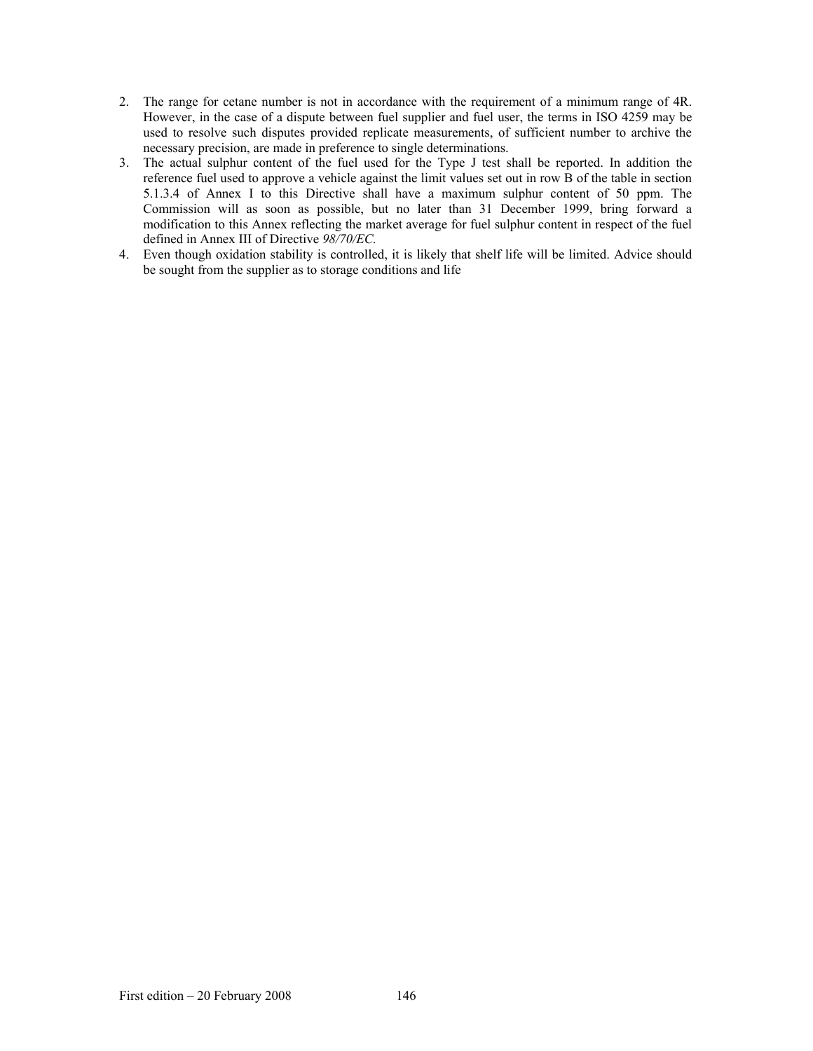2. The range for cetane number is not in accordance with the requirement of a minimum range of 4R. However, in the case of a dispute between fuel supplier and fuel user, the terms in ISO 4259 may be used to resolve such disputes provided replicate measurements, of sufficient number to archive the necessary precision, are made in preference to single determinations.
3. The actual sulphur content of the fuel used for the Type J test shall be reported. In addition the reference fuel used to approve a vehicle against the limit values set out in row B of the table in section 5.1.3.4 of Annex I to this Directive shall have a maximum sulphur content of 50 ppm. The Commission will as soon as possible, but no later than 31 December 1999, bring forward a modification to this Annex reflecting the market average for fuel sulphur content in respect of the fuel defined in Annex III of Directive *98/70/EC.*
4. Even though oxidation stability is controlled, it is likely that shelf life will be limited. Advice should be sought from the supplier as to storage conditions and life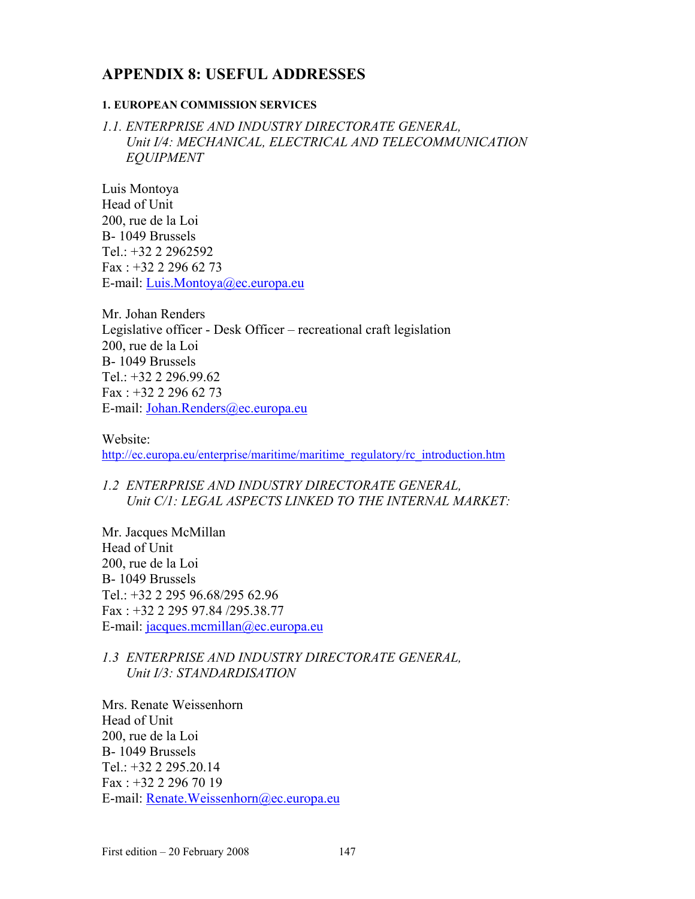# APPENDIX 8: USEFUL ADDRESSES

### 1. EUROPEAN COMMISSION SERVICES

*1.1. ENTERPRISE AND INDUSTRY DIRECTORATE GENERAL,*
*Unit I/4: MECHANICAL, ELECTRICAL AND TELECOMMUNICATION EQUIPMENT*

Luis Montoya
Head of Unit
200, rue de la Loi
B- 1049 Brussels
Tel.: +32 2 2962592
Fax : +32 2 296 62 73
E-mail: Luis.Montoya@ec.europa.eu

Mr. Johan Renders
Legislative officer - Desk Officer – recreational craft legislation
200, rue de la Loi
B- 1049 Brussels
Tel.: +32 2 296.99.62
Fax : +32 2 296 62 73
E-mail: Johan.Renders@ec.europa.eu

Website:
http://ec.europa.eu/enterprise/maritime/maritime_regulatory/rc_introduction.htm

*1.2 ENTERPRISE AND INDUSTRY DIRECTORATE GENERAL,*
*Unit C/1: LEGAL ASPECTS LINKED TO THE INTERNAL MARKET:*

Mr. Jacques McMillan
Head of Unit
200, rue de la Loi
B- 1049 Brussels
Tel.: +32 2 295 96.68/295 62.96
Fax : +32 2 295 97.84 /295.38.77
E-mail: jacques.mcmillan@ec.europa.eu

*1.3 ENTERPRISE AND INDUSTRY DIRECTORATE GENERAL,*
*Unit I/3: STANDARDISATION*

Mrs. Renate Weissenhorn
Head of Unit
200, rue de la Loi
B- 1049 Brussels
Tel.: +32 2 295.20.14
Fax : +32 2 296 70 19
E-mail: Renate.Weissenhorn@ec.europa.eu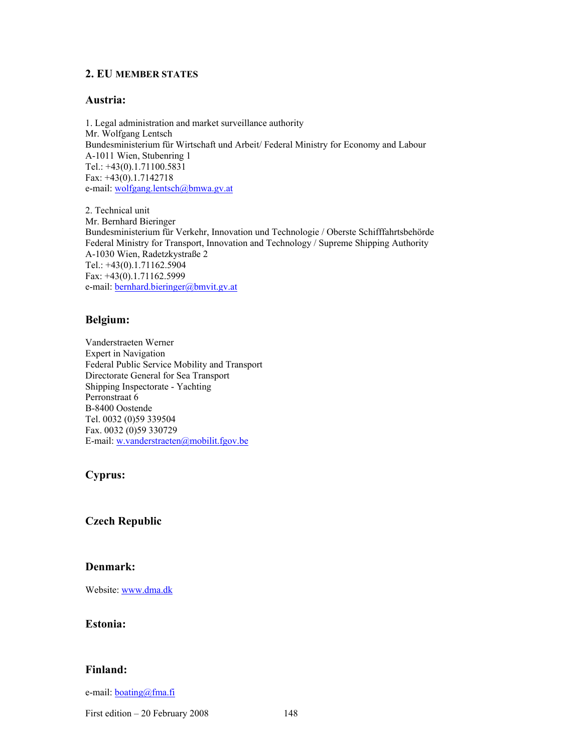## 2. EU MEMBER STATES

### Austria:

1. Legal administration and market surveillance authority
Mr. Wolfgang Lentsch
Bundesministerium für Wirtschaft und Arbeit/ Federal Ministry for Economy and Labour
A-1011 Wien, Stubenring 1
Tel.: +43(0).1.71100.5831
Fax: +43(0).1.7142718
e-mail: wolfgang.lentsch@bmwa.gv.at

2. Technical unit
Mr. Bernhard Bieringer
Bundesministerium für Verkehr, Innovation und Technologie / Oberste Schifffahrtsbehörde
Federal Ministry for Transport, Innovation and Technology / Supreme Shipping Authority
A-1030 Wien, Radetzkystraße 2
Tel.: +43(0).1.71162.5904
Fax: +43(0).1.71162.5999
e-mail: bernhard.bieringer@bmvit.gv.at

### Belgium:

Vanderstraeten Werner
Expert in Navigation
Federal Public Service Mobility and Transport
Directorate General for Sea Transport
Shipping Inspectorate - Yachting
Perronstraat 6
B-8400 Oostende
Tel. 0032 (0)59 339504
Fax. 0032 (0)59 330729
E-mail: w.vanderstraeten@mobilit.fgov.be

### Cyprus:

### Czech Republic

### Denmark:

Website: www.dma.dk

### Estonia:

### Finland:

e-mail: boating@fma.fi

First edition – 20 February 2008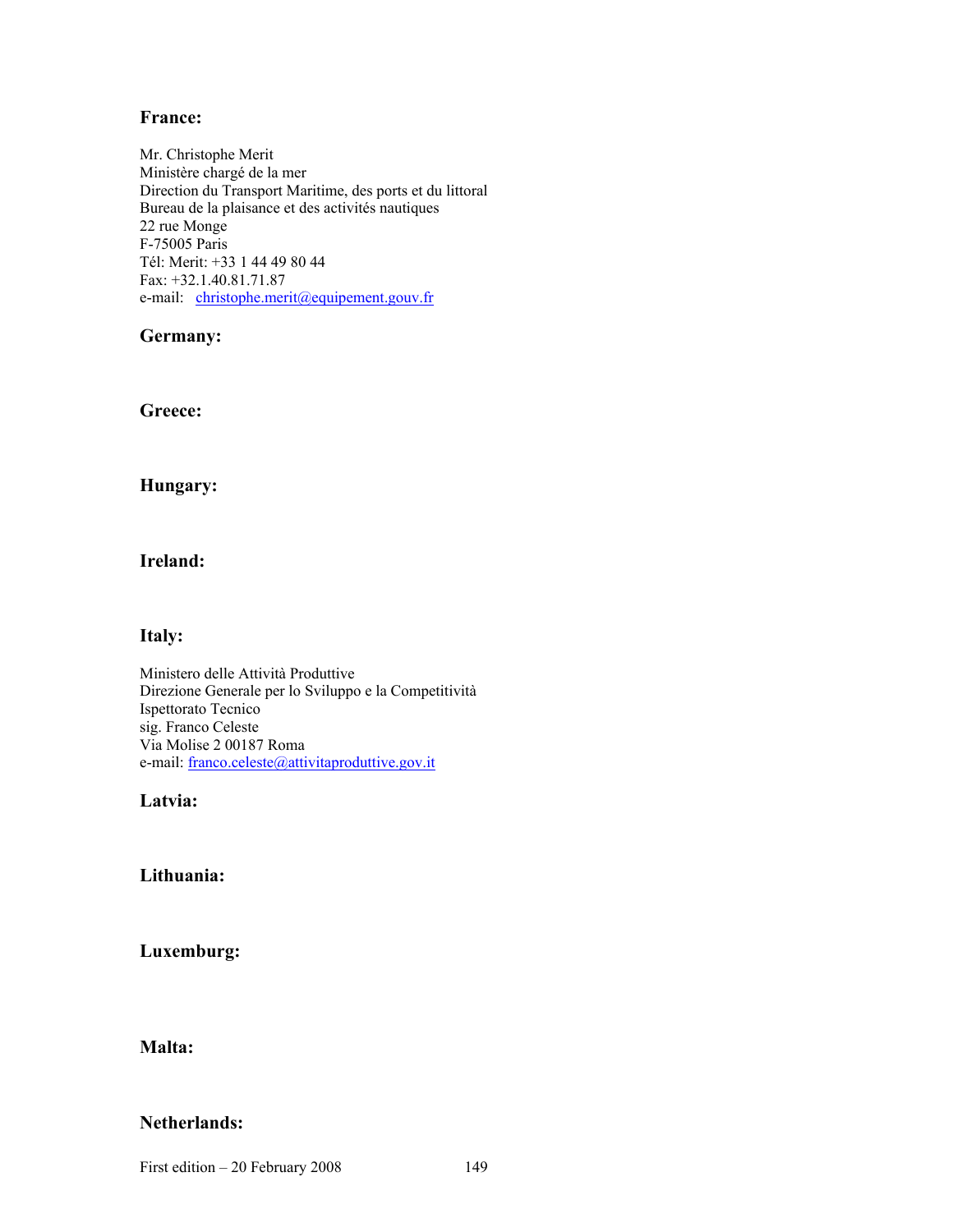## France:

Mr. Christophe Merit
Ministère chargé de la mer
Direction du Transport Maritime, des ports et du littoral
Bureau de la plaisance et des activités nautiques
22 rue Monge
F-75005 Paris
Tél: Merit: +33 1 44 49 80 44
Fax: +32.1.40.81.71.87
e-mail: christophe.merit@equipement.gouv.fr

## Germany:

## Greece:

## Hungary:

## Ireland:

## Italy:

Ministero delle Attività Produttive
Direzione Generale per lo Sviluppo e la Competitività
Ispettorato Tecnico
sig. Franco Celeste
Via Molise 2 00187 Roma
e-mail: franco.celeste@attivitaproduttive.gov.it

## Latvia:

## Lithuania:

## Luxemburg:

## Malta:

## Netherlands: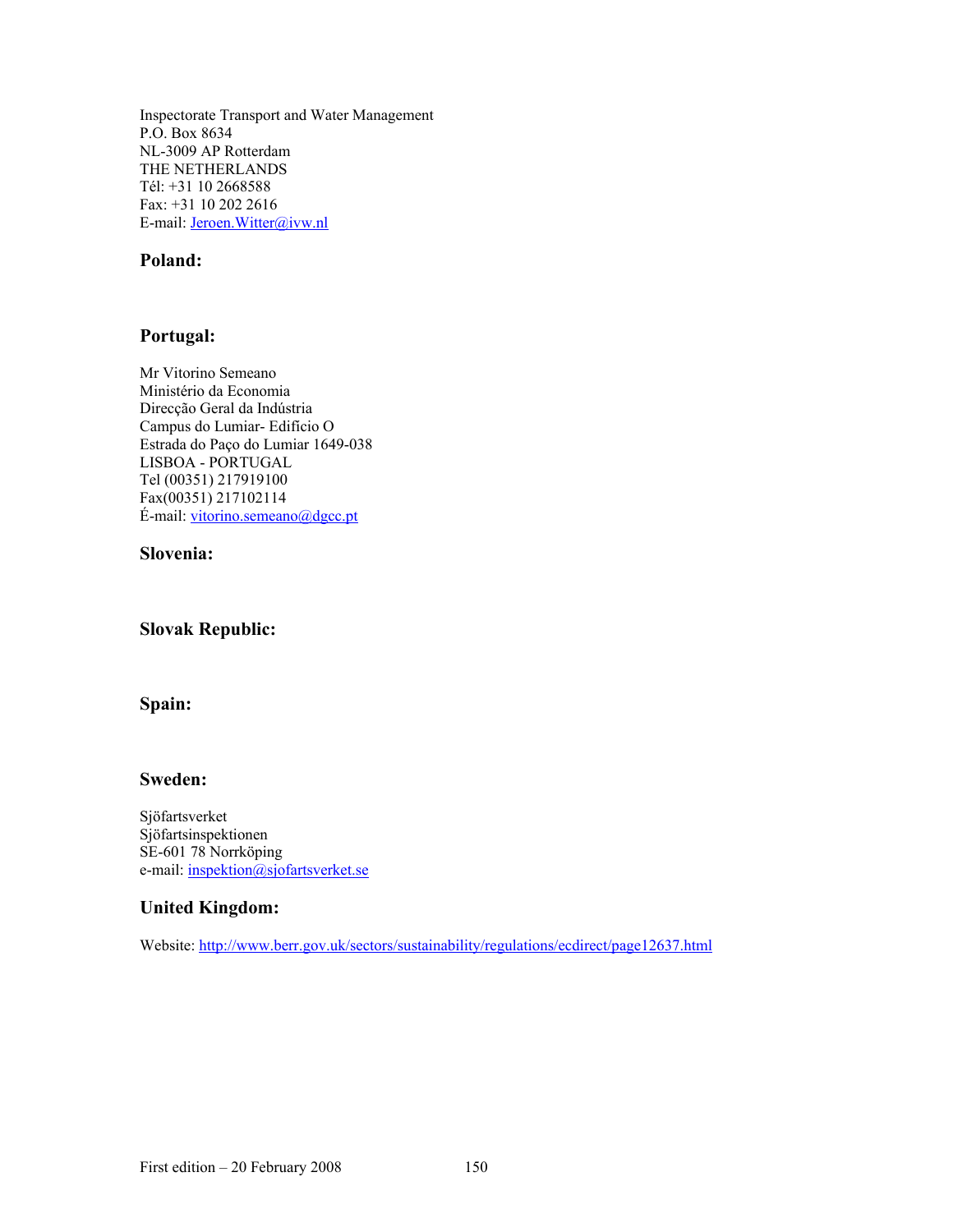Inspectorate Transport and Water Management
P.O. Box 8634
NL-3009 AP Rotterdam
THE NETHERLANDS
Tél: +31 10 2668588
Fax: +31 10 202 2616
E-mail: Jeroen.Witter@ivw.nl

### Poland:

### Portugal:

Mr Vitorino Semeano
Ministério da Economia
Direcção Geral da Indústria
Campus do Lumiar- Edifício O
Estrada do Paço do Lumiar 1649-038
LISBOA - PORTUGAL
Tel (00351) 217919100
Fax(00351) 217102114
É-mail: vitorino.semeano@dgcc.pt

### Slovenia:

### Slovak Republic:

### Spain:

### Sweden:

Sjöfartsverket
Sjöfartsinspektionen
SE-601 78 Norrköping
e-mail: inspektion@sjofartsverket.se

### United Kingdom:

Website: http://www.berr.gov.uk/sectors/sustainability/regulations/ecdirect/page12637.html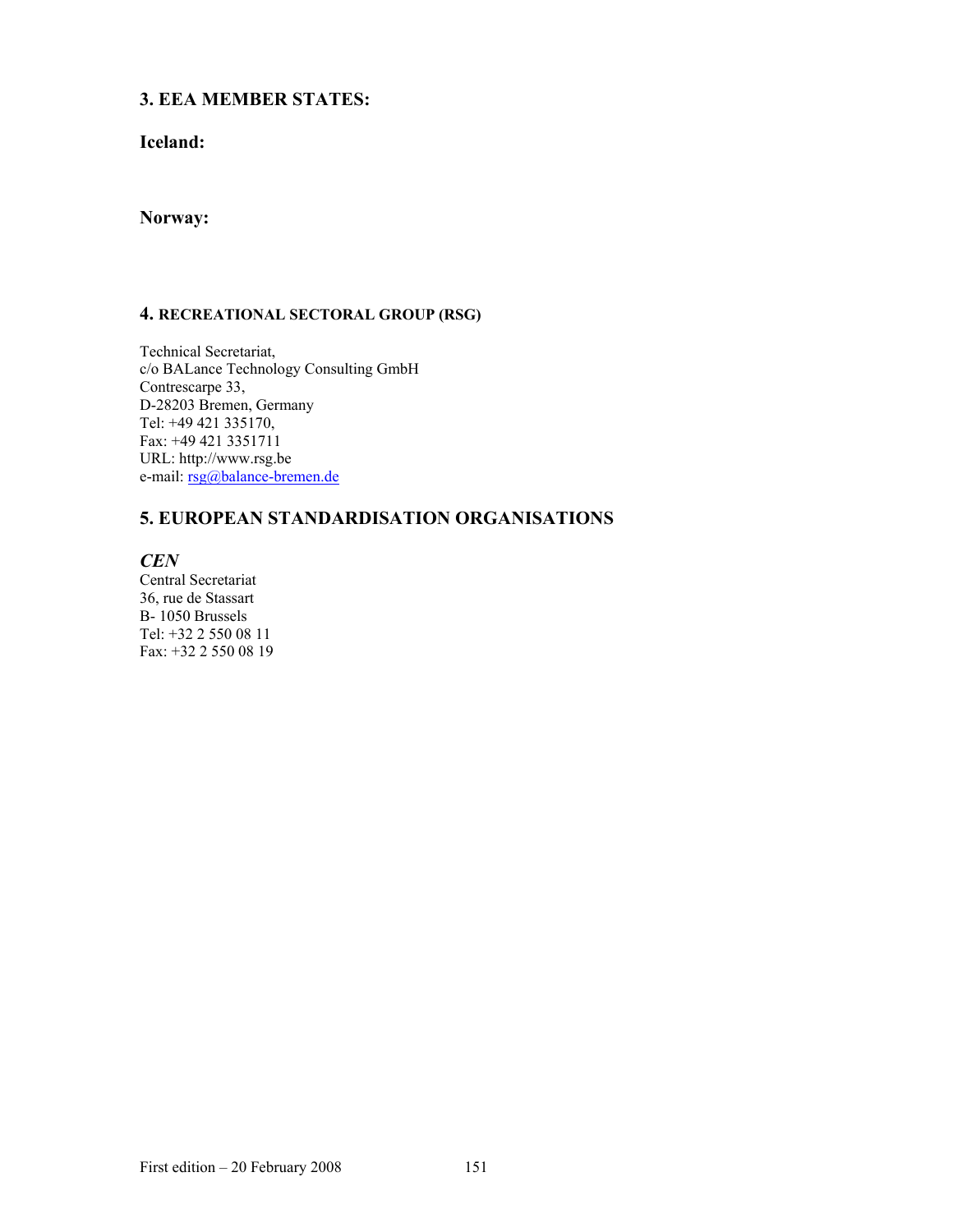## 3. EEA MEMBER STATES:

### Iceland:

### Norway:

### 4. RECREATIONAL SECTORAL GROUP (RSG)

Technical Secretariat,
c/o BALance Technology Consulting GmbH
Contrescarpe 33,
D-28203 Bremen, Germany
Tel: +49 421 335170,
Fax: +49 421 3351711
URL: http://www.rsg.be
e-mail: rsg@balance-bremen.de

## 5. EUROPEAN STANDARDISATION ORGANISATIONS

### *CEN*

Central Secretariat
36, rue de Stassart
B- 1050 Brussels
Tel: +32 2 550 08 11
Fax: +32 2 550 08 19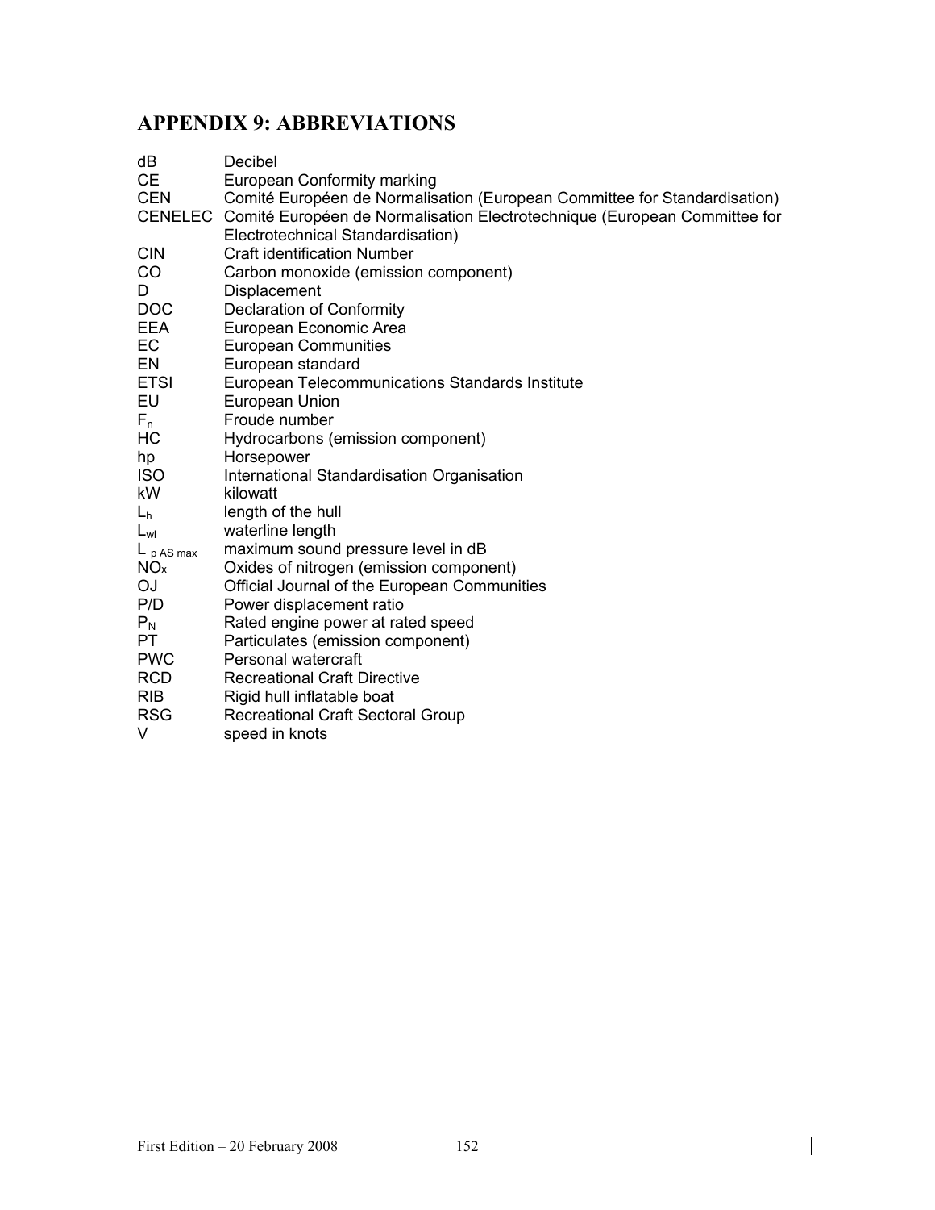## APPENDIX 9: ABBREVIATIONS

| | |
|---|---|
| dB | Decibel |
| CE | European Conformity marking |
| CEN | Comité Européen de Normalisation (European Committee for Standardisation) |
| CENELEC | Comité Européen de Normalisation Electrotechnique (European Committee for Electrotechnical Standardisation) |
| CIN | Craft identification Number |
| CO | Carbon monoxide (emission component) |
| D | Displacement |
| DOC | Declaration of Conformity |
| EEA | European Economic Area |
| EC | European Communities |
| EN | European standard |
| ETSI | European Telecommunications Standards Institute |
| EU | European Union |
| $F_n$ | Froude number |
| HC | Hydrocarbons (emission component) |
| hp | Horsepower |
| ISO | International Standardisation Organisation |
| kW | kilowatt |
| $L_h$ | length of the hull |
| $L_{wl}$ | waterline length |
| $L_{p\,AS\,max}$ | maximum sound pressure level in dB |
| $NO_x$ | Oxides of nitrogen (emission component) |
| OJ | Official Journal of the European Communities |
| P/D | Power displacement ratio |
| $P_N$ | Rated engine power at rated speed |
| PT | Particulates (emission component) |
| PWC | Personal watercraft |
| RCD | Recreational Craft Directive |
| RIB | Rigid hull inflatable boat |
| RSG | Recreational Craft Sectoral Group |
| V | speed in knots |

First Edition – 20 February 2008